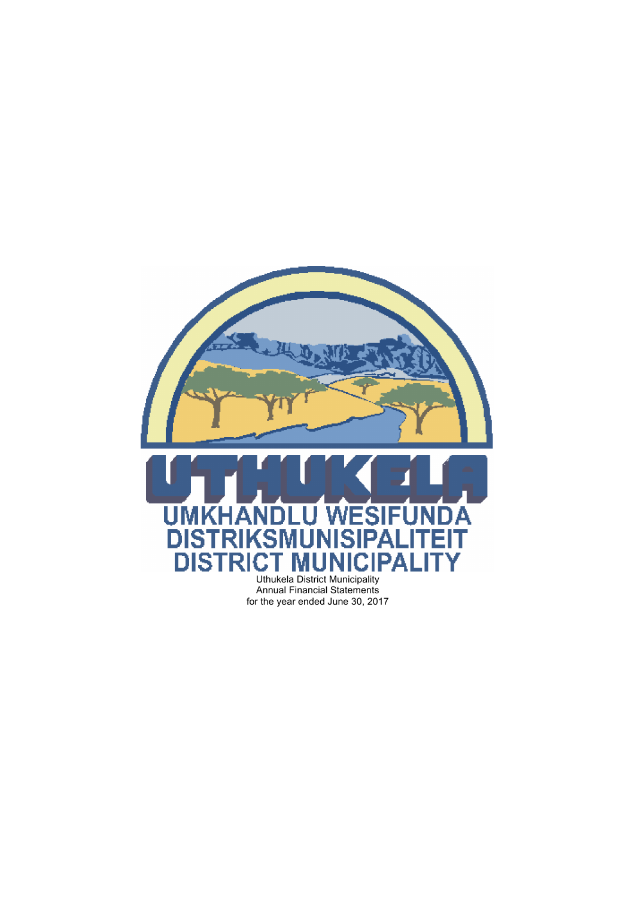UTHUKELA

UMKHANDLU WESIFUNDA
DISTRIKSMUNISIPALITEIT
DISTRICT MUNICIPALITY

Uthukela District Municipality
Annual Financial Statements
for the year ended June 30, 2017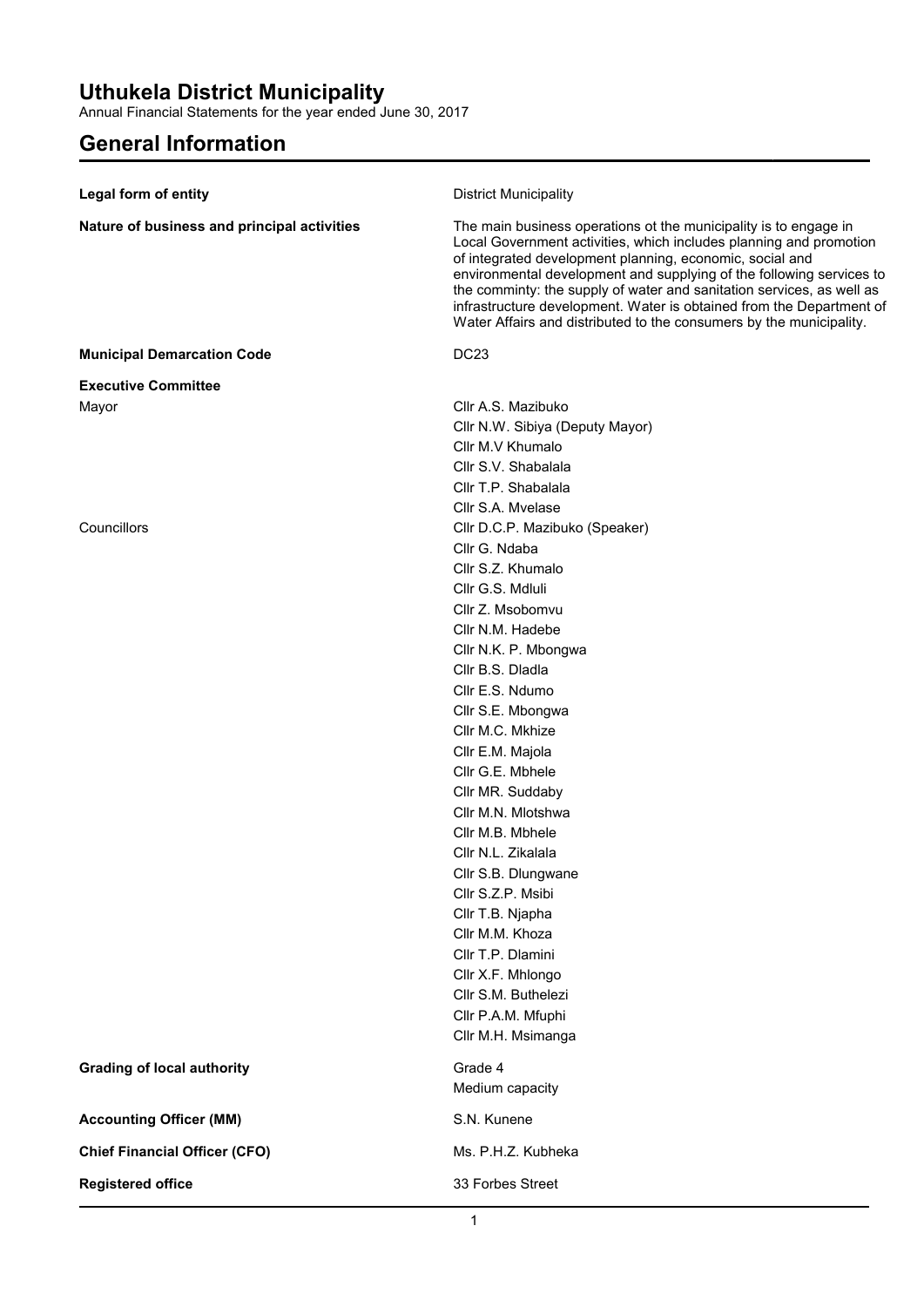# Uthukela District Municipality

Annual Financial Statements for the year ended June 30, 2017

## General Information

| | |
|---|---|
| **Legal form of entity** | District Municipality |
| **Nature of business and principal activities** | The main business operations ot the municipality is to engage in Local Government activities, which includes planning and promotion of integrated development planning, economic, social and environmental development and supplying of the following services to the comminty: the supply of water and sanitation services, as well as infrastructure development. Water is obtained from the Department of Water Affairs and distributed to the consumers by the municipality. |
| **Municipal Demarcation Code** | DC23 |
| **Executive Committee** | |
| Mayor | Cllr A.S. Mazibuko |
| | Cllr N.W. Sibiya (Deputy Mayor) |
| | Cllr M.V Khumalo |
| | Cllr S.V. Shabalala |
| | Cllr T.P. Shabalala |
| | Cllr S.A. Mvelase |
| Councillors | Cllr D.C.P. Mazibuko (Speaker) |
| | Cllr G. Ndaba |
| | Cllr S.Z. Khumalo |
| | Cllr G.S. Mdluli |
| | Cllr Z. Msobomvu |
| | Cllr N.M. Hadebe |
| | Cllr N.K. P. Mbongwa |
| | Cllr B.S. Dladla |
| | Cllr E.S. Ndumo |
| | Cllr S.E. Mbongwa |
| | Cllr M.C. Mkhize |
| | Cllr E.M. Majola |
| | Cllr G.E. Mbhele |
| | Cllr MR. Suddaby |
| | Cllr M.N. Mlotshwa |
| | Cllr M.B. Mbhele |
| | Cllr N.L. Zikalala |
| | Cllr S.B. Dlungwane |
| | Cllr S.Z.P. Msibi |
| | Cllr T.B. Njapha |
| | Cllr M.M. Khoza |
| | Cllr T.P. Dlamini |
| | Cllr X.F. Mhlongo |
| | Cllr S.M. Buthelezi |
| | Cllr P.A.M. Mfuphi |
| | Cllr M.H. Msimanga |
| **Grading of local authority** | Grade 4<br>Medium capacity |
| **Accounting Officer (MM)** | S.N. Kunene |
| **Chief Financial Officer (CFO)** | Ms. P.H.Z. Kubheka |
| **Registered office** | 33 Forbes Street |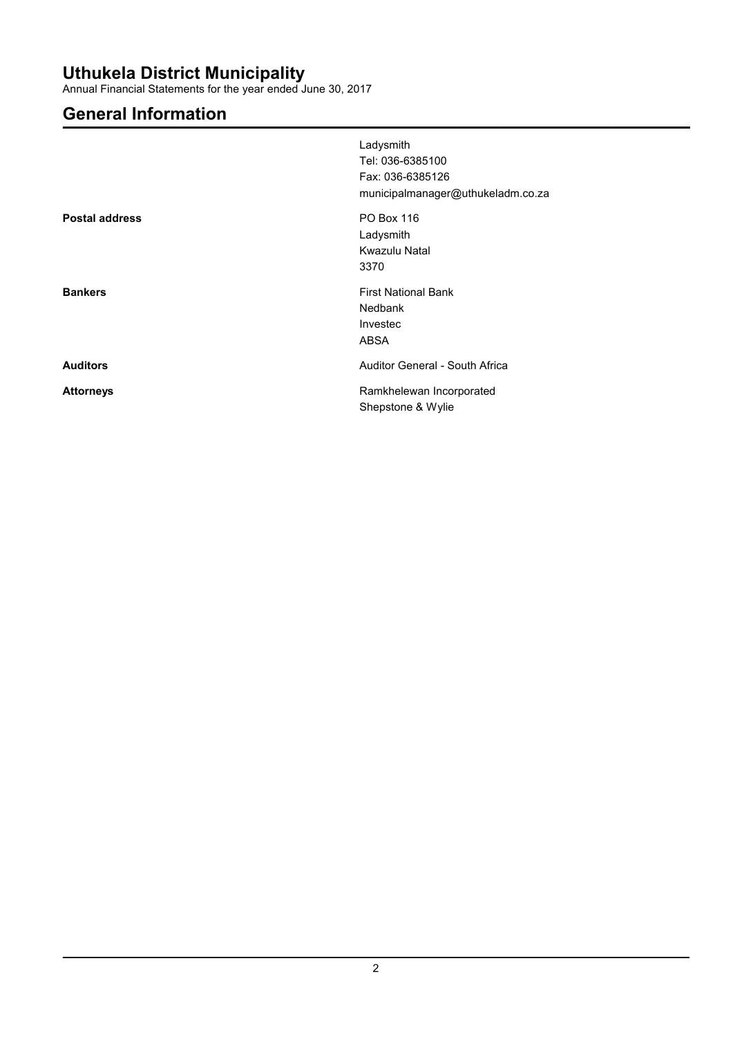# Uthukela District Municipality

Annual Financial Statements for the year ended June 30, 2017

## General Information

| | |
|---|---|
| | Ladysmith<br>Tel: 036-6385100<br>Fax: 036-6385126<br>municipalmanager@uthukeladm.co.za |
| **Postal address** | PO Box 116<br>Ladysmith<br>Kwazulu Natal<br>3370 |
| **Bankers** | First National Bank<br>Nedbank<br>Investec<br>ABSA |
| **Auditors** | Auditor General - South Africa |
| **Attorneys** | Ramkhelewan Incorporated<br>Shepstone & Wylie |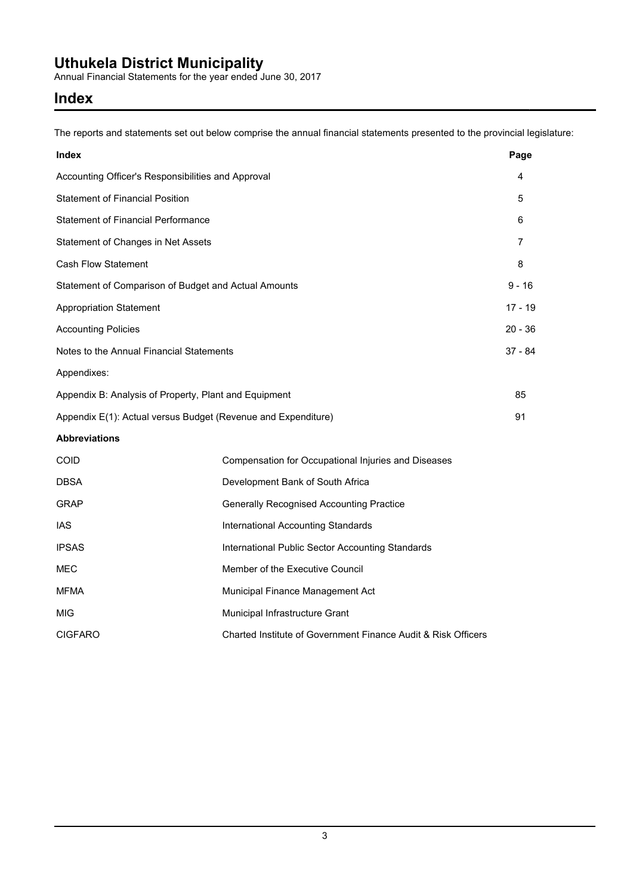# Uthukela District Municipality

Annual Financial Statements for the year ended June 30, 2017

## Index

The reports and statements set out below comprise the annual financial statements presented to the provincial legislature:

| Index | Page |
|---|---|
| Accounting Officer's Responsibilities and Approval | 4 |
| Statement of Financial Position | 5 |
| Statement of Financial Performance | 6 |
| Statement of Changes in Net Assets | 7 |
| Cash Flow Statement | 8 |
| Statement of Comparison of Budget and Actual Amounts | 9 - 16 |
| Appropriation Statement | 17 - 19 |
| Accounting Policies | 20 - 36 |
| Notes to the Annual Financial Statements | 37 - 84 |
| Appendixes: | |
| Appendix B: Analysis of Property, Plant and Equipment | 85 |
| Appendix E(1): Actual versus Budget (Revenue and Expenditure) | 91 |

**Abbreviations**

| | |
|---|---|
| COID | Compensation for Occupational Injuries and Diseases |
| DBSA | Development Bank of South Africa |
| GRAP | Generally Recognised Accounting Practice |
| IAS | International Accounting Standards |
| IPSAS | International Public Sector Accounting Standards |
| MEC | Member of the Executive Council |
| MFMA | Municipal Finance Management Act |
| MIG | Municipal Infrastructure Grant |
| CIGFARO | Charted Institute of Government Finance Audit & Risk Officers |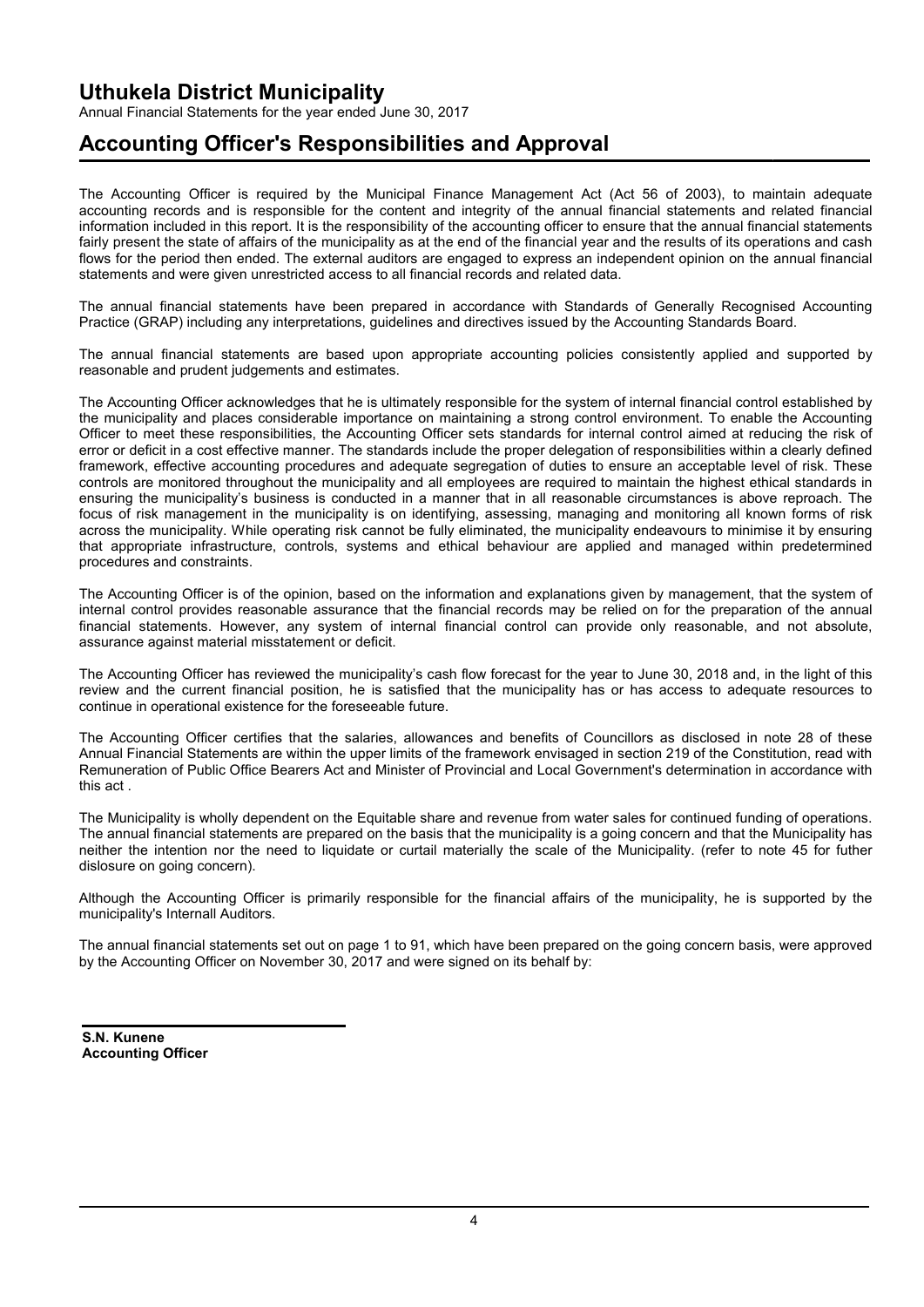# Uthukela District Municipality

Annual Financial Statements for the year ended June 30, 2017

## Accounting Officer's Responsibilities and Approval

The Accounting Officer is required by the Municipal Finance Management Act (Act 56 of 2003), to maintain adequate accounting records and is responsible for the content and integrity of the annual financial statements and related financial information included in this report. It is the responsibility of the accounting officer to ensure that the annual financial statements fairly present the state of affairs of the municipality as at the end of the financial year and the results of its operations and cash flows for the period then ended. The external auditors are engaged to express an independent opinion on the annual financial statements and were given unrestricted access to all financial records and related data.

The annual financial statements have been prepared in accordance with Standards of Generally Recognised Accounting Practice (GRAP) including any interpretations, guidelines and directives issued by the Accounting Standards Board.

The annual financial statements are based upon appropriate accounting policies consistently applied and supported by reasonable and prudent judgements and estimates.

The Accounting Officer acknowledges that he is ultimately responsible for the system of internal financial control established by the municipality and places considerable importance on maintaining a strong control environment. To enable the Accounting Officer to meet these responsibilities, the Accounting Officer sets standards for internal control aimed at reducing the risk of error or deficit in a cost effective manner. The standards include the proper delegation of responsibilities within a clearly defined framework, effective accounting procedures and adequate segregation of duties to ensure an acceptable level of risk. These controls are monitored throughout the municipality and all employees are required to maintain the highest ethical standards in ensuring the municipality's business is conducted in a manner that in all reasonable circumstances is above reproach. The focus of risk management in the municipality is on identifying, assessing, managing and monitoring all known forms of risk across the municipality. While operating risk cannot be fully eliminated, the municipality endeavours to minimise it by ensuring that appropriate infrastructure, controls, systems and ethical behaviour are applied and managed within predetermined procedures and constraints.

The Accounting Officer is of the opinion, based on the information and explanations given by management, that the system of internal control provides reasonable assurance that the financial records may be relied on for the preparation of the annual financial statements. However, any system of internal financial control can provide only reasonable, and not absolute, assurance against material misstatement or deficit.

The Accounting Officer has reviewed the municipality's cash flow forecast for the year to June 30, 2018 and, in the light of this review and the current financial position, he is satisfied that the municipality has or has access to adequate resources to continue in operational existence for the foreseeable future.

The Accounting Officer certifies that the salaries, allowances and benefits of Councillors as disclosed in note 28 of these Annual Financial Statements are within the upper limits of the framework envisaged in section 219 of the Constitution, read with Remuneration of Public Office Bearers Act and Minister of Provincial and Local Government's determination in accordance with this act .

The Municipality is wholly dependent on the Equitable share and revenue from water sales for continued funding of operations. The annual financial statements are prepared on the basis that the municipality is a going concern and that the Municipality has neither the intention nor the need to liquidate or curtail materially the scale of the Municipality. (refer to note 45 for futher dislosure on going concern).

Although the Accounting Officer is primarily responsible for the financial affairs of the municipality, he is supported by the municipality's Internall Auditors.

The annual financial statements set out on page 1 to 91, which have been prepared on the going concern basis, were approved by the Accounting Officer on November 30, 2017 and were signed on its behalf by:

**S.N. Kunene**
**Accounting Officer**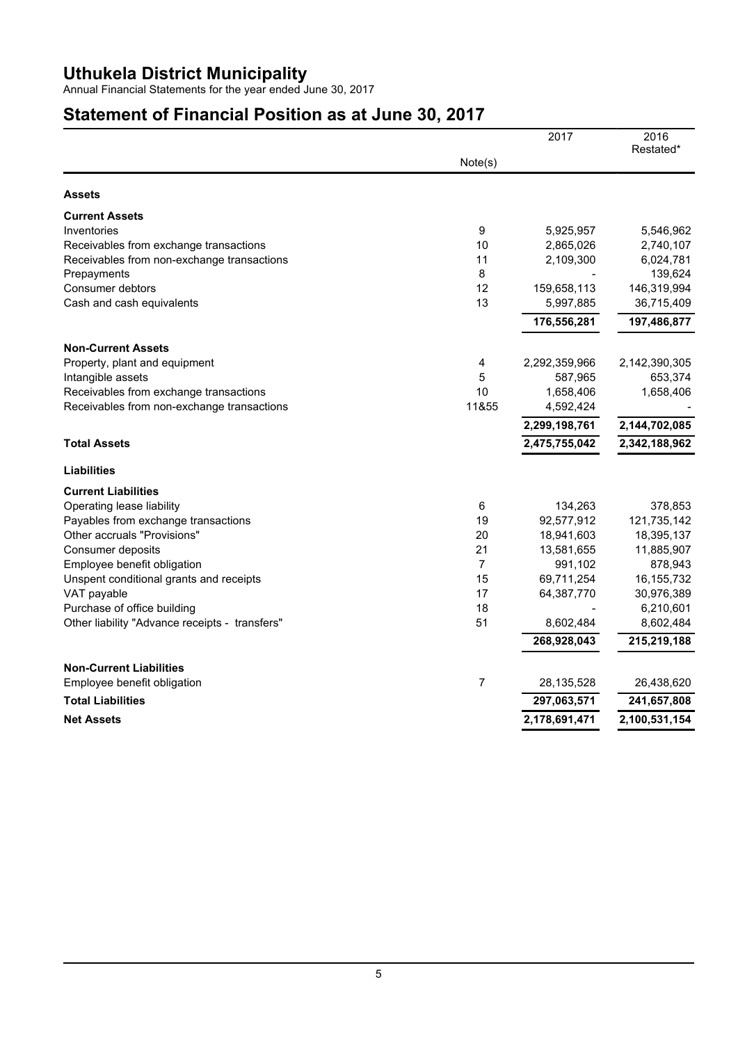# Uthukela District Municipality

Annual Financial Statements for the year ended June 30, 2017

## Statement of Financial Position as at June 30, 2017

| | Note(s) | 2017 | 2016 Restated* |
|---|---|---|---|
| **Assets** | | | |
| **Current Assets** | | | |
| Inventories | 9 | 5,925,957 | 5,546,962 |
| Receivables from exchange transactions | 10 | 2,865,026 | 2,740,107 |
| Receivables from non-exchange transactions | 11 | 2,109,300 | 6,024,781 |
| Prepayments | 8 | - | 139,624 |
| Consumer debtors | 12 | 159,658,113 | 146,319,994 |
| Cash and cash equivalents | 13 | 5,997,885 | 36,715,409 |
| | | **176,556,281** | **197,486,877** |
| **Non-Current Assets** | | | |
| Property, plant and equipment | 4 | 2,292,359,966 | 2,142,390,305 |
| Intangible assets | 5 | 587,965 | 653,374 |
| Receivables from exchange transactions | 10 | 1,658,406 | 1,658,406 |
| Receivables from non-exchange transactions | 11&55 | 4,592,424 | - |
| | | **2,299,198,761** | **2,144,702,085** |
| **Total Assets** | | **2,475,755,042** | **2,342,188,962** |
| **Liabilities** | | | |
| **Current Liabilities** | | | |
| Operating lease liability | 6 | 134,263 | 378,853 |
| Payables from exchange transactions | 19 | 92,577,912 | 121,735,142 |
| Other accruals "Provisions" | 20 | 18,941,603 | 18,395,137 |
| Consumer deposits | 21 | 13,581,655 | 11,885,907 |
| Employee benefit obligation | 7 | 991,102 | 878,943 |
| Unspent conditional grants and receipts | 15 | 69,711,254 | 16,155,732 |
| VAT payable | 17 | 64,387,770 | 30,976,389 |
| Purchase of office building | 18 | - | 6,210,601 |
| Other liability "Advance receipts - transfers" | 51 | 8,602,484 | 8,602,484 |
| | | **268,928,043** | **215,219,188** |
| **Non-Current Liabilities** | | | |
| Employee benefit obligation | 7 | 28,135,528 | 26,438,620 |
| **Total Liabilities** | | **297,063,571** | **241,657,808** |
| **Net Assets** | | **2,178,691,471** | **2,100,531,154** |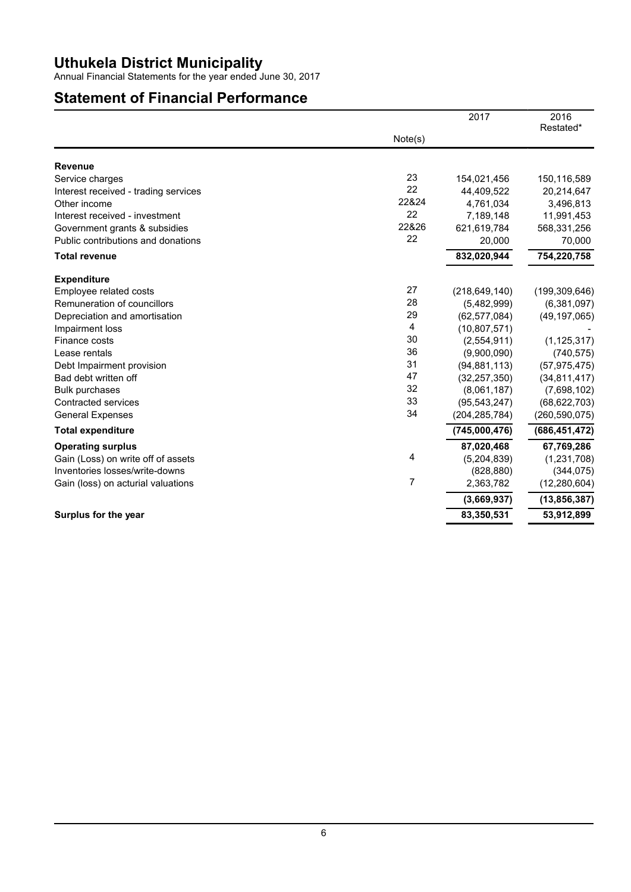# Uthukela District Municipality

Annual Financial Statements for the year ended June 30, 2017

## Statement of Financial Performance

| | Note(s) | 2017 | 2016 Restated* |
|---|---|---|---|
| **Revenue** | | | |
| Service charges | 23 | 154,021,456 | 150,116,589 |
| Interest received - trading services | 22 | 44,409,522 | 20,214,647 |
| Other income | 22&24 | 4,761,034 | 3,496,813 |
| Interest received - investment | 22 | 7,189,148 | 11,991,453 |
| Government grants & subsidies | 22&26 | 621,619,784 | 568,331,256 |
| Public contributions and donations | 22 | 20,000 | 70,000 |
| **Total revenue** | | **832,020,944** | **754,220,758** |
| **Expenditure** | | | |
| Employee related costs | 27 | (218,649,140) | (199,309,646) |
| Remuneration of councillors | 28 | (5,482,999) | (6,381,097) |
| Depreciation and amortisation | 29 | (62,577,084) | (49,197,065) |
| Impairment loss | 4 | (10,807,571) | - |
| Finance costs | 30 | (2,554,911) | (1,125,317) |
| Lease rentals | 36 | (9,900,090) | (740,575) |
| Debt Impairment provision | 31 | (94,881,113) | (57,975,475) |
| Bad debt written off | 47 | (32,257,350) | (34,811,417) |
| Bulk purchases | 32 | (8,061,187) | (7,698,102) |
| Contracted services | 33 | (95,543,247) | (68,622,703) |
| General Expenses | 34 | (204,285,784) | (260,590,075) |
| **Total expenditure** | | **(745,000,476)** | **(686,451,472)** |
| **Operating surplus** | | **87,020,468** | **67,769,286** |
| Gain (Loss) on write off of assets | 4 | (5,204,839) | (1,231,708) |
| Inventories losses/write-downs | | (828,880) | (344,075) |
| Gain (loss) on acturial valuations | 7 | 2,363,782 | (12,280,604) |
| | | **(3,669,937)** | **(13,856,387)** |
| **Surplus for the year** | | **83,350,531** | **53,912,899** |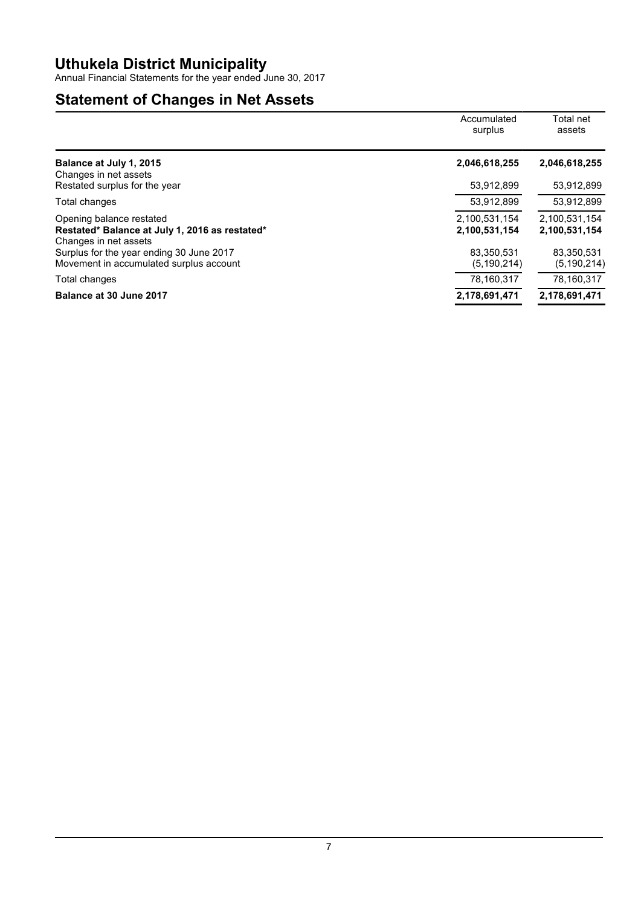# Uthukela District Municipality

Annual Financial Statements for the year ended June 30, 2017

## Statement of Changes in Net Assets

| | Accumulated surplus | Total net assets |
|---|---|---|
| **Balance at July 1, 2015** | **2,046,618,255** | **2,046,618,255** |
| Changes in net assets | | |
| Restated surplus for the year | 53,912,899 | 53,912,899 |
| Total changes | 53,912,899 | 53,912,899 |
| Opening balance restated | 2,100,531,154 | 2,100,531,154 |
| **Restated* Balance at July 1, 2016 as restated*** | **2,100,531,154** | **2,100,531,154** |
| Changes in net assets | | |
| Surplus for the year ending 30 June 2017 | 83,350,531 | 83,350,531 |
| Movement in accumulated surplus account | (5,190,214) | (5,190,214) |
| Total changes | 78,160,317 | 78,160,317 |
| **Balance at 30 June 2017** | **2,178,691,471** | **2,178,691,471** |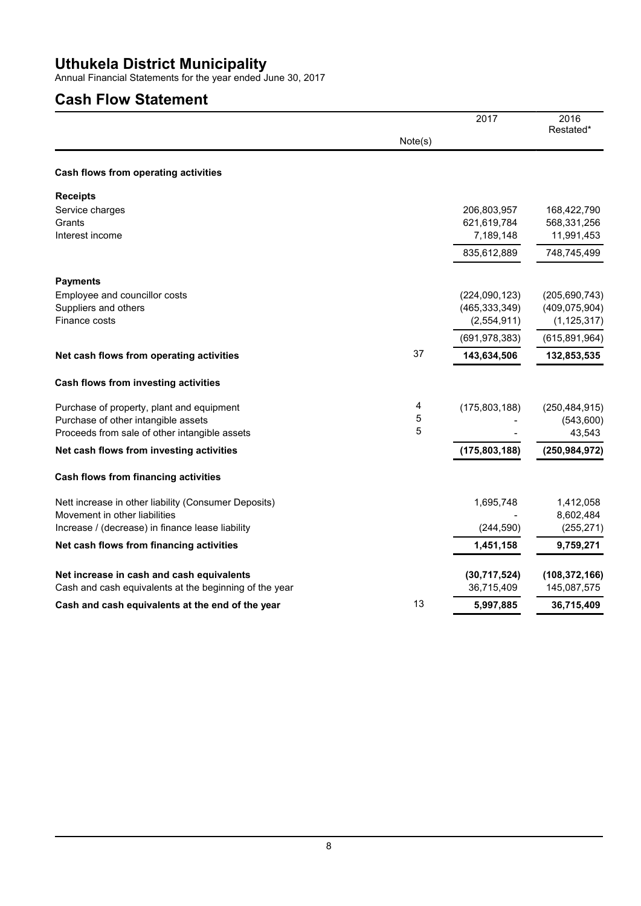# Uthukela District Municipality

Annual Financial Statements for the year ended June 30, 2017

## Cash Flow Statement

| | Note(s) | 2017 | 2016 Restated* |
|---|---|---|---|
| **Cash flows from operating activities** | | | |
| **Receipts** | | | |
| Service charges | | 206,803,957 | 168,422,790 |
| Grants | | 621,619,784 | 568,331,256 |
| Interest income | | 7,189,148 | 11,991,453 |
| | | 835,612,889 | 748,745,499 |
| **Payments** | | | |
| Employee and councillor costs | | (224,090,123) | (205,690,743) |
| Suppliers and others | | (465,333,349) | (409,075,904) |
| Finance costs | | (2,554,911) | (1,125,317) |
| | | (691,978,383) | (615,891,964) |
| **Net cash flows from operating activities** | 37 | **143,634,506** | **132,853,535** |
| **Cash flows from investing activities** | | | |
| Purchase of property, plant and equipment | 4 | (175,803,188) | (250,484,915) |
| Purchase of other intangible assets | 5 | - | (543,600) |
| Proceeds from sale of other intangible assets | 5 | - | 43,543 |
| **Net cash flows from investing activities** | | **(175,803,188)** | **(250,984,972)** |
| **Cash flows from financing activities** | | | |
| Nett increase in other liability (Consumer Deposits) | | 1,695,748 | 1,412,058 |
| Movement in other liabilities | | - | 8,602,484 |
| Increase / (decrease) in finance lease liability | | (244,590) | (255,271) |
| **Net cash flows from financing activities** | | **1,451,158** | **9,759,271** |
| **Net increase in cash and cash equivalents** | | **(30,717,524)** | **(108,372,166)** |
| Cash and cash equivalents at the beginning of the year | | 36,715,409 | 145,087,575 |
| **Cash and cash equivalents at the end of the year** | 13 | **5,997,885** | **36,715,409** |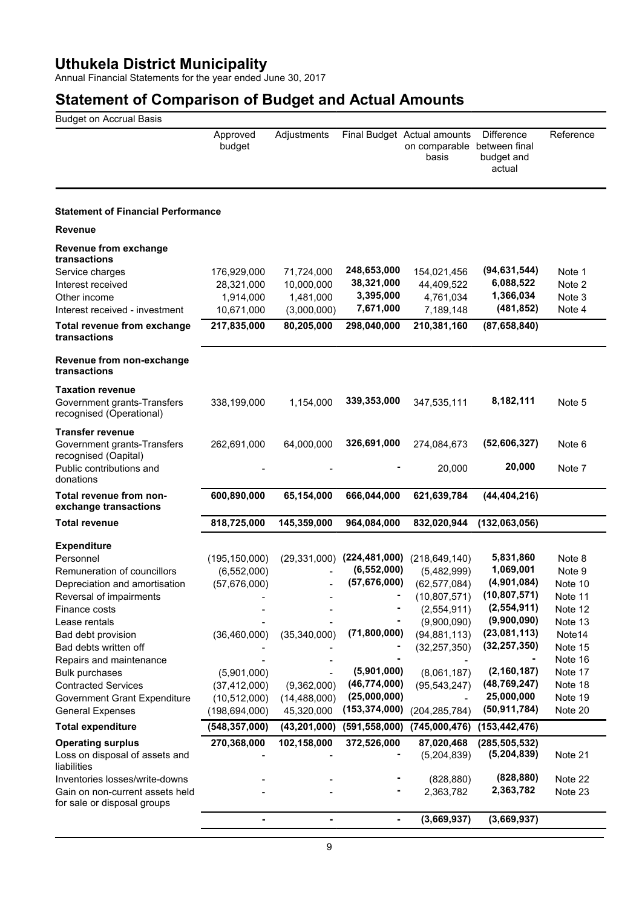# Uthukela District Municipality

Annual Financial Statements for the year ended June 30, 2017

## Statement of Comparison of Budget and Actual Amounts

Budget on Accrual Basis

| | Approved budget | Adjustments | Final Budget | Actual amounts on comparable basis | Difference between final budget and actual | Reference |
|---|---|---|---|---|---|---|
| **Statement of Financial Performance** | | | | | | |
| **Revenue** | | | | | | |
| **Revenue from exchange transactions** | | | | | | |
| Service charges | 176,929,000 | 71,724,000 | **248,653,000** | 154,021,456 | **(94,631,544)** | Note 1 |
| Interest received | 28,321,000 | 10,000,000 | **38,321,000** | 44,409,522 | **6,088,522** | Note 2 |
| Other income | 1,914,000 | 1,481,000 | **3,395,000** | 4,761,034 | **1,366,034** | Note 3 |
| Interest received - investment | 10,671,000 | (3,000,000) | **7,671,000** | 7,189,148 | **(481,852)** | Note 4 |
| **Total revenue from exchange transactions** | **217,835,000** | **80,205,000** | **298,040,000** | **210,381,160** | **(87,658,840)** | |
| **Revenue from non-exchange transactions** | | | | | | |
| **Taxation revenue** | | | | | | |
| Government grants-Transfers recognised (Operational) | 338,199,000 | 1,154,000 | **339,353,000** | 347,535,111 | **8,182,111** | Note 5 |
| **Transfer revenue** | | | | | | |
| Government grants-Transfers recognised (Oapital) | 262,691,000 | 64,000,000 | **326,691,000** | 274,084,673 | **(52,606,327)** | Note 6 |
| Public contributions and donations | - | - | **-** | 20,000 | **20,000** | Note 7 |
| **Total revenue from non-exchange transactions** | **600,890,000** | **65,154,000** | **666,044,000** | **621,639,784** | **(44,404,216)** | |
| **Total revenue** | **818,725,000** | **145,359,000** | **964,084,000** | **832,020,944** | **(132,063,056)** | |
| **Expenditure** | | | | | | |
| Personnel | (195,150,000) | (29,331,000) | **(224,481,000)** | (218,649,140) | **5,831,860** | Note 8 |
| Remuneration of councillors | (6,552,000) | - | **(6,552,000)** | (5,482,999) | **1,069,001** | Note 9 |
| Depreciation and amortisation | (57,676,000) | - | **(57,676,000)** | (62,577,084) | **(4,901,084)** | Note 10 |
| Reversal of impairments | - | - | **-** | (10,807,571) | **(10,807,571)** | Note 11 |
| Finance costs | - | - | **-** | (2,554,911) | **(2,554,911)** | Note 12 |
| Lease rentals | - | - | **-** | (9,900,090) | **(9,900,090)** | Note 13 |
| Bad debt provision | (36,460,000) | (35,340,000) | **(71,800,000)** | (94,881,113) | **(23,081,113)** | Note14 |
| Bad debts written off | - | - | **-** | (32,257,350) | **(32,257,350)** | Note 15 |
| Repairs and maintenance | - | - | **-** | - | **-** | Note 16 |
| Bulk purchases | (5,901,000) | - | **(5,901,000)** | (8,061,187) | **(2,160,187)** | Note 17 |
| Contracted Services | (37,412,000) | (9,362,000) | **(46,774,000)** | (95,543,247) | **(48,769,247)** | Note 18 |
| Government Grant Expenditure | (10,512,000) | (14,488,000) | **(25,000,000)** | - | **25,000,000** | Note 19 |
| General Expenses | (198,694,000) | 45,320,000 | **(153,374,000)** | (204,285,784) | **(50,911,784)** | Note 20 |
| **Total expenditure** | **(548,357,000)** | **(43,201,000)** | **(591,558,000)** | **(745,000,476)** | **(153,442,476)** | |
| **Operating surplus** | **270,368,000** | **102,158,000** | **372,526,000** | **87,020,468** | **(285,505,532)** | |
| Loss on disposal of assets and liabilities | - | - | **-** | (5,204,839) | **(5,204,839)** | Note 21 |
| Inventories losses/write-downs | - | - | **-** | (828,880) | **(828,880)** | Note 22 |
| Gain on non-current assets held for sale or disposal groups | - | - | **-** | 2,363,782 | **2,363,782** | Note 23 |
| | **-** | **-** | **-** | **(3,669,937)** | **(3,669,937)** | |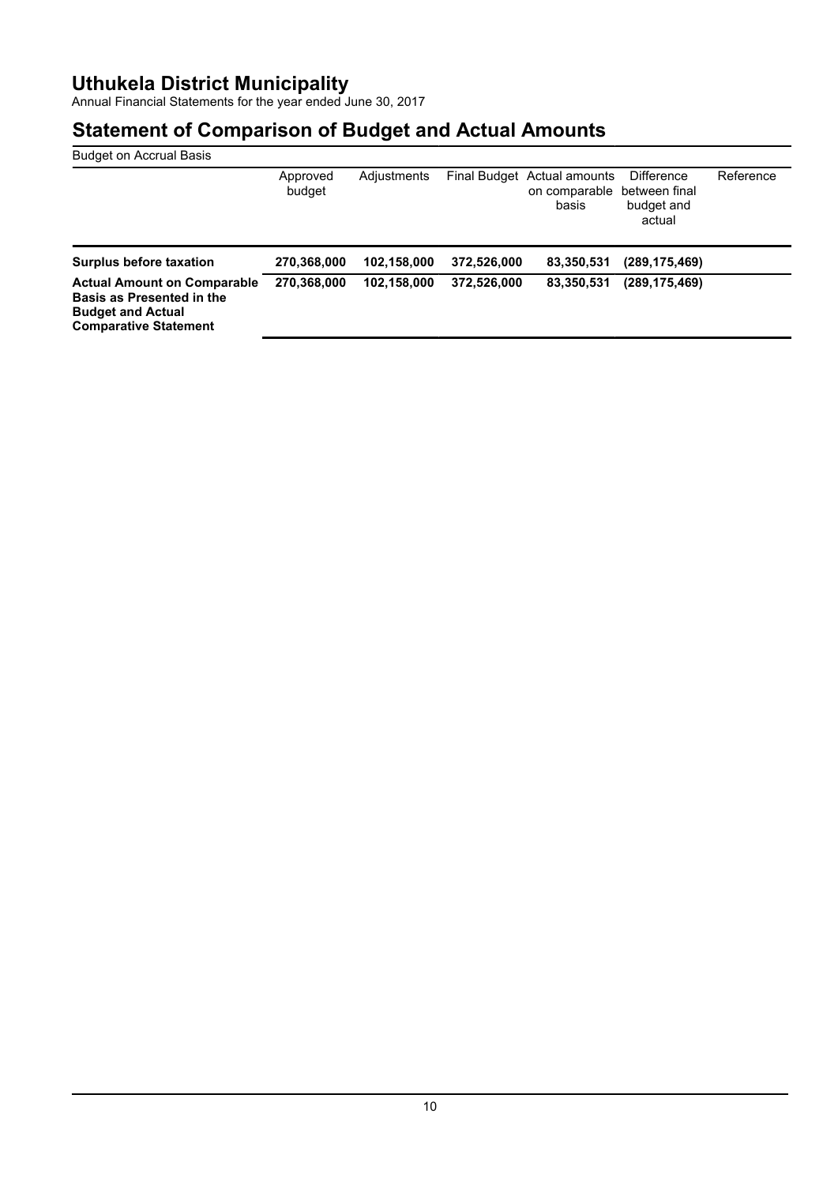# Uthukela District Municipality

Annual Financial Statements for the year ended June 30, 2017

## Statement of Comparison of Budget and Actual Amounts

Budget on Accrual Basis

| | Approved budget | Adjustments | Final Budget | Actual amounts on comparable basis | Difference between final budget and actual | Reference |
|---|---|---|---|---|---|---|
| **Surplus before taxation** | **270,368,000** | **102,158,000** | **372,526,000** | **83,350,531** | **(289,175,469)** | |
| **Actual Amount on Comparable Basis as Presented in the Budget and Actual Comparative Statement** | **270,368,000** | **102,158,000** | **372,526,000** | **83,350,531** | **(289,175,469)** | |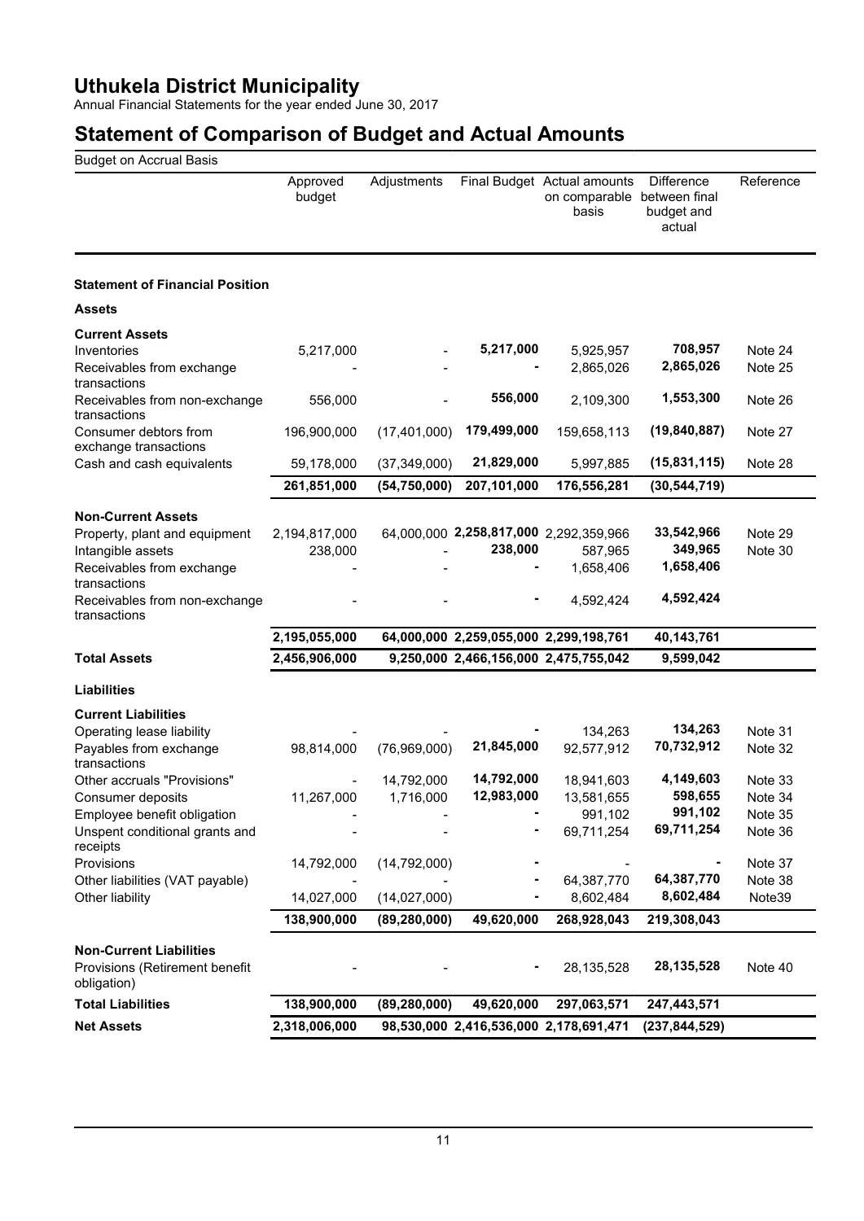# Uthukela District Municipality

Annual Financial Statements for the year ended June 30, 2017

# Statement of Comparison of Budget and Actual Amounts

Budget on Accrual Basis

| | Approved budget | Adjustments | Final Budget | Actual amounts on comparable basis | Difference between final budget and actual | Reference |
|---|---|---|---|---|---|---|
| **Statement of Financial Position** | | | | | | |
| **Assets** | | | | | | |
| **Current Assets** | | | | | | |
| Inventories | 5,217,000 | - | **5,217,000** | 5,925,957 | **708,957** | Note 24 |
| Receivables from exchange transactions | - | - | **-** | 2,865,026 | **2,865,026** | Note 25 |
| Receivables from non-exchange transactions | 556,000 | - | **556,000** | 2,109,300 | **1,553,300** | Note 26 |
| Consumer debtors from exchange transactions | 196,900,000 | (17,401,000) | **179,499,000** | 159,658,113 | **(19,840,887)** | Note 27 |
| Cash and cash equivalents | 59,178,000 | (37,349,000) | **21,829,000** | 5,997,885 | **(15,831,115)** | Note 28 |
| | **261,851,000** | **(54,750,000)** | **207,101,000** | **176,556,281** | **(30,544,719)** | |
| **Non-Current Assets** | | | | | | |
| Property, plant and equipment | 2,194,817,000 | 64,000,000 | **2,258,817,000** | 2,292,359,966 | **33,542,966** | Note 29 |
| Intangible assets | 238,000 | - | **238,000** | 587,965 | **349,965** | Note 30 |
| Receivables from exchange transactions | - | - | **-** | 1,658,406 | **1,658,406** | |
| Receivables from non-exchange transactions | - | - | **-** | 4,592,424 | **4,592,424** | |
| | **2,195,055,000** | **64,000,000** | **2,259,055,000** | **2,299,198,761** | **40,143,761** | |
| **Total Assets** | **2,456,906,000** | **9,250,000** | **2,466,156,000** | **2,475,755,042** | **9,599,042** | |
| **Liabilities** | | | | | | |
| **Current Liabilities** | | | | | | |
| Operating lease liability | - | - | **-** | 134,263 | **134,263** | Note 31 |
| Payables from exchange transactions | 98,814,000 | (76,969,000) | **21,845,000** | 92,577,912 | **70,732,912** | Note 32 |
| Other accruals "Provisions" | - | 14,792,000 | **14,792,000** | 18,941,603 | **4,149,603** | Note 33 |
| Consumer deposits | 11,267,000 | 1,716,000 | **12,983,000** | 13,581,655 | **598,655** | Note 34 |
| Employee benefit obligation | - | - | **-** | 991,102 | **991,102** | Note 35 |
| Unspent conditional grants and receipts | - | - | **-** | 69,711,254 | **69,711,254** | Note 36 |
| Provisions | 14,792,000 | (14,792,000) | **-** | - | **-** | Note 37 |
| Other liabilities (VAT payable) | - | - | **-** | 64,387,770 | **64,387,770** | Note 38 |
| Other liability | 14,027,000 | (14,027,000) | **-** | 8,602,484 | **8,602,484** | Note39 |
| | **138,900,000** | **(89,280,000)** | **49,620,000** | **268,928,043** | **219,308,043** | |
| **Non-Current Liabilities** | | | | | | |
| Provisions (Retirement benefit obligation) | - | - | **-** | 28,135,528 | **28,135,528** | Note 40 |
| **Total Liabilities** | **138,900,000** | **(89,280,000)** | **49,620,000** | **297,063,571** | **247,443,571** | |
| **Net Assets** | **2,318,006,000** | **98,530,000** | **2,416,536,000** | **2,178,691,471** | **(237,844,529)** | |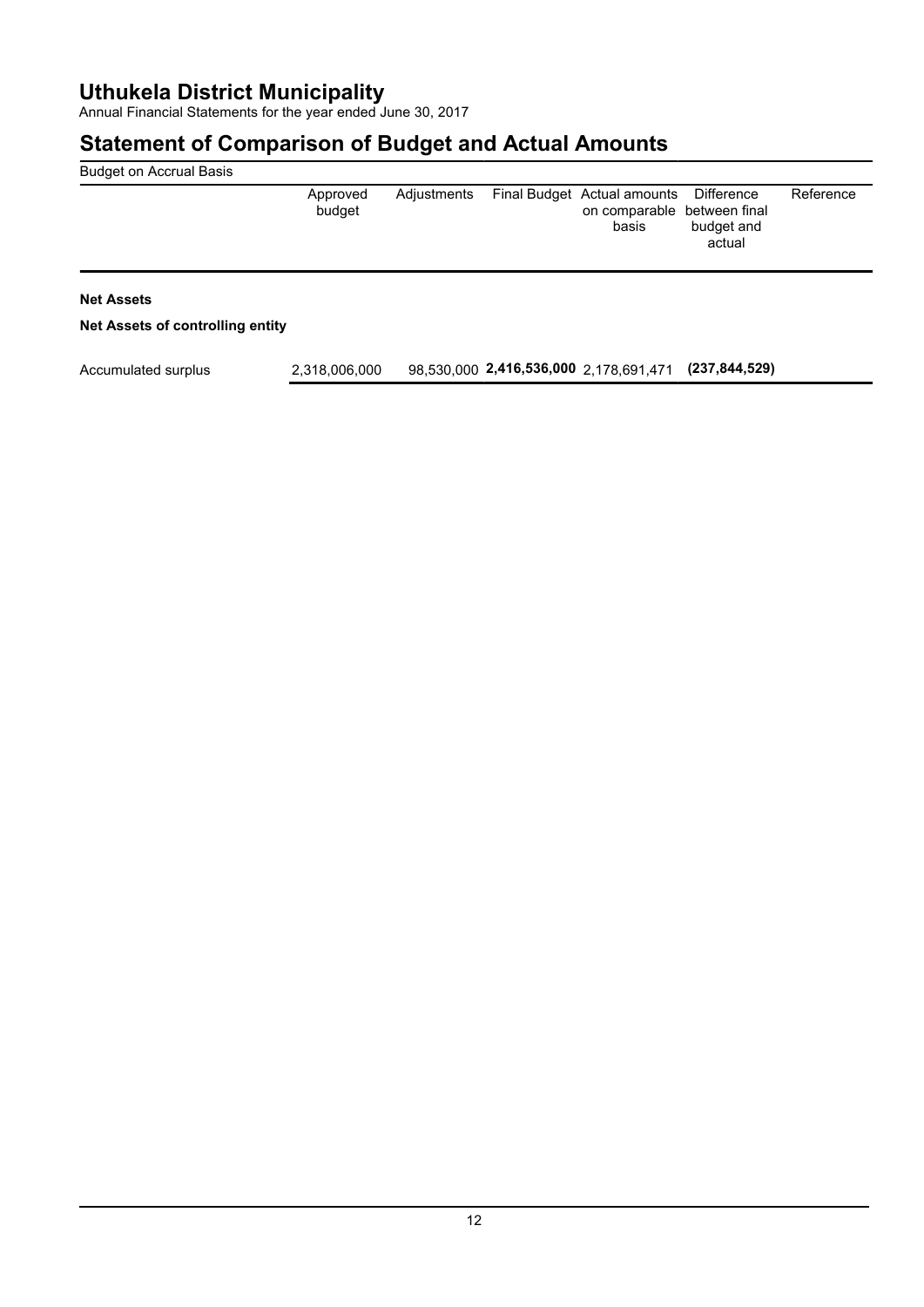# Uthukela District Municipality

Annual Financial Statements for the year ended June 30, 2017

## Statement of Comparison of Budget and Actual Amounts

Budget on Accrual Basis

| | Approved budget | Adjustments | Final Budget | Actual amounts on comparable basis | Difference between final budget and actual | Reference |
|---|---|---|---|---|---|---|
| **Net Assets** | | | | | | |
| **Net Assets of controlling entity** | | | | | | |
| Accumulated surplus | 2,318,006,000 | 98,530,000 | **2,416,536,000** | 2,178,691,471 | **(237,844,529)** | |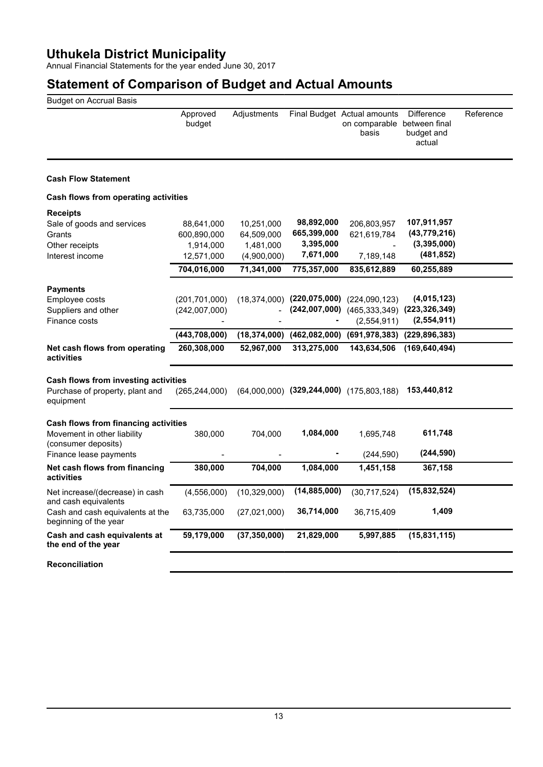# Uthukela District Municipality

Annual Financial Statements for the year ended June 30, 2017

## Statement of Comparison of Budget and Actual Amounts

Budget on Accrual Basis

| | Approved budget | Adjustments | Final Budget | Actual amounts on comparable basis | Difference between final budget and actual | Reference |
|---|---|---|---|---|---|---|
| **Cash Flow Statement** | | | | | | |
| **Cash flows from operating activities** | | | | | | |
| **Receipts** | | | | | | |
| Sale of goods and services | 88,641,000 | 10,251,000 | **98,892,000** | 206,803,957 | **107,911,957** | |
| Grants | 600,890,000 | 64,509,000 | **665,399,000** | 621,619,784 | **(43,779,216)** | |
| Other receipts | 1,914,000 | 1,481,000 | **3,395,000** | - | **(3,395,000)** | |
| Interest income | 12,571,000 | (4,900,000) | **7,671,000** | 7,189,148 | **(481,852)** | |
| | **704,016,000** | **71,341,000** | **775,357,000** | **835,612,889** | **60,255,889** | |
| **Payments** | | | | | | |
| Employee costs | (201,701,000) | (18,374,000) | **(220,075,000)** | (224,090,123) | **(4,015,123)** | |
| Suppliers and other | (242,007,000) | - | **(242,007,000)** | (465,333,349) | **(223,326,349)** | |
| Finance costs | - | - | **-** | (2,554,911) | **(2,554,911)** | |
| | **(443,708,000)** | **(18,374,000)** | **(462,082,000)** | **(691,978,383)** | **(229,896,383)** | |
| **Net cash flows from operating activities** | **260,308,000** | **52,967,000** | **313,275,000** | **143,634,506** | **(169,640,494)** | |
| **Cash flows from investing activities** | | | | | | |
| Purchase of property, plant and equipment | (265,244,000) | (64,000,000) | **(329,244,000)** | (175,803,188) | **153,440,812** | |
| **Cash flows from financing activities** | | | | | | |
| Movement in other liability (consumer deposits) | 380,000 | 704,000 | **1,084,000** | 1,695,748 | **611,748** | |
| Finance lease payments | - | - | **-** | (244,590) | **(244,590)** | |
| **Net cash flows from financing activities** | **380,000** | **704,000** | **1,084,000** | **1,451,158** | **367,158** | |
| Net increase/(decrease) in cash and cash equivalents | (4,556,000) | (10,329,000) | **(14,885,000)** | (30,717,524) | **(15,832,524)** | |
| Cash and cash equivalents at the beginning of the year | 63,735,000 | (27,021,000) | **36,714,000** | 36,715,409 | **1,409** | |
| **Cash and cash equivalents at the end of the year** | **59,179,000** | **(37,350,000)** | **21,829,000** | **5,997,885** | **(15,831,115)** | |
| **Reconciliation** | | | | | | |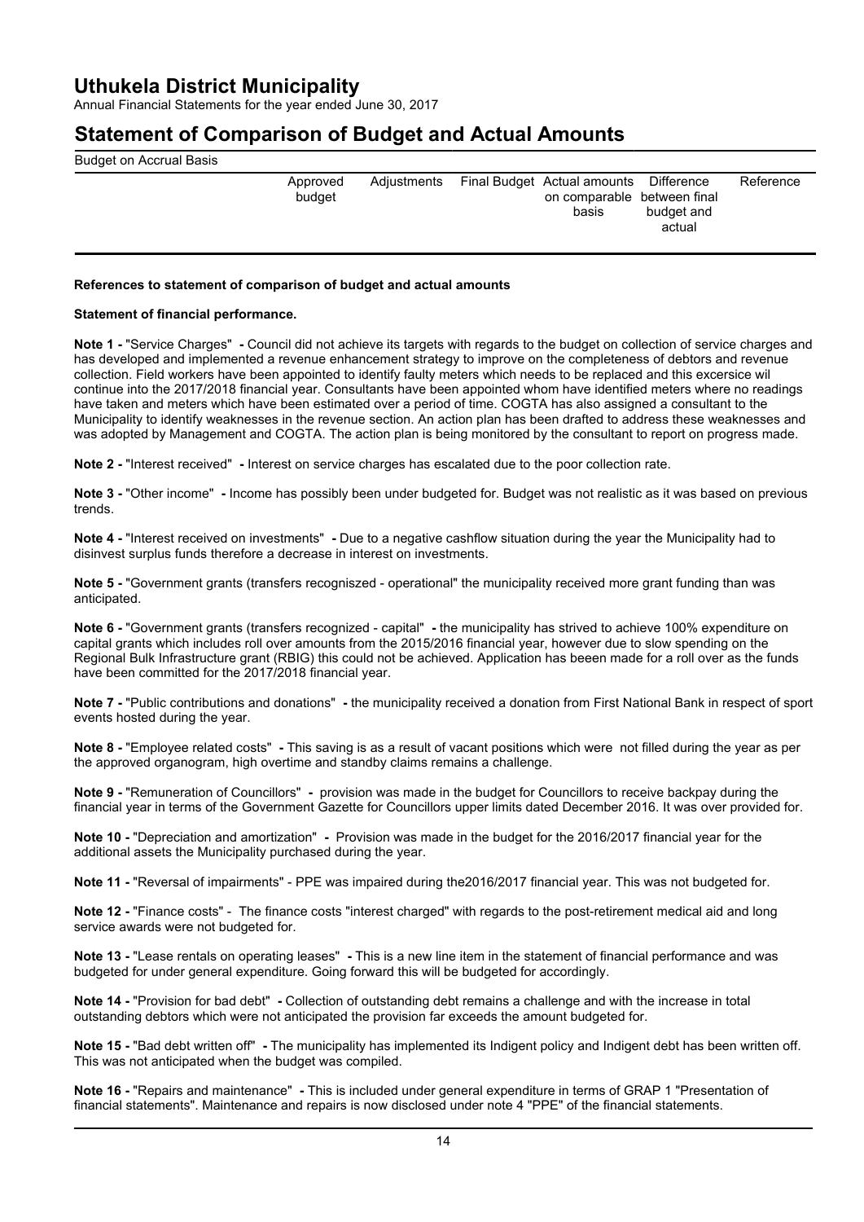# Uthukela District Municipality

Annual Financial Statements for the year ended June 30, 2017

## Statement of Comparison of Budget and Actual Amounts

Budget on Accrual Basis

| | Approved budget | Adjustments | Final Budget | Actual amounts on comparable basis | Difference between final budget and actual | Reference |
|---|---|---|---|---|---|---|

**References to statement of comparison of budget and actual amounts**

**Statement of financial performance.**

**Note 1 -** "Service Charges" **-** Council did not achieve its targets with regards to the budget on collection of service charges and has developed and implemented a revenue enhancement strategy to improve on the completeness of debtors and revenue collection. Field workers have been appointed to identify faulty meters which needs to be replaced and this excersice wil continue into the 2017/2018 financial year. Consultants have been appointed whom have identified meters where no readings have taken and meters which have been estimated over a period of time. COGTA has also assigned a consultant to the Municipality to identify weaknesses in the revenue section. An action plan has been drafted to address these weaknesses and was adopted by Management and COGTA. The action plan is being monitored by the consultant to report on progress made.

**Note 2 -** "Interest received" **-** Interest on service charges has escalated due to the poor collection rate.

**Note 3 -** "Other income" **-** Income has possibly been under budgeted for. Budget was not realistic as it was based on previous trends.

**Note 4 -** "Interest received on investments" **-** Due to a negative cashflow situation during the year the Municipality had to disinvest surplus funds therefore a decrease in interest on investments.

**Note 5 -** "Government grants (transfers recognisized - operational" the municipality received more grant funding than was anticipated.

**Note 6 -** "Government grants (transfers recognized - capital" **-** the municipality has strived to achieve 100% expenditure on capital grants which includes roll over amounts from the 2015/2016 financial year, however due to slow spending on the Regional Bulk Infrastructure grant (RBIG) this could not be achieved. Application has beeen made for a roll over as the funds have been committed for the 2017/2018 financial year.

**Note 7 -** "Public contributions and donations" **-** the municipality received a donation from First National Bank in respect of sport events hosted during the year.

**Note 8 -** "Employee related costs" **-** This saving is as a result of vacant positions which were not filled during the year as per the approved organogram, high overtime and standby claims remains a challenge.

**Note 9 -** "Remuneration of Councillors" **-** provision was made in the budget for Councillors to receive backpay during the financial year in terms of the Government Gazette for Councillors upper limits dated December 2016. It was over provided for.

**Note 10 -** "Depreciation and amortization" **-** Provision was made in the budget for the 2016/2017 financial year for the additional assets the Municipality purchased during the year.

**Note 11 -** "Reversal of impairments" - PPE was impaired during the2016/2017 financial year. This was not budgeted for.

**Note 12 -** "Finance costs" - The finance costs "interest charged" with regards to the post-retirement medical aid and long service awards were not budgeted for.

**Note 13 -** "Lease rentals on operating leases" **-** This is a new line item in the statement of financial performance and was budgeted for under general expenditure. Going forward this will be budgeted for accordingly.

**Note 14 -** "Provision for bad debt" **-** Collection of outstanding debt remains a challenge and with the increase in total outstanding debtors which were not anticipated the provision far exceeds the amount budgeted for.

**Note 15 -** "Bad debt written off" **-** The municipality has implemented its Indigent policy and Indigent debt has been written off. This was not anticipated when the budget was compiled.

**Note 16 -** "Repairs and maintenance" **-** This is included under general expenditure in terms of GRAP 1 "Presentation of financial statements". Maintenance and repairs is now disclosed under note 4 "PPE" of the financial statements.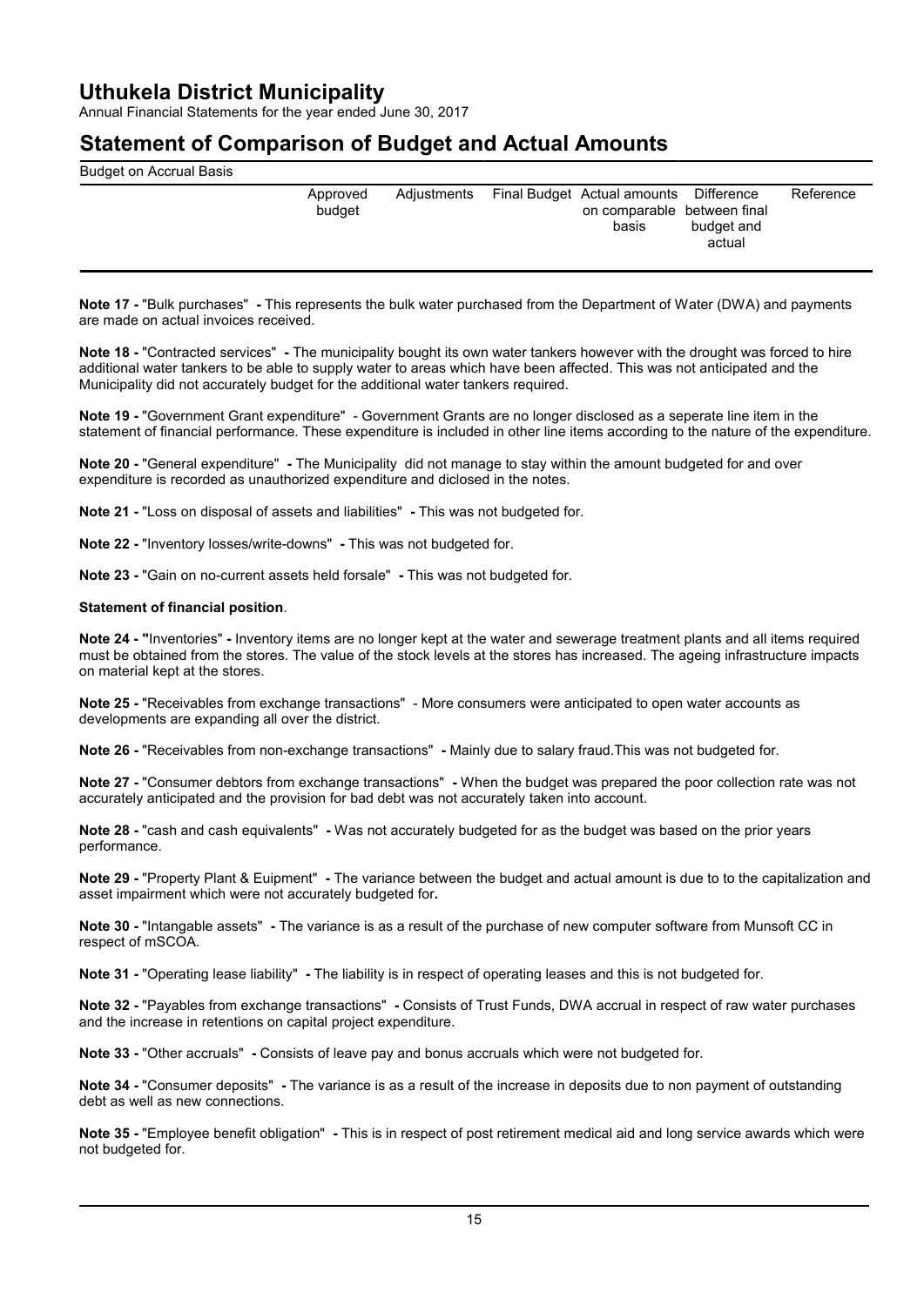# Uthukela District Municipality

Annual Financial Statements for the year ended June 30, 2017

## Statement of Comparison of Budget and Actual Amounts

Budget on Accrual Basis

| | Approved budget | Adjustments | Final Budget | Actual amounts on comparable basis | Difference between final budget and actual | Reference |
|---|---|---|---|---|---|---|

**Note 17 -** "Bulk purchases" **-** This represents the bulk water purchased from the Department of Water (DWA) and payments are made on actual invoices received.

**Note 18 -** "Contracted services" **-** The municipality bought its own water tankers however with the drought was forced to hire additional water tankers to be able to supply water to areas which have been affected. This was not anticipated and the Municipality did not accurately budget for the additional water tankers required.

**Note 19 -** "Government Grant expenditure" - Government Grants are no longer disclosed as a seperate line item in the statement of financial performance. These expenditure is included in other line items according to the nature of the expenditure.

**Note 20 -** "General expenditure" **-** The Municipality did not manage to stay within the amount budgeted for and over expenditure is recorded as unauthorized expenditure and diclosed in the notes.

**Note 21 -** "Loss on disposal of assets and liabilities" **-** This was not budgeted for.

**Note 22 -** "Inventory losses/write-downs" **-** This was not budgeted for.

**Note 23 -** "Gain on no-current assets held forsale" **-** This was not budgeted for.

**Statement of financial position**.

**Note 24 - "**Inventories" **-** Inventory items are no longer kept at the water and sewerage treatment plants and all items required must be obtained from the stores. The value of the stock levels at the stores has increased. The ageing infrastructure impacts on material kept at the stores.

**Note 25 -** "Receivables from exchange transactions" - More consumers were anticipated to open water accounts as developments are expanding all over the district.

**Note 26 -** "Receivables from non-exchange transactions" **-** Mainly due to salary fraud.This was not budgeted for.

**Note 27 -** "Consumer debtors from exchange transactions" **-** When the budget was prepared the poor collection rate was not accurately anticipated and the provision for bad debt was not accurately taken into account.

**Note 28 -** "cash and cash equivalents" **-** Was not accurately budgeted for as the budget was based on the prior years performance.

**Note 29 -** "Property Plant & Euipment" **-** The variance between the budget and actual amount is due to to the capitalization and asset impairment which were not accurately budgeted for**.**

**Note 30 -** "Intangable assets" **-** The variance is as a result of the purchase of new computer software from Munsoft CC in respect of mSCOA.

**Note 31 -** "Operating lease liability" **-** The liability is in respect of operating leases and this is not budgeted for.

**Note 32 -** "Payables from exchange transactions" **-** Consists of Trust Funds, DWA accrual in respect of raw water purchases and the increase in retentions on capital project expenditure.

**Note 33 -** "Other accruals" **-** Consists of leave pay and bonus accruals which were not budgeted for.

**Note 34 -** "Consumer deposits" **-** The variance is as a result of the increase in deposits due to non payment of outstanding debt as well as new connections.

**Note 35 -** "Employee benefit obligation" **-** This is in respect of post retirement medical aid and long service awards which were not budgeted for.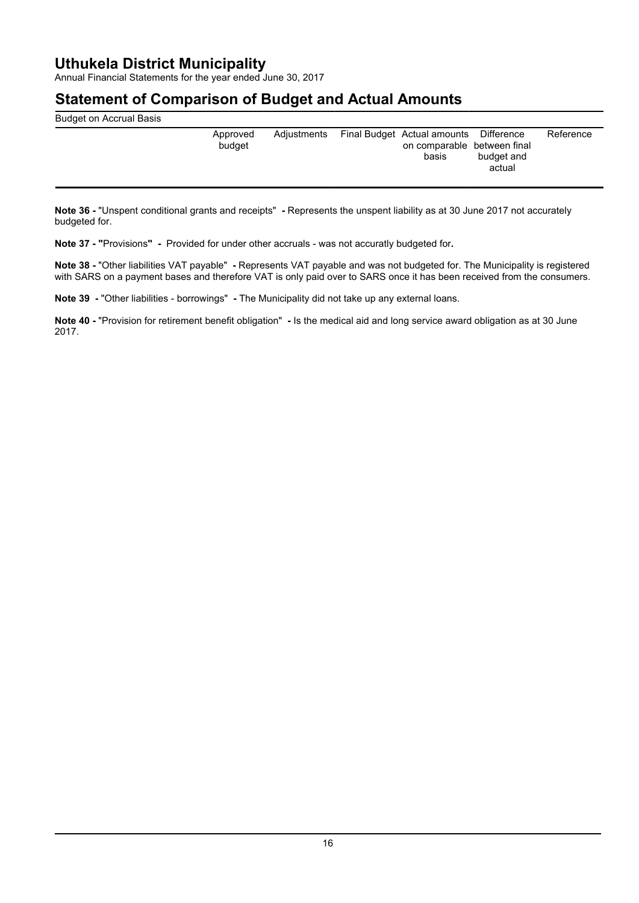# Uthukela District Municipality

Annual Financial Statements for the year ended June 30, 2017

## Statement of Comparison of Budget and Actual Amounts

Budget on Accrual Basis

| | Approved budget | Adjustments | Final Budget | Actual amounts on comparable basis | Difference between final budget and actual | Reference |
|---|---|---|---|---|---|---|

**Note 36 -** "Unspent conditional grants and receipts" **-** Represents the unspent liability as at 30 June 2017 not accurately budgeted for.

**Note 37 - "**Provisions**" -** Provided for under other accruals - was not accuratly budgeted for**.**

**Note 38 -** "Other liabilities VAT payable" **-** Represents VAT payable and was not budgeted for. The Municipality is registered with SARS on a payment bases and therefore VAT is only paid over to SARS once it has been received from the consumers.

**Note 39 -** "Other liabilities - borrowings" **-** The Municipality did not take up any external loans.

**Note 40 -** "Provision for retirement benefit obligation" **-** Is the medical aid and long service award obligation as at 30 June 2017.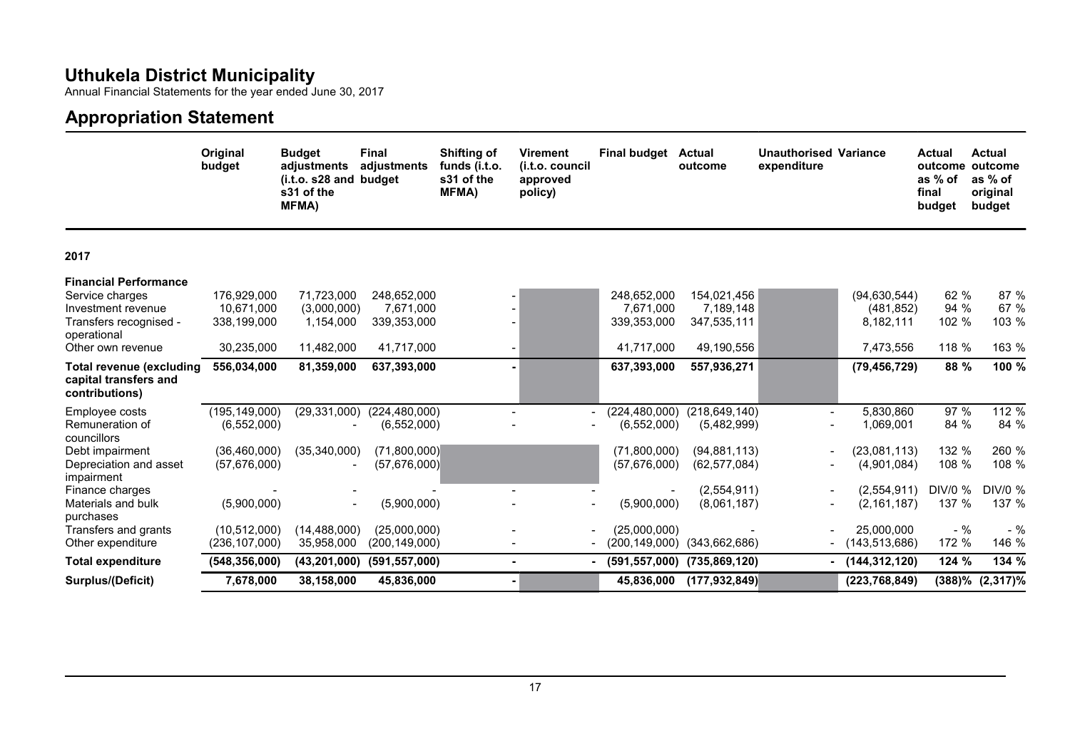# Uthukela District Municipality

Annual Financial Statements for the year ended June 30, 2017

## Appropriation Statement

| | Original budget | Budget adjustments (i.t.o. s28 and s31 of the MFMA) | Final adjustments budget | Shifting of funds (i.t.o. s31 of the MFMA) | Virement (i.t.o. council approved policy) | Final budget | Actual outcome | Unauthorised expenditure | Variance | Actual outcome as % of final budget | Actual outcome as % of original budget |
|---|---|---|---|---|---|---|---|---|---|---|---|
| **2017** | | | | | | | | | | | |
| **Financial Performance** | | | | | | | | | | | |
| Service charges | 176,929,000 | 71,723,000 | 248,652,000 | - | | 248,652,000 | 154,021,456 | | (94,630,544) | 62 % | 87 % |
| Investment revenue | 10,671,000 | (3,000,000) | 7,671,000 | - | | 7,671,000 | 7,189,148 | | (481,852) | 94 % | 67 % |
| Transfers recognised - operational | 338,199,000 | 1,154,000 | 339,353,000 | - | | 339,353,000 | 347,535,111 | | 8,182,111 | 102 % | 103 % |
| Other own revenue | 30,235,000 | 11,482,000 | 41,717,000 | - | | 41,717,000 | 49,190,556 | | 7,473,556 | 118 % | 163 % |
| **Total revenue (excluding capital transfers and contributions)** | **556,034,000** | **81,359,000** | **637,393,000** | **-** | | **637,393,000** | **557,936,271** | | **(79,456,729)** | **88 %** | **100 %** |
| Employee costs | (195,149,000) | (29,331,000) | (224,480,000) | - | - | (224,480,000) | (218,649,140) | - | 5,830,860 | 97 % | 112 % |
| Remuneration of councillors | (6,552,000) | - | (6,552,000) | - | - | (6,552,000) | (5,482,999) | - | 1,069,001 | 84 % | 84 % |
| Debt impairment | (36,460,000) | (35,340,000) | (71,800,000) | | | (71,800,000) | (94,881,113) | - | (23,081,113) | 132 % | 260 % |
| Depreciation and asset impairment | (57,676,000) | - | (57,676,000) | | | (57,676,000) | (62,577,084) | - | (4,901,084) | 108 % | 108 % |
| Finance charges | - | - | - | - | - | - | (2,554,911) | - | (2,554,911) | DIV/0 % | DIV/0 % |
| Materials and bulk purchases | (5,900,000) | - | (5,900,000) | - | - | (5,900,000) | (8,061,187) | - | (2,161,187) | 137 % | 137 % |
| Transfers and grants | (10,512,000) | (14,488,000) | (25,000,000) | - | - | (25,000,000) | - | - | 25,000,000 | - % | - % |
| Other expenditure | (236,107,000) | 35,958,000 | (200,149,000) | - | - | (200,149,000) | (343,662,686) | - | (143,513,686) | 172 % | 146 % |
| **Total expenditure** | **(548,356,000)** | **(43,201,000)** | **(591,557,000)** | **-** | **-** | **(591,557,000)** | **(735,869,120)** | **-** | **(144,312,120)** | **124 %** | **134 %** |
| **Surplus/(Deficit)** | **7,678,000** | **38,158,000** | **45,836,000** | **-** | | **45,836,000** | **(177,932,849)** | | **(223,768,849)** | **(388)%** | **(2,317)%** |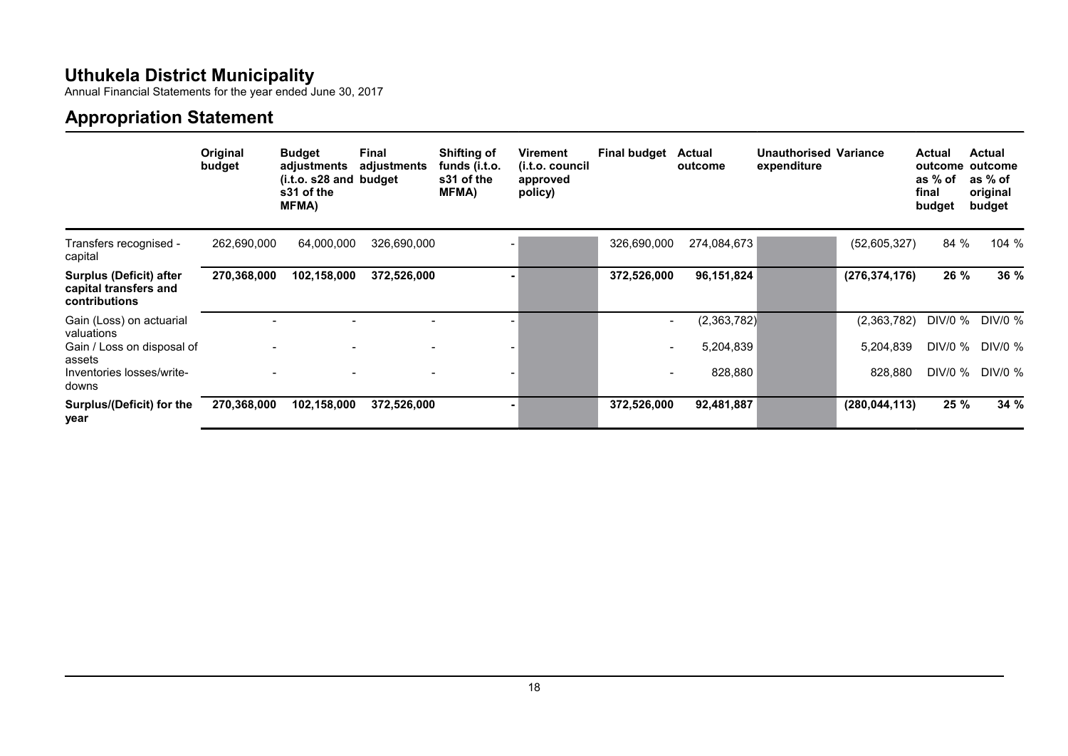# Uthukela District Municipality

Annual Financial Statements for the year ended June 30, 2017

## Appropriation Statement

| | Original budget | Budget adjustments (i.t.o. s28 and s31 of the MFMA) | Final adjustments budget | Shifting of funds (i.t.o. s31 of the MFMA) | Virement (i.t.o. council approved policy) | Final budget | Actual outcome | Unauthorised expenditure | Variance | Actual outcome as % of final budget | Actual outcome as % of original budget |
|---|---|---|---|---|---|---|---|---|---|---|---|
| Transfers recognised - capital | 262,690,000 | 64,000,000 | 326,690,000 | - | | 326,690,000 | 274,084,673 | | (52,605,327) | 84 % | 104 % |
| **Surplus (Deficit) after capital transfers and contributions** | **270,368,000** | **102,158,000** | **372,526,000** | **-** | | **372,526,000** | **96,151,824** | | **(276,374,176)** | **26 %** | **36 %** |
| Gain (Loss) on actuarial valuations | - | - | - | - | | - | (2,363,782) | | (2,363,782) | DIV/0 % | DIV/0 % |
| Gain / Loss on disposal of assets | - | - | - | - | | - | 5,204,839 | | 5,204,839 | DIV/0 % | DIV/0 % |
| Inventories losses/write-downs | - | - | - | - | | - | 828,880 | | 828,880 | DIV/0 % | DIV/0 % |
| **Surplus/(Deficit) for the year** | **270,368,000** | **102,158,000** | **372,526,000** | **-** | | **372,526,000** | **92,481,887** | | **(280,044,113)** | **25 %** | **34 %** |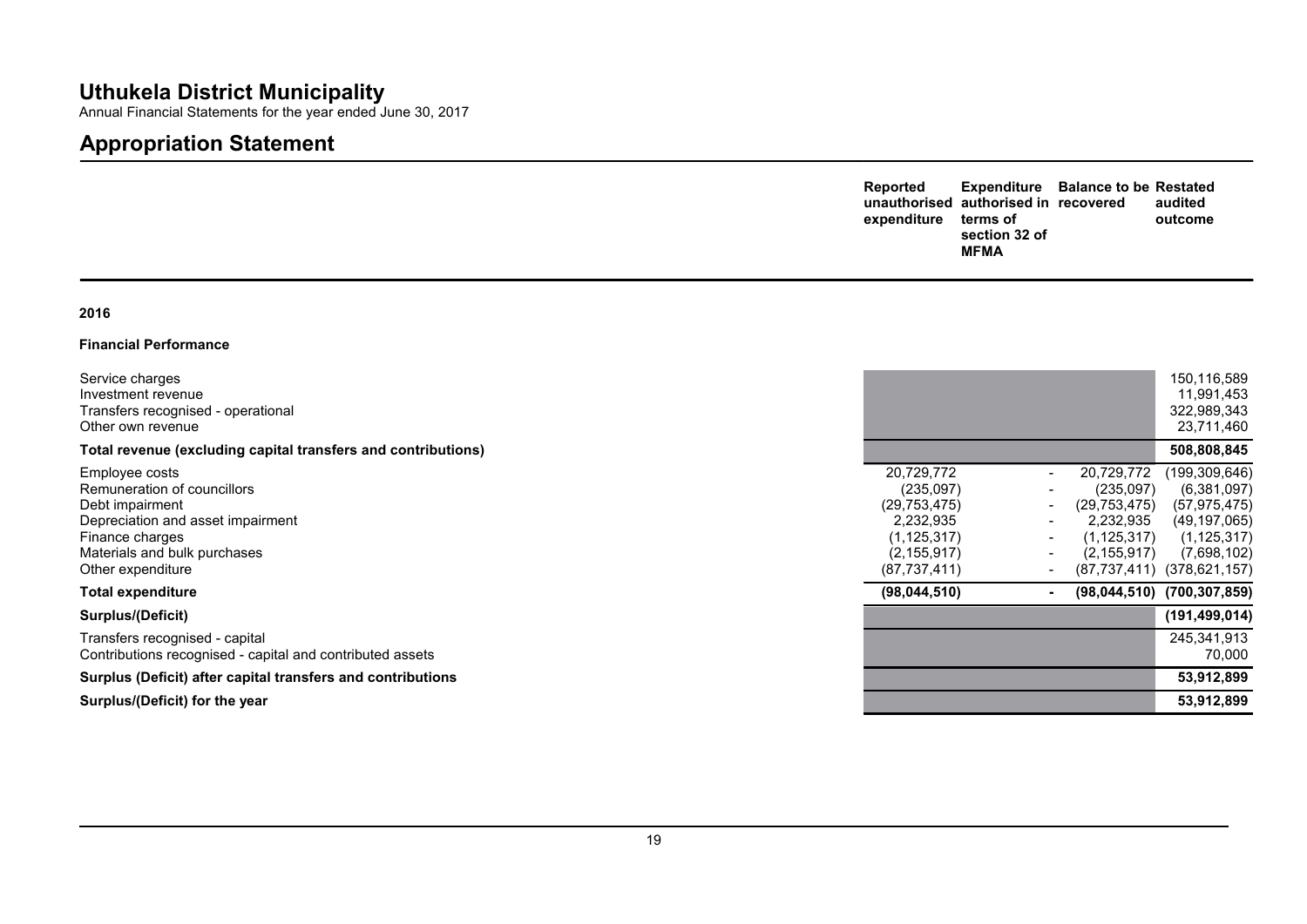# Uthukela District Municipality

Annual Financial Statements for the year ended June 30, 2017

## Appropriation Statement

| | Reported unauthorised expenditure | Expenditure authorised in terms of section 32 of MFMA | Balance to be recovered | Restated audited outcome |
|---|---|---|---|---|
| **2016** | | | | |
| **Financial Performance** | | | | |
| Service charges | | | | 150,116,589 |
| Investment revenue | | | | 11,991,453 |
| Transfers recognised - operational | | | | 322,989,343 |
| Other own revenue | | | | 23,711,460 |
| **Total revenue (excluding capital transfers and contributions)** | | | | **508,808,845** |
| Employee costs | 20,729,772 | - | 20,729,772 | (199,309,646) |
| Remuneration of councillors | (235,097) | - | (235,097) | (6,381,097) |
| Debt impairment | (29,753,475) | - | (29,753,475) | (57,975,475) |
| Depreciation and asset impairment | 2,232,935 | - | 2,232,935 | (49,197,065) |
| Finance charges | (1,125,317) | - | (1,125,317) | (1,125,317) |
| Materials and bulk purchases | (2,155,917) | - | (2,155,917) | (7,698,102) |
| Other expenditure | (87,737,411) | - | (87,737,411) | (378,621,157) |
| **Total expenditure** | **(98,044,510)** | **-** | **(98,044,510)** | **(700,307,859)** |
| **Surplus/(Deficit)** | | | | **(191,499,014)** |
| Transfers recognised - capital | | | | 245,341,913 |
| Contributions recognised - capital and contributed assets | | | | 70,000 |
| **Surplus (Deficit) after capital transfers and contributions** | | | | **53,912,899** |
| **Surplus/(Deficit) for the year** | | | | **53,912,899** |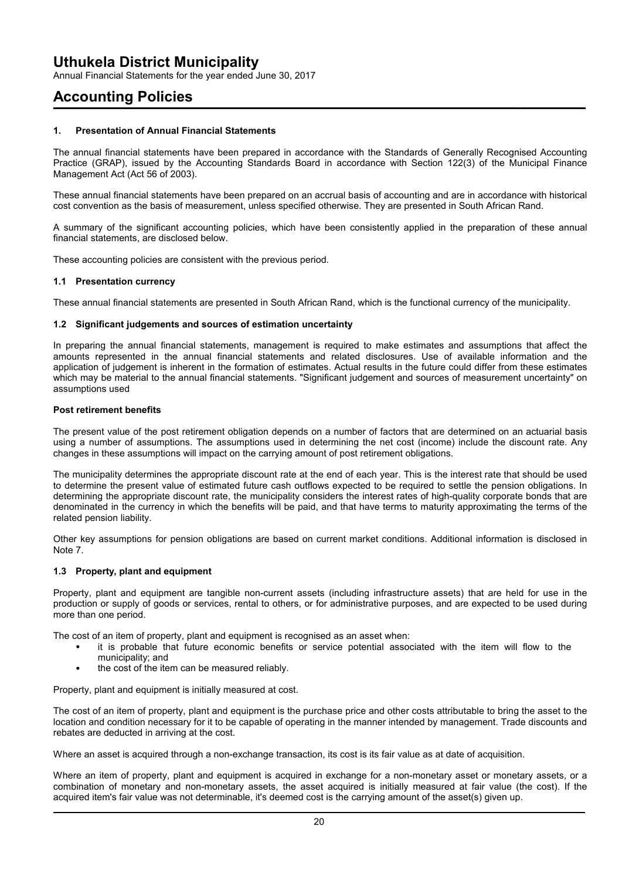# Accounting Policies

### 1. Presentation of Annual Financial Statements

The annual financial statements have been prepared in accordance with the Standards of Generally Recognised Accounting Practice (GRAP), issued by the Accounting Standards Board in accordance with Section 122(3) of the Municipal Finance Management Act (Act 56 of 2003).

These annual financial statements have been prepared on an accrual basis of accounting and are in accordance with historical cost convention as the basis of measurement, unless specified otherwise. They are presented in South African Rand.

A summary of the significant accounting policies, which have been consistently applied in the preparation of these annual financial statements, are disclosed below.

These accounting policies are consistent with the previous period.

### 1.1 Presentation currency

These annual financial statements are presented in South African Rand, which is the functional currency of the municipality.

### 1.2 Significant judgements and sources of estimation uncertainty

In preparing the annual financial statements, management is required to make estimates and assumptions that affect the amounts represented in the annual financial statements and related disclosures. Use of available information and the application of judgement is inherent in the formation of estimates. Actual results in the future could differ from these estimates which may be material to the annual financial statements. "Significant judgement and sources of measurement uncertainty" on assumptions used

**Post retirement benefits**

The present value of the post retirement obligation depends on a number of factors that are determined on an actuarial basis using a number of assumptions. The assumptions used in determining the net cost (income) include the discount rate. Any changes in these assumptions will impact on the carrying amount of post retirement obligations.

The municipality determines the appropriate discount rate at the end of each year. This is the interest rate that should be used to determine the present value of estimated future cash outflows expected to be required to settle the pension obligations. In determining the appropriate discount rate, the municipality considers the interest rates of high-quality corporate bonds that are denominated in the currency in which the benefits will be paid, and that have terms to maturity approximating the terms of the related pension liability.

Other key assumptions for pension obligations are based on current market conditions. Additional information is disclosed in Note 7.

### 1.3 Property, plant and equipment

Property, plant and equipment are tangible non-current assets (including infrastructure assets) that are held for use in the production or supply of goods or services, rental to others, or for administrative purposes, and are expected to be used during more than one period.

The cost of an item of property, plant and equipment is recognised as an asset when:

- it is probable that future economic benefits or service potential associated with the item will flow to the municipality; and
- the cost of the item can be measured reliably.

Property, plant and equipment is initially measured at cost.

The cost of an item of property, plant and equipment is the purchase price and other costs attributable to bring the asset to the location and condition necessary for it to be capable of operating in the manner intended by management. Trade discounts and rebates are deducted in arriving at the cost.

Where an asset is acquired through a non-exchange transaction, its cost is its fair value as at date of acquisition.

Where an item of property, plant and equipment is acquired in exchange for a non-monetary asset or monetary assets, or a combination of monetary and non-monetary assets, the asset acquired is initially measured at fair value (the cost). If the acquired item's fair value was not determinable, it's deemed cost is the carrying amount of the asset(s) given up.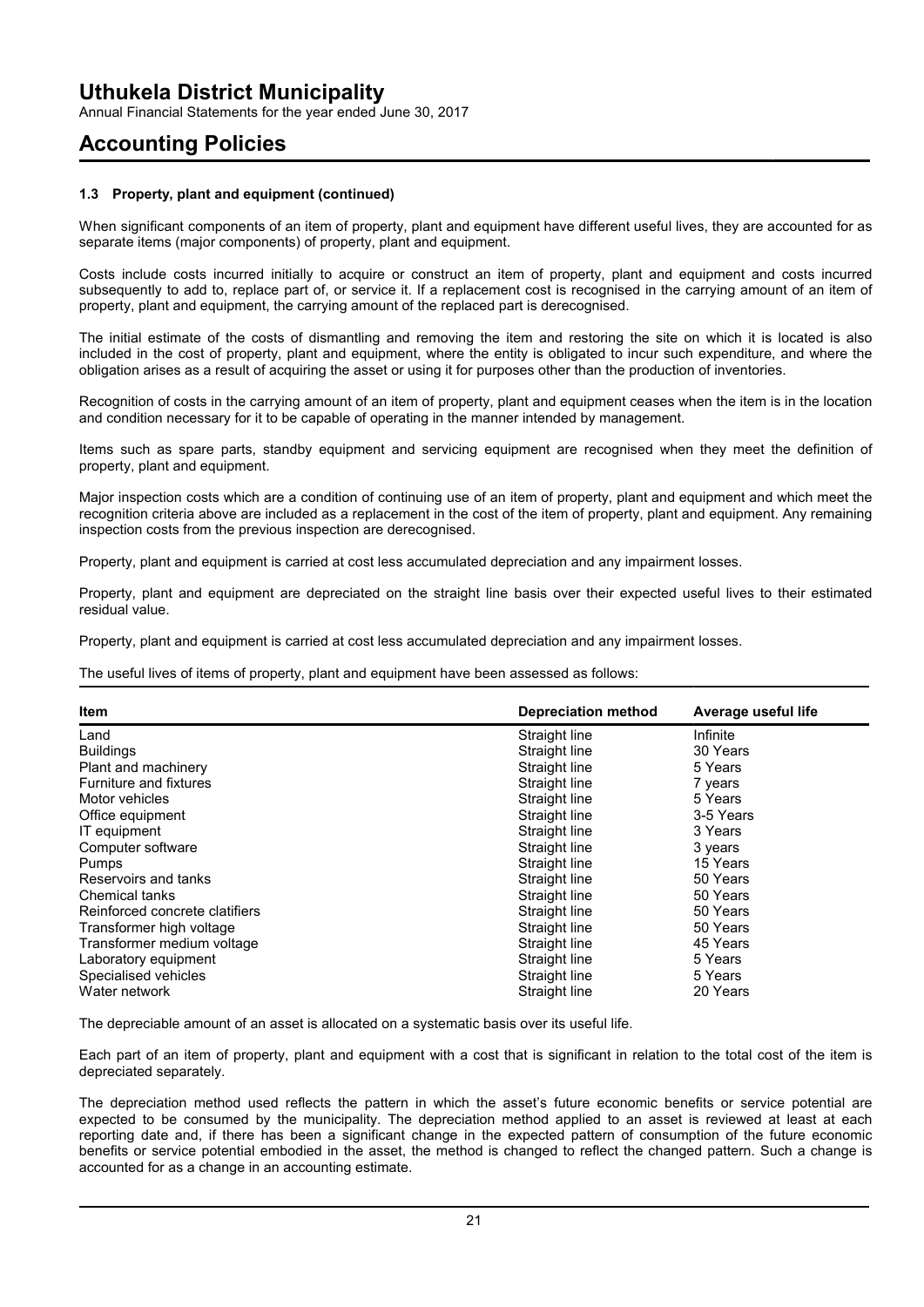# Uthukela District Municipality

Annual Financial Statements for the year ended June 30, 2017

# Accounting Policies

### 1.3 Property, plant and equipment (continued)

When significant components of an item of property, plant and equipment have different useful lives, they are accounted for as separate items (major components) of property, plant and equipment.

Costs include costs incurred initially to acquire or construct an item of property, plant and equipment and costs incurred subsequently to add to, replace part of, or service it. If a replacement cost is recognised in the carrying amount of an item of property, plant and equipment, the carrying amount of the replaced part is derecognised.

The initial estimate of the costs of dismantling and removing the item and restoring the site on which it is located is also included in the cost of property, plant and equipment, where the entity is obligated to incur such expenditure, and where the obligation arises as a result of acquiring the asset or using it for purposes other than the production of inventories.

Recognition of costs in the carrying amount of an item of property, plant and equipment ceases when the item is in the location and condition necessary for it to be capable of operating in the manner intended by management.

Items such as spare parts, standby equipment and servicing equipment are recognised when they meet the definition of property, plant and equipment.

Major inspection costs which are a condition of continuing use of an item of property, plant and equipment and which meet the recognition criteria above are included as a replacement in the cost of the item of property, plant and equipment. Any remaining inspection costs from the previous inspection are derecognised.

Property, plant and equipment is carried at cost less accumulated depreciation and any impairment losses.

Property, plant and equipment are depreciated on the straight line basis over their expected useful lives to their estimated residual value.

Property, plant and equipment is carried at cost less accumulated depreciation and any impairment losses.

The useful lives of items of property, plant and equipment have been assessed as follows:

| Item | Depreciation method | Average useful life |
|---|---|---|
| Land | Straight line | Infinite |
| Buildings | Straight line | 30 Years |
| Plant and machinery | Straight line | 5 Years |
| Furniture and fixtures | Straight line | 7 years |
| Motor vehicles | Straight line | 5 Years |
| Office equipment | Straight line | 3-5 Years |
| IT equipment | Straight line | 3 Years |
| Computer software | Straight line | 3 years |
| Pumps | Straight line | 15 Years |
| Reservoirs and tanks | Straight line | 50 Years |
| Chemical tanks | Straight line | 50 Years |
| Reinforced concrete clatifiers | Straight line | 50 Years |
| Transformer high voltage | Straight line | 50 Years |
| Transformer medium voltage | Straight line | 45 Years |
| Laboratory equipment | Straight line | 5 Years |
| Specialised vehicles | Straight line | 5 Years |
| Water network | Straight line | 20 Years |

The depreciable amount of an asset is allocated on a systematic basis over its useful life.

Each part of an item of property, plant and equipment with a cost that is significant in relation to the total cost of the item is depreciated separately.

The depreciation method used reflects the pattern in which the asset's future economic benefits or service potential are expected to be consumed by the municipality. The depreciation method applied to an asset is reviewed at least at each reporting date and, if there has been a significant change in the expected pattern of consumption of the future economic benefits or service potential embodied in the asset, the method is changed to reflect the changed pattern. Such a change is accounted for as a change in an accounting estimate.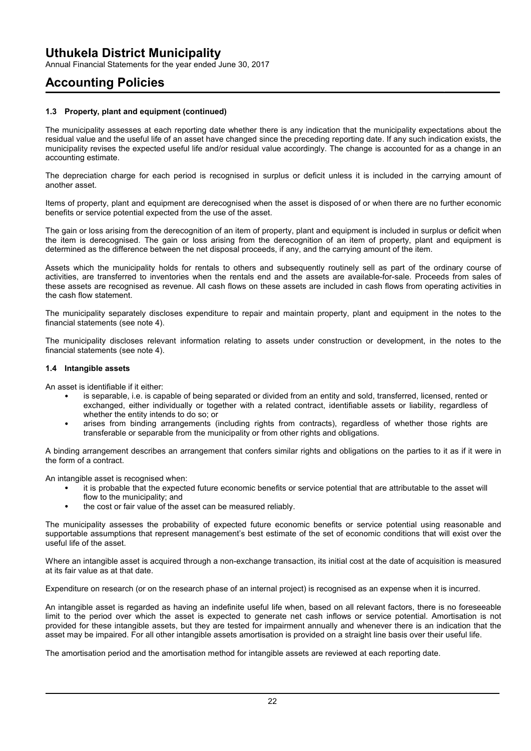### 1.3 Property, plant and equipment (continued)

The municipality assesses at each reporting date whether there is any indication that the municipality expectations about the residual value and the useful life of an asset have changed since the preceding reporting date. If any such indication exists, the municipality revises the expected useful life and/or residual value accordingly. The change is accounted for as a change in an accounting estimate.

The depreciation charge for each period is recognised in surplus or deficit unless it is included in the carrying amount of another asset.

Items of property, plant and equipment are derecognised when the asset is disposed of or when there are no further economic benefits or service potential expected from the use of the asset.

The gain or loss arising from the derecognition of an item of property, plant and equipment is included in surplus or deficit when the item is derecognised. The gain or loss arising from the derecognition of an item of property, plant and equipment is determined as the difference between the net disposal proceeds, if any, and the carrying amount of the item.

Assets which the municipality holds for rentals to others and subsequently routinely sell as part of the ordinary course of activities, are transferred to inventories when the rentals end and the assets are available-for-sale. Proceeds from sales of these assets are recognised as revenue. All cash flows on these assets are included in cash flows from operating activities in the cash flow statement.

The municipality separately discloses expenditure to repair and maintain property, plant and equipment in the notes to the financial statements (see note 4).

The municipality discloses relevant information relating to assets under construction or development, in the notes to the financial statements (see note 4).

### 1.4 Intangible assets

An asset is identifiable if it either:

- is separable, i.e. is capable of being separated or divided from an entity and sold, transferred, licensed, rented or exchanged, either individually or together with a related contract, identifiable assets or liability, regardless of whether the entity intends to do so; or
- arises from binding arrangements (including rights from contracts), regardless of whether those rights are transferable or separable from the municipality or from other rights and obligations.

A binding arrangement describes an arrangement that confers similar rights and obligations on the parties to it as if it were in the form of a contract.

An intangible asset is recognised when:

- it is probable that the expected future economic benefits or service potential that are attributable to the asset will flow to the municipality; and
- the cost or fair value of the asset can be measured reliably.

The municipality assesses the probability of expected future economic benefits or service potential using reasonable and supportable assumptions that represent management's best estimate of the set of economic conditions that will exist over the useful life of the asset.

Where an intangible asset is acquired through a non-exchange transaction, its initial cost at the date of acquisition is measured at its fair value as at that date.

Expenditure on research (or on the research phase of an internal project) is recognised as an expense when it is incurred.

An intangible asset is regarded as having an indefinite useful life when, based on all relevant factors, there is no foreseeable limit to the period over which the asset is expected to generate net cash inflows or service potential. Amortisation is not provided for these intangible assets, but they are tested for impairment annually and whenever there is an indication that the asset may be impaired. For all other intangible assets amortisation is provided on a straight line basis over their useful life.

The amortisation period and the amortisation method for intangible assets are reviewed at each reporting date.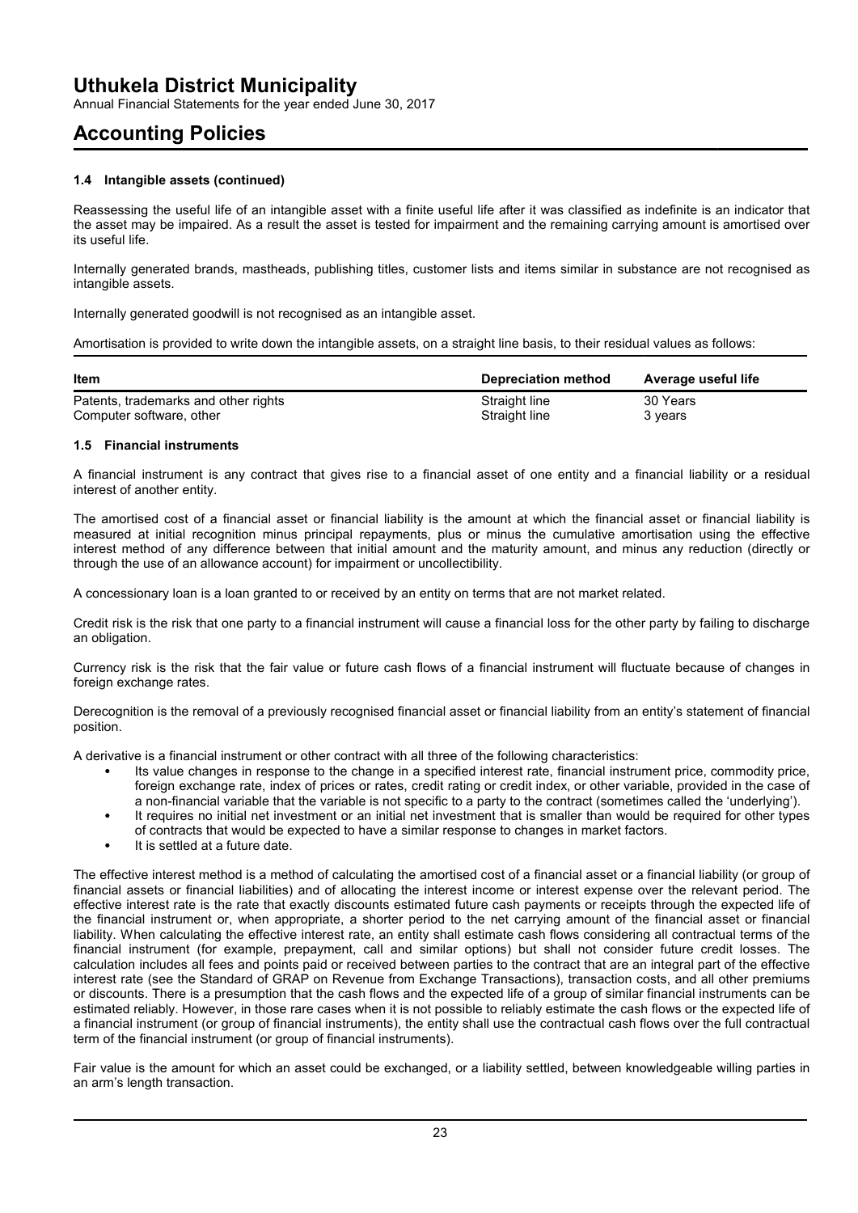#### 1.4 Intangible assets (continued)

Reassessing the useful life of an intangible asset with a finite useful life after it was classified as indefinite is an indicator that the asset may be impaired. As a result the asset is tested for impairment and the remaining carrying amount is amortised over its useful life.

Internally generated brands, mastheads, publishing titles, customer lists and items similar in substance are not recognised as intangible assets.

Internally generated goodwill is not recognised as an intangible asset.

Amortisation is provided to write down the intangible assets, on a straight line basis, to their residual values as follows:

| Item | Depreciation method | Average useful life |
|---|---|---|
| Patents, trademarks and other rights | Straight line | 30 Years |
| Computer software, other | Straight line | 3 years |

#### 1.5 Financial instruments

A financial instrument is any contract that gives rise to a financial asset of one entity and a financial liability or a residual interest of another entity.

The amortised cost of a financial asset or financial liability is the amount at which the financial asset or financial liability is measured at initial recognition minus principal repayments, plus or minus the cumulative amortisation using the effective interest method of any difference between that initial amount and the maturity amount, and minus any reduction (directly or through the use of an allowance account) for impairment or uncollectibility.

A concessionary loan is a loan granted to or received by an entity on terms that are not market related.

Credit risk is the risk that one party to a financial instrument will cause a financial loss for the other party by failing to discharge an obligation.

Currency risk is the risk that the fair value or future cash flows of a financial instrument will fluctuate because of changes in foreign exchange rates.

Derecognition is the removal of a previously recognised financial asset or financial liability from an entity's statement of financial position.

A derivative is a financial instrument or other contract with all three of the following characteristics:

- Its value changes in response to the change in a specified interest rate, financial instrument price, commodity price, foreign exchange rate, index of prices or rates, credit rating or credit index, or other variable, provided in the case of a non-financial variable that the variable is not specific to a party to the contract (sometimes called the 'underlying').
- It requires no initial net investment or an initial net investment that is smaller than would be required for other types of contracts that would be expected to have a similar response to changes in market factors.
- It is settled at a future date.

The effective interest method is a method of calculating the amortised cost of a financial asset or a financial liability (or group of financial assets or financial liabilities) and of allocating the interest income or interest expense over the relevant period. The effective interest rate is the rate that exactly discounts estimated future cash payments or receipts through the expected life of the financial instrument or, when appropriate, a shorter period to the net carrying amount of the financial asset or financial liability. When calculating the effective interest rate, an entity shall estimate cash flows considering all contractual terms of the financial instrument (for example, prepayment, call and similar options) but shall not consider future credit losses. The calculation includes all fees and points paid or received between parties to the contract that are an integral part of the effective interest rate (see the Standard of GRAP on Revenue from Exchange Transactions), transaction costs, and all other premiums or discounts. There is a presumption that the cash flows and the expected life of a group of similar financial instruments can be estimated reliably. However, in those rare cases when it is not possible to reliably estimate the cash flows or the expected life of a financial instrument (or group of financial instruments), the entity shall use the contractual cash flows over the full contractual term of the financial instrument (or group of financial instruments).

Fair value is the amount for which an asset could be exchanged, or a liability settled, between knowledgeable willing parties in an arm's length transaction.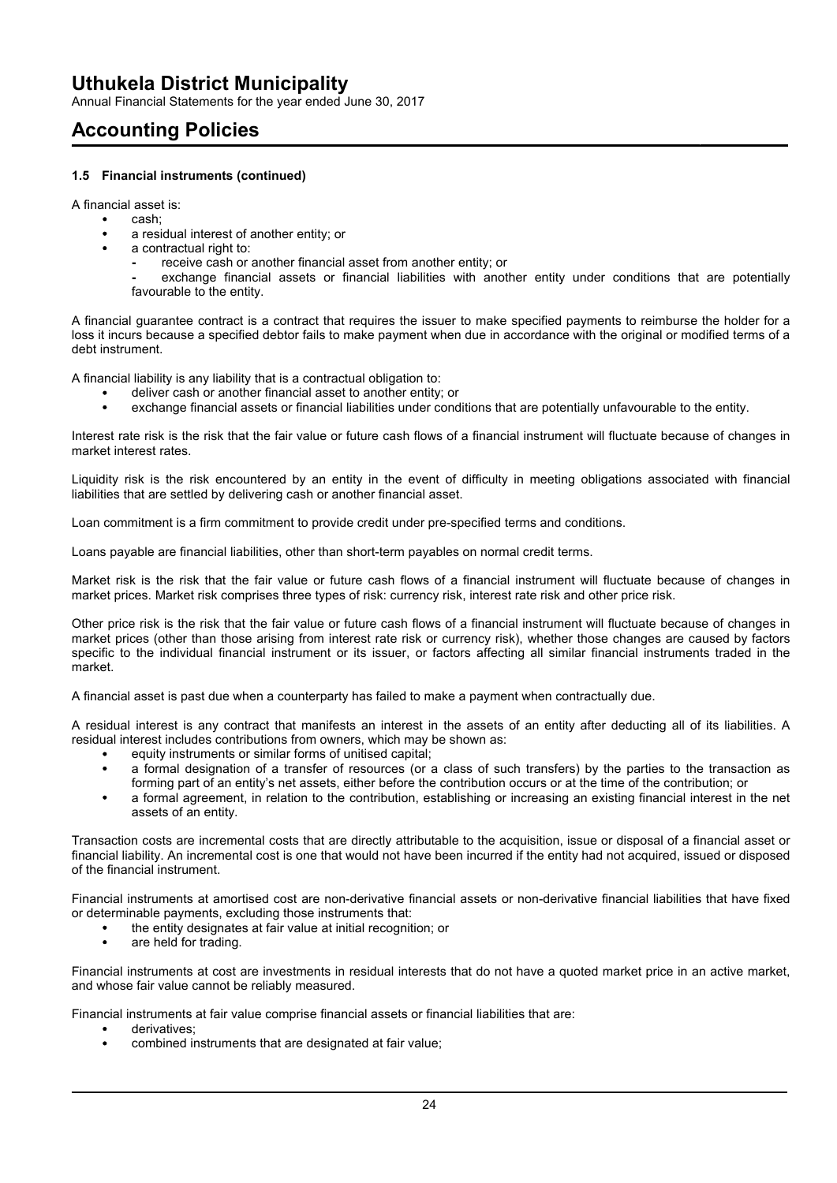#### 1.5 Financial instruments (continued)

A financial asset is:

- cash;
- a residual interest of another entity; or
- a contractual right to:
  - receive cash or another financial asset from another entity; or
  - exchange financial assets or financial liabilities with another entity under conditions that are potentially favourable to the entity.

A financial guarantee contract is a contract that requires the issuer to make specified payments to reimburse the holder for a loss it incurs because a specified debtor fails to make payment when due in accordance with the original or modified terms of a debt instrument.

A financial liability is any liability that is a contractual obligation to:

- deliver cash or another financial asset to another entity; or
- exchange financial assets or financial liabilities under conditions that are potentially unfavourable to the entity.

Interest rate risk is the risk that the fair value or future cash flows of a financial instrument will fluctuate because of changes in market interest rates.

Liquidity risk is the risk encountered by an entity in the event of difficulty in meeting obligations associated with financial liabilities that are settled by delivering cash or another financial asset.

Loan commitment is a firm commitment to provide credit under pre-specified terms and conditions.

Loans payable are financial liabilities, other than short-term payables on normal credit terms.

Market risk is the risk that the fair value or future cash flows of a financial instrument will fluctuate because of changes in market prices. Market risk comprises three types of risk: currency risk, interest rate risk and other price risk.

Other price risk is the risk that the fair value or future cash flows of a financial instrument will fluctuate because of changes in market prices (other than those arising from interest rate risk or currency risk), whether those changes are caused by factors specific to the individual financial instrument or its issuer, or factors affecting all similar financial instruments traded in the market.

A financial asset is past due when a counterparty has failed to make a payment when contractually due.

A residual interest is any contract that manifests an interest in the assets of an entity after deducting all of its liabilities. A residual interest includes contributions from owners, which may be shown as:

- equity instruments or similar forms of unitised capital;
- a formal designation of a transfer of resources (or a class of such transfers) by the parties to the transaction as forming part of an entity's net assets, either before the contribution occurs or at the time of the contribution; or
- a formal agreement, in relation to the contribution, establishing or increasing an existing financial interest in the net assets of an entity.

Transaction costs are incremental costs that are directly attributable to the acquisition, issue or disposal of a financial asset or financial liability. An incremental cost is one that would not have been incurred if the entity had not acquired, issued or disposed of the financial instrument.

Financial instruments at amortised cost are non-derivative financial assets or non-derivative financial liabilities that have fixed or determinable payments, excluding those instruments that:

- the entity designates at fair value at initial recognition; or
- are held for trading.

Financial instruments at cost are investments in residual interests that do not have a quoted market price in an active market, and whose fair value cannot be reliably measured.

Financial instruments at fair value comprise financial assets or financial liabilities that are:

- derivatives;
- combined instruments that are designated at fair value;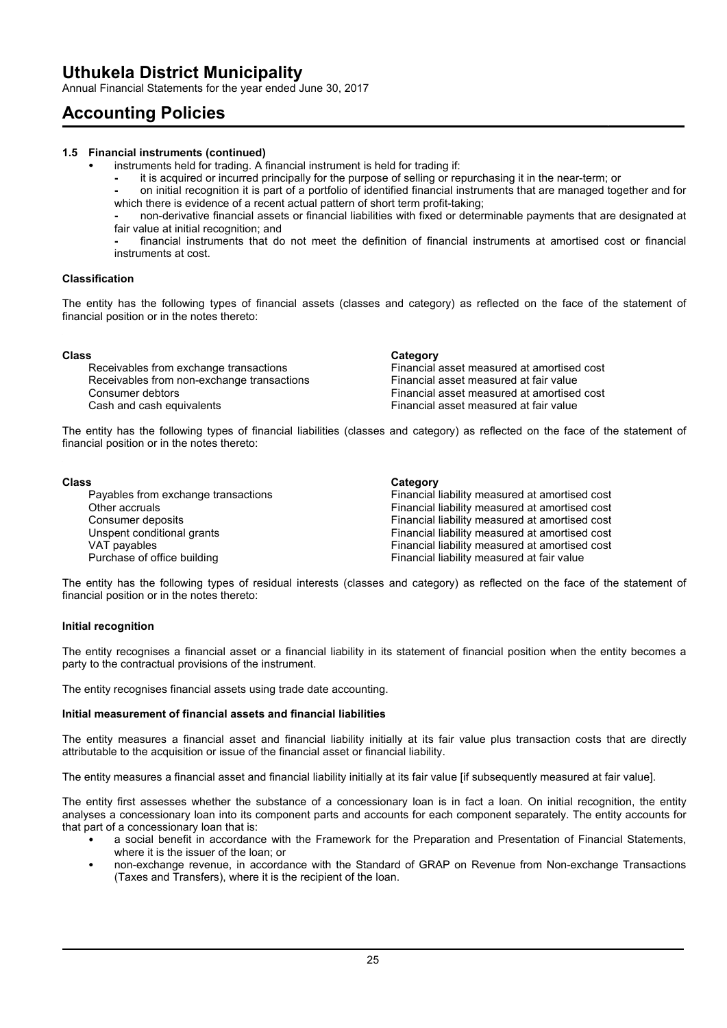# Uthukela District Municipality

Annual Financial Statements for the year ended June 30, 2017

## Accounting Policies

### 1.5 Financial instruments (continued)

- instruments held for trading. A financial instrument is held for trading if:
  - it is acquired or incurred principally for the purpose of selling or repurchasing it in the near-term; or
  - on initial recognition it is part of a portfolio of identified financial instruments that are managed together and for which there is evidence of a recent actual pattern of short term profit-taking;
  - non-derivative financial assets or financial liabilities with fixed or determinable payments that are designated at fair value at initial recognition; and
  - financial instruments that do not meet the definition of financial instruments at amortised cost or financial instruments at cost.

**Classification**

The entity has the following types of financial assets (classes and category) as reflected on the face of the statement of financial position or in the notes thereto:

| Class | Category |
| --- | --- |
| Receivables from exchange transactions | Financial asset measured at amortised cost |
| Receivables from non-exchange transactions | Financial asset measured at fair value |
| Consumer debtors | Financial asset measured at amortised cost |
| Cash and cash equivalents | Financial asset measured at fair value |

The entity has the following types of financial liabilities (classes and category) as reflected on the face of the statement of financial position or in the notes thereto:

| Class | Category |
| --- | --- |
| Payables from exchange transactions | Financial liability measured at amortised cost |
| Other accruals | Financial liability measured at amortised cost |
| Consumer deposits | Financial liability measured at amortised cost |
| Unspent conditional grants | Financial liability measured at amortised cost |
| VAT payables | Financial liability measured at amortised cost |
| Purchase of office building | Financial liability measured at fair value |

The entity has the following types of residual interests (classes and category) as reflected on the face of the statement of financial position or in the notes thereto:

**Initial recognition**

The entity recognises a financial asset or a financial liability in its statement of financial position when the entity becomes a party to the contractual provisions of the instrument.

The entity recognises financial assets using trade date accounting.

**Initial measurement of financial assets and financial liabilities**

The entity measures a financial asset and financial liability initially at its fair value plus transaction costs that are directly attributable to the acquisition or issue of the financial asset or financial liability.

The entity measures a financial asset and financial liability initially at its fair value [if subsequently measured at fair value].

The entity first assesses whether the substance of a concessionary loan is in fact a loan. On initial recognition, the entity analyses a concessionary loan into its component parts and accounts for each component separately. The entity accounts for that part of a concessionary loan that is:

- a social benefit in accordance with the Framework for the Preparation and Presentation of Financial Statements, where it is the issuer of the loan; or
- non-exchange revenue, in accordance with the Standard of GRAP on Revenue from Non-exchange Transactions (Taxes and Transfers), where it is the recipient of the loan.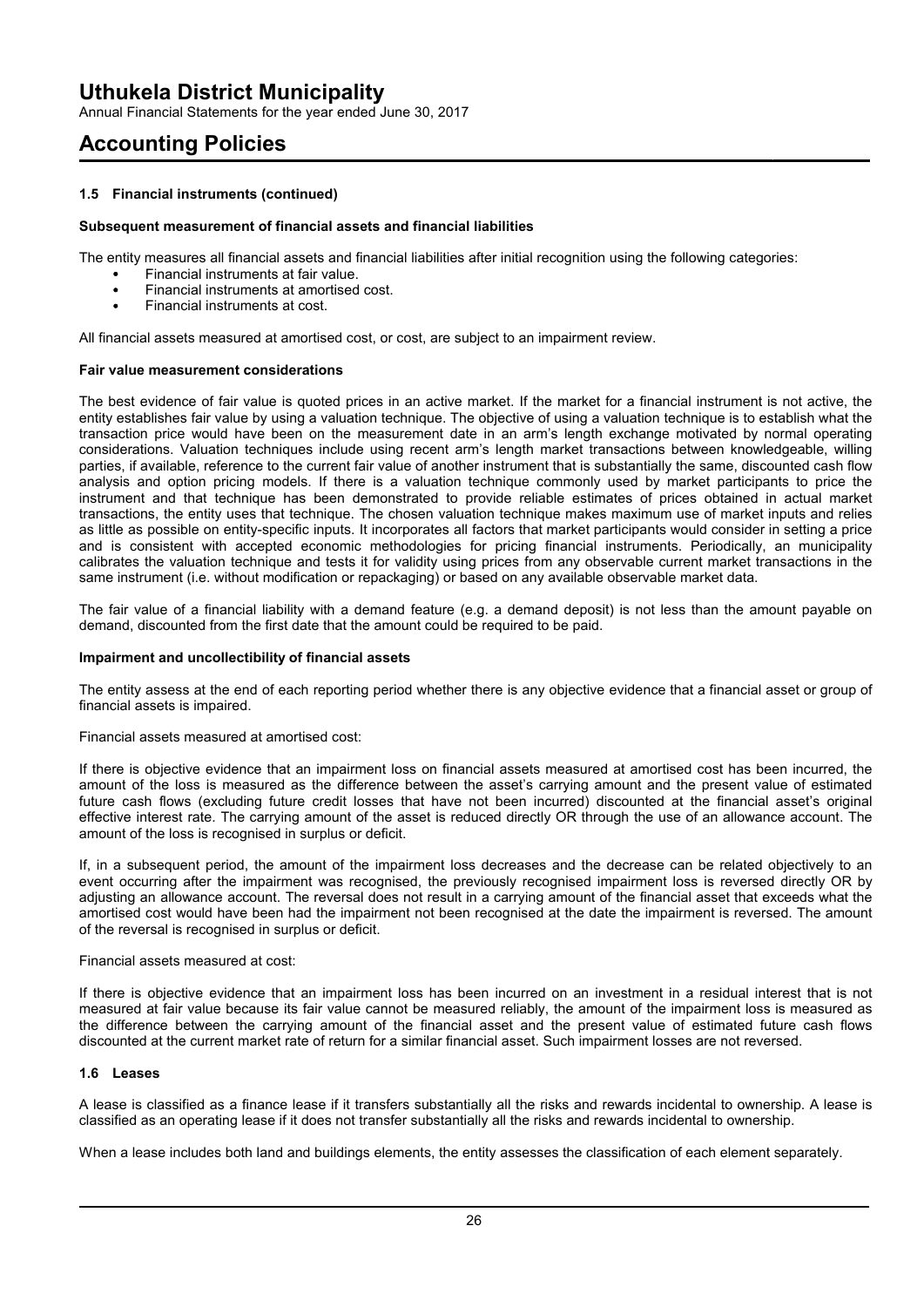# Uthukela District Municipality

Annual Financial Statements for the year ended June 30, 2017

## Accounting Policies

### 1.5 Financial instruments (continued)

**Subsequent measurement of financial assets and financial liabilities**

The entity measures all financial assets and financial liabilities after initial recognition using the following categories:

- Financial instruments at fair value.
- Financial instruments at amortised cost.
- Financial instruments at cost.

All financial assets measured at amortised cost, or cost, are subject to an impairment review.

**Fair value measurement considerations**

The best evidence of fair value is quoted prices in an active market. If the market for a financial instrument is not active, the entity establishes fair value by using a valuation technique. The objective of using a valuation technique is to establish what the transaction price would have been on the measurement date in an arm's length exchange motivated by normal operating considerations. Valuation techniques include using recent arm's length market transactions between knowledgeable, willing parties, if available, reference to the current fair value of another instrument that is substantially the same, discounted cash flow analysis and option pricing models. If there is a valuation technique commonly used by market participants to price the instrument and that technique has been demonstrated to provide reliable estimates of prices obtained in actual market transactions, the entity uses that technique. The chosen valuation technique makes maximum use of market inputs and relies as little as possible on entity-specific inputs. It incorporates all factors that market participants would consider in setting a price and is consistent with accepted economic methodologies for pricing financial instruments. Periodically, an municipality calibrates the valuation technique and tests it for validity using prices from any observable current market transactions in the same instrument (i.e. without modification or repackaging) or based on any available observable market data.

The fair value of a financial liability with a demand feature (e.g. a demand deposit) is not less than the amount payable on demand, discounted from the first date that the amount could be required to be paid.

**Impairment and uncollectibility of financial assets**

The entity assess at the end of each reporting period whether there is any objective evidence that a financial asset or group of financial assets is impaired.

Financial assets measured at amortised cost:

If there is objective evidence that an impairment loss on financial assets measured at amortised cost has been incurred, the amount of the loss is measured as the difference between the asset's carrying amount and the present value of estimated future cash flows (excluding future credit losses that have not been incurred) discounted at the financial asset's original effective interest rate. The carrying amount of the asset is reduced directly OR through the use of an allowance account. The amount of the loss is recognised in surplus or deficit.

If, in a subsequent period, the amount of the impairment loss decreases and the decrease can be related objectively to an event occurring after the impairment was recognised, the previously recognised impairment loss is reversed directly OR by adjusting an allowance account. The reversal does not result in a carrying amount of the financial asset that exceeds what the amortised cost would have been had the impairment not been recognised at the date the impairment is reversed. The amount of the reversal is recognised in surplus or deficit.

Financial assets measured at cost:

If there is objective evidence that an impairment loss has been incurred on an investment in a residual interest that is not measured at fair value because its fair value cannot be measured reliably, the amount of the impairment loss is measured as the difference between the carrying amount of the financial asset and the present value of estimated future cash flows discounted at the current market rate of return for a similar financial asset. Such impairment losses are not reversed.

### 1.6 Leases

A lease is classified as a finance lease if it transfers substantially all the risks and rewards incidental to ownership. A lease is classified as an operating lease if it does not transfer substantially all the risks and rewards incidental to ownership.

When a lease includes both land and buildings elements, the entity assesses the classification of each element separately.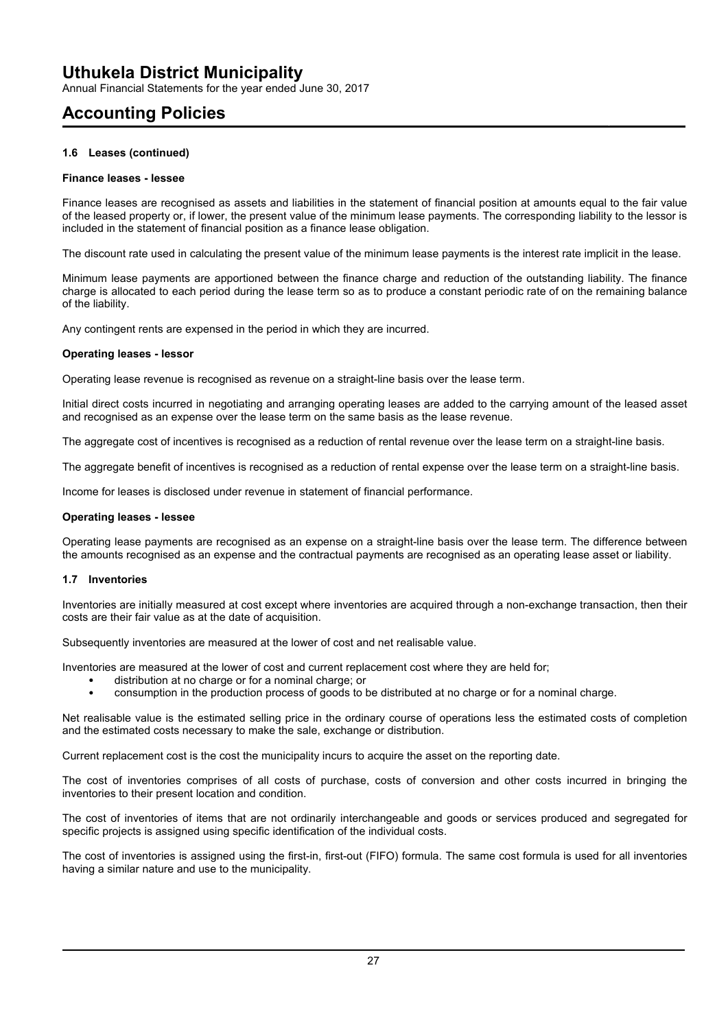#### 1.6 Leases (continued)

**Finance leases - lessee**

Finance leases are recognised as assets and liabilities in the statement of financial position at amounts equal to the fair value of the leased property or, if lower, the present value of the minimum lease payments. The corresponding liability to the lessor is included in the statement of financial position as a finance lease obligation.

The discount rate used in calculating the present value of the minimum lease payments is the interest rate implicit in the lease.

Minimum lease payments are apportioned between the finance charge and reduction of the outstanding liability. The finance charge is allocated to each period during the lease term so as to produce a constant periodic rate of on the remaining balance of the liability.

Any contingent rents are expensed in the period in which they are incurred.

**Operating leases - lessor**

Operating lease revenue is recognised as revenue on a straight-line basis over the lease term.

Initial direct costs incurred in negotiating and arranging operating leases are added to the carrying amount of the leased asset and recognised as an expense over the lease term on the same basis as the lease revenue.

The aggregate cost of incentives is recognised as a reduction of rental revenue over the lease term on a straight-line basis.

The aggregate benefit of incentives is recognised as a reduction of rental expense over the lease term on a straight-line basis.

Income for leases is disclosed under revenue in statement of financial performance.

**Operating leases - lessee**

Operating lease payments are recognised as an expense on a straight-line basis over the lease term. The difference between the amounts recognised as an expense and the contractual payments are recognised as an operating lease asset or liability.

#### 1.7 Inventories

Inventories are initially measured at cost except where inventories are acquired through a non-exchange transaction, then their costs are their fair value as at the date of acquisition.

Subsequently inventories are measured at the lower of cost and net realisable value.

Inventories are measured at the lower of cost and current replacement cost where they are held for;

- distribution at no charge or for a nominal charge; or
- consumption in the production process of goods to be distributed at no charge or for a nominal charge.

Net realisable value is the estimated selling price in the ordinary course of operations less the estimated costs of completion and the estimated costs necessary to make the sale, exchange or distribution.

Current replacement cost is the cost the municipality incurs to acquire the asset on the reporting date.

The cost of inventories comprises of all costs of purchase, costs of conversion and other costs incurred in bringing the inventories to their present location and condition.

The cost of inventories of items that are not ordinarily interchangeable and goods or services produced and segregated for specific projects is assigned using specific identification of the individual costs.

The cost of inventories is assigned using the first-in, first-out (FIFO) formula. The same cost formula is used for all inventories having a similar nature and use to the municipality.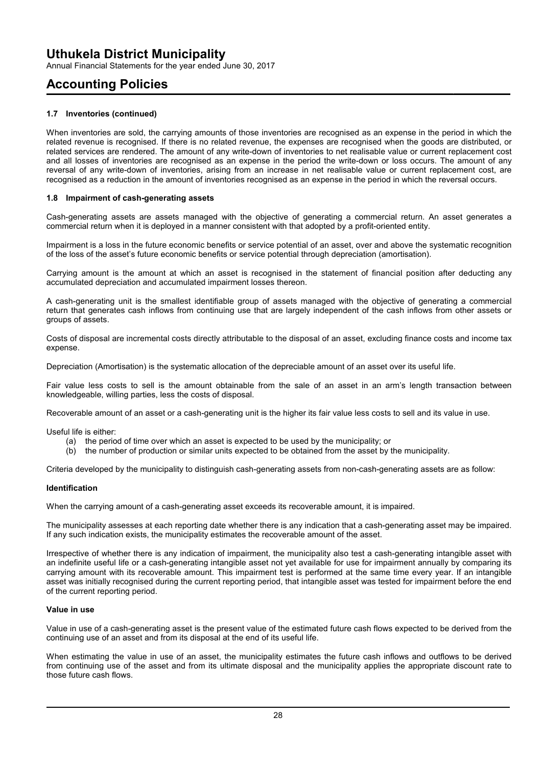### 1.7 Inventories (continued)

When inventories are sold, the carrying amounts of those inventories are recognised as an expense in the period in which the related revenue is recognised. If there is no related revenue, the expenses are recognised when the goods are distributed, or related services are rendered. The amount of any write-down of inventories to net realisable value or current replacement cost and all losses of inventories are recognised as an expense in the period the write-down or loss occurs. The amount of any reversal of any write-down of inventories, arising from an increase in net realisable value or current replacement cost, are recognised as a reduction in the amount of inventories recognised as an expense in the period in which the reversal occurs.

### 1.8 Impairment of cash-generating assets

Cash-generating assets are assets managed with the objective of generating a commercial return. An asset generates a commercial return when it is deployed in a manner consistent with that adopted by a profit-oriented entity.

Impairment is a loss in the future economic benefits or service potential of an asset, over and above the systematic recognition of the loss of the asset's future economic benefits or service potential through depreciation (amortisation).

Carrying amount is the amount at which an asset is recognised in the statement of financial position after deducting any accumulated depreciation and accumulated impairment losses thereon.

A cash-generating unit is the smallest identifiable group of assets managed with the objective of generating a commercial return that generates cash inflows from continuing use that are largely independent of the cash inflows from other assets or groups of assets.

Costs of disposal are incremental costs directly attributable to the disposal of an asset, excluding finance costs and income tax expense.

Depreciation (Amortisation) is the systematic allocation of the depreciable amount of an asset over its useful life.

Fair value less costs to sell is the amount obtainable from the sale of an asset in an arm's length transaction between knowledgeable, willing parties, less the costs of disposal.

Recoverable amount of an asset or a cash-generating unit is the higher its fair value less costs to sell and its value in use.

Useful life is either:

(a) the period of time over which an asset is expected to be used by the municipality; or
(b) the number of production or similar units expected to be obtained from the asset by the municipality.

Criteria developed by the municipality to distinguish cash-generating assets from non-cash-generating assets are as follow:

#### Identification

When the carrying amount of a cash-generating asset exceeds its recoverable amount, it is impaired.

The municipality assesses at each reporting date whether there is any indication that a cash-generating asset may be impaired. If any such indication exists, the municipality estimates the recoverable amount of the asset.

Irrespective of whether there is any indication of impairment, the municipality also test a cash-generating intangible asset with an indefinite useful life or a cash-generating intangible asset not yet available for use for impairment annually by comparing its carrying amount with its recoverable amount. This impairment test is performed at the same time every year. If an intangible asset was initially recognised during the current reporting period, that intangible asset was tested for impairment before the end of the current reporting period.

#### Value in use

Value in use of a cash-generating asset is the present value of the estimated future cash flows expected to be derived from the continuing use of an asset and from its disposal at the end of its useful life.

When estimating the value in use of an asset, the municipality estimates the future cash inflows and outflows to be derived from continuing use of the asset and from its ultimate disposal and the municipality applies the appropriate discount rate to those future cash flows.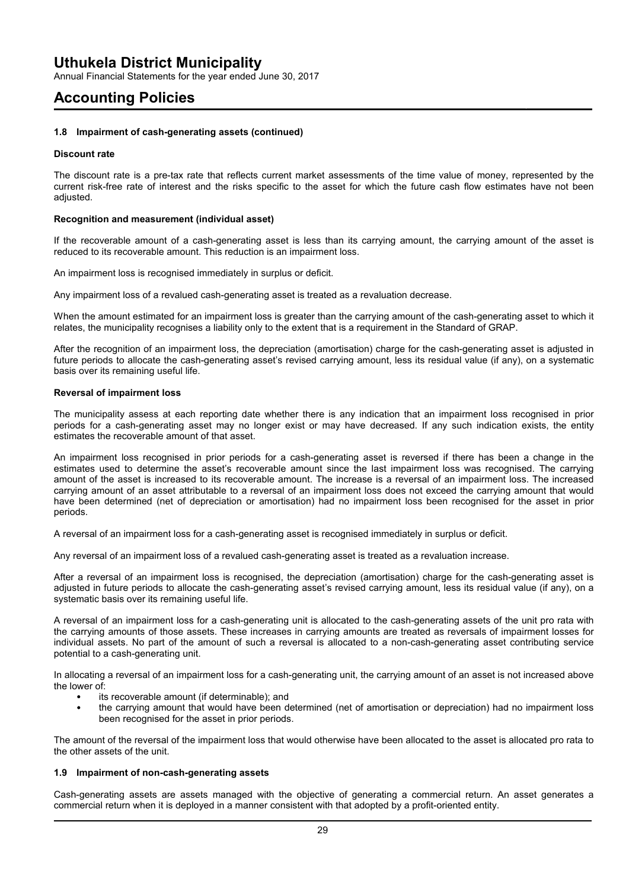### 1.8 Impairment of cash-generating assets (continued)

**Discount rate**

The discount rate is a pre-tax rate that reflects current market assessments of the time value of money, represented by the current risk-free rate of interest and the risks specific to the asset for which the future cash flow estimates have not been adjusted.

**Recognition and measurement (individual asset)**

If the recoverable amount of a cash-generating asset is less than its carrying amount, the carrying amount of the asset is reduced to its recoverable amount. This reduction is an impairment loss.

An impairment loss is recognised immediately in surplus or deficit.

Any impairment loss of a revalued cash-generating asset is treated as a revaluation decrease.

When the amount estimated for an impairment loss is greater than the carrying amount of the cash-generating asset to which it relates, the municipality recognises a liability only to the extent that is a requirement in the Standard of GRAP.

After the recognition of an impairment loss, the depreciation (amortisation) charge for the cash-generating asset is adjusted in future periods to allocate the cash-generating asset's revised carrying amount, less its residual value (if any), on a systematic basis over its remaining useful life.

**Reversal of impairment loss**

The municipality assess at each reporting date whether there is any indication that an impairment loss recognised in prior periods for a cash-generating asset may no longer exist or may have decreased. If any such indication exists, the entity estimates the recoverable amount of that asset.

An impairment loss recognised in prior periods for a cash-generating asset is reversed if there has been a change in the estimates used to determine the asset's recoverable amount since the last impairment loss was recognised. The carrying amount of the asset is increased to its recoverable amount. The increase is a reversal of an impairment loss. The increased carrying amount of an asset attributable to a reversal of an impairment loss does not exceed the carrying amount that would have been determined (net of depreciation or amortisation) had no impairment loss been recognised for the asset in prior periods.

A reversal of an impairment loss for a cash-generating asset is recognised immediately in surplus or deficit.

Any reversal of an impairment loss of a revalued cash-generating asset is treated as a revaluation increase.

After a reversal of an impairment loss is recognised, the depreciation (amortisation) charge for the cash-generating asset is adjusted in future periods to allocate the cash-generating asset's revised carrying amount, less its residual value (if any), on a systematic basis over its remaining useful life.

A reversal of an impairment loss for a cash-generating unit is allocated to the cash-generating assets of the unit pro rata with the carrying amounts of those assets. These increases in carrying amounts are treated as reversals of impairment losses for individual assets. No part of the amount of such a reversal is allocated to a non-cash-generating asset contributing service potential to a cash-generating unit.

In allocating a reversal of an impairment loss for a cash-generating unit, the carrying amount of an asset is not increased above the lower of:

- its recoverable amount (if determinable); and
- the carrying amount that would have been determined (net of amortisation or depreciation) had no impairment loss been recognised for the asset in prior periods.

The amount of the reversal of the impairment loss that would otherwise have been allocated to the asset is allocated pro rata to the other assets of the unit.

### 1.9 Impairment of non-cash-generating assets

Cash-generating assets are assets managed with the objective of generating a commercial return. An asset generates a commercial return when it is deployed in a manner consistent with that adopted by a profit-oriented entity.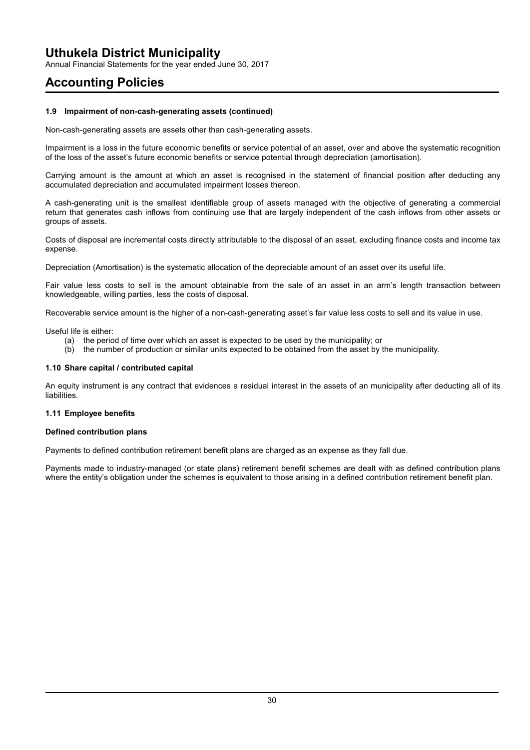### 1.9 Impairment of non-cash-generating assets (continued)

Non-cash-generating assets are assets other than cash-generating assets.

Impairment is a loss in the future economic benefits or service potential of an asset, over and above the systematic recognition of the loss of the asset's future economic benefits or service potential through depreciation (amortisation).

Carrying amount is the amount at which an asset is recognised in the statement of financial position after deducting any accumulated depreciation and accumulated impairment losses thereon.

A cash-generating unit is the smallest identifiable group of assets managed with the objective of generating a commercial return that generates cash inflows from continuing use that are largely independent of the cash inflows from other assets or groups of assets.

Costs of disposal are incremental costs directly attributable to the disposal of an asset, excluding finance costs and income tax expense.

Depreciation (Amortisation) is the systematic allocation of the depreciable amount of an asset over its useful life.

Fair value less costs to sell is the amount obtainable from the sale of an asset in an arm's length transaction between knowledgeable, willing parties, less the costs of disposal.

Recoverable service amount is the higher of a non-cash-generating asset's fair value less costs to sell and its value in use.

Useful life is either:

(a) the period of time over which an asset is expected to be used by the municipality; or
(b) the number of production or similar units expected to be obtained from the asset by the municipality.

### 1.10 Share capital / contributed capital

An equity instrument is any contract that evidences a residual interest in the assets of an municipality after deducting all of its liabilities.

### 1.11 Employee benefits

**Defined contribution plans**

Payments to defined contribution retirement benefit plans are charged as an expense as they fall due.

Payments made to industry-managed (or state plans) retirement benefit schemes are dealt with as defined contribution plans where the entity's obligation under the schemes is equivalent to those arising in a defined contribution retirement benefit plan.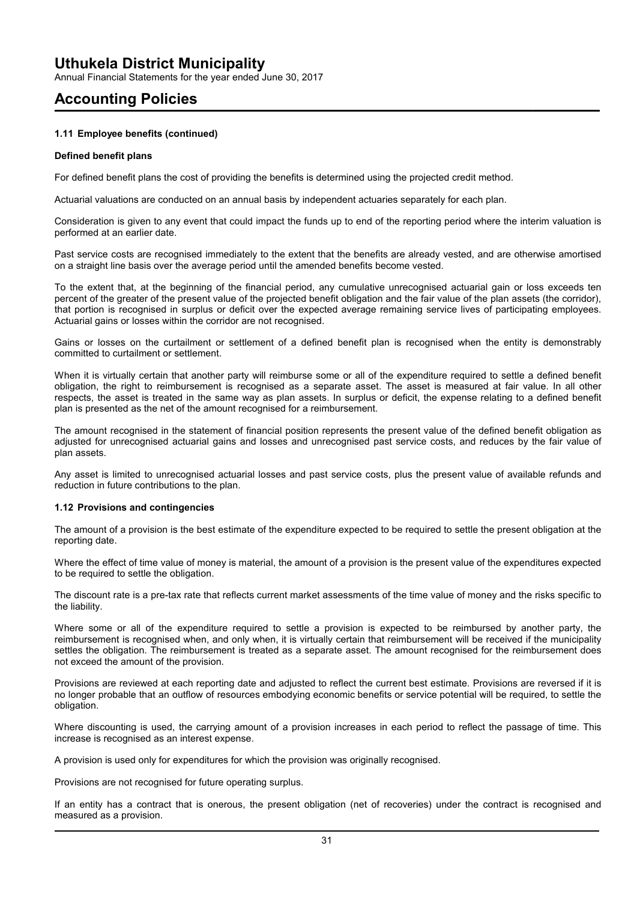# Uthukela District Municipality

Annual Financial Statements for the year ended June 30, 2017

## Accounting Policies

### 1.11 Employee benefits (continued)

**Defined benefit plans**

For defined benefit plans the cost of providing the benefits is determined using the projected credit method.

Actuarial valuations are conducted on an annual basis by independent actuaries separately for each plan.

Consideration is given to any event that could impact the funds up to end of the reporting period where the interim valuation is performed at an earlier date.

Past service costs are recognised immediately to the extent that the benefits are already vested, and are otherwise amortised on a straight line basis over the average period until the amended benefits become vested.

To the extent that, at the beginning of the financial period, any cumulative unrecognised actuarial gain or loss exceeds ten percent of the greater of the present value of the projected benefit obligation and the fair value of the plan assets (the corridor), that portion is recognised in surplus or deficit over the expected average remaining service lives of participating employees. Actuarial gains or losses within the corridor are not recognised.

Gains or losses on the curtailment or settlement of a defined benefit plan is recognised when the entity is demonstrably committed to curtailment or settlement.

When it is virtually certain that another party will reimburse some or all of the expenditure required to settle a defined benefit obligation, the right to reimbursement is recognised as a separate asset. The asset is measured at fair value. In all other respects, the asset is treated in the same way as plan assets. In surplus or deficit, the expense relating to a defined benefit plan is presented as the net of the amount recognised for a reimbursement.

The amount recognised in the statement of financial position represents the present value of the defined benefit obligation as adjusted for unrecognised actuarial gains and losses and unrecognised past service costs, and reduces by the fair value of plan assets.

Any asset is limited to unrecognised actuarial losses and past service costs, plus the present value of available refunds and reduction in future contributions to the plan.

### 1.12 Provisions and contingencies

The amount of a provision is the best estimate of the expenditure expected to be required to settle the present obligation at the reporting date.

Where the effect of time value of money is material, the amount of a provision is the present value of the expenditures expected to be required to settle the obligation.

The discount rate is a pre-tax rate that reflects current market assessments of the time value of money and the risks specific to the liability.

Where some or all of the expenditure required to settle a provision is expected to be reimbursed by another party, the reimbursement is recognised when, and only when, it is virtually certain that reimbursement will be received if the municipality settles the obligation. The reimbursement is treated as a separate asset. The amount recognised for the reimbursement does not exceed the amount of the provision.

Provisions are reviewed at each reporting date and adjusted to reflect the current best estimate. Provisions are reversed if it is no longer probable that an outflow of resources embodying economic benefits or service potential will be required, to settle the obligation.

Where discounting is used, the carrying amount of a provision increases in each period to reflect the passage of time. This increase is recognised as an interest expense.

A provision is used only for expenditures for which the provision was originally recognised.

Provisions are not recognised for future operating surplus.

If an entity has a contract that is onerous, the present obligation (net of recoveries) under the contract is recognised and measured as a provision.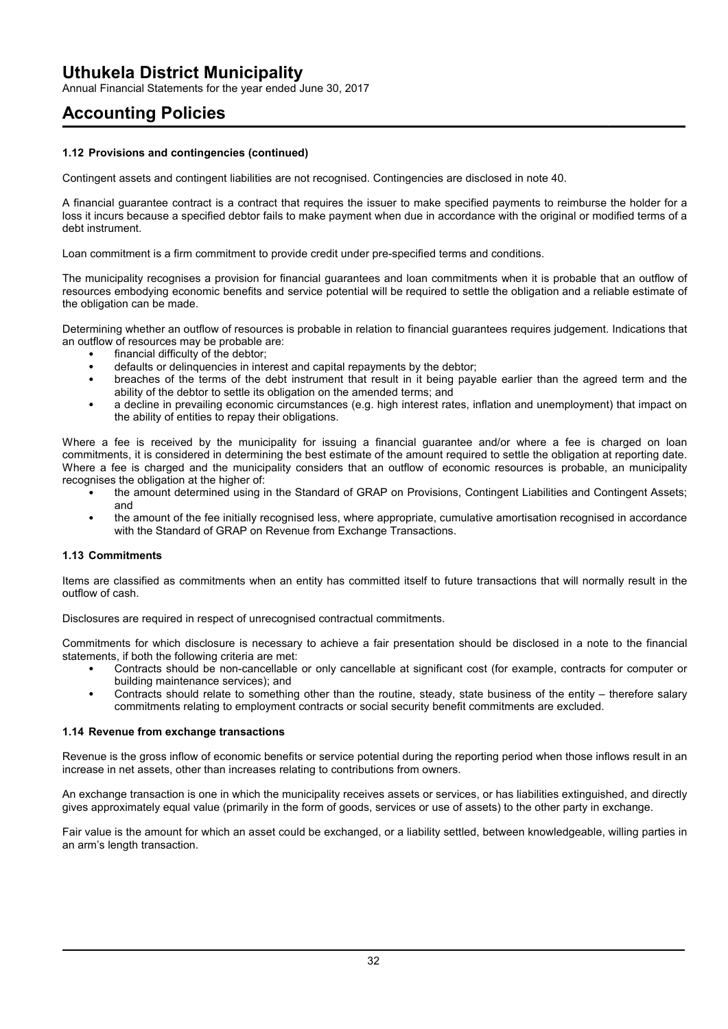# Uthukela District Municipality

Annual Financial Statements for the year ended June 30, 2017

## Accounting Policies

### 1.12 Provisions and contingencies (continued)

Contingent assets and contingent liabilities are not recognised. Contingencies are disclosed in note 40.

A financial guarantee contract is a contract that requires the issuer to make specified payments to reimburse the holder for a loss it incurs because a specified debtor fails to make payment when due in accordance with the original or modified terms of a debt instrument.

Loan commitment is a firm commitment to provide credit under pre-specified terms and conditions.

The municipality recognises a provision for financial guarantees and loan commitments when it is probable that an outflow of resources embodying economic benefits and service potential will be required to settle the obligation and a reliable estimate of the obligation can be made.

Determining whether an outflow of resources is probable in relation to financial guarantees requires judgement. Indications that an outflow of resources may be probable are:

- financial difficulty of the debtor;
- defaults or delinquencies in interest and capital repayments by the debtor;
- breaches of the terms of the debt instrument that result in it being payable earlier than the agreed term and the ability of the debtor to settle its obligation on the amended terms; and
- a decline in prevailing economic circumstances (e.g. high interest rates, inflation and unemployment) that impact on the ability of entities to repay their obligations.

Where a fee is received by the municipality for issuing a financial guarantee and/or where a fee is charged on loan commitments, it is considered in determining the best estimate of the amount required to settle the obligation at reporting date. Where a fee is charged and the municipality considers that an outflow of economic resources is probable, an municipality recognises the obligation at the higher of:

- the amount determined using in the Standard of GRAP on Provisions, Contingent Liabilities and Contingent Assets; and
- the amount of the fee initially recognised less, where appropriate, cumulative amortisation recognised in accordance with the Standard of GRAP on Revenue from Exchange Transactions.

### 1.13 Commitments

Items are classified as commitments when an entity has committed itself to future transactions that will normally result in the outflow of cash.

Disclosures are required in respect of unrecognised contractual commitments.

Commitments for which disclosure is necessary to achieve a fair presentation should be disclosed in a note to the financial statements, if both the following criteria are met:

- Contracts should be non-cancellable or only cancellable at significant cost (for example, contracts for computer or building maintenance services); and
- Contracts should relate to something other than the routine, steady, state business of the entity – therefore salary commitments relating to employment contracts or social security benefit commitments are excluded.

### 1.14 Revenue from exchange transactions

Revenue is the gross inflow of economic benefits or service potential during the reporting period when those inflows result in an increase in net assets, other than increases relating to contributions from owners.

An exchange transaction is one in which the municipality receives assets or services, or has liabilities extinguished, and directly gives approximately equal value (primarily in the form of goods, services or use of assets) to the other party in exchange.

Fair value is the amount for which an asset could be exchanged, or a liability settled, between knowledgeable, willing parties in an arm's length transaction.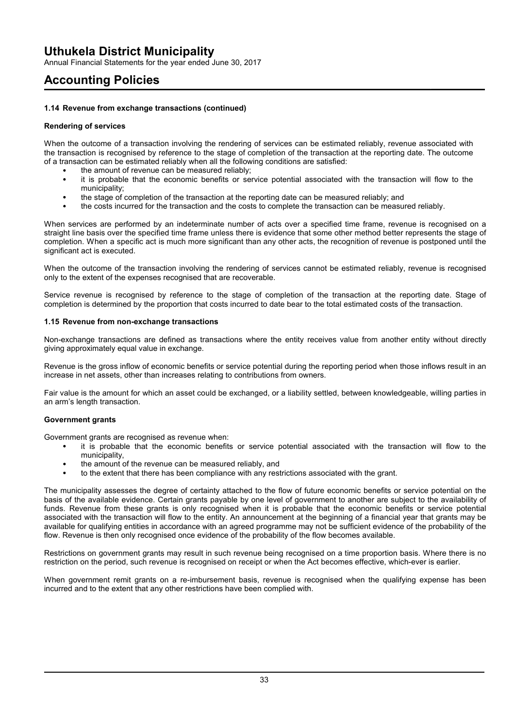# Uthukela District Municipality

Annual Financial Statements for the year ended June 30, 2017

# Accounting Policies

### 1.14 Revenue from exchange transactions (continued)

#### Rendering of services

When the outcome of a transaction involving the rendering of services can be estimated reliably, revenue associated with the transaction is recognised by reference to the stage of completion of the transaction at the reporting date. The outcome of a transaction can be estimated reliably when all the following conditions are satisfied:

- the amount of revenue can be measured reliably;
- it is probable that the economic benefits or service potential associated with the transaction will flow to the municipality;
- the stage of completion of the transaction at the reporting date can be measured reliably; and
- the costs incurred for the transaction and the costs to complete the transaction can be measured reliably.

When services are performed by an indeterminate number of acts over a specified time frame, revenue is recognised on a straight line basis over the specified time frame unless there is evidence that some other method better represents the stage of completion. When a specific act is much more significant than any other acts, the recognition of revenue is postponed until the significant act is executed.

When the outcome of the transaction involving the rendering of services cannot be estimated reliably, revenue is recognised only to the extent of the expenses recognised that are recoverable.

Service revenue is recognised by reference to the stage of completion of the transaction at the reporting date. Stage of completion is determined by the proportion that costs incurred to date bear to the total estimated costs of the transaction.

### 1.15 Revenue from non-exchange transactions

Non-exchange transactions are defined as transactions where the entity receives value from another entity without directly giving approximately equal value in exchange.

Revenue is the gross inflow of economic benefits or service potential during the reporting period when those inflows result in an increase in net assets, other than increases relating to contributions from owners.

Fair value is the amount for which an asset could be exchanged, or a liability settled, between knowledgeable, willing parties in an arm's length transaction.

#### Government grants

Government grants are recognised as revenue when:

- it is probable that the economic benefits or service potential associated with the transaction will flow to the municipality,
- the amount of the revenue can be measured reliably, and
- to the extent that there has been compliance with any restrictions associated with the grant.

The municipality assesses the degree of certainty attached to the flow of future economic benefits or service potential on the basis of the available evidence. Certain grants payable by one level of government to another are subject to the availability of funds. Revenue from these grants is only recognised when it is probable that the economic benefits or service potential associated with the transaction will flow to the entity. An announcement at the beginning of a financial year that grants may be available for qualifying entities in accordance with an agreed programme may not be sufficient evidence of the probability of the flow. Revenue is then only recognised once evidence of the probability of the flow becomes available.

Restrictions on government grants may result in such revenue being recognised on a time proportion basis. Where there is no restriction on the period, such revenue is recognised on receipt or when the Act becomes effective, which-ever is earlier.

When government remit grants on a re-imbursement basis, revenue is recognised when the qualifying expense has been incurred and to the extent that any other restrictions have been complied with.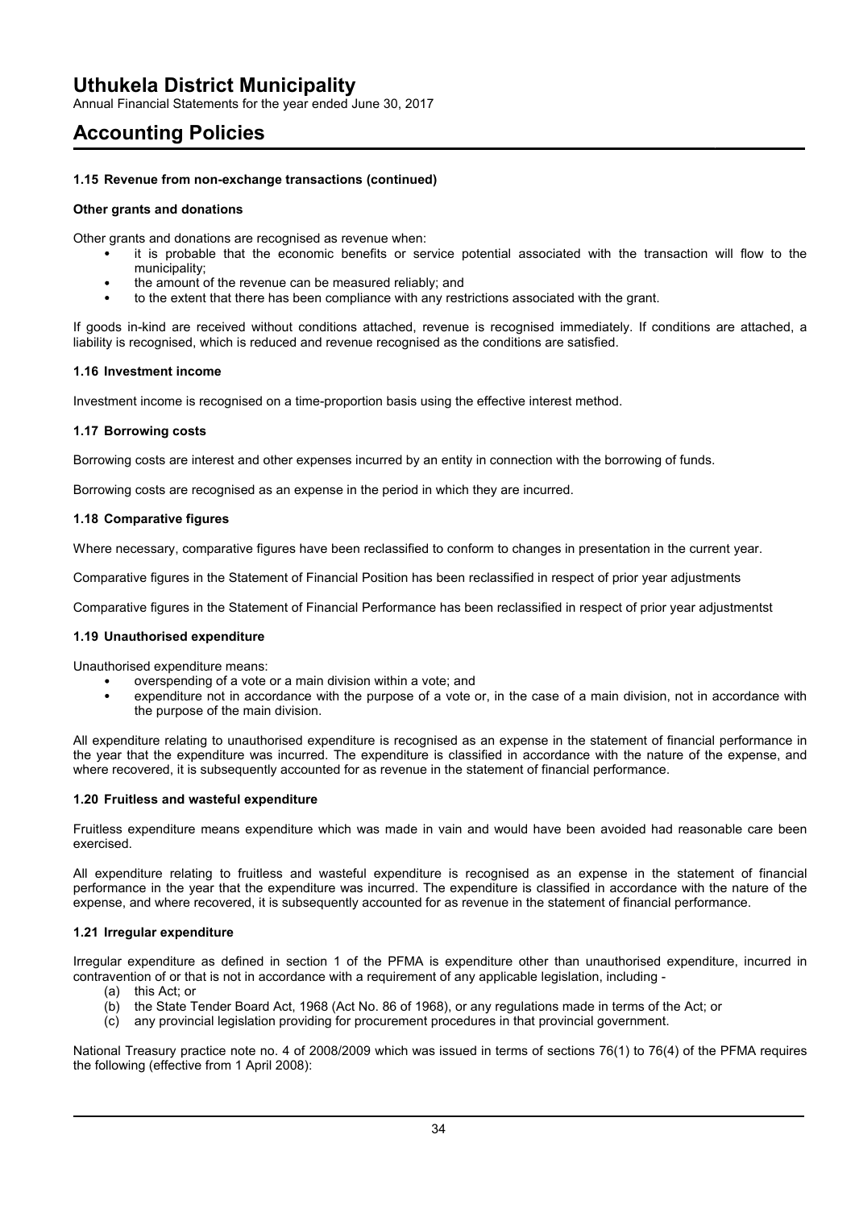### 1.15 Revenue from non-exchange transactions (continued)

#### Other grants and donations

Other grants and donations are recognised as revenue when:

- it is probable that the economic benefits or service potential associated with the transaction will flow to the municipality;
- the amount of the revenue can be measured reliably; and
- to the extent that there has been compliance with any restrictions associated with the grant.

If goods in-kind are received without conditions attached, revenue is recognised immediately. If conditions are attached, a liability is recognised, which is reduced and revenue recognised as the conditions are satisfied.

### 1.16 Investment income

Investment income is recognised on a time-proportion basis using the effective interest method.

### 1.17 Borrowing costs

Borrowing costs are interest and other expenses incurred by an entity in connection with the borrowing of funds.

Borrowing costs are recognised as an expense in the period in which they are incurred.

### 1.18 Comparative figures

Where necessary, comparative figures have been reclassified to conform to changes in presentation in the current year.

Comparative figures in the Statement of Financial Position has been reclassified in respect of prior year adjustments

Comparative figures in the Statement of Financial Performance has been reclassified in respect of prior year adjustmentst

### 1.19 Unauthorised expenditure

Unauthorised expenditure means:

- overspending of a vote or a main division within a vote; and
- expenditure not in accordance with the purpose of a vote or, in the case of a main division, not in accordance with the purpose of the main division.

All expenditure relating to unauthorised expenditure is recognised as an expense in the statement of financial performance in the year that the expenditure was incurred. The expenditure is classified in accordance with the nature of the expense, and where recovered, it is subsequently accounted for as revenue in the statement of financial performance.

### 1.20 Fruitless and wasteful expenditure

Fruitless expenditure means expenditure which was made in vain and would have been avoided had reasonable care been exercised.

All expenditure relating to fruitless and wasteful expenditure is recognised as an expense in the statement of financial performance in the year that the expenditure was incurred. The expenditure is classified in accordance with the nature of the expense, and where recovered, it is subsequently accounted for as revenue in the statement of financial performance.

### 1.21 Irregular expenditure

Irregular expenditure as defined in section 1 of the PFMA is expenditure other than unauthorised expenditure, incurred in contravention of or that is not in accordance with a requirement of any applicable legislation, including -

(a) this Act; or
(b) the State Tender Board Act, 1968 (Act No. 86 of 1968), or any regulations made in terms of the Act; or
(c) any provincial legislation providing for procurement procedures in that provincial government.

National Treasury practice note no. 4 of 2008/2009 which was issued in terms of sections 76(1) to 76(4) of the PFMA requires the following (effective from 1 April 2008):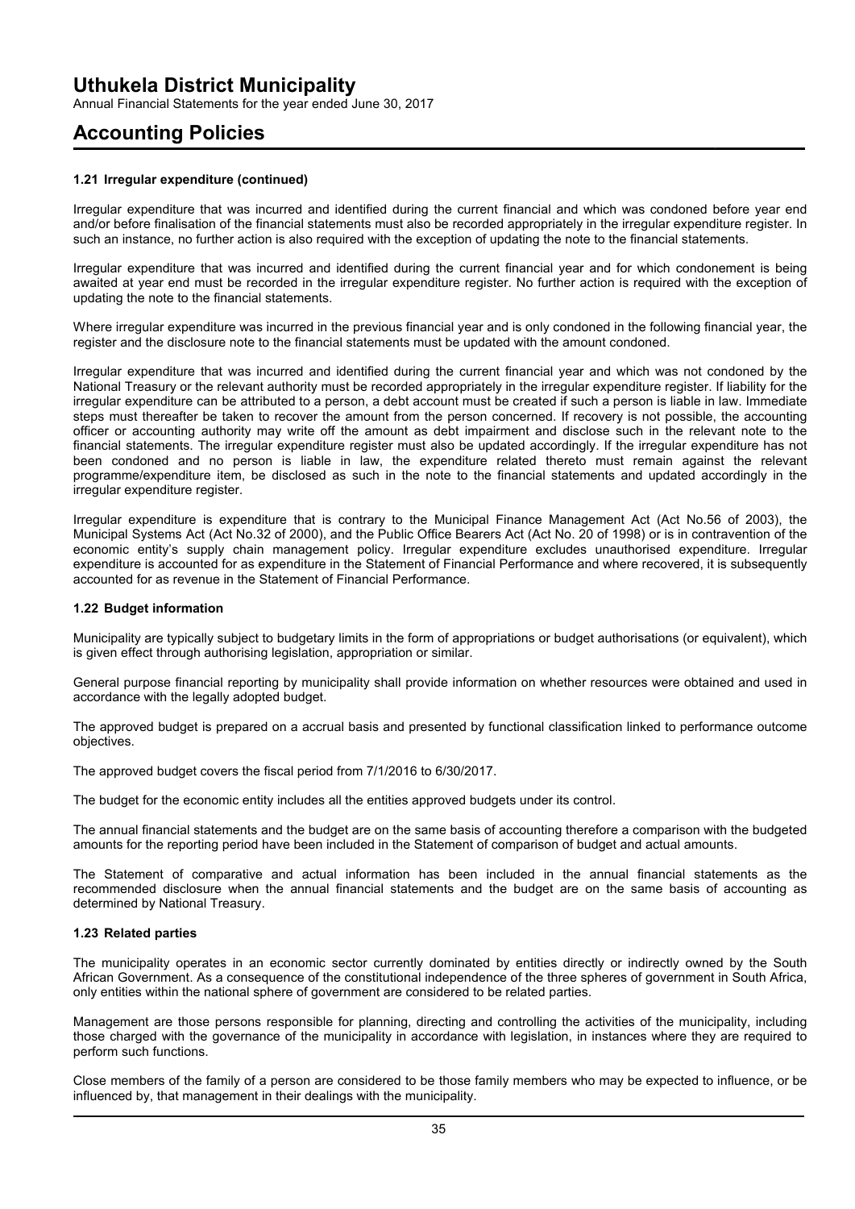### 1.21 Irregular expenditure (continued)

Irregular expenditure that was incurred and identified during the current financial and which was condoned before year end and/or before finalisation of the financial statements must also be recorded appropriately in the irregular expenditure register. In such an instance, no further action is also required with the exception of updating the note to the financial statements.

Irregular expenditure that was incurred and identified during the current financial year and for which condonement is being awaited at year end must be recorded in the irregular expenditure register. No further action is required with the exception of updating the note to the financial statements.

Where irregular expenditure was incurred in the previous financial year and is only condoned in the following financial year, the register and the disclosure note to the financial statements must be updated with the amount condoned.

Irregular expenditure that was incurred and identified during the current financial year and which was not condoned by the National Treasury or the relevant authority must be recorded appropriately in the irregular expenditure register. If liability for the irregular expenditure can be attributed to a person, a debt account must be created if such a person is liable in law. Immediate steps must thereafter be taken to recover the amount from the person concerned. If recovery is not possible, the accounting officer or accounting authority may write off the amount as debt impairment and disclose such in the relevant note to the financial statements. The irregular expenditure register must also be updated accordingly. If the irregular expenditure has not been condoned and no person is liable in law, the expenditure related thereto must remain against the relevant programme/expenditure item, be disclosed as such in the note to the financial statements and updated accordingly in the irregular expenditure register.

Irregular expenditure is expenditure that is contrary to the Municipal Finance Management Act (Act No.56 of 2003), the Municipal Systems Act (Act No.32 of 2000), and the Public Office Bearers Act (Act No. 20 of 1998) or is in contravention of the economic entity's supply chain management policy. Irregular expenditure excludes unauthorised expenditure. Irregular expenditure is accounted for as expenditure in the Statement of Financial Performance and where recovered, it is subsequently accounted for as revenue in the Statement of Financial Performance.

### 1.22 Budget information

Municipality are typically subject to budgetary limits in the form of appropriations or budget authorisations (or equivalent), which is given effect through authorising legislation, appropriation or similar.

General purpose financial reporting by municipality shall provide information on whether resources were obtained and used in accordance with the legally adopted budget.

The approved budget is prepared on a accrual basis and presented by functional classification linked to performance outcome objectives.

The approved budget covers the fiscal period from 7/1/2016 to 6/30/2017.

The budget for the economic entity includes all the entities approved budgets under its control.

The annual financial statements and the budget are on the same basis of accounting therefore a comparison with the budgeted amounts for the reporting period have been included in the Statement of comparison of budget and actual amounts.

The Statement of comparative and actual information has been included in the annual financial statements as the recommended disclosure when the annual financial statements and the budget are on the same basis of accounting as determined by National Treasury.

### 1.23 Related parties

The municipality operates in an economic sector currently dominated by entities directly or indirectly owned by the South African Government. As a consequence of the constitutional independence of the three spheres of government in South Africa, only entities within the national sphere of government are considered to be related parties.

Management are those persons responsible for planning, directing and controlling the activities of the municipality, including those charged with the governance of the municipality in accordance with legislation, in instances where they are required to perform such functions.

Close members of the family of a person are considered to be those family members who may be expected to influence, or be influenced by, that management in their dealings with the municipality.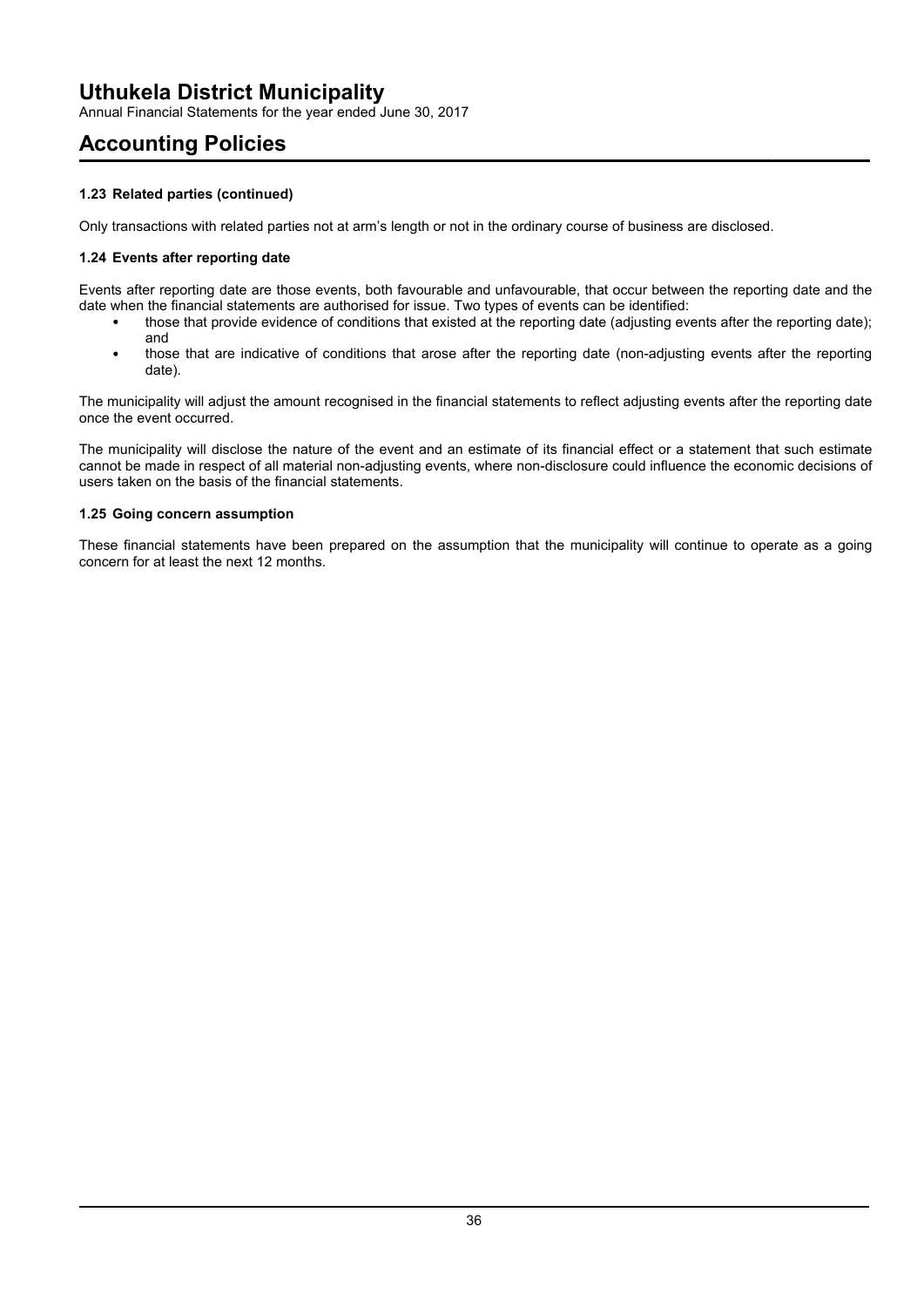### 1.23 Related parties (continued)

Only transactions with related parties not at arm's length or not in the ordinary course of business are disclosed.

### 1.24 Events after reporting date

Events after reporting date are those events, both favourable and unfavourable, that occur between the reporting date and the date when the financial statements are authorised for issue. Two types of events can be identified:

- those that provide evidence of conditions that existed at the reporting date (adjusting events after the reporting date); and
- those that are indicative of conditions that arose after the reporting date (non-adjusting events after the reporting date).

The municipality will adjust the amount recognised in the financial statements to reflect adjusting events after the reporting date once the event occurred.

The municipality will disclose the nature of the event and an estimate of its financial effect or a statement that such estimate cannot be made in respect of all material non-adjusting events, where non-disclosure could influence the economic decisions of users taken on the basis of the financial statements.

### 1.25 Going concern assumption

These financial statements have been prepared on the assumption that the municipality will continue to operate as a going concern for at least the next 12 months.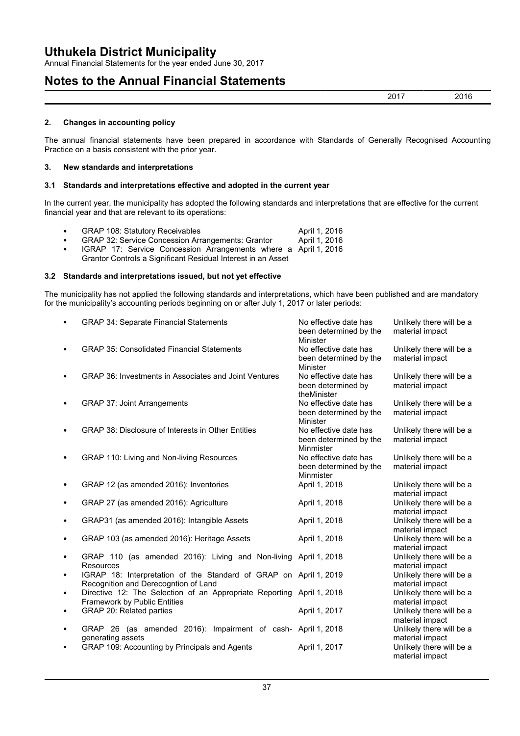## 2. Changes in accounting policy

The annual financial statements have been prepared in accordance with Standards of Generally Recognised Accounting Practice on a basis consistent with the prior year.

## 3. New standards and interpretations

### 3.1 Standards and interpretations effective and adopted in the current year

In the current year, the municipality has adopted the following standards and interpretations that are effective for the current financial year and that are relevant to its operations:

| Standard | Effective date |
|---|---|
| GRAP 108: Statutory Receivables | April 1, 2016 |
| GRAP 32: Service Concession Arrangements: Grantor | April 1, 2016 |
| IGRAP 17: Service Concession Arrangements where a Grantor Controls a Significant Residual Interest in an Asset | April 1, 2016 |

### 3.2 Standards and interpretations issued, but not yet effective

The municipality has not applied the following standards and interpretations, which have been published and are mandatory for the municipality's accounting periods beginning on or after July 1, 2017 or later periods:

| Standard | Effective date | Impact |
|---|---|---|
| GRAP 34: Separate Financial Statements | No effective date has been determined by the Minister | Unlikely there will be a material impact |
| GRAP 35: Consolidated Financial Statements | No effective date has been determined by the Minister | Unlikely there will be a material impact |
| GRAP 36: Investments in Associates and Joint Ventures | No effective date has been determined by theMinister | Unlikely there will be a material impact |
| GRAP 37: Joint Arrangements | No effective date has been determined by the Minister | Unlikely there will be a material impact |
| GRAP 38: Disclosure of Interests in Other Entities | No effective date has been determined by the Minmister | Unlikely there will be a material impact |
| GRAP 110: Living and Non-living Resources | No effective date has been determined by the Minmister | Unlikely there will be a material impact |
| GRAP 12 (as amended 2016): Inventories | April 1, 2018 | Unlikely there will be a material impact |
| GRAP 27 (as amended 2016): Agriculture | April 1, 2018 | Unlikely there will be a material impact |
| GRAP31 (as amended 2016): Intangible Assets | April 1, 2018 | Unlikely there will be a material impact |
| GRAP 103 (as amended 2016): Heritage Assets | April 1, 2018 | Unlikely there will be a material impact |
| GRAP 110 (as amended 2016): Living and Non-living Resources | April 1, 2018 | Unlikely there will be a material impact |
| IGRAP 18: Interpretation of the Standard of GRAP on Recognition and Derecogntion of Land | April 1, 2019 | Unlikely there will be a material impact |
| Directive 12: The Selection of an Appropriate Reporting Framework by Public Entities | April 1, 2018 | Unlikely there will be a material impact |
| GRAP 20: Related parties | April 1, 2017 | Unlikely there will be a material impact |
| GRAP 26 (as amended 2016): Impairment of cash-generating assets | April 1, 2018 | Unlikely there will be a material impact |
| GRAP 109: Accounting by Principals and Agents | April 1, 2017 | Unlikely there will be a material impact |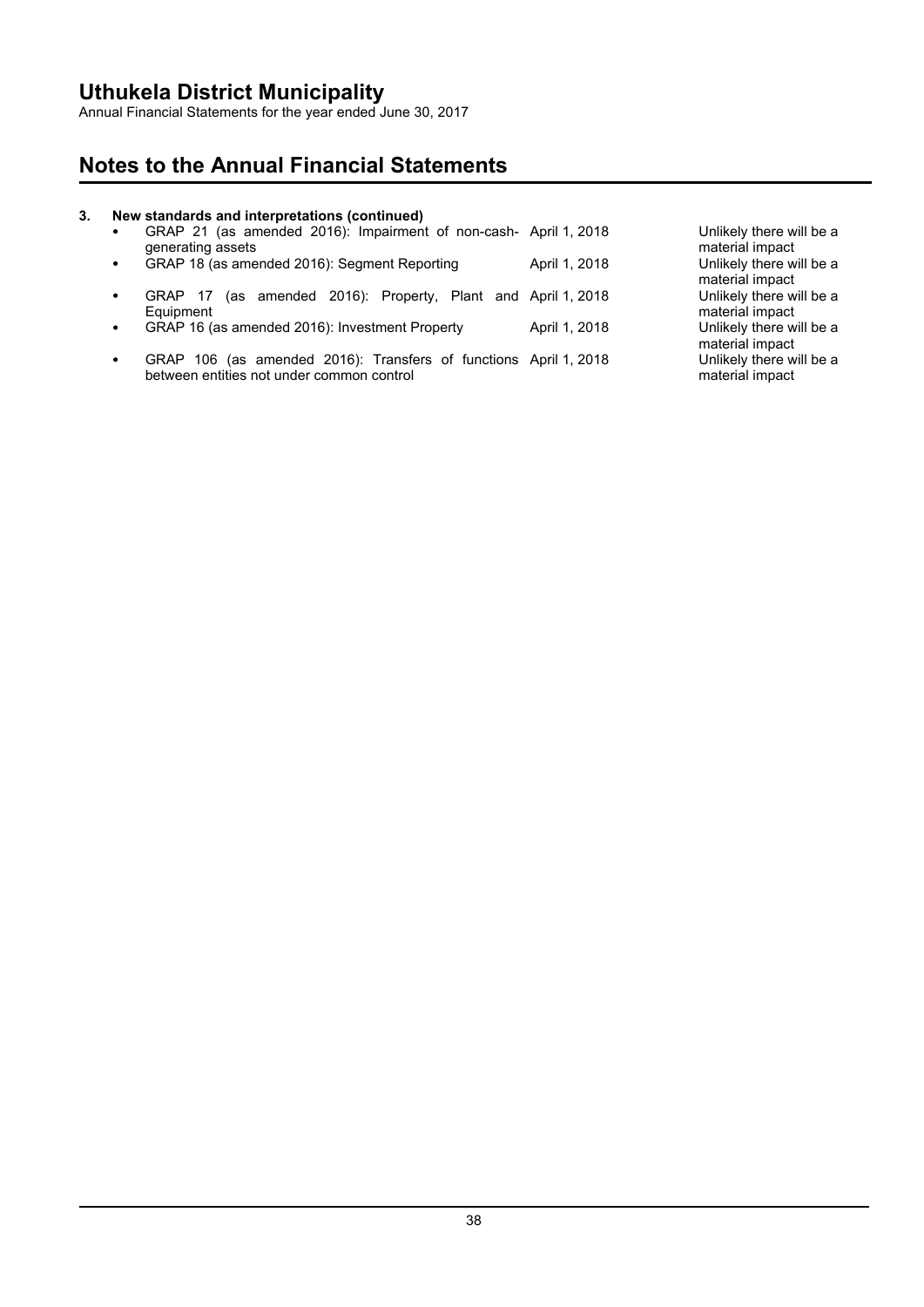## Notes to the Annual Financial Statements

### 3. New standards and interpretations (continued)

- GRAP 21 (as amended 2016): Impairment of non-cash-generating assets — April 1, 2018 — Unlikely there will be a material impact
- GRAP 18 (as amended 2016): Segment Reporting — April 1, 2018 — Unlikely there will be a material impact
- GRAP 17 (as amended 2016): Property, Plant and Equipment — April 1, 2018 — Unlikely there will be a material impact
- GRAP 16 (as amended 2016): Investment Property — April 1, 2018 — Unlikely there will be a material impact
- GRAP 106 (as amended 2016): Transfers of functions between entities not under common control — April 1, 2018 — Unlikely there will be a material impact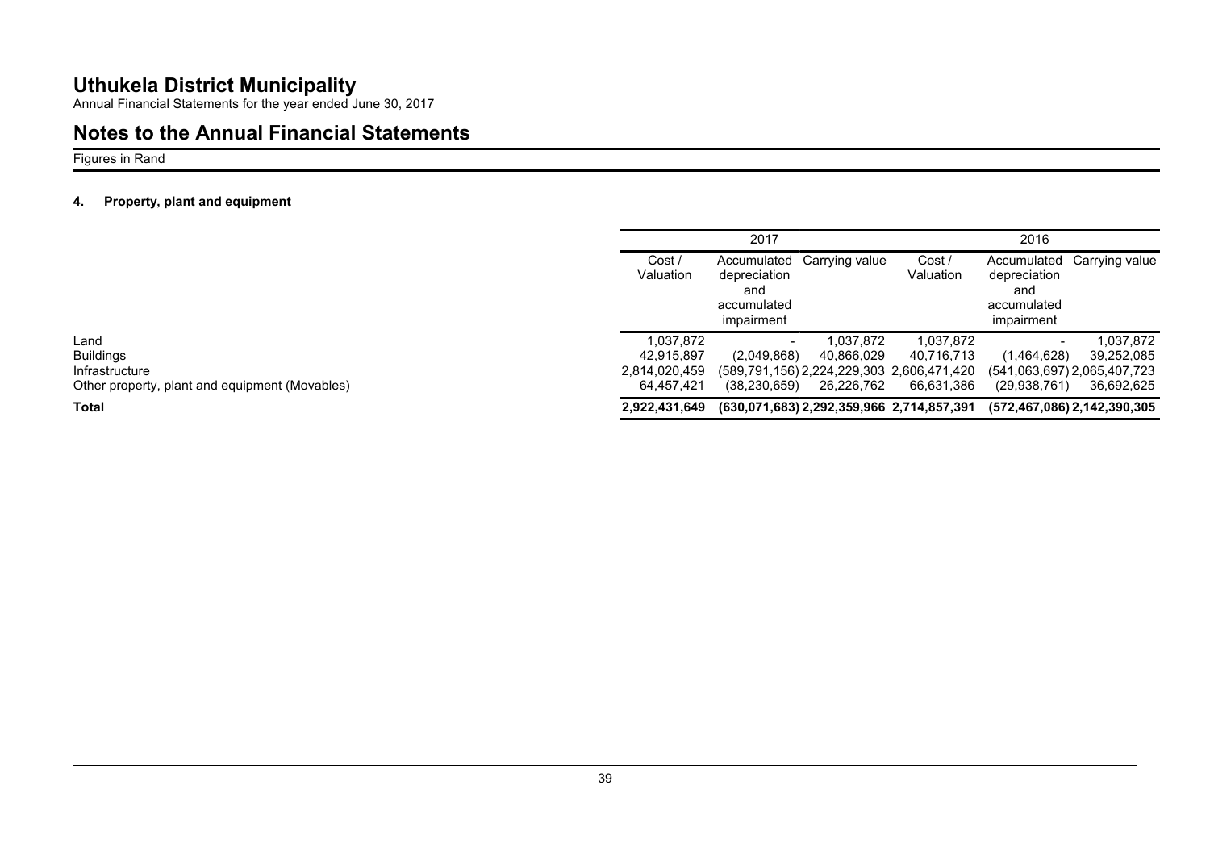# Uthukela District Municipality

Annual Financial Statements for the year ended June 30, 2017

## Notes to the Annual Financial Statements

Figures in Rand

### 4. Property, plant and equipment

| | 2017 | | | 2016 | | |
|---|---|---|---|---|---|---|
| | Cost / Valuation | Accumulated depreciation and accumulated impairment | Carrying value | Cost / Valuation | Accumulated depreciation and accumulated impairment | Carrying value |
| Land | 1,037,872 | - | 1,037,872 | 1,037,872 | - | 1,037,872 |
| Buildings | 42,915,897 | (2,049,868) | 40,866,029 | 40,716,713 | (1,464,628) | 39,252,085 |
| Infrastructure | 2,814,020,459 | (589,791,156) | 2,224,229,303 | 2,606,471,420 | (541,063,697) | 2,065,407,723 |
| Other property, plant and equipment (Movables) | 64,457,421 | (38,230,659) | 26,226,762 | 66,631,386 | (29,938,761) | 36,692,625 |
| **Total** | **2,922,431,649** | **(630,071,683)** | **2,292,359,966** | **2,714,857,391** | **(572,467,086)** | **2,142,390,305** |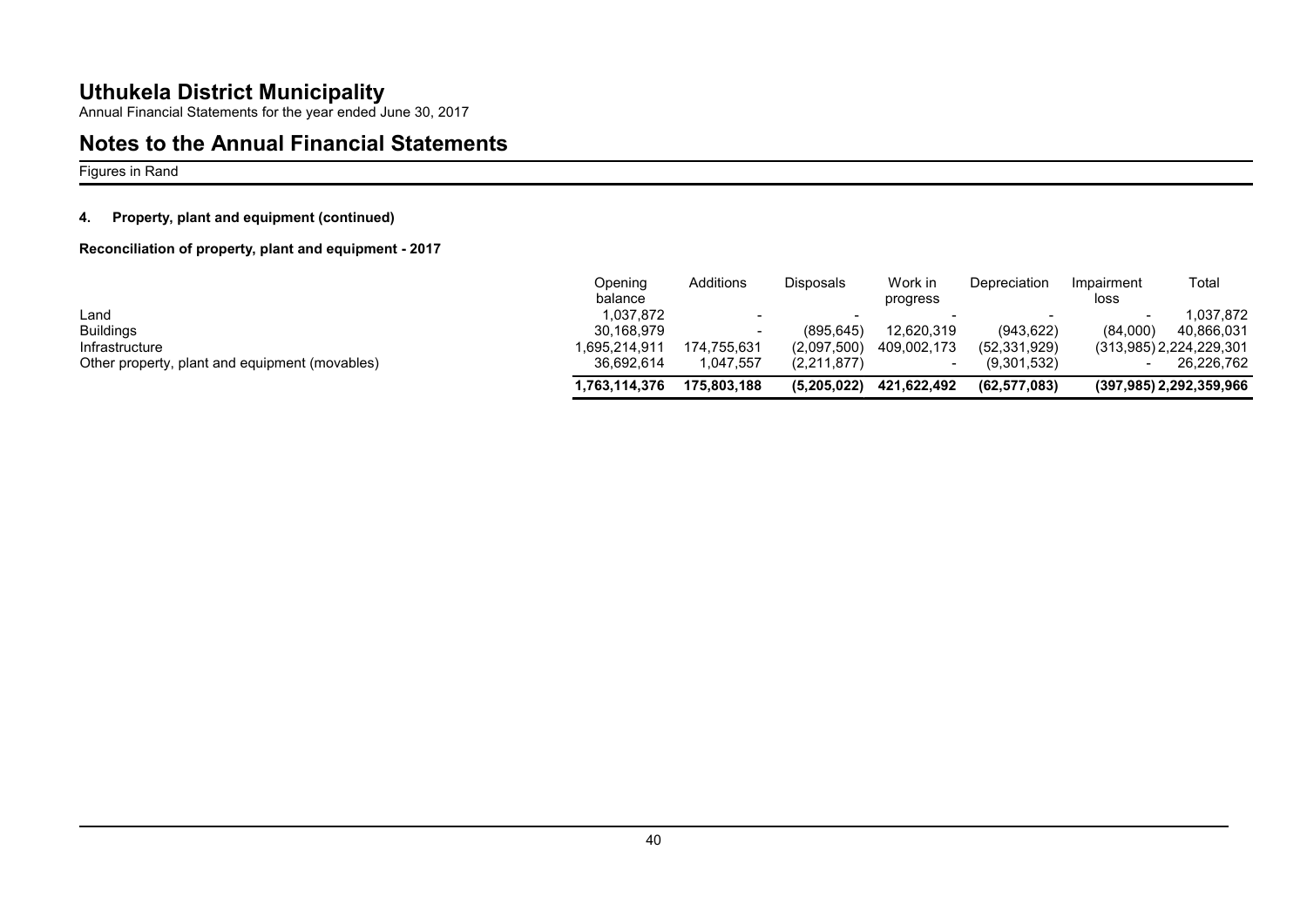# Uthukela District Municipality

Annual Financial Statements for the year ended June 30, 2017

## Notes to the Annual Financial Statements

Figures in Rand

### 4. Property, plant and equipment (continued)

**Reconciliation of property, plant and equipment - 2017**

| | Opening balance | Additions | Disposals | Work in progress | Depreciation | Impairment loss | Total |
|---|---|---|---|---|---|---|---|
| Land | 1,037,872 | - | - | - | - | - | 1,037,872 |
| Buildings | 30,168,979 | - | (895,645) | 12,620,319 | (943,622) | (84,000) | 40,866,031 |
| Infrastructure | 1,695,214,911 | 174,755,631 | (2,097,500) | 409,002,173 | (52,331,929) | (313,985) | 2,224,229,301 |
| Other property, plant and equipment (movables) | 36,692,614 | 1,047,557 | (2,211,877) | - | (9,301,532) | - | 26,226,762 |
| | **1,763,114,376** | **175,803,188** | **(5,205,022)** | **421,622,492** | **(62,577,083)** | **(397,985)** | **2,292,359,966** |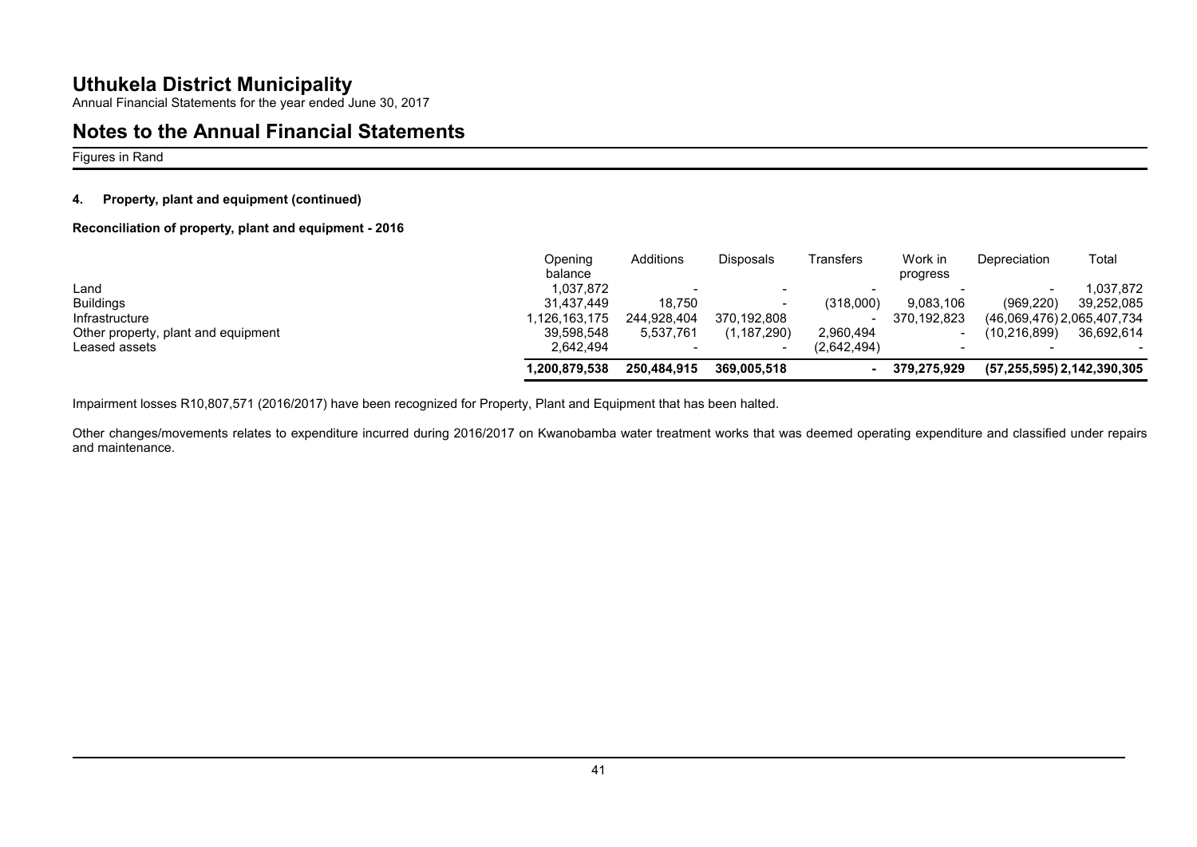# Uthukela District Municipality

Annual Financial Statements for the year ended June 30, 2017

## Notes to the Annual Financial Statements

Figures in Rand

### 4. Property, plant and equipment (continued)

**Reconciliation of property, plant and equipment - 2016**

| | Opening balance | Additions | Disposals | Transfers | Work in progress | Depreciation | Total |
|---|---|---|---|---|---|---|---|
| Land | 1,037,872 | - | - | - | - | - | 1,037,872 |
| Buildings | 31,437,449 | 18,750 | - | (318,000) | 9,083,106 | (969,220) | 39,252,085 |
| Infrastructure | 1,126,163,175 | 244,928,404 | 370,192,808 | - | 370,192,823 | (46,069,476) | 2,065,407,734 |
| Other property, plant and equipment | 39,598,548 | 5,537,761 | (1,187,290) | 2,960,494 | - | (10,216,899) | 36,692,614 |
| Leased assets | 2,642,494 | - | - | (2,642,494) | - | - | - |
| | **1,200,879,538** | **250,484,915** | **369,005,518** | **-** | **379,275,929** | **(57,255,595)** | **2,142,390,305** |

Impairment losses R10,807,571 (2016/2017) have been recognized for Property, Plant and Equipment that has been halted.

Other changes/movements relates to expenditure incurred during 2016/2017 on Kwanobamba water treatment works that was deemed operating expenditure and classified under repairs and maintenance.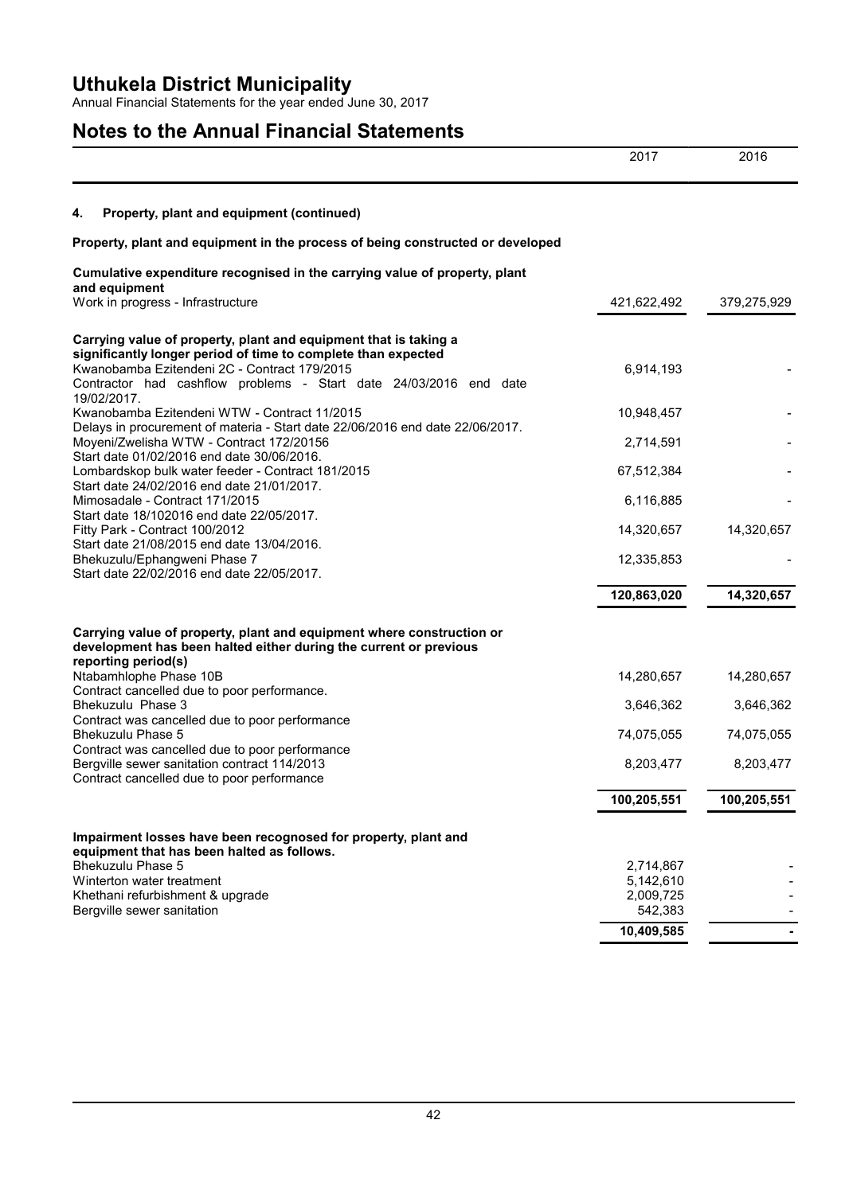# Uthukela District Municipality

Annual Financial Statements for the year ended June 30, 2017

## Notes to the Annual Financial Statements

| | 2017 | 2016 |
|---|---|---|

### 4. Property, plant and equipment (continued)

**Property, plant and equipment in the process of being constructed or developed**

| | 2017 | 2016 |
|---|---|---|
| **Cumulative expenditure recognised in the carrying value of property, plant and equipment** | | |
| Work in progress - Infrastructure | 421,622,492 | 379,275,929 |

| | 2017 | 2016 |
|---|---|---|
| **Carrying value of property, plant and equipment that is taking a significantly longer period of time to complete than expected** | | |
| Kwanobamba Ezitendeni 2C - Contract 179/2015<br>Contractor had cashflow problems - Start date 24/03/2016 end date 19/02/2017. | 6,914,193 | - |
| Kwanobamba Ezitendeni WTW - Contract 11/2015<br>Delays in procurement of materia - Start date 22/06/2016 end date 22/06/2017. | 10,948,457 | - |
| Moyeni/Zwelisha WTW - Contract 172/20156<br>Start date 01/02/2016 end date 30/06/2016. | 2,714,591 | - |
| Lombardskop bulk water feeder - Contract 181/2015<br>Start date 24/02/2016 end date 21/01/2017. | 67,512,384 | - |
| Mimosadale - Contract 171/2015<br>Start date 18/102016 end date 22/05/2017. | 6,116,885 | - |
| Fitty Park - Contract 100/2012<br>Start date 21/08/2015 end date 13/04/2016. | 14,320,657 | 14,320,657 |
| Bhekuzulu/Ephangweni Phase 7<br>Start date 22/02/2016 end date 22/05/2017. | 12,335,853 | - |
| | **120,863,020** | **14,320,657** |

| | 2017 | 2016 |
|---|---|---|
| **Carrying value of property, plant and equipment where construction or development has been halted either during the current or previous reporting period(s)** | | |
| Ntabamhlophe Phase 10B<br>Contract cancelled due to poor performance. | 14,280,657 | 14,280,657 |
| Bhekuzulu Phase 3<br>Contract was cancelled due to poor performance | 3,646,362 | 3,646,362 |
| Bhekuzulu Phase 5<br>Contract was cancelled due to poor performance | 74,075,055 | 74,075,055 |
| Bergville sewer sanitation contract 114/2013<br>Contract cancelled due to poor performance | 8,203,477 | 8,203,477 |
| | **100,205,551** | **100,205,551** |

| | 2017 | 2016 |
|---|---|---|
| **Impairment losses have been recognosed for property, plant and equipment that has been halted as follows.** | | |
| Bhekuzulu Phase 5 | 2,714,867 | - |
| Winterton water treatment | 5,142,610 | - |
| Khethani refurbishment & upgrade | 2,009,725 | - |
| Bergville sewer sanitation | 542,383 | - |
| | **10,409,585** | **-** |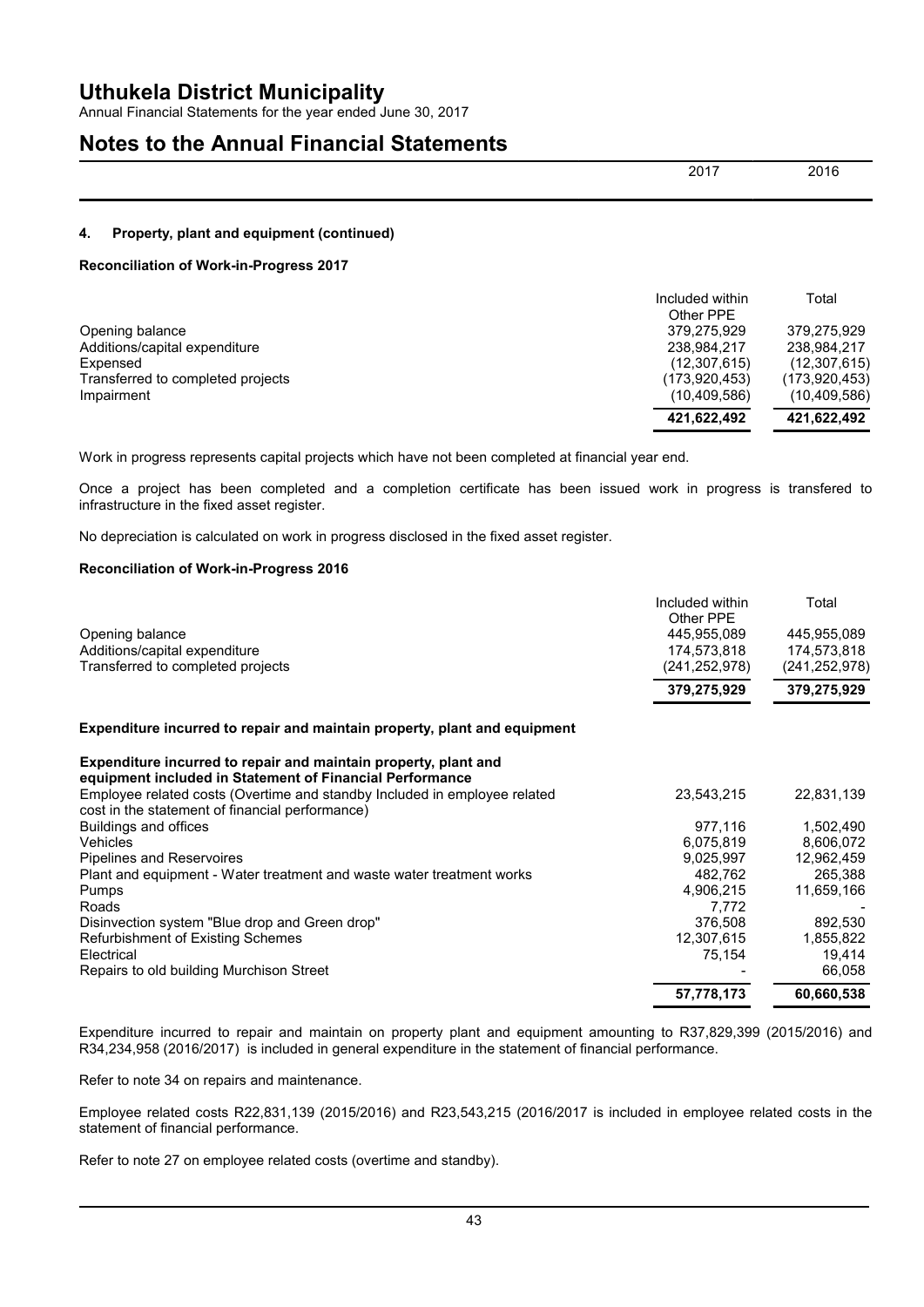## 4. Property, plant and equipment (continued)

### Reconciliation of Work-in-Progress 2017

| | Included within Other PPE | Total |
|---|---|---|
| Opening balance | 379,275,929 | 379,275,929 |
| Additions/capital expenditure | 238,984,217 | 238,984,217 |
| Expensed | (12,307,615) | (12,307,615) |
| Transferred to completed projects | (173,920,453) | (173,920,453) |
| Impairment | (10,409,586) | (10,409,586) |
| | **421,622,492** | **421,622,492** |

Work in progress represents capital projects which have not been completed at financial year end.

Once a project has been completed and a completion certificate has been issued work in progress is transfered to infrastructure in the fixed asset register.

No depreciation is calculated on work in progress disclosed in the fixed asset register.

### Reconciliation of Work-in-Progress 2016

| | Included within Other PPE | Total |
|---|---|---|
| Opening balance | 445,955,089 | 445,955,089 |
| Additions/capital expenditure | 174,573,818 | 174,573,818 |
| Transferred to completed projects | (241,252,978) | (241,252,978) |
| | **379,275,929** | **379,275,929** |

### Expenditure incurred to repair and maintain property, plant and equipment

| | 2017 | 2016 |
|---|---|---|
| **Expenditure incurred to repair and maintain property, plant and equipment included in Statement of Financial Performance** | | |
| Employee related costs (Overtime and standby Included in employee related cost in the statement of financial performance) | 23,543,215 | 22,831,139 |
| Buildings and offices | 977,116 | 1,502,490 |
| Vehicles | 6,075,819 | 8,606,072 |
| Pipelines and Reservoires | 9,025,997 | 12,962,459 |
| Plant and equipment - Water treatment and waste water treatment works | 482,762 | 265,388 |
| Pumps | 4,906,215 | 11,659,166 |
| Roads | 7,772 | - |
| Disinvection system "Blue drop and Green drop" | 376,508 | 892,530 |
| Refurbishment of Existing Schemes | 12,307,615 | 1,855,822 |
| Electrical | 75,154 | 19,414 |
| Repairs to old building Murchison Street | - | 66,058 |
| | **57,778,173** | **60,660,538** |

Expenditure incurred to repair and maintain on property plant and equipment amounting to R37,829,399 (2015/2016) and R34,234,958 (2016/2017) is included in general expenditure in the statement of financial performance.

Refer to note 34 on repairs and maintenance.

Employee related costs R22,831,139 (2015/2016) and R23,543,215 (2016/2017 is included in employee related costs in the statement of financial performance.

Refer to note 27 on employee related costs (overtime and standby).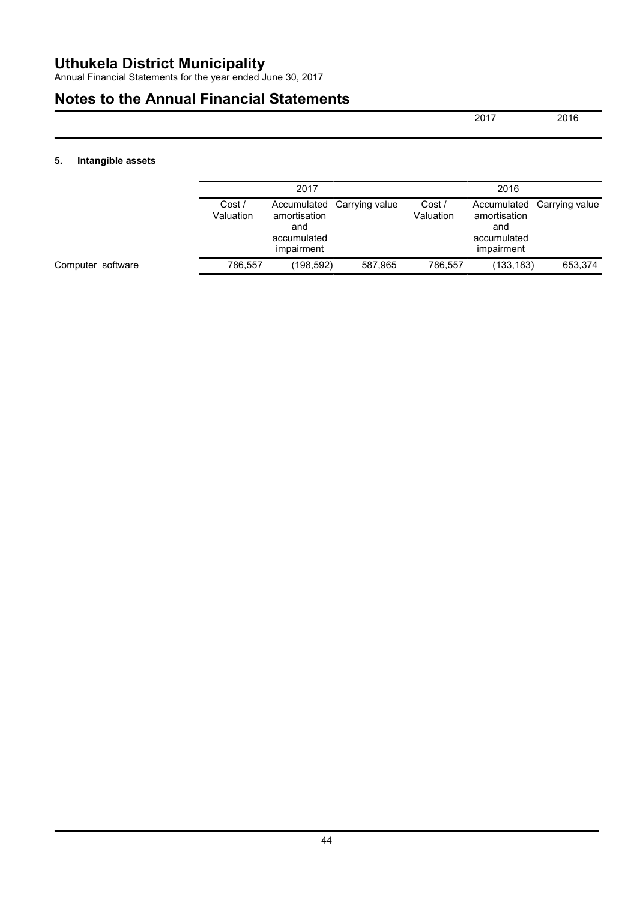# Uthukela District Municipality

Annual Financial Statements for the year ended June 30, 2017

## Notes to the Annual Financial Statements

| | 2017 | 2016 |
|---|---|---|

### 5. Intangible assets

| | 2017 | | | 2016 | | |
|---|---|---|---|---|---|---|
| | Cost / Valuation | Accumulated amortisation and accumulated impairment | Carrying value | Cost / Valuation | Accumulated amortisation and accumulated impairment | Carrying value |
| Computer software | 786,557 | (198,592) | 587,965 | 786,557 | (133,183) | 653,374 |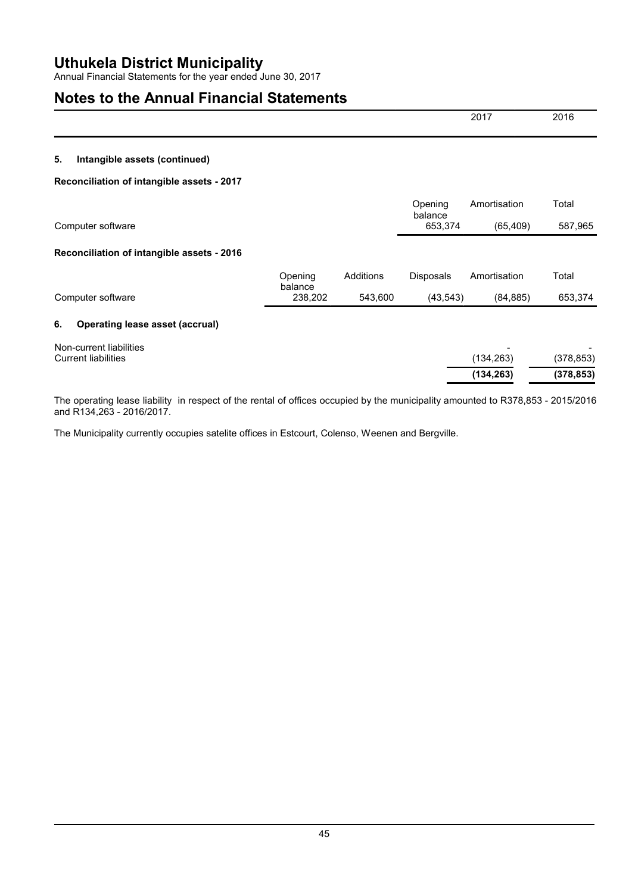## 5. Intangible assets (continued)

### Reconciliation of intangible assets - 2017

| | Opening balance | Amortisation | Total |
|---|---|---|---|
| Computer software | 653,374 | (65,409) | 587,965 |

### Reconciliation of intangible assets - 2016

| | Opening balance | Additions | Disposals | Amortisation | Total |
|---|---|---|---|---|---|
| Computer software | 238,202 | 543,600 | (43,543) | (84,885) | 653,374 |

## 6. Operating lease asset (accrual)

| | 2017 | 2016 |
|---|---|---|
| Non-current liabilities | - | - |
| Current liabilities | (134,263) | (378,853) |
| | **(134,263)** | **(378,853)** |

The operating lease liability in respect of the rental of offices occupied by the municipality amounted to R378,853 - 2015/2016 and R134,263 - 2016/2017.

The Municipality currently occupies satelite offices in Estcourt, Colenso, Weenen and Bergville.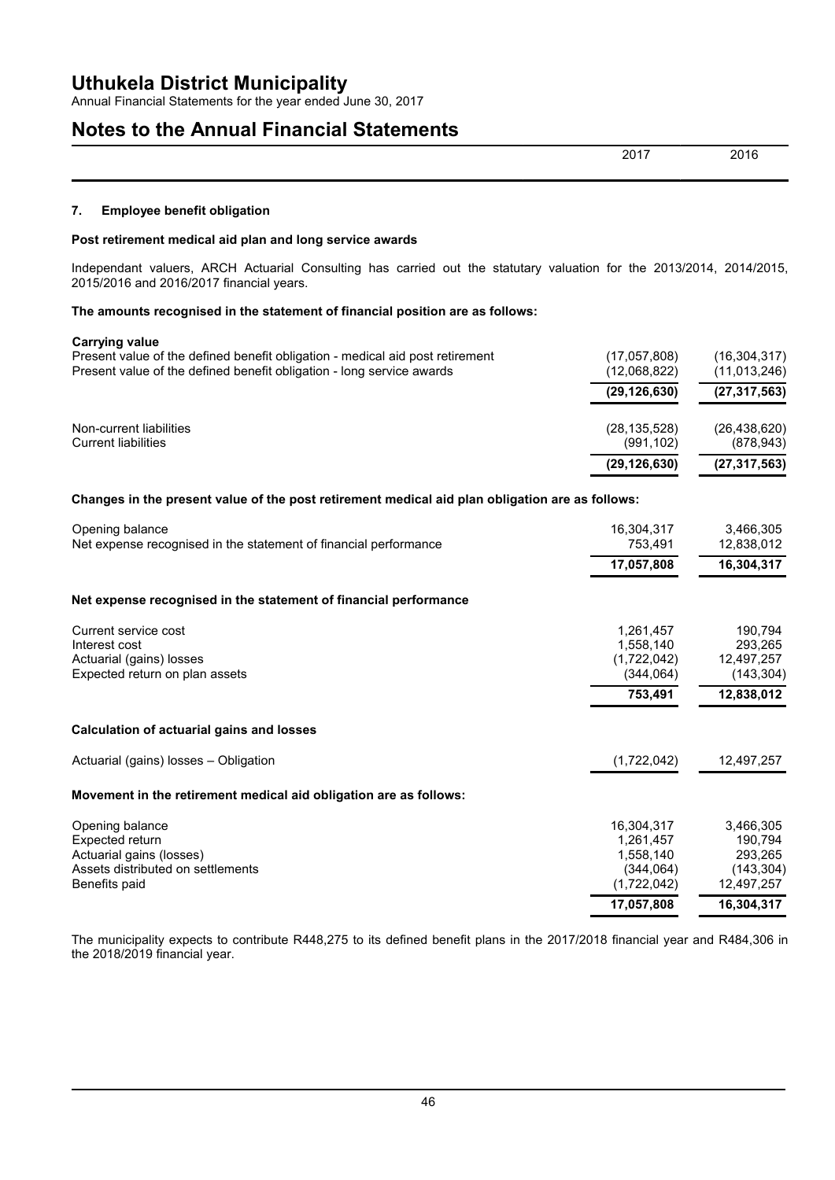# Uthukela District Municipality

Annual Financial Statements for the year ended June 30, 2017

## Notes to the Annual Financial Statements

|  | 2017 | 2016 |
|---|---|---|

### 7. Employee benefit obligation

**Post retirement medical aid plan and long service awards**

Independant valuers, ARCH Actuarial Consulting has carried out the statutary valuation for the 2013/2014, 2014/2015, 2015/2016 and 2016/2017 financial years.

**The amounts recognised in the statement of financial position are as follows:**

| **Carrying value** | 2017 | 2016 |
|---|---|---|
| Present value of the defined benefit obligation - medical aid post retirement | (17,057,808) | (16,304,317) |
| Present value of the defined benefit obligation - long service awards | (12,068,822) | (11,013,246) |
|  | **(29,126,630)** | **(27,317,563)** |
| Non-current liabilities | (28,135,528) | (26,438,620) |
| Current liabilities | (991,102) | (878,943) |
|  | **(29,126,630)** | **(27,317,563)** |

**Changes in the present value of the post retirement medical aid plan obligation are as follows:**

|  | 2017 | 2016 |
|---|---|---|
| Opening balance | 16,304,317 | 3,466,305 |
| Net expense recognised in the statement of financial performance | 753,491 | 12,838,012 |
|  | **17,057,808** | **16,304,317** |

**Net expense recognised in the statement of financial performance**

|  | 2017 | 2016 |
|---|---|---|
| Current service cost | 1,261,457 | 190,794 |
| Interest cost | 1,558,140 | 293,265 |
| Actuarial (gains) losses | (1,722,042) | 12,497,257 |
| Expected return on plan assets | (344,064) | (143,304) |
|  | **753,491** | **12,838,012** |

**Calculation of actuarial gains and losses**

|  | 2017 | 2016 |
|---|---|---|
| Actuarial (gains) losses – Obligation | (1,722,042) | 12,497,257 |

**Movement in the retirement medical aid obligation are as follows:**

|  | 2017 | 2016 |
|---|---|---|
| Opening balance | 16,304,317 | 3,466,305 |
| Expected return | 1,261,457 | 190,794 |
| Actuarial gains (losses) | 1,558,140 | 293,265 |
| Assets distributed on settlements | (344,064) | (143,304) |
| Benefits paid | (1,722,042) | 12,497,257 |
|  | **17,057,808** | **16,304,317** |

The municipality expects to contribute R448,275 to its defined benefit plans in the 2017/2018 financial year and R484,306 in the 2018/2019 financial year.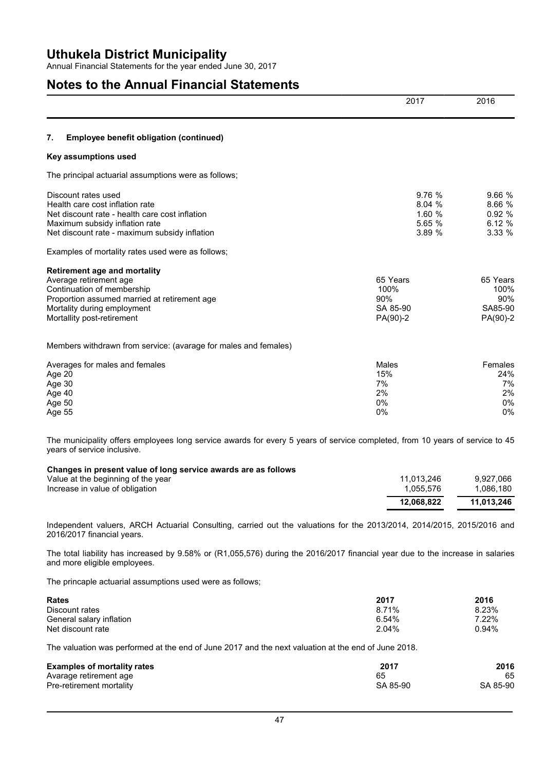# Uthukela District Municipality

Annual Financial Statements for the year ended June 30, 2017

## Notes to the Annual Financial Statements

| | 2017 | 2016 |
|---|---|---|

### 7. Employee benefit obligation (continued)

**Key assumptions used**

The principal actuarial assumptions were as follows;

| | 2017 | 2016 |
|---|---|---|
| Discount rates used | 9.76 % | 9.66 % |
| Health care cost inflation rate | 8.04 % | 8.66 % |
| Net discount rate - health care cost inflation | 1.60 % | 0.92 % |
| Maximum subsidy inflation rate | 5.65 % | 6.12 % |
| Net discount rate - maximum subsidy inflation | 3.89 % | 3.33 % |

Examples of mortality rates used were as follows;

| **Retirement age and mortality** | | |
|---|---|---|
| Average retirement age | 65 Years | 65 Years |
| Continuation of membership | 100% | 100% |
| Proportion assumed married at retirement age | 90% | 90% |
| Mortality during employment | SA 85-90 | SA85-90 |
| Mortallity post-retirement | PA(90)-2 | PA(90)-2 |

Members withdrawn from service: (avarage for males and females)

| Averages for males and females | Males | Females |
|---|---|---|
| Age 20 | 15% | 24% |
| Age 30 | 7% | 7% |
| Age 40 | 2% | 2% |
| Age 50 | 0% | 0% |
| Age 55 | 0% | 0% |

The municipality offers employees long service awards for every 5 years of service completed, from 10 years of service to 45 years of service inclusive.

| **Changes in present value of long service awards are as follows** | | |
|---|---|---|
| Value at the beginning of the year | 11,013,246 | 9,927,066 |
| Increase in value of obligation | 1,055,576 | 1,086,180 |
| | **12,068,822** | **11,013,246** |

Independent valuers, ARCH Actuarial Consulting, carried out the valuations for the 2013/2014, 2014/2015, 2015/2016 and 2016/2017 financial years.

The total liability has increased by 9.58% or (R1,055,576) during the 2016/2017 financial year due to the increase in salaries and more eligible employees.

The princaple actuarial assumptions used were as follows;

| **Rates** | **2017** | **2016** |
|---|---|---|
| Discount rates | 8.71% | 8.23% |
| General salary inflation | 6.54% | 7.22% |
| Net discount rate | 2.04% | 0.94% |

The valuation was performed at the end of June 2017 and the next valuation at the end of June 2018.

| **Examples of mortality rates** | **2017** | **2016** |
|---|---|---|
| Avarage retirement age | 65 | 65 |
| Pre-retirement mortality | SA 85-90 | SA 85-90 |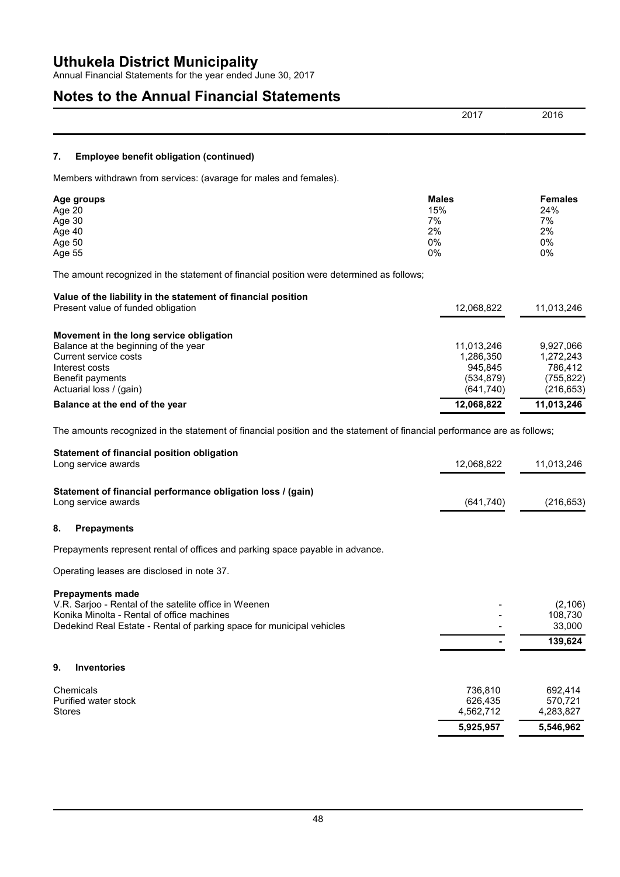# Uthukela District Municipality

Annual Financial Statements for the year ended June 30, 2017

## Notes to the Annual Financial Statements

| | 2017 | 2016 |
|---|---|---|

### 7. Employee benefit obligation (continued)

Members withdrawn from services: (avarage for males and females).

| Age groups | Males | Females |
|---|---|---|
| Age 20 | 15% | 24% |
| Age 30 | 7% | 7% |
| Age 40 | 2% | 2% |
| Age 50 | 0% | 0% |
| Age 55 | 0% | 0% |

The amount recognized in the statement of financial position were determined as follows;

| | 2017 | 2016 |
|---|---|---|
| **Value of the liability in the statement of financial position** | | |
| Present value of funded obligation | 12,068,822 | 11,013,246 |
| | | |
| **Movement in the long service obligation** | | |
| Balance at the beginning of the year | 11,013,246 | 9,927,066 |
| Current service costs | 1,286,350 | 1,272,243 |
| Interest costs | 945,845 | 786,412 |
| Benefit payments | (534,879) | (755,822) |
| Actuarial loss / (gain) | (641,740) | (216,653) |
| **Balance at the end of the year** | **12,068,822** | **11,013,246** |

The amounts recognized in the statement of financial position and the statement of financial performance are as follows;

| | 2017 | 2016 |
|---|---|---|
| **Statement of financial position obligation** | | |
| Long service awards | 12,068,822 | 11,013,246 |
| | | |
| **Statement of financial performance obligation loss / (gain)** | | |
| Long service awards | (641,740) | (216,653) |

### 8. Prepayments

Prepayments represent rental of offices and parking space payable in advance.

Operating leases are disclosed in note 37.

| | 2017 | 2016 |
|---|---|---|
| **Prepayments made** | | |
| V.R. Sarjoo - Rental of the satelite office in Weenen | - | (2,106) |
| Konika Minolta - Rental of office machines | - | 108,730 |
| Dedekind Real Estate - Rental of parking space for municipal vehicles | - | 33,000 |
| | **-** | **139,624** |

### 9. Inventories

| | 2017 | 2016 |
|---|---|---|
| Chemicals | 736,810 | 692,414 |
| Purified water stock | 626,435 | 570,721 |
| Stores | 4,562,712 | 4,283,827 |
| | **5,925,957** | **5,546,962** |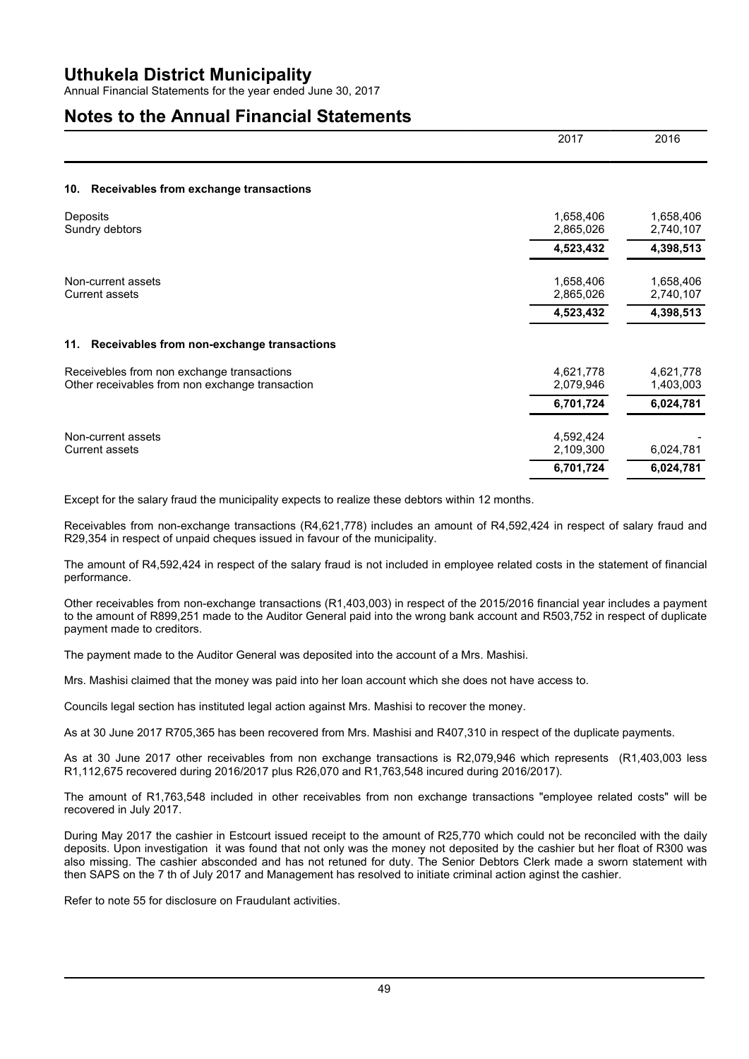# Uthukela District Municipality

Annual Financial Statements for the year ended June 30, 2017

## Notes to the Annual Financial Statements

| | 2017 | 2016 |
|---|---|---|

### 10. Receivables from exchange transactions

| | 2017 | 2016 |
|---|---|---|
| Deposits | 1,658,406 | 1,658,406 |
| Sundry debtors | 2,865,026 | 2,740,107 |
| | **4,523,432** | **4,398,513** |
| Non-current assets | 1,658,406 | 1,658,406 |
| Current assets | 2,865,026 | 2,740,107 |
| | **4,523,432** | **4,398,513** |

### 11. Receivables from non-exchange transactions

| | 2017 | 2016 |
|---|---|---|
| Receivebles from non exchange transactions | 4,621,778 | 4,621,778 |
| Other receivables from non exchange transaction | 2,079,946 | 1,403,003 |
| | **6,701,724** | **6,024,781** |
| Non-current assets | 4,592,424 | - |
| Current assets | 2,109,300 | 6,024,781 |
| | **6,701,724** | **6,024,781** |

Except for the salary fraud the municipality expects to realize these debtors within 12 months.

Receivables from non-exchange transactions (R4,621,778) includes an amount of R4,592,424 in respect of salary fraud and R29,354 in respect of unpaid cheques issued in favour of the municipality.

The amount of R4,592,424 in respect of the salary fraud is not included in employee related costs in the statement of financial performance.

Other receivables from non-exchange transactions (R1,403,003) in respect of the 2015/2016 financial year includes a payment to the amount of R899,251 made to the Auditor General paid into the wrong bank account and R503,752 in respect of duplicate payment made to creditors.

The payment made to the Auditor General was deposited into the account of a Mrs. Mashisi.

Mrs. Mashisi claimed that the money was paid into her loan account which she does not have access to.

Councils legal section has instituted legal action against Mrs. Mashisi to recover the money.

As at 30 June 2017 R705,365 has been recovered from Mrs. Mashisi and R407,310 in respect of the duplicate payments.

As at 30 June 2017 other receivables from non exchange transactions is R2,079,946 which represents (R1,403,003 less R1,112,675 recovered during 2016/2017 plus R26,070 and R1,763,548 incured during 2016/2017).

The amount of R1,763,548 included in other receivables from non exchange transactions "employee related costs" will be recovered in July 2017.

During May 2017 the cashier in Estcourt issued receipt to the amount of R25,770 which could not be reconciled with the daily deposits. Upon investigation it was found that not only was the money not deposited by the cashier but her float of R300 was also missing. The cashier absconded and has not retuned for duty. The Senior Debtors Clerk made a sworn statement with then SAPS on the 7 th of July 2017 and Management has resolved to initiate criminal action aginst the cashier.

Refer to note 55 for disclosure on Fraudulant activities.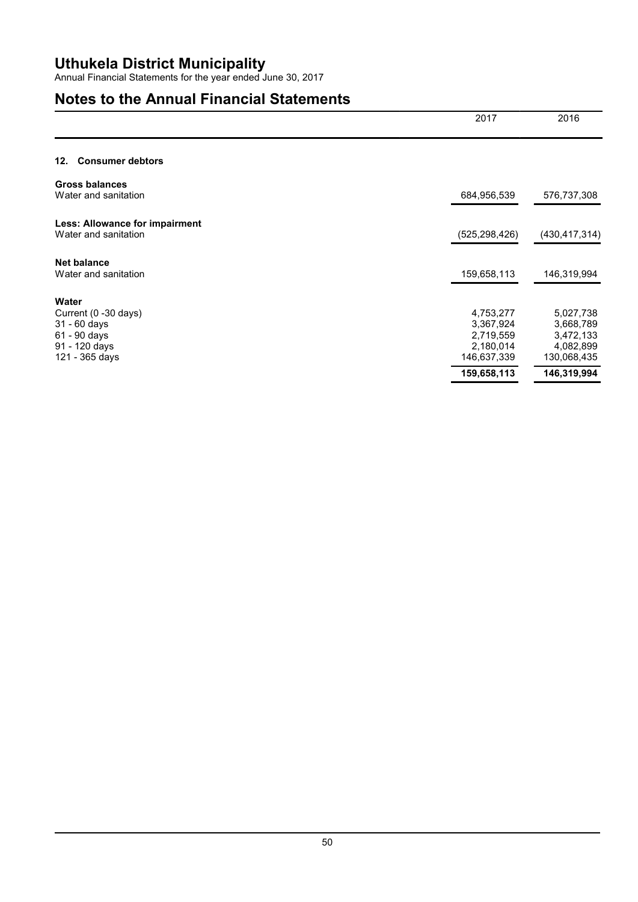# Uthukela District Municipality

Annual Financial Statements for the year ended June 30, 2017

## Notes to the Annual Financial Statements

| | 2017 | 2016 |
|---|---|---|
| **12. Consumer debtors** | | |
| **Gross balances** | | |
| Water and sanitation | 684,956,539 | 576,737,308 |
| **Less: Allowance for impairment** | | |
| Water and sanitation | (525,298,426) | (430,417,314) |
| **Net balance** | | |
| Water and sanitation | 159,658,113 | 146,319,994 |
| **Water** | | |
| Current (0 -30 days) | 4,753,277 | 5,027,738 |
| 31 - 60 days | 3,367,924 | 3,668,789 |
| 61 - 90 days | 2,719,559 | 3,472,133 |
| 91 - 120 days | 2,180,014 | 4,082,899 |
| 121 - 365 days | 146,637,339 | 130,068,435 |
| | **159,658,113** | **146,319,994** |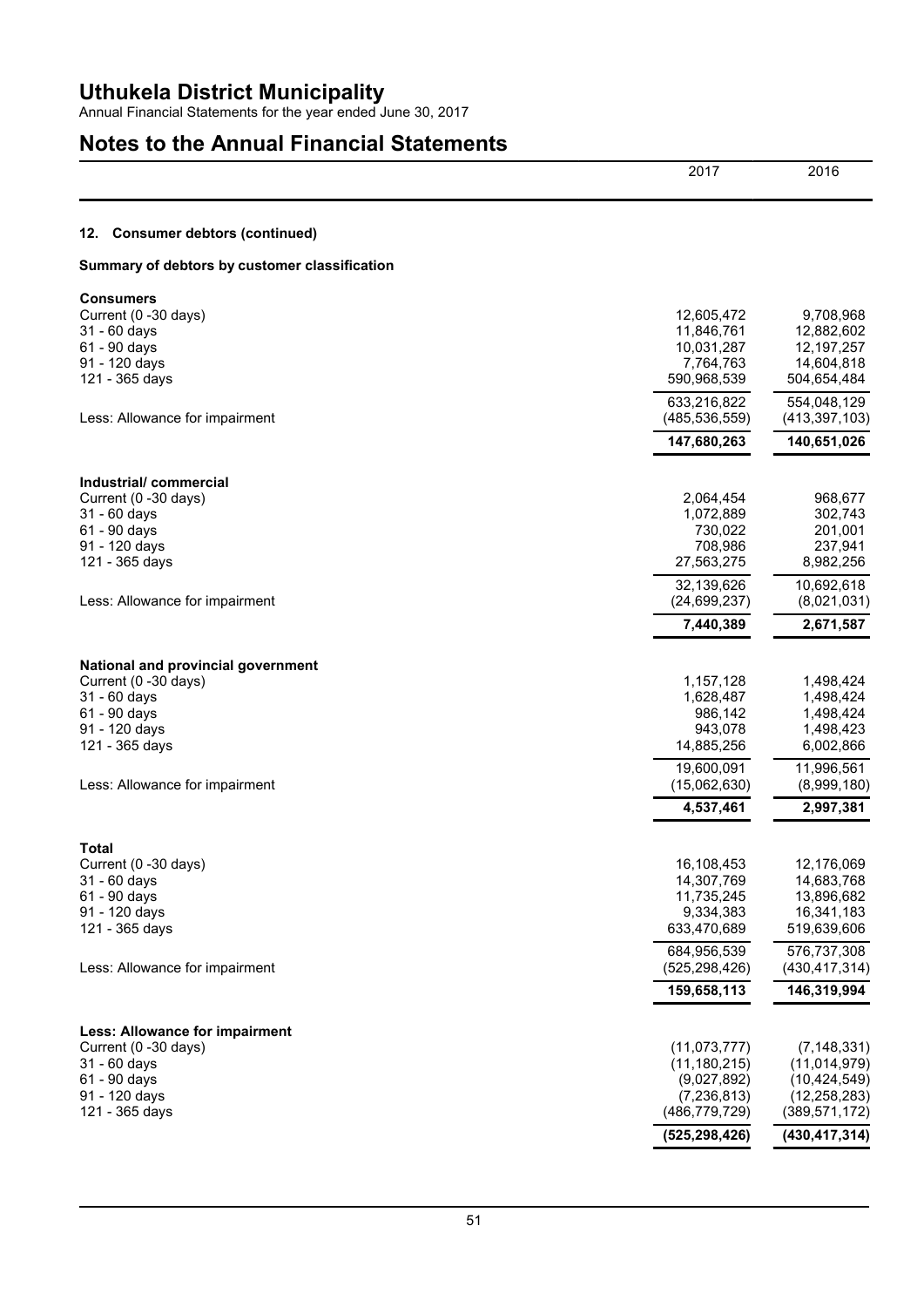# Uthukela District Municipality

Annual Financial Statements for the year ended June 30, 2017

# Notes to the Annual Financial Statements

| | 2017 | 2016 |
|---|---|---|

## 12. Consumer debtors (continued)

### Summary of debtors by customer classification

| | 2017 | 2016 |
|---|---|---|
| **Consumers** | | |
| Current (0 -30 days) | 12,605,472 | 9,708,968 |
| 31 - 60 days | 11,846,761 | 12,882,602 |
| 61 - 90 days | 10,031,287 | 12,197,257 |
| 91 - 120 days | 7,764,763 | 14,604,818 |
| 121 - 365 days | 590,968,539 | 504,654,484 |
| | 633,216,822 | 554,048,129 |
| Less: Allowance for impairment | (485,536,559) | (413,397,103) |
| | **147,680,263** | **140,651,026** |
| **Industrial/ commercial** | | |
| Current (0 -30 days) | 2,064,454 | 968,677 |
| 31 - 60 days | 1,072,889 | 302,743 |
| 61 - 90 days | 730,022 | 201,001 |
| 91 - 120 days | 708,986 | 237,941 |
| 121 - 365 days | 27,563,275 | 8,982,256 |
| | 32,139,626 | 10,692,618 |
| Less: Allowance for impairment | (24,699,237) | (8,021,031) |
| | **7,440,389** | **2,671,587** |
| **National and provincial government** | | |
| Current (0 -30 days) | 1,157,128 | 1,498,424 |
| 31 - 60 days | 1,628,487 | 1,498,424 |
| 61 - 90 days | 986,142 | 1,498,424 |
| 91 - 120 days | 943,078 | 1,498,423 |
| 121 - 365 days | 14,885,256 | 6,002,866 |
| | 19,600,091 | 11,996,561 |
| Less: Allowance for impairment | (15,062,630) | (8,999,180) |
| | **4,537,461** | **2,997,381** |
| **Total** | | |
| Current (0 -30 days) | 16,108,453 | 12,176,069 |
| 31 - 60 days | 14,307,769 | 14,683,768 |
| 61 - 90 days | 11,735,245 | 13,896,682 |
| 91 - 120 days | 9,334,383 | 16,341,183 |
| 121 - 365 days | 633,470,689 | 519,639,606 |
| | 684,956,539 | 576,737,308 |
| Less: Allowance for impairment | (525,298,426) | (430,417,314) |
| | **159,658,113** | **146,319,994** |
| **Less: Allowance for impairment** | | |
| Current (0 -30 days) | (11,073,777) | (7,148,331) |
| 31 - 60 days | (11,180,215) | (11,014,979) |
| 61 - 90 days | (9,027,892) | (10,424,549) |
| 91 - 120 days | (7,236,813) | (12,258,283) |
| 121 - 365 days | (486,779,729) | (389,571,172) |
| | **(525,298,426)** | **(430,417,314)** |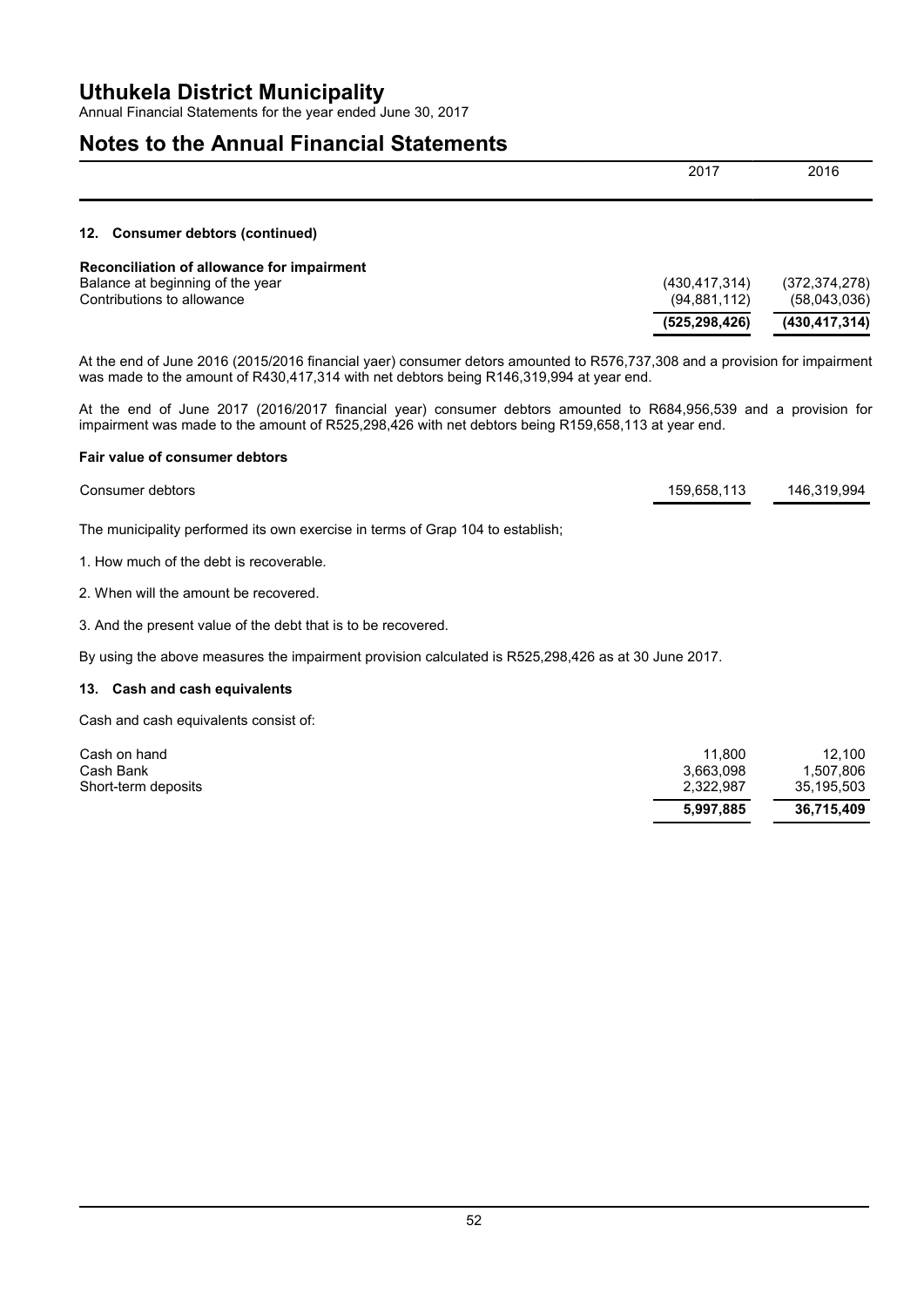## 12. Consumer debtors (continued)

| | 2017 | 2016 |
|---|---|---|
| **Reconciliation of allowance for impairment** | | |
| Balance at beginning of the year | (430,417,314) | (372,374,278) |
| Contributions to allowance | (94,881,112) | (58,043,036) |
| | **(525,298,426)** | **(430,417,314)** |

At the end of June 2016 (2015/2016 financial yaer) consumer detors amounted to R576,737,308 and a provision for impairment was made to the amount of R430,417,314 with net debtors being R146,319,994 at year end.

At the end of June 2017 (2016/2017 financial year) consumer debtors amounted to R684,956,539 and a provision for impairment was made to the amount of R525,298,426 with net debtors being R159,658,113 at year end.

**Fair value of consumer debtors**

| | 2017 | 2016 |
|---|---|---|
| Consumer debtors | 159,658,113 | 146,319,994 |

The municipality performed its own exercise in terms of Grap 104 to establish;

1. How much of the debt is recoverable.

2. When will the amount be recovered.

3. And the present value of the debt that is to be recovered.

By using the above measures the impairment provision calculated is R525,298,426 as at 30 June 2017.

## 13. Cash and cash equivalents

Cash and cash equivalents consist of:

| | 2017 | 2016 |
|---|---|---|
| Cash on hand | 11,800 | 12,100 |
| Cash Bank | 3,663,098 | 1,507,806 |
| Short-term deposits | 2,322,987 | 35,195,503 |
| | **5,997,885** | **36,715,409** |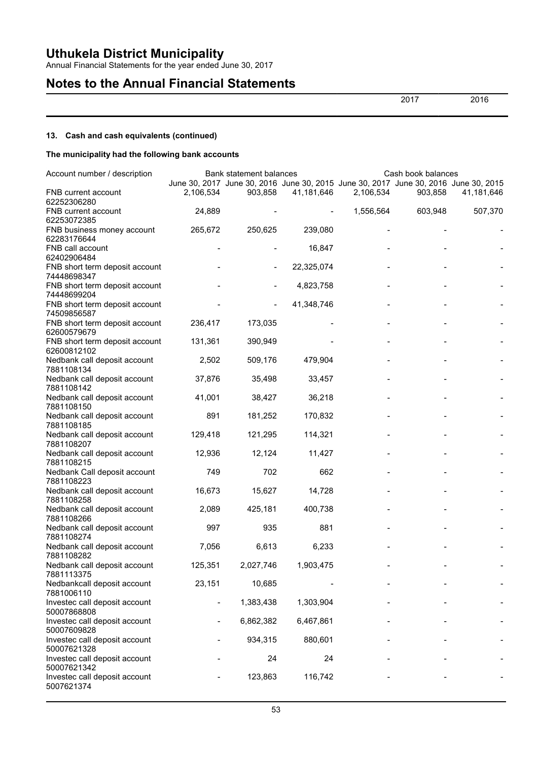# Uthukela District Municipality

Annual Financial Statements for the year ended June 30, 2017

## Notes to the Annual Financial Statements

| | 2017 | 2016 |
|---|---|---|

### 13. Cash and cash equivalents (continued)

**The municipality had the following bank accounts**

| Account number / description | Bank statement balances | | | Cash book balances | | |
|---|---|---|---|---|---|---|
| | June 30, 2017 | June 30, 2016 | June 30, 2015 | June 30, 2017 | June 30, 2016 | June 30, 2015 |
| FNB current account 62252306280 | 2,106,534 | 903,858 | 41,181,646 | 2,106,534 | 903,858 | 41,181,646 |
| FNB current account 62253072385 | 24,889 | - | - | 1,556,564 | 603,948 | 507,370 |
| FNB business money account 62283176644 | 265,672 | 250,625 | 239,080 | - | - | - |
| FNB call account 62402906484 | - | - | 16,847 | - | - | - |
| FNB short term deposit account 74448698347 | - | - | 22,325,074 | - | - | - |
| FNB short term deposit account 74448699204 | - | - | 4,823,758 | - | - | - |
| FNB short term deposit account 74509856587 | - | - | 41,348,746 | - | - | - |
| FNB short term deposit account 62600579679 | 236,417 | 173,035 | - | - | - | - |
| FNB short term deposit account 62600812102 | 131,361 | 390,949 | - | - | - | - |
| Nedbank call deposit account 7881108134 | 2,502 | 509,176 | 479,904 | - | - | - |
| Nedbank call deposit account 7881108142 | 37,876 | 35,498 | 33,457 | - | - | - |
| Nedbank call deposit account 7881108150 | 41,001 | 38,427 | 36,218 | - | - | - |
| Nedbank call deposit account 7881108185 | 891 | 181,252 | 170,832 | - | - | - |
| Nedbank call deposit account 7881108207 | 129,418 | 121,295 | 114,321 | - | - | - |
| Nedbank call deposit account 7881108215 | 12,936 | 12,124 | 11,427 | - | - | - |
| Nedbank Call deposit account 7881108223 | 749 | 702 | 662 | - | - | - |
| Nedbank call deposit account 7881108258 | 16,673 | 15,627 | 14,728 | - | - | - |
| Nedbank call deposit account 7881108266 | 2,089 | 425,181 | 400,738 | - | - | - |
| Nedbank call deposit account 7881108274 | 997 | 935 | 881 | - | - | - |
| Nedbank call deposit account 7881108282 | 7,056 | 6,613 | 6,233 | - | - | - |
| Nedbank call deposit account 7881113375 | 125,351 | 2,027,746 | 1,903,475 | - | - | - |
| Nedbankcall deposit account 7881006110 | 23,151 | 10,685 | - | - | - | - |
| Investec call deposit account 50007868808 | - | 1,383,438 | 1,303,904 | - | - | - |
| Investec call deposit account 50007609828 | - | 6,862,382 | 6,467,861 | - | - | - |
| Investec call deposit account 50007621328 | - | 934,315 | 880,601 | - | - | - |
| Investec call deposit account 50007621342 | - | 24 | 24 | - | - | - |
| Investec call deposit account 5007621374 | - | 123,863 | 116,742 | - | - | - |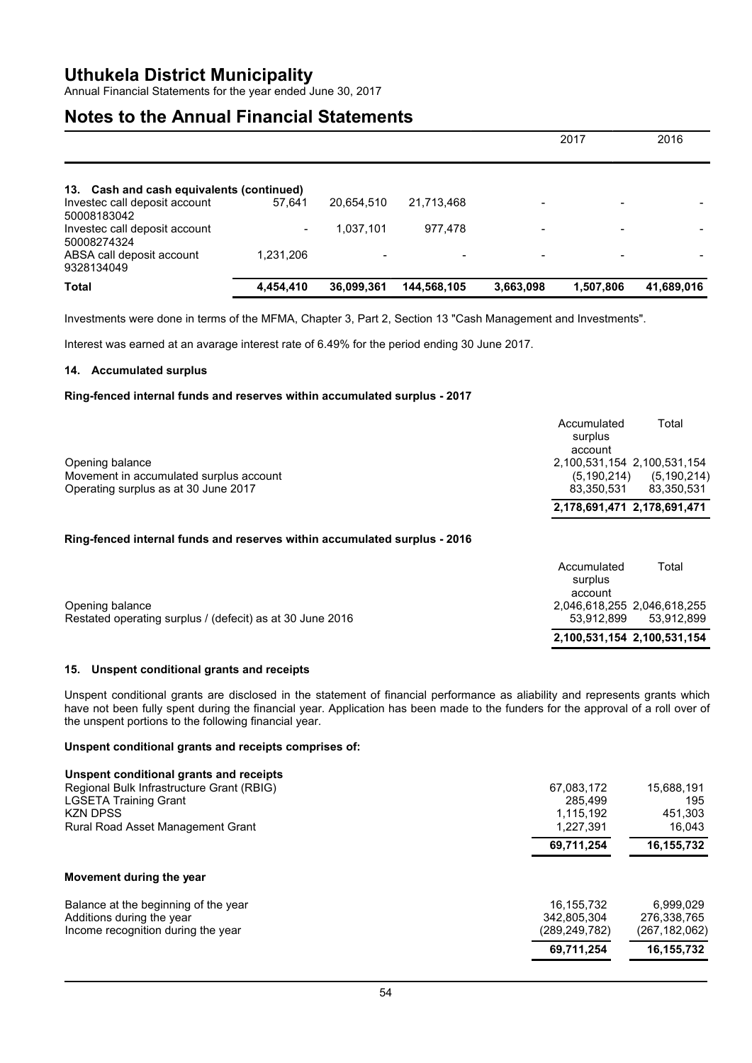|  |  |  |  |  | 2017 | 2016 |
|---|---|---|---|---|---|---|
| **13. Cash and cash equivalents (continued)** |  |  |  |  |  |  |
| Investec call deposit account 50008183042 | 57,641 | 20,654,510 | 21,713,468 | - | - | - |
| Investec call deposit account 50008274324 | - | 1,037,101 | 977,478 | - | - | - |
| ABSA call deposit account 9328134049 | 1,231,206 | - | - | - | - | - |
| **Total** | **4,454,410** | **36,099,361** | **144,568,105** | **3,663,098** | **1,507,806** | **41,689,016** |

Investments were done in terms of the MFMA, Chapter 3, Part 2, Section 13 "Cash Management and Investments".

Interest was earned at an avarage interest rate of 6.49% for the period ending 30 June 2017.

#### 14. Accumulated surplus

**Ring-fenced internal funds and reserves within accumulated surplus - 2017**

|  | Accumulated surplus account | Total |
|---|---|---|
| Opening balance | 2,100,531,154 | 2,100,531,154 |
| Movement in accumulated surplus account | (5,190,214) | (5,190,214) |
| Operating surplus as at 30 June 2017 | 83,350,531 | 83,350,531 |
|  | **2,178,691,471** | **2,178,691,471** |

**Ring-fenced internal funds and reserves within accumulated surplus - 2016**

|  | Accumulated surplus account | Total |
|---|---|---|
| Opening balance | 2,046,618,255 | 2,046,618,255 |
| Restated operating surplus / (deficit) as at 30 June 2016 | 53,912,899 | 53,912,899 |
|  | **2,100,531,154** | **2,100,531,154** |

#### 15. Unspent conditional grants and receipts

Unspent conditional grants are disclosed in the statement of financial performance as aliability and represents grants which have not been fully spent during the financial year. Application has been made to the funders for the approval of a roll over of the unspent portions to the following financial year.

**Unspent conditional grants and receipts comprises of:**

|  | 2017 | 2016 |
|---|---|---|
| **Unspent conditional grants and receipts** |  |  |
| Regional Bulk Infrastructure Grant (RBIG) | 67,083,172 | 15,688,191 |
| LGSETA Training Grant | 285,499 | 195 |
| KZN DPSS | 1,115,192 | 451,303 |
| Rural Road Asset Management Grant | 1,227,391 | 16,043 |
|  | **69,711,254** | **16,155,732** |

**Movement during the year**

|  | 2017 | 2016 |
|---|---|---|
| Balance at the beginning of the year | 16,155,732 | 6,999,029 |
| Additions during the year | 342,805,304 | 276,338,765 |
| Income recognition during the year | (289,249,782) | (267,182,062) |
|  | **69,711,254** | **16,155,732** |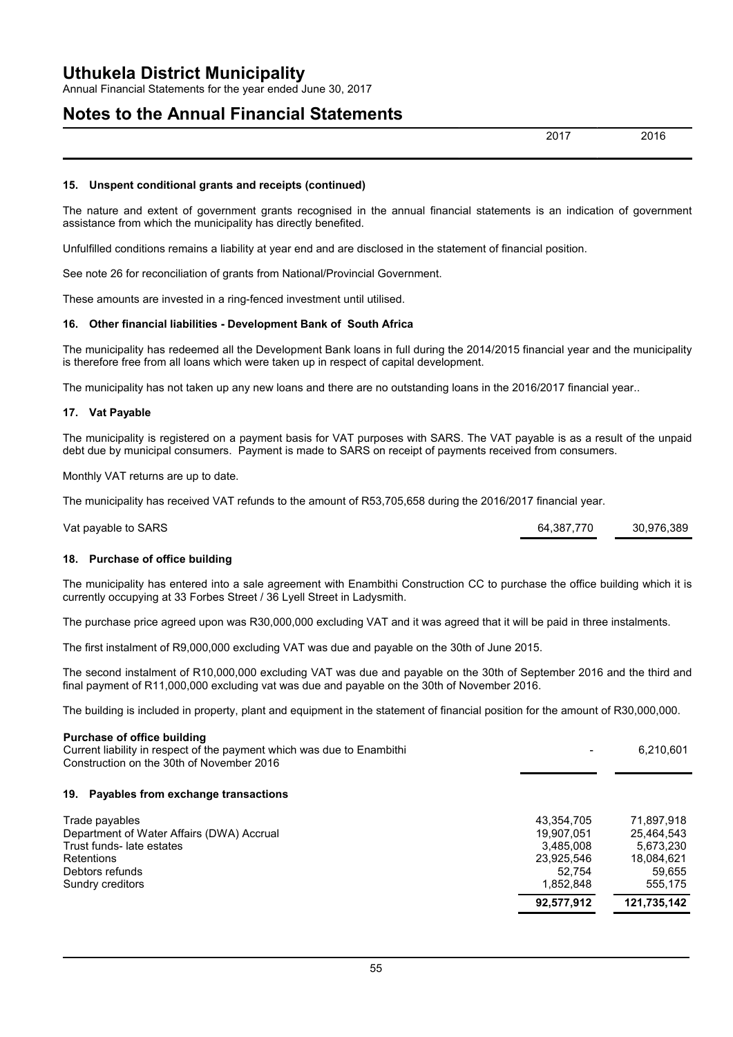## 15. Unspent conditional grants and receipts (continued)

The nature and extent of government grants recognised in the annual financial statements is an indication of government assistance from which the municipality has directly benefited.

Unfulfilled conditions remains a liability at year end and are disclosed in the statement of financial position.

See note 26 for reconciliation of grants from National/Provincial Government.

These amounts are invested in a ring-fenced investment until utilised.

## 16. Other financial liabilities - Development Bank of South Africa

The municipality has redeemed all the Development Bank loans in full during the 2014/2015 financial year and the municipality is therefore free from all loans which were taken up in respect of capital development.

The municipality has not taken up any new loans and there are no outstanding loans in the 2016/2017 financial year..

## 17. Vat Payable

The municipality is registered on a payment basis for VAT purposes with SARS. The VAT payable is as a result of the unpaid debt due by municipal consumers. Payment is made to SARS on receipt of payments received from consumers.

Monthly VAT returns are up to date.

The municipality has received VAT refunds to the amount of R53,705,658 during the 2016/2017 financial year.

| | 2017 | 2016 |
|---|---|---|
| Vat payable to SARS | 64,387,770 | 30,976,389 |

## 18. Purchase of office building

The municipality has entered into a sale agreement with Enambithi Construction CC to purchase the office building which it is currently occupying at 33 Forbes Street / 36 Lyell Street in Ladysmith.

The purchase price agreed upon was R30,000,000 excluding VAT and it was agreed that it will be paid in three instalments.

The first instalment of R9,000,000 excluding VAT was due and payable on the 30th of June 2015.

The second instalment of R10,000,000 excluding VAT was due and payable on the 30th of September 2016 and the third and final payment of R11,000,000 excluding vat was due and payable on the 30th of November 2016.

The building is included in property, plant and equipment in the statement of financial position for the amount of R30,000,000.

| | 2017 | 2016 |
|---|---|---|
| **Purchase of office building** | | |
| Current liability in respect of the payment which was due to Enambithi Construction on the 30th of November 2016 | - | 6,210,601 |

## 19. Payables from exchange transactions

| | 2017 | 2016 |
|---|---|---|
| Trade payables | 43,354,705 | 71,897,918 |
| Department of Water Affairs (DWA) Accrual | 19,907,051 | 25,464,543 |
| Trust funds- late estates | 3,485,008 | 5,673,230 |
| Retentions | 23,925,546 | 18,084,621 |
| Debtors refunds | 52,754 | 59,655 |
| Sundry creditors | 1,852,848 | 555,175 |
| | **92,577,912** | **121,735,142** |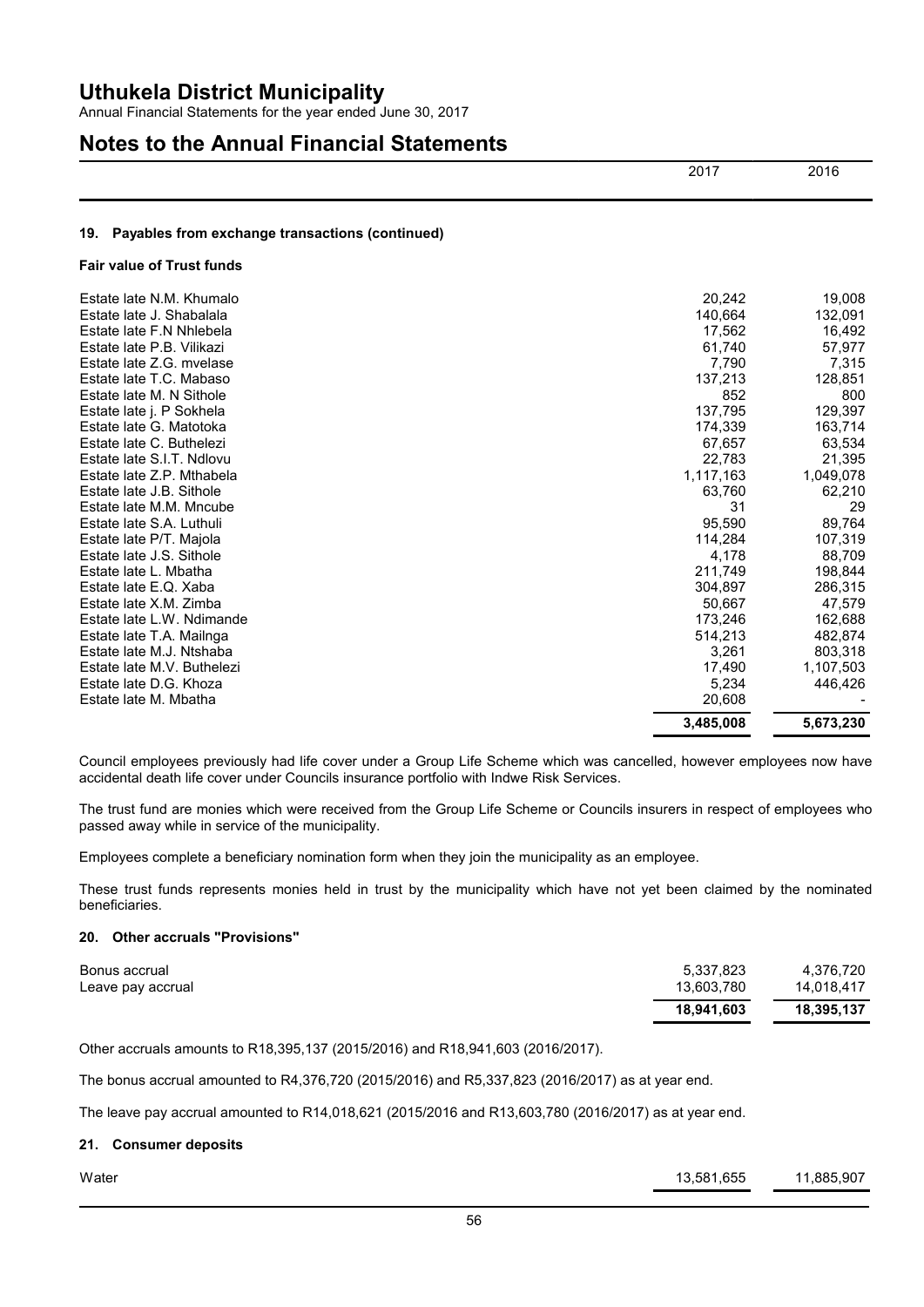## 19. Payables from exchange transactions (continued)

**Fair value of Trust funds**

| | 2017 | 2016 |
|---|---|---|
| Estate late N.M. Khumalo | 20,242 | 19,008 |
| Estate late J. Shabalala | 140,664 | 132,091 |
| Estate late F.N Nhlebela | 17,562 | 16,492 |
| Estate late P.B. Vilikazi | 61,740 | 57,977 |
| Estate late Z.G. mvelase | 7,790 | 7,315 |
| Estate late T.C. Mabaso | 137,213 | 128,851 |
| Estate late M. N Sithole | 852 | 800 |
| Estate late j. P Sokhela | 137,795 | 129,397 |
| Estate late G. Matotoka | 174,339 | 163,714 |
| Estate late C. Buthelezi | 67,657 | 63,534 |
| Estate late S.I.T. Ndlovu | 22,783 | 21,395 |
| Estate late Z.P. Mthabela | 1,117,163 | 1,049,078 |
| Estate late J.B. Sithole | 63,760 | 62,210 |
| Estate late M.M. Mncube | 31 | 29 |
| Estate late S.A. Luthuli | 95,590 | 89,764 |
| Estate late P/T. Majola | 114,284 | 107,319 |
| Estate late J.S. Sithole | 4,178 | 88,709 |
| Estate late L. Mbatha | 211,749 | 198,844 |
| Estate late E.Q. Xaba | 304,897 | 286,315 |
| Estate late X.M. Zimba | 50,667 | 47,579 |
| Estate late L.W. Ndimande | 173,246 | 162,688 |
| Estate late T.A. Mailnga | 514,213 | 482,874 |
| Estate late M.J. Ntshaba | 3,261 | 803,318 |
| Estate late M.V. Buthelezi | 17,490 | 1,107,503 |
| Estate late D.G. Khoza | 5,234 | 446,426 |
| Estate late M. Mbatha | 20,608 | - |
| | **3,485,008** | **5,673,230** |

Council employees previously had life cover under a Group Life Scheme which was cancelled, however employees now have accidental death life cover under Councils insurance portfolio with Indwe Risk Services.

The trust fund are monies which were received from the Group Life Scheme or Councils insurers in respect of employees who passed away while in service of the municipality.

Employees complete a beneficiary nomination form when they join the municipality as an employee.

These trust funds represents monies held in trust by the municipality which have not yet been claimed by the nominated beneficiaries.

## 20. Other accruals "Provisions"

| | 2017 | 2016 |
|---|---|---|
| Bonus accrual | 5,337,823 | 4,376,720 |
| Leave pay accrual | 13,603,780 | 14,018,417 |
| | **18,941,603** | **18,395,137** |

Other accruals amounts to R18,395,137 (2015/2016) and R18,941,603 (2016/2017).

The bonus accrual amounted to R4,376,720 (2015/2016) and R5,337,823 (2016/2017) as at year end.

The leave pay accrual amounted to R14,018,621 (2015/2016 and R13,603,780 (2016/2017) as at year end.

## 21. Consumer deposits

| | 2017 | 2016 |
|---|---|---|
| Water | 13,581,655 | 11,885,907 |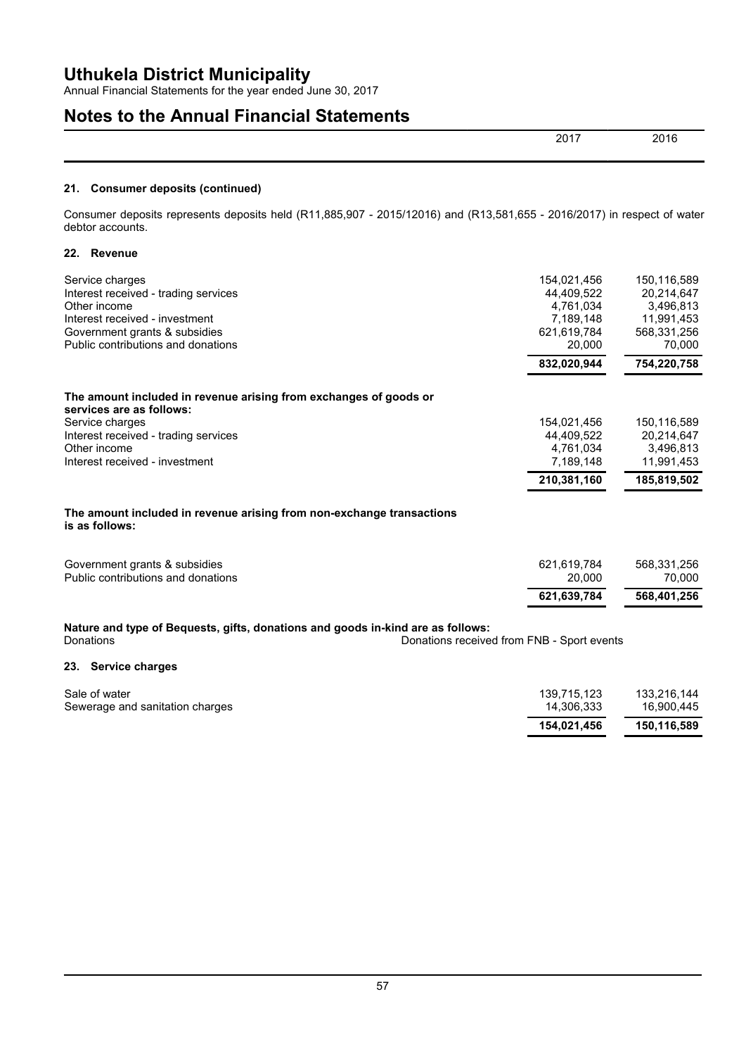# Uthukela District Municipality

Annual Financial Statements for the year ended June 30, 2017

## Notes to the Annual Financial Statements

| | 2017 | 2016 |
|---|---|---|

### 21. Consumer deposits (continued)

Consumer deposits represents deposits held (R11,885,907 - 2015/12016) and (R13,581,655 - 2016/2017) in respect of water debtor accounts.

### 22. Revenue

| | 2017 | 2016 |
|---|---|---|
| Service charges | 154,021,456 | 150,116,589 |
| Interest received - trading services | 44,409,522 | 20,214,647 |
| Other income | 4,761,034 | 3,496,813 |
| Interest received - investment | 7,189,148 | 11,991,453 |
| Government grants & subsidies | 621,619,784 | 568,331,256 |
| Public contributions and donations | 20,000 | 70,000 |
| | **832,020,944** | **754,220,758** |

**The amount included in revenue arising from exchanges of goods or services are as follows:**

| | 2017 | 2016 |
|---|---|---|
| Service charges | 154,021,456 | 150,116,589 |
| Interest received - trading services | 44,409,522 | 20,214,647 |
| Other income | 4,761,034 | 3,496,813 |
| Interest received - investment | 7,189,148 | 11,991,453 |
| | **210,381,160** | **185,819,502** |

**The amount included in revenue arising from non-exchange transactions is as follows:**

| | 2017 | 2016 |
|---|---|---|
| Government grants & subsidies | 621,619,784 | 568,331,256 |
| Public contributions and donations | 20,000 | 70,000 |
| | **621,639,784** | **568,401,256** |

**Nature and type of Bequests, gifts, donations and goods in-kind are as follows:**

| | |
|---|---|
| Donations | Donations received from FNB - Sport events |

### 23. Service charges

| | 2017 | 2016 |
|---|---|---|
| Sale of water | 139,715,123 | 133,216,144 |
| Sewerage and sanitation charges | 14,306,333 | 16,900,445 |
| | **154,021,456** | **150,116,589** |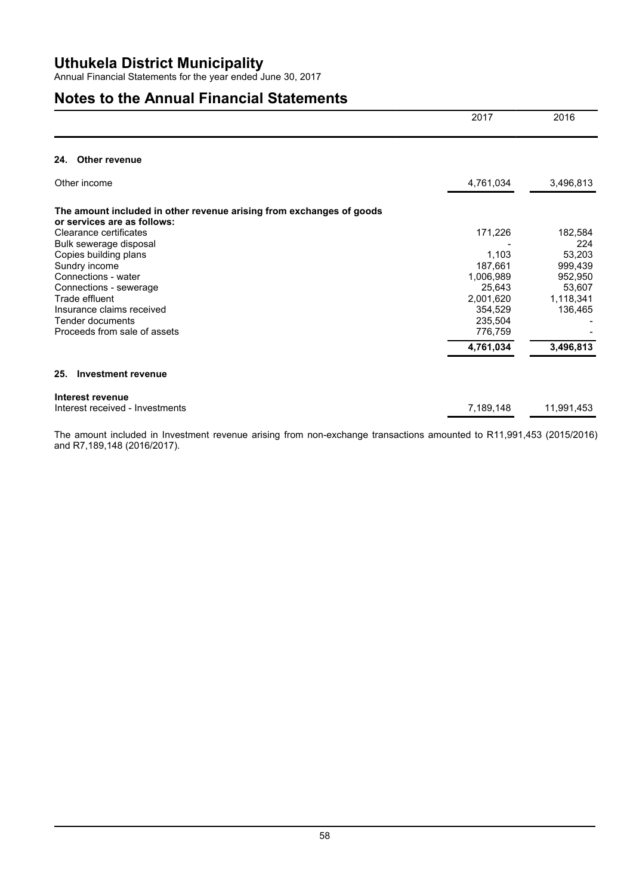# Uthukela District Municipality

Annual Financial Statements for the year ended June 30, 2017

## Notes to the Annual Financial Statements

| | 2017 | 2016 |
|---|---|---|

### 24. Other revenue

| | 2017 | 2016 |
|---|---|---|
| Other income | 4,761,034 | 3,496,813 |
| **The amount included in other revenue arising from exchanges of goods or services are as follows:** | | |
| Clearance certificates | 171,226 | 182,584 |
| Bulk sewerage disposal | - | 224 |
| Copies building plans | 1,103 | 53,203 |
| Sundry income | 187,661 | 999,439 |
| Connections - water | 1,006,989 | 952,950 |
| Connections - sewerage | 25,643 | 53,607 |
| Trade effluent | 2,001,620 | 1,118,341 |
| Insurance claims received | 354,529 | 136,465 |
| Tender documents | 235,504 | - |
| Proceeds from sale of assets | 776,759 | - |
| | **4,761,034** | **3,496,813** |

### 25. Investment revenue

| | 2017 | 2016 |
|---|---|---|
| **Interest revenue** | | |
| Interest received - Investments | 7,189,148 | 11,991,453 |

The amount included in Investment revenue arising from non-exchange transactions amounted to R11,991,453 (2015/2016) and R7,189,148 (2016/2017).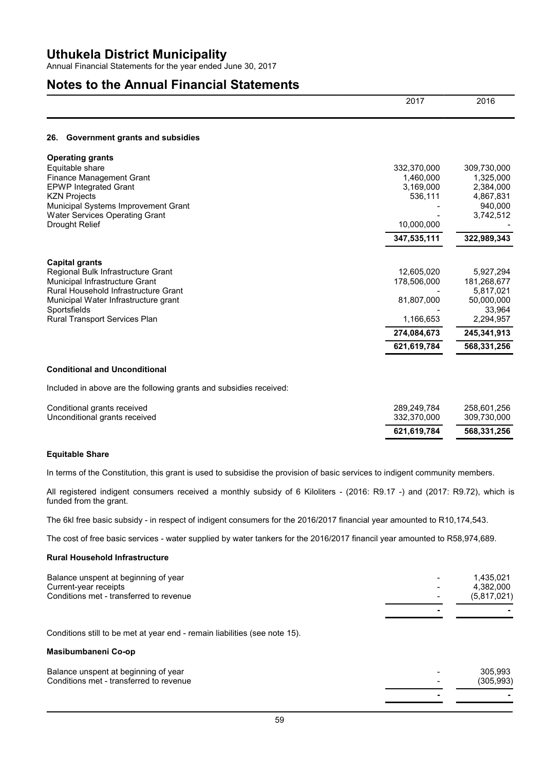# Uthukela District Municipality

Annual Financial Statements for the year ended June 30, 2017

## Notes to the Annual Financial Statements

| | 2017 | 2016 |
|---|---|---|

### 26. Government grants and subsidies

| | 2017 | 2016 |
|---|---|---|
| **Operating grants** | | |
| Equitable share | 332,370,000 | 309,730,000 |
| Finance Management Grant | 1,460,000 | 1,325,000 |
| EPWP Integrated Grant | 3,169,000 | 2,384,000 |
| KZN Projects | 536,111 | 4,867,831 |
| Municipal Systems Improvement Grant | - | 940,000 |
| Water Services Operating Grant | - | 3,742,512 |
| Drought Relief | 10,000,000 | - |
| | **347,535,111** | **322,989,343** |
| **Capital grants** | | |
| Regional Bulk Infrastructure Grant | 12,605,020 | 5,927,294 |
| Municipal Infrastructure Grant | 178,506,000 | 181,268,677 |
| Rural Household Infrastructure Grant | - | 5,817,021 |
| Municipal Water Infrastructure grant | 81,807,000 | 50,000,000 |
| Sportsfields | - | 33,964 |
| Rural Transport Services Plan | 1,166,653 | 2,294,957 |
| | **274,084,673** | **245,341,913** |
| | **621,619,784** | **568,331,256** |

**Conditional and Unconditional**

Included in above are the following grants and subsidies received:

| | 2017 | 2016 |
|---|---|---|
| Conditional grants received | 289,249,784 | 258,601,256 |
| Unconditional grants received | 332,370,000 | 309,730,000 |
| | **621,619,784** | **568,331,256** |

**Equitable Share**

In terms of the Constitution, this grant is used to subsidise the provision of basic services to indigent community members.

All registered indigent consumers received a monthly subsidy of 6 Kiloliters - (2016: R9.17 -) and (2017: R9.72), which is funded from the grant.

The 6kl free basic subsidy - in respect of indigent consumers for the 2016/2017 financial year amounted to R10,174,543.

The cost of free basic services - water supplied by water tankers for the 2016/2017 financil year amounted to R58,974,689.

**Rural Household Infrastructure**

| | 2017 | 2016 |
|---|---|---|
| Balance unspent at beginning of year | - | 1,435,021 |
| Current-year receipts | - | 4,382,000 |
| Conditions met - transferred to revenue | - | (5,817,021) |
| | **-** | **-** |

Conditions still to be met at year end - remain liabilities (see note 15).

**Masibumbaneni Co-op**

| | 2017 | 2016 |
|---|---|---|
| Balance unspent at beginning of year | - | 305,993 |
| Conditions met - transferred to revenue | - | (305,993) |
| | **-** | **-** |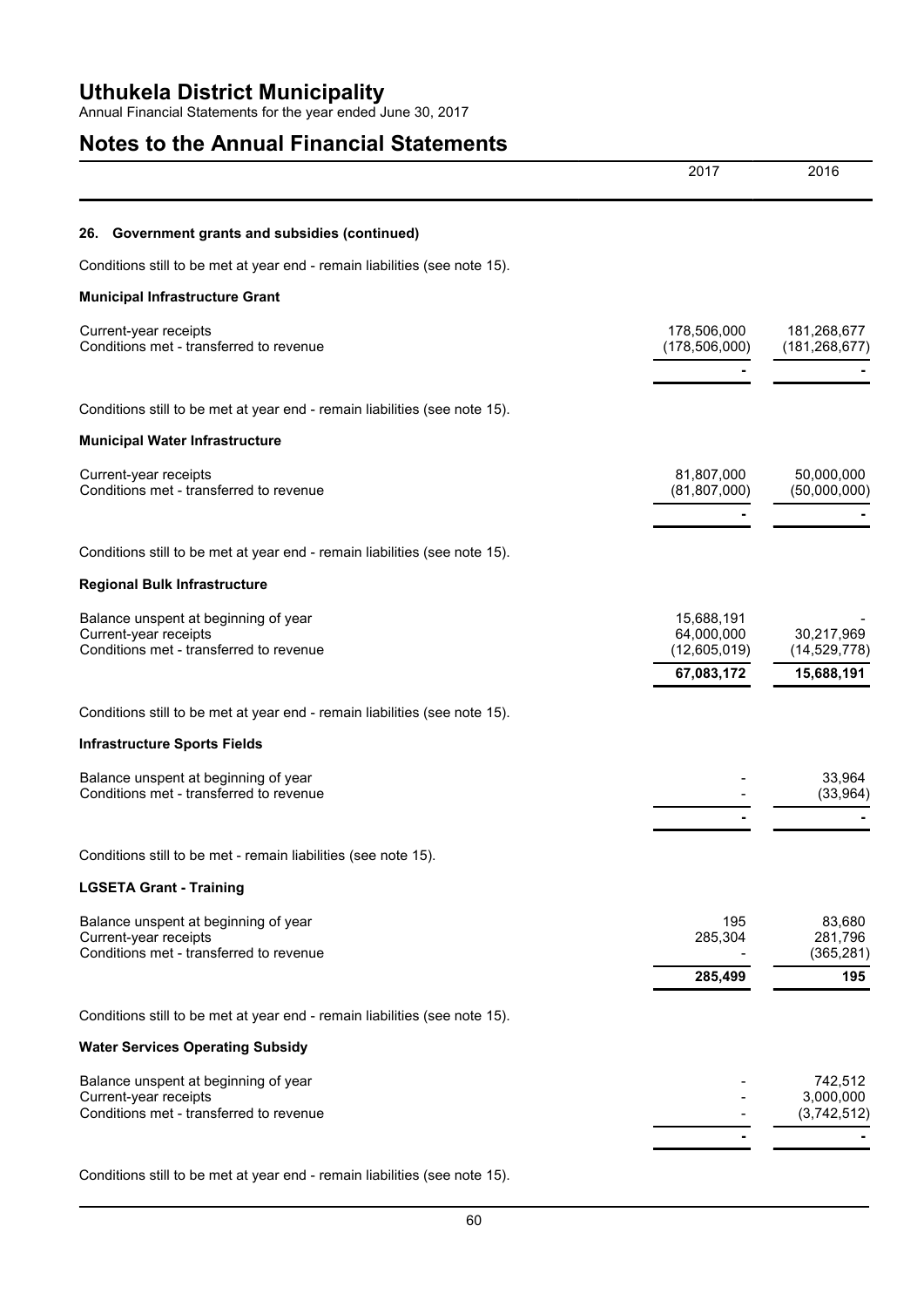# Uthukela District Municipality

Annual Financial Statements for the year ended June 30, 2017

## Notes to the Annual Financial Statements

| | 2017 | 2016 |
|---|---|---|

### 26. Government grants and subsidies (continued)

Conditions still to be met at year end - remain liabilities (see note 15).

**Municipal Infrastructure Grant**

| | 2017 | 2016 |
|---|---|---|
| Current-year receipts | 178,506,000 | 181,268,677 |
| Conditions met - transferred to revenue | (178,506,000) | (181,268,677) |
| | - | - |

Conditions still to be met at year end - remain liabilities (see note 15).

**Municipal Water Infrastructure**

| | 2017 | 2016 |
|---|---|---|
| Current-year receipts | 81,807,000 | 50,000,000 |
| Conditions met - transferred to revenue | (81,807,000) | (50,000,000) |
| | - | - |

Conditions still to be met at year end - remain liabilities (see note 15).

**Regional Bulk Infrastructure**

| | 2017 | 2016 |
|---|---|---|
| Balance unspent at beginning of year | 15,688,191 | - |
| Current-year receipts | 64,000,000 | 30,217,969 |
| Conditions met - transferred to revenue | (12,605,019) | (14,529,778) |
| | **67,083,172** | **15,688,191** |

Conditions still to be met at year end - remain liabilities (see note 15).

**Infrastructure Sports Fields**

| | 2017 | 2016 |
|---|---|---|
| Balance unspent at beginning of year | - | 33,964 |
| Conditions met - transferred to revenue | - | (33,964) |
| | - | - |

Conditions still to be met - remain liabilities (see note 15).

**LGSETA Grant - Training**

| | 2017 | 2016 |
|---|---|---|
| Balance unspent at beginning of year | 195 | 83,680 |
| Current-year receipts | 285,304 | 281,796 |
| Conditions met - transferred to revenue | - | (365,281) |
| | **285,499** | **195** |

Conditions still to be met at year end - remain liabilities (see note 15).

**Water Services Operating Subsidy**

| | 2017 | 2016 |
|---|---|---|
| Balance unspent at beginning of year | - | 742,512 |
| Current-year receipts | - | 3,000,000 |
| Conditions met - transferred to revenue | - | (3,742,512) |
| | - | - |

Conditions still to be met at year end - remain liabilities (see note 15).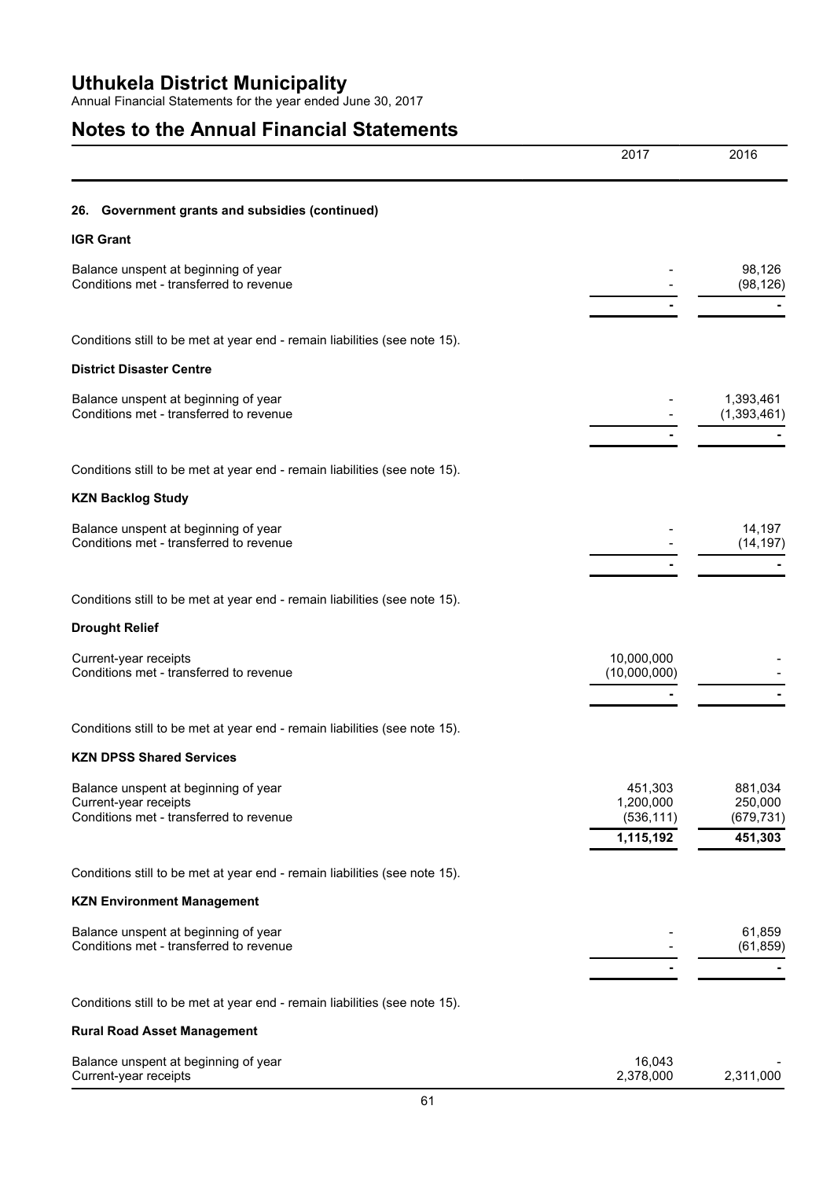## 26. Government grants and subsidies (continued)

### IGR Grant

| | 2017 | 2016 |
|---|---|---|
| Balance unspent at beginning of year | - | 98,126 |
| Conditions met - transferred to revenue | - | (98,126) |
| | - | - |

Conditions still to be met at year end - remain liabilities (see note 15).

### District Disaster Centre

| | 2017 | 2016 |
|---|---|---|
| Balance unspent at beginning of year | - | 1,393,461 |
| Conditions met - transferred to revenue | - | (1,393,461) |
| | - | - |

Conditions still to be met at year end - remain liabilities (see note 15).

### KZN Backlog Study

| | 2017 | 2016 |
|---|---|---|
| Balance unspent at beginning of year | - | 14,197 |
| Conditions met - transferred to revenue | - | (14,197) |
| | - | - |

Conditions still to be met at year end - remain liabilities (see note 15).

### Drought Relief

| | 2017 | 2016 |
|---|---|---|
| Current-year receipts | 10,000,000 | - |
| Conditions met - transferred to revenue | (10,000,000) | - |
| | - | - |

Conditions still to be met at year end - remain liabilities (see note 15).

### KZN DPSS Shared Services

| | 2017 | 2016 |
|---|---|---|
| Balance unspent at beginning of year | 451,303 | 881,034 |
| Current-year receipts | 1,200,000 | 250,000 |
| Conditions met - transferred to revenue | (536,111) | (679,731) |
| | **1,115,192** | **451,303** |

Conditions still to be met at year end - remain liabilities (see note 15).

### KZN Environment Management

| | 2017 | 2016 |
|---|---|---|
| Balance unspent at beginning of year | - | 61,859 |
| Conditions met - transferred to revenue | - | (61,859) |
| | - | - |

Conditions still to be met at year end - remain liabilities (see note 15).

### Rural Road Asset Management

| | 2017 | 2016 |
|---|---|---|
| Balance unspent at beginning of year | 16,043 | - |
| Current-year receipts | 2,378,000 | 2,311,000 |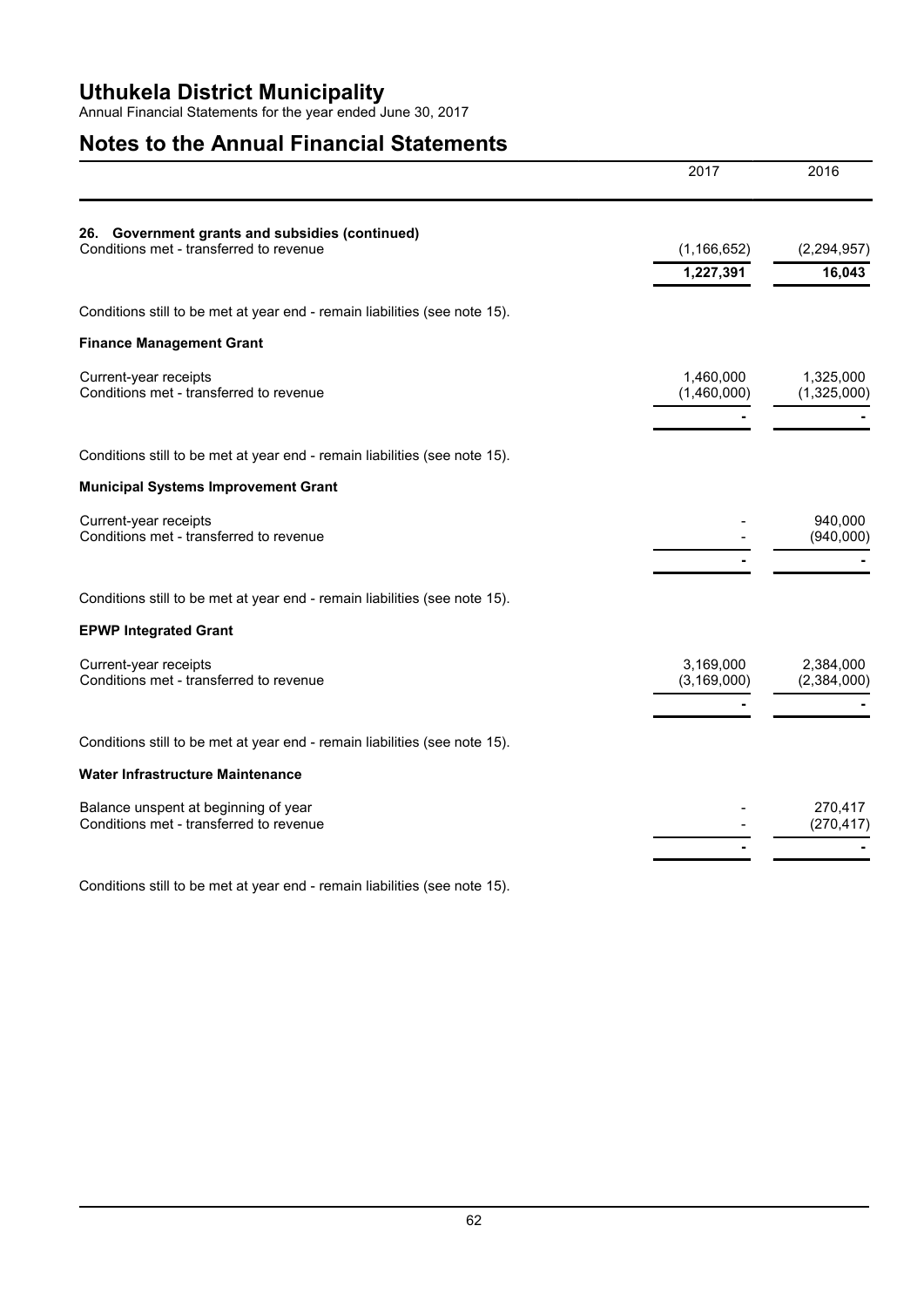## Notes to the Annual Financial Statements

| | 2017 | 2016 |
|---|---|---|
| **26. Government grants and subsidies (continued)** | | |
| Conditions met - transferred to revenue | (1,166,652) | (2,294,957) |
| | **1,227,391** | **16,043** |

Conditions still to be met at year end - remain liabilities (see note 15).

**Finance Management Grant**

| | 2017 | 2016 |
|---|---|---|
| Current-year receipts | 1,460,000 | 1,325,000 |
| Conditions met - transferred to revenue | (1,460,000) | (1,325,000) |
| | - | - |

Conditions still to be met at year end - remain liabilities (see note 15).

**Municipal Systems Improvement Grant**

| | 2017 | 2016 |
|---|---|---|
| Current-year receipts | - | 940,000 |
| Conditions met - transferred to revenue | - | (940,000) |
| | - | - |

Conditions still to be met at year end - remain liabilities (see note 15).

**EPWP Integrated Grant**

| | 2017 | 2016 |
|---|---|---|
| Current-year receipts | 3,169,000 | 2,384,000 |
| Conditions met - transferred to revenue | (3,169,000) | (2,384,000) |
| | - | - |

Conditions still to be met at year end - remain liabilities (see note 15).

**Water Infrastructure Maintenance**

| | 2017 | 2016 |
|---|---|---|
| Balance unspent at beginning of year | - | 270,417 |
| Conditions met - transferred to revenue | - | (270,417) |
| | - | - |

Conditions still to be met at year end - remain liabilities (see note 15).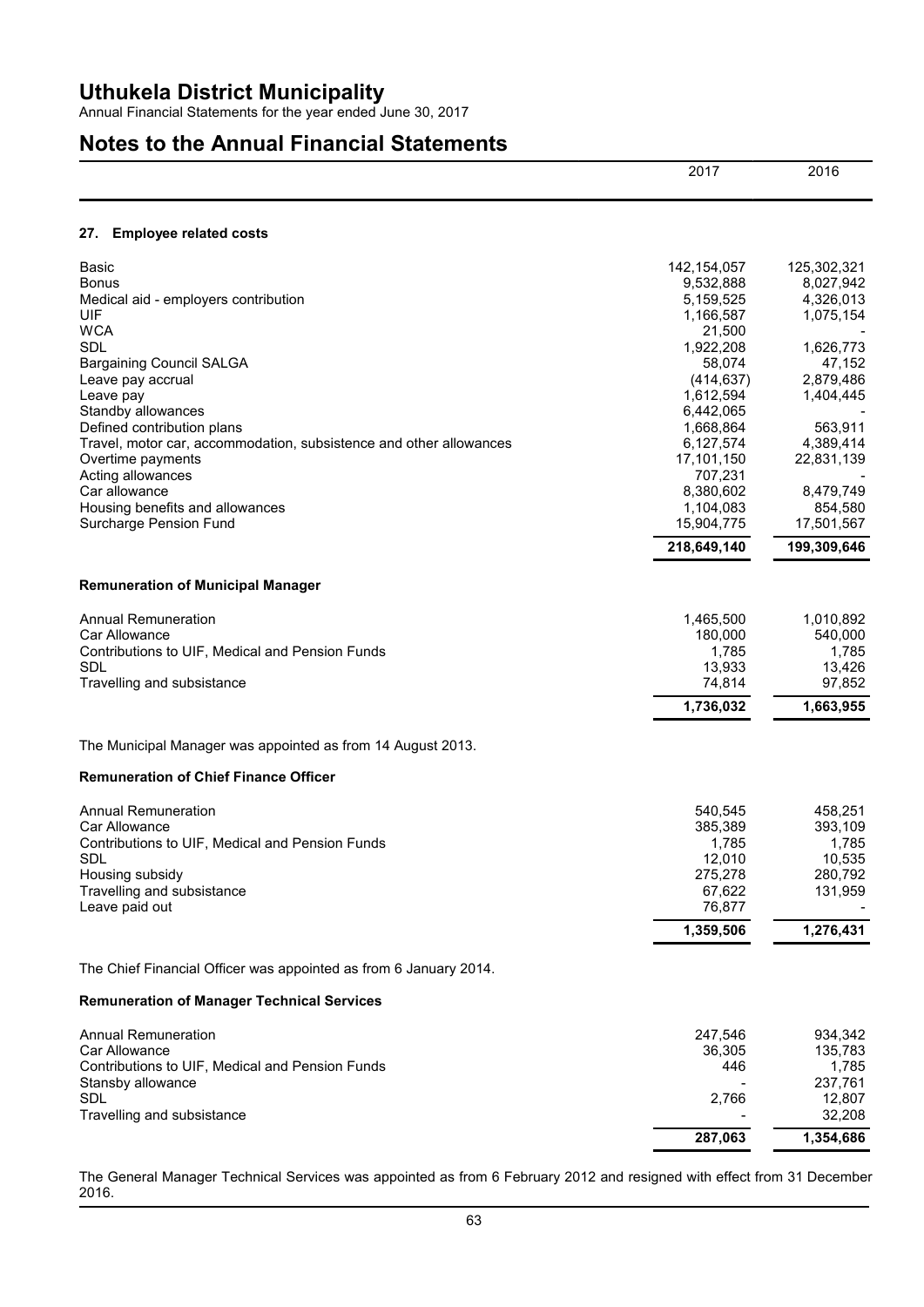# Uthukela District Municipality

Annual Financial Statements for the year ended June 30, 2017

## Notes to the Annual Financial Statements

### 27. Employee related costs

| | 2017 | 2016 |
|---|---|---|
| Basic | 142,154,057 | 125,302,321 |
| Bonus | 9,532,888 | 8,027,942 |
| Medical aid - employers contribution | 5,159,525 | 4,326,013 |
| UIF | 1,166,587 | 1,075,154 |
| WCA | 21,500 | - |
| SDL | 1,922,208 | 1,626,773 |
| Bargaining Council SALGA | 58,074 | 47,152 |
| Leave pay accrual | (414,637) | 2,879,486 |
| Leave pay | 1,612,594 | 1,404,445 |
| Standby allowances | 6,442,065 | - |
| Defined contribution plans | 1,668,864 | 563,911 |
| Travel, motor car, accommodation, subsistence and other allowances | 6,127,574 | 4,389,414 |
| Overtime payments | 17,101,150 | 22,831,139 |
| Acting allowances | 707,231 | - |
| Car allowance | 8,380,602 | 8,479,749 |
| Housing benefits and allowances | 1,104,083 | 854,580 |
| Surcharge Pension Fund | 15,904,775 | 17,501,567 |
| | **218,649,140** | **199,309,646** |

**Remuneration of Municipal Manager**

| | 2017 | 2016 |
|---|---|---|
| Annual Remuneration | 1,465,500 | 1,010,892 |
| Car Allowance | 180,000 | 540,000 |
| Contributions to UIF, Medical and Pension Funds | 1,785 | 1,785 |
| SDL | 13,933 | 13,426 |
| Travelling and subsistance | 74,814 | 97,852 |
| | **1,736,032** | **1,663,955** |

The Municipal Manager was appointed as from 14 August 2013.

**Remuneration of Chief Finance Officer**

| | 2017 | 2016 |
|---|---|---|
| Annual Remuneration | 540,545 | 458,251 |
| Car Allowance | 385,389 | 393,109 |
| Contributions to UIF, Medical and Pension Funds | 1,785 | 1,785 |
| SDL | 12,010 | 10,535 |
| Housing subsidy | 275,278 | 280,792 |
| Travelling and subsistance | 67,622 | 131,959 |
| Leave paid out | 76,877 | - |
| | **1,359,506** | **1,276,431** |

The Chief Financial Officer was appointed as from 6 January 2014.

**Remuneration of Manager Technical Services**

| | 2017 | 2016 |
|---|---|---|
| Annual Remuneration | 247,546 | 934,342 |
| Car Allowance | 36,305 | 135,783 |
| Contributions to UIF, Medical and Pension Funds | 446 | 1,785 |
| Stansby allowance | - | 237,761 |
| SDL | 2,766 | 12,807 |
| Travelling and subsistance | - | 32,208 |
| | **287,063** | **1,354,686** |

The General Manager Technical Services was appointed as from 6 February 2012 and resigned with effect from 31 December 2016.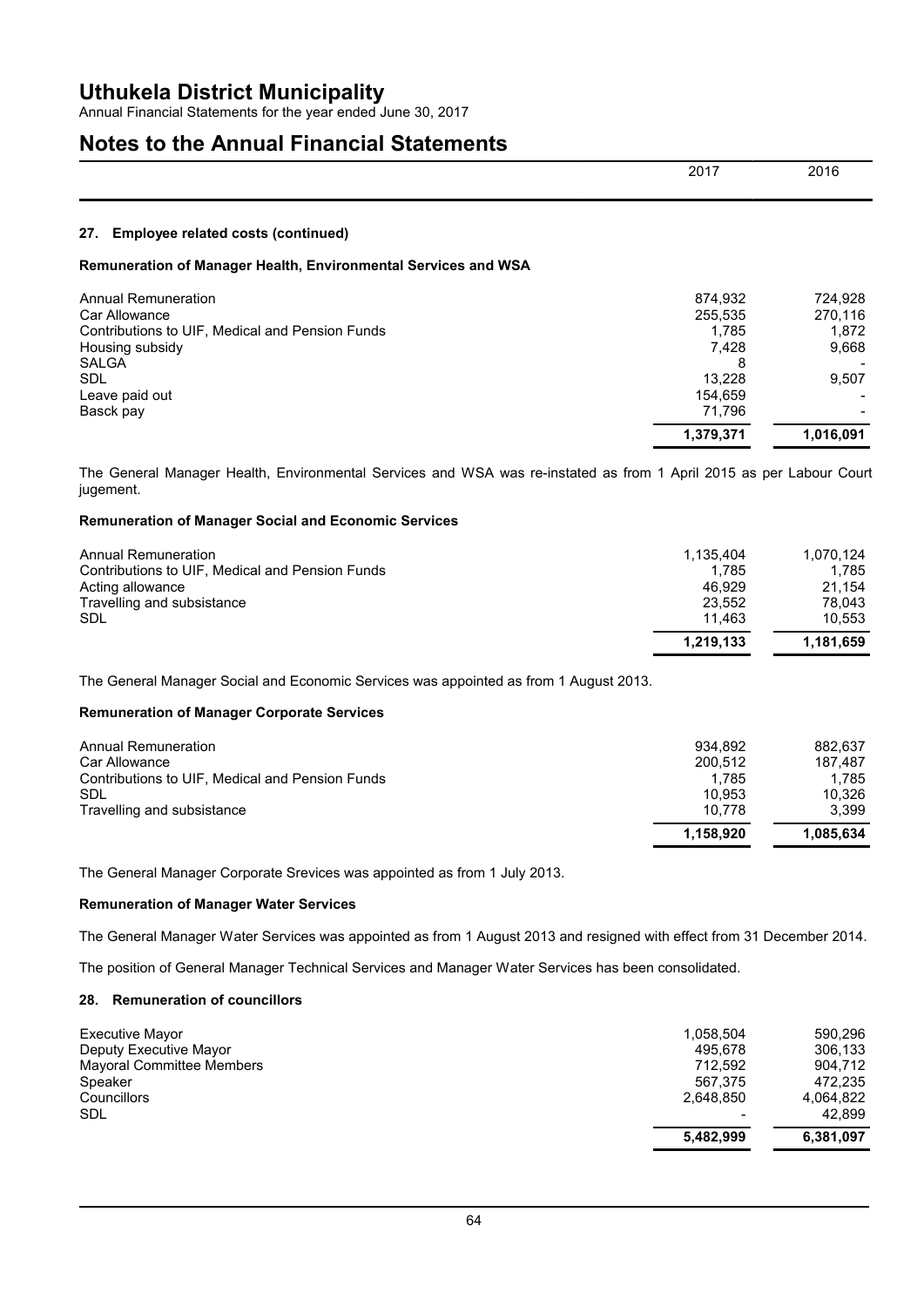## 27. Employee related costs (continued)

### Remuneration of Manager Health, Environmental Services and WSA

| | 2017 | 2016 |
|---|---|---|
| Annual Remuneration | 874,932 | 724,928 |
| Car Allowance | 255,535 | 270,116 |
| Contributions to UIF, Medical and Pension Funds | 1,785 | 1,872 |
| Housing subsidy | 7,428 | 9,668 |
| SALGA | 8 | - |
| SDL | 13,228 | 9,507 |
| Leave paid out | 154,659 | - |
| Basck pay | 71,796 | - |
| | **1,379,371** | **1,016,091** |

The General Manager Health, Environmental Services and WSA was re-instated as from 1 April 2015 as per Labour Court jugement.

### Remuneration of Manager Social and Economic Services

| | 2017 | 2016 |
|---|---|---|
| Annual Remuneration | 1,135,404 | 1,070,124 |
| Contributions to UIF, Medical and Pension Funds | 1,785 | 1,785 |
| Acting allowance | 46,929 | 21,154 |
| Travelling and subsistance | 23,552 | 78,043 |
| SDL | 11,463 | 10,553 |
| | **1,219,133** | **1,181,659** |

The General Manager Social and Economic Services was appointed as from 1 August 2013.

### Remuneration of Manager Corporate Services

| | 2017 | 2016 |
|---|---|---|
| Annual Remuneration | 934,892 | 882,637 |
| Car Allowance | 200,512 | 187,487 |
| Contributions to UIF, Medical and Pension Funds | 1,785 | 1,785 |
| SDL | 10,953 | 10,326 |
| Travelling and subsistance | 10,778 | 3,399 |
| | **1,158,920** | **1,085,634** |

The General Manager Corporate Srevices was appointed as from 1 July 2013.

### Remuneration of Manager Water Services

The General Manager Water Services was appointed as from 1 August 2013 and resigned with effect from 31 December 2014.

The position of General Manager Technical Services and Manager Water Services has been consolidated.

## 28. Remuneration of councillors

| | 2017 | 2016 |
|---|---|---|
| Executive Mayor | 1,058,504 | 590,296 |
| Deputy Executive Mayor | 495,678 | 306,133 |
| Mayoral Committee Members | 712,592 | 904,712 |
| Speaker | 567,375 | 472,235 |
| Councillors | 2,648,850 | 4,064,822 |
| SDL | - | 42,899 |
| | **5,482,999** | **6,381,097** |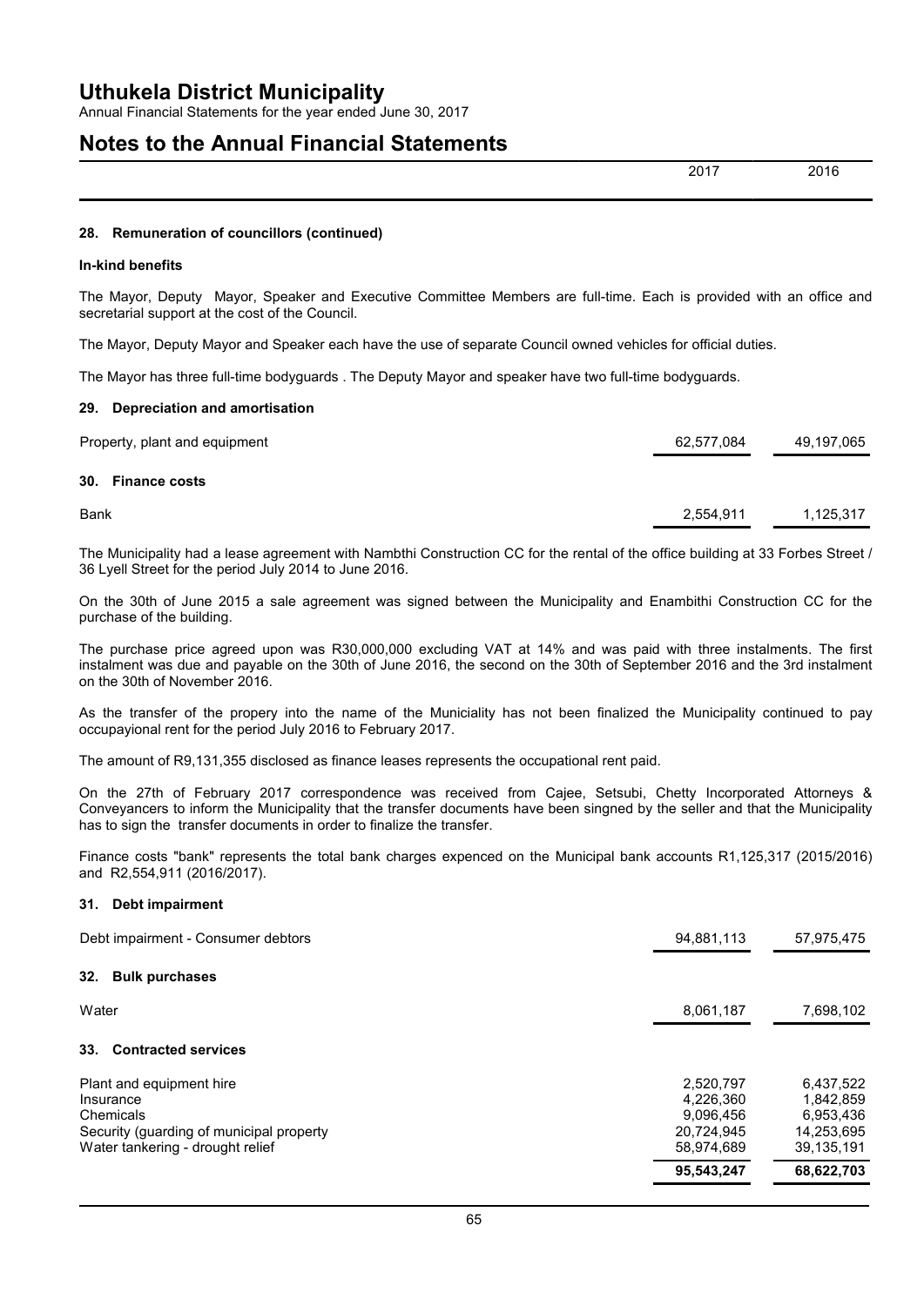| | 2017 | 2016 |
|---|---|---|

### 28. Remuneration of councillors (continued)

**In-kind benefits**

The Mayor, Deputy Mayor, Speaker and Executive Committee Members are full-time. Each is provided with an office and secretarial support at the cost of the Council.

The Mayor, Deputy Mayor and Speaker each have the use of separate Council owned vehicles for official duties.

The Mayor has three full-time bodyguards . The Deputy Mayor and speaker have two full-time bodyguards.

### 29. Depreciation and amortisation

| | 2017 | 2016 |
|---|---|---|
| Property, plant and equipment | 62,577,084 | 49,197,065 |

### 30. Finance costs

| | 2017 | 2016 |
|---|---|---|
| Bank | 2,554,911 | 1,125,317 |

The Municipality had a lease agreement with Nambthi Construction CC for the rental of the office building at 33 Forbes Street / 36 Lyell Street for the period July 2014 to June 2016.

On the 30th of June 2015 a sale agreement was signed between the Municipality and Enambithi Construction CC for the purchase of the building.

The purchase price agreed upon was R30,000,000 excluding VAT at 14% and was paid with three instalments. The first instalment was due and payable on the 30th of June 2016, the second on the 30th of September 2016 and the 3rd instalment on the 30th of November 2016.

As the transfer of the propery into the name of the Municiality has not been finalized the Municipality continued to pay occupayional rent for the period July 2016 to February 2017.

The amount of R9,131,355 disclosed as finance leases represents the occupational rent paid.

On the 27th of February 2017 correspondence was received from Cajee, Setsubi, Chetty Incorporated Attorneys & Conveyancers to inform the Municipality that the transfer documents have been singned by the seller and that the Municipality has to sign the transfer documents in order to finalize the transfer.

Finance costs "bank" represents the total bank charges expenced on the Municipal bank accounts R1,125,317 (2015/2016) and R2,554,911 (2016/2017).

### 31. Debt impairment

| | 2017 | 2016 |
|---|---|---|
| Debt impairment - Consumer debtors | 94,881,113 | 57,975,475 |

### 32. Bulk purchases

| | 2017 | 2016 |
|---|---|---|
| Water | 8,061,187 | 7,698,102 |

### 33. Contracted services

| | 2017 | 2016 |
|---|---|---|
| Plant and equipment hire | 2,520,797 | 6,437,522 |
| Insurance | 4,226,360 | 1,842,859 |
| Chemicals | 9,096,456 | 6,953,436 |
| Security (guarding of municipal property | 20,724,945 | 14,253,695 |
| Water tankering - drought relief | 58,974,689 | 39,135,191 |
| | **95,543,247** | **68,622,703** |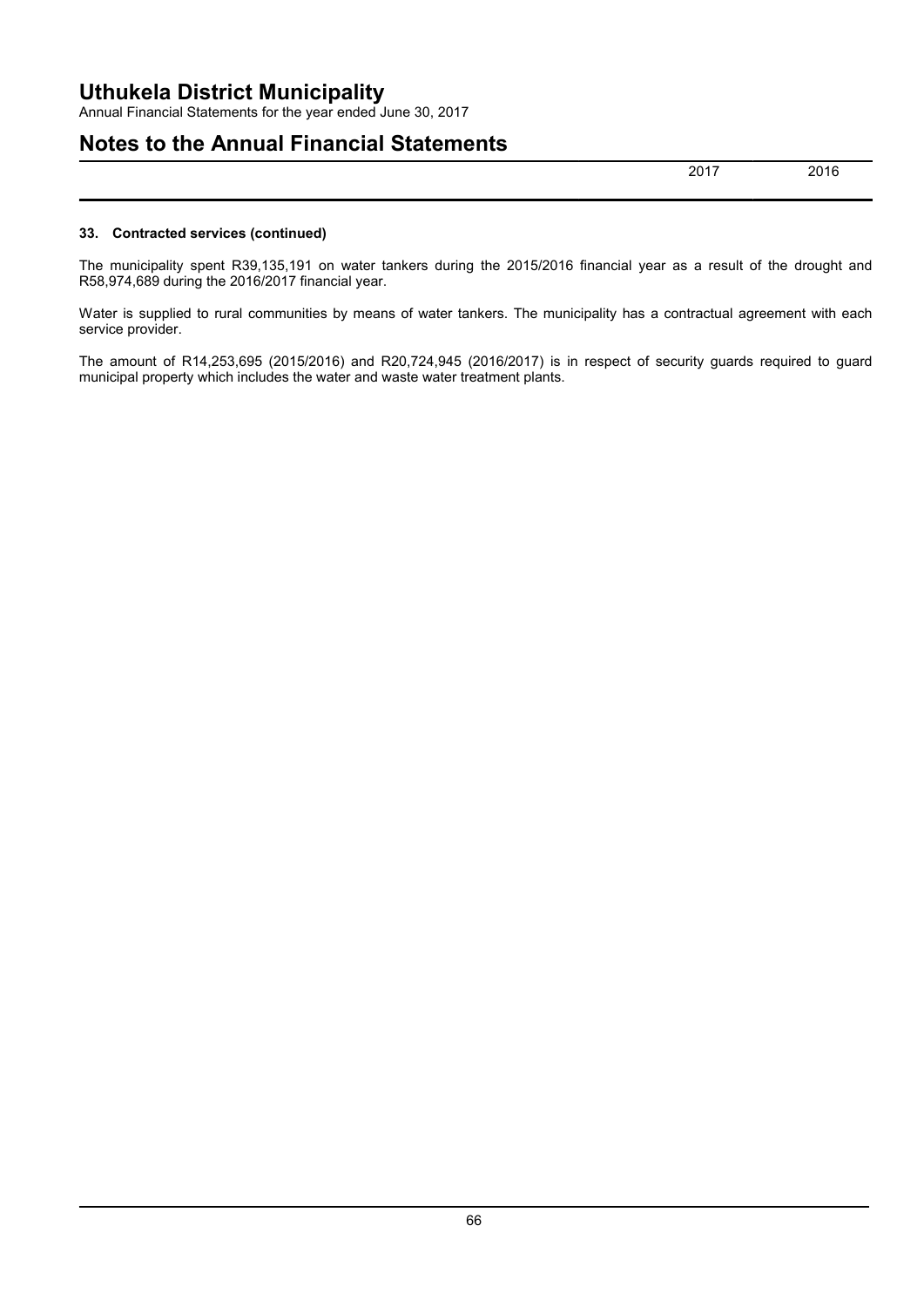### 33. Contracted services (continued)

The municipality spent R39,135,191 on water tankers during the 2015/2016 financial year as a result of the drought and R58,974,689 during the 2016/2017 financial year.

Water is supplied to rural communities by means of water tankers. The municipality has a contractual agreement with each service provider.

The amount of R14,253,695 (2015/2016) and R20,724,945 (2016/2017) is in respect of security guards required to guard municipal property which includes the water and waste water treatment plants.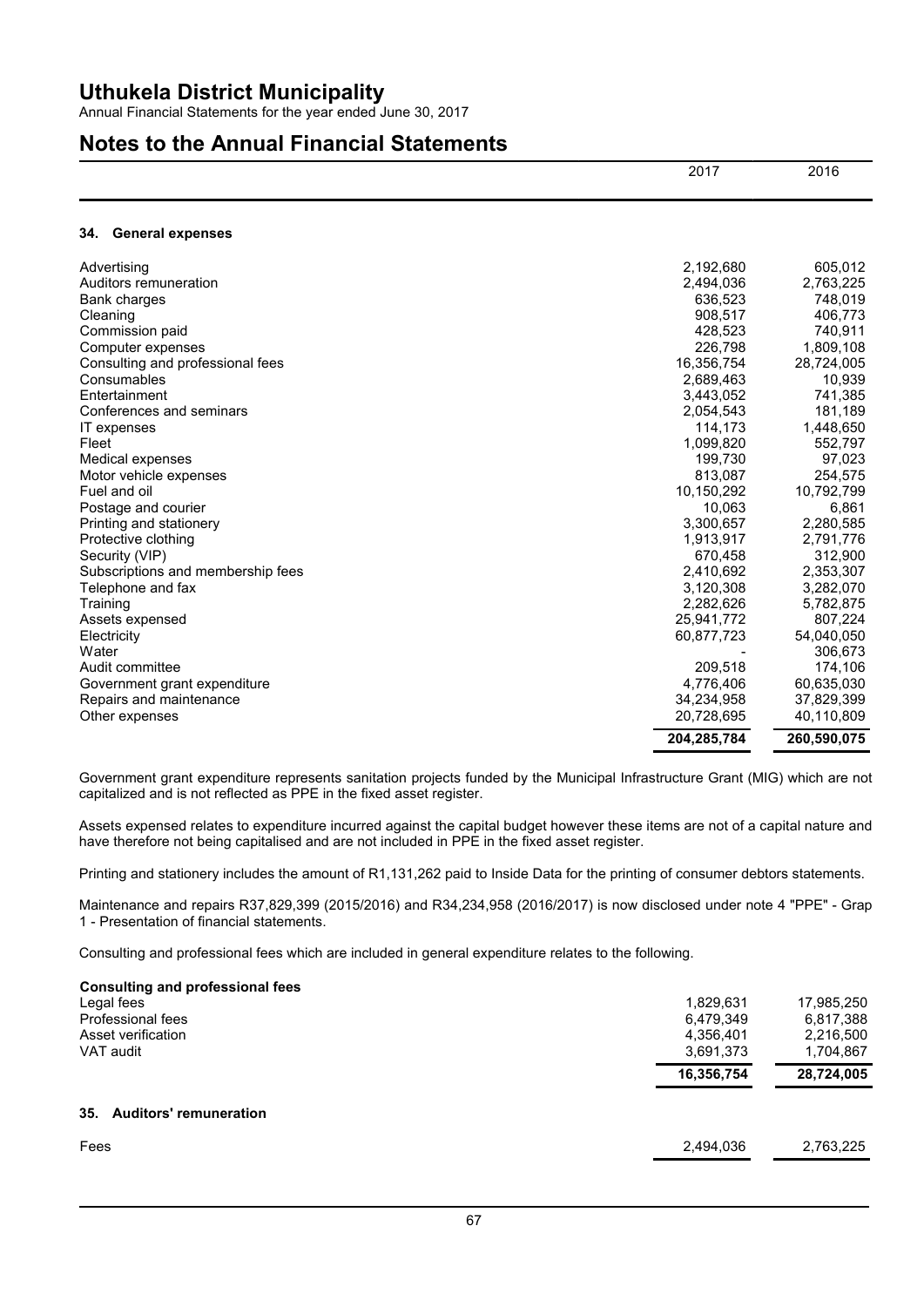# Uthukela District Municipality

Annual Financial Statements for the year ended June 30, 2017

## Notes to the Annual Financial Statements

| | 2017 | 2016 |
|---|---|---|

### 34. General expenses

| | 2017 | 2016 |
|---|---|---|
| Advertising | 2,192,680 | 605,012 |
| Auditors remuneration | 2,494,036 | 2,763,225 |
| Bank charges | 636,523 | 748,019 |
| Cleaning | 908,517 | 406,773 |
| Commission paid | 428,523 | 740,911 |
| Computer expenses | 226,798 | 1,809,108 |
| Consulting and professional fees | 16,356,754 | 28,724,005 |
| Consumables | 2,689,463 | 10,939 |
| Entertainment | 3,443,052 | 741,385 |
| Conferences and seminars | 2,054,543 | 181,189 |
| IT expenses | 114,173 | 1,448,650 |
| Fleet | 1,099,820 | 552,797 |
| Medical expenses | 199,730 | 97,023 |
| Motor vehicle expenses | 813,087 | 254,575 |
| Fuel and oil | 10,150,292 | 10,792,799 |
| Postage and courier | 10,063 | 6,861 |
| Printing and stationery | 3,300,657 | 2,280,585 |
| Protective clothing | 1,913,917 | 2,791,776 |
| Security (VIP) | 670,458 | 312,900 |
| Subscriptions and membership fees | 2,410,692 | 2,353,307 |
| Telephone and fax | 3,120,308 | 3,282,070 |
| Training | 2,282,626 | 5,782,875 |
| Assets expensed | 25,941,772 | 807,224 |
| Electricity | 60,877,723 | 54,040,050 |
| Water | - | 306,673 |
| Audit committee | 209,518 | 174,106 |
| Government grant expenditure | 4,776,406 | 60,635,030 |
| Repairs and maintenance | 34,234,958 | 37,829,399 |
| Other expenses | 20,728,695 | 40,110,809 |
| | **204,285,784** | **260,590,075** |

Government grant expenditure represents sanitation projects funded by the Municipal Infrastructure Grant (MIG) which are not capitalized and is not reflected as PPE in the fixed asset register.

Assets expensed relates to expenditure incurred against the capital budget however these items are not of a capital nature and have therefore not being capitalised and are not included in PPE in the fixed asset register.

Printing and stationery includes the amount of R1,131,262 paid to Inside Data for the printing of consumer debtors statements.

Maintenance and repairs R37,829,399 (2015/2016) and R34,234,958 (2016/2017) is now disclosed under note 4 "PPE" - Grap 1 - Presentation of financial statements.

Consulting and professional fees which are included in general expenditure relates to the following.

| **Consulting and professional fees** | 2017 | 2016 |
|---|---|---|
| Legal fees | 1,829,631 | 17,985,250 |
| Professional fees | 6,479,349 | 6,817,388 |
| Asset verification | 4,356,401 | 2,216,500 |
| VAT audit | 3,691,373 | 1,704,867 |
| | **16,356,754** | **28,724,005** |

### 35. Auditors' remuneration

| | 2017 | 2016 |
|---|---|---|
| Fees | 2,494,036 | 2,763,225 |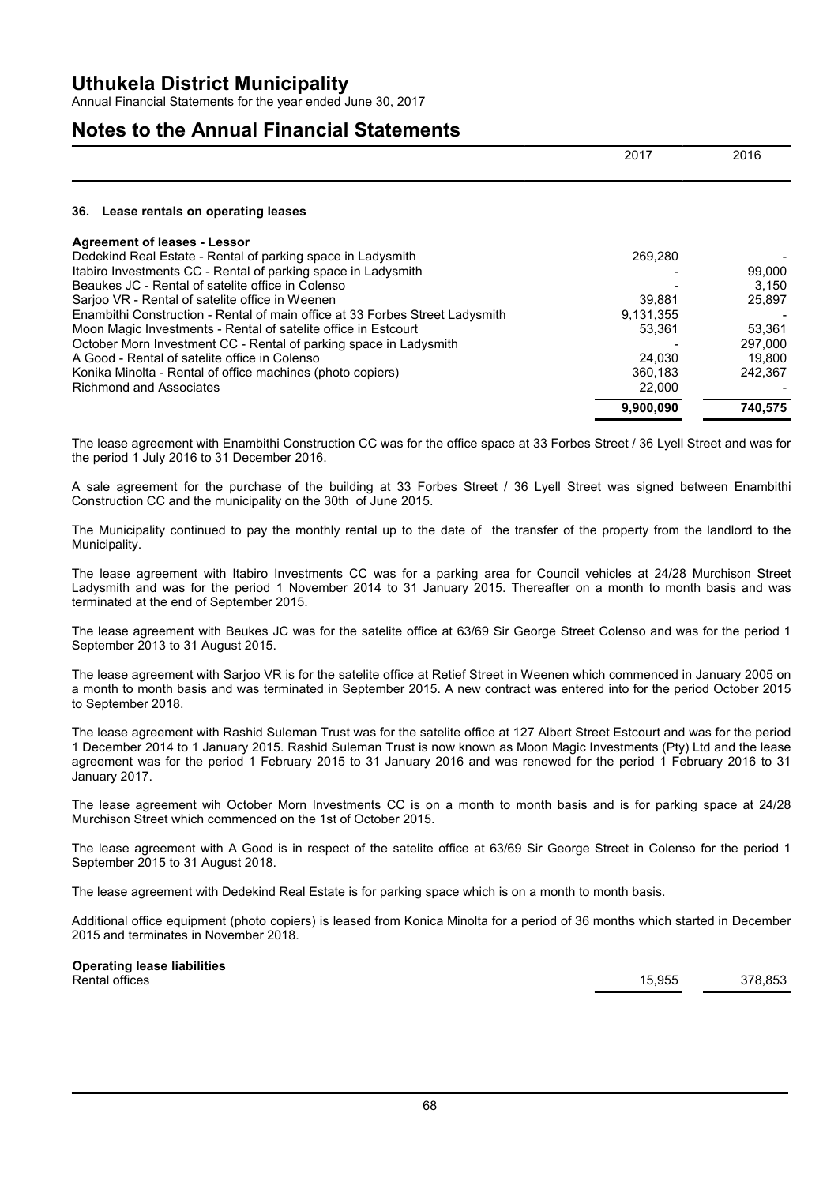## Notes to the Annual Financial Statements

| | 2017 | 2016 |
|---|---|---|

### 36. Lease rentals on operating leases

| | 2017 | 2016 |
|---|---|---|
| **Agreement of leases - Lessor** | | |
| Dedekind Real Estate - Rental of parking space in Ladysmith | 269,280 | - |
| Itabiro Investments CC - Rental of parking space in Ladysmith | - | 99,000 |
| Beaukes JC - Rental of satelite office in Colenso | - | 3,150 |
| Sarjoo VR - Rental of satelite office in Weenen | 39,881 | 25,897 |
| Enambithi Construction - Rental of main office at 33 Forbes Street Ladysmith | 9,131,355 | - |
| Moon Magic Investments - Rental of satelite office in Estcourt | 53,361 | 53,361 |
| October Morn Investment CC - Rental of parking space in Ladysmith | - | 297,000 |
| A Good - Rental of satelite office in Colenso | 24,030 | 19,800 |
| Konika Minolta - Rental of office machines (photo copiers) | 360,183 | 242,367 |
| Richmond and Associates | 22,000 | - |
| | **9,900,090** | **740,575** |

The lease agreement with Enambithi Construction CC was for the office space at 33 Forbes Street / 36 Lyell Street and was for the period 1 July 2016 to 31 December 2016.

A sale agreement for the purchase of the building at 33 Forbes Street / 36 Lyell Street was signed between Enambithi Construction CC and the municipality on the 30th of June 2015.

The Municipality continued to pay the monthly rental up to the date of the transfer of the property from the landlord to the Municipality.

The lease agreement with Itabiro Investments CC was for a parking area for Council vehicles at 24/28 Murchison Street Ladysmith and was for the period 1 November 2014 to 31 January 2015. Thereafter on a month to month basis and was terminated at the end of September 2015.

The lease agreement with Beukes JC was for the satelite office at 63/69 Sir George Street Colenso and was for the period 1 September 2013 to 31 August 2015.

The lease agreement with Sarjoo VR is for the satelite office at Retief Street in Weenen which commenced in January 2005 on a month to month basis and was terminated in September 2015. A new contract was entered into for the period October 2015 to September 2018.

The lease agreement with Rashid Suleman Trust was for the satelite office at 127 Albert Street Estcourt and was for the period 1 December 2014 to 1 January 2015. Rashid Suleman Trust is now known as Moon Magic Investments (Pty) Ltd and the lease agreement was for the period 1 February 2015 to 31 January 2016 and was renewed for the period 1 February 2016 to 31 January 2017.

The lease agreement wih October Morn Investments CC is on a month to month basis and is for parking space at 24/28 Murchison Street which commenced on the 1st of October 2015.

The lease agreement with A Good is in respect of the satelite office at 63/69 Sir George Street in Colenso for the period 1 September 2015 to 31 August 2018.

The lease agreement with Dedekind Real Estate is for parking space which is on a month to month basis.

Additional office equipment (photo copiers) is leased from Konica Minolta for a period of 36 months which started in December 2015 and terminates in November 2018.

| | 2017 | 2016 |
|---|---|---|
| **Operating lease liabilities** | | |
| Rental offices | 15,955 | 378,853 |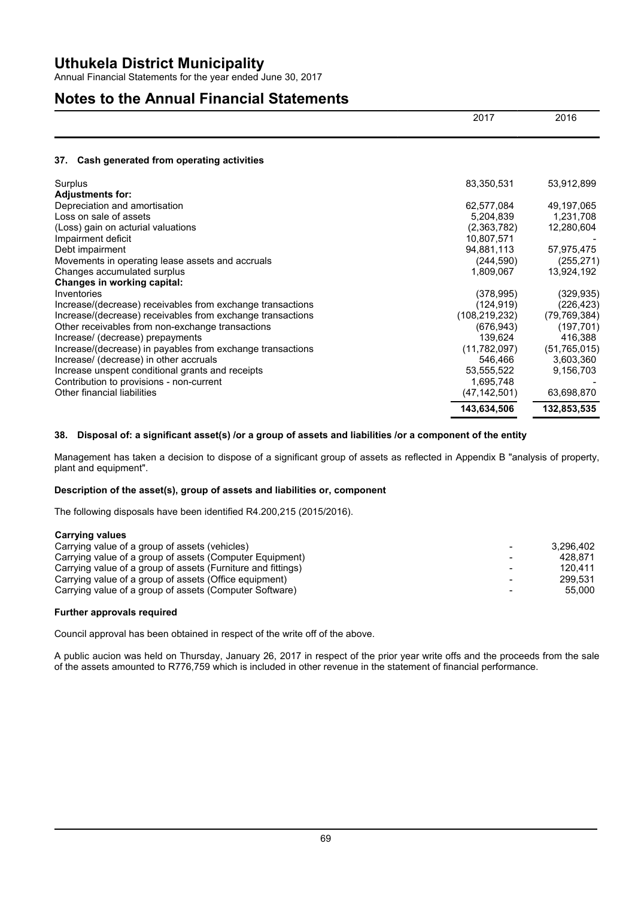# Uthukela District Municipality

Annual Financial Statements for the year ended June 30, 2017

## Notes to the Annual Financial Statements

### 37. Cash generated from operating activities

| | 2017 | 2016 |
|---|---|---|
| Surplus | 83,350,531 | 53,912,899 |
| **Adjustments for:** | | |
| Depreciation and amortisation | 62,577,084 | 49,197,065 |
| Loss on sale of assets | 5,204,839 | 1,231,708 |
| (Loss) gain on acturial valuations | (2,363,782) | 12,280,604 |
| Impairment deficit | 10,807,571 | - |
| Debt impairment | 94,881,113 | 57,975,475 |
| Movements in operating lease assets and accruals | (244,590) | (255,271) |
| Changes accumulated surplus | 1,809,067 | 13,924,192 |
| **Changes in working capital:** | | |
| Inventories | (378,995) | (329,935) |
| Increase/(decrease) receivables from exchange transactions | (124,919) | (226,423) |
| Increase/(decrease) receivables from exchange transactions | (108,219,232) | (79,769,384) |
| Other receivables from non-exchange transactions | (676,943) | (197,701) |
| Increase/ (decrease) prepayments | 139,624 | 416,388 |
| Increase/(decrease) in payables from exchange transactions | (11,782,097) | (51,765,015) |
| Increase/ (decrease) in other accruals | 546,466 | 3,603,360 |
| Increase unspent conditional grants and receipts | 53,555,522 | 9,156,703 |
| Contribution to provisions - non-current | 1,695,748 | - |
| Other financial liabilities | (47,142,501) | 63,698,870 |
| | **143,634,506** | **132,853,535** |

### 38. Disposal of: a significant asset(s) /or a group of assets and liabilities /or a component of the entity

Management has taken a decision to dispose of a significant group of assets as reflected in Appendix B "analysis of property, plant and equipment".

**Description of the asset(s), group of assets and liabilities or, component**

The following disposals have been identified R4.200,215 (2015/2016).

| **Carrying values** | | |
|---|---|---|
| Carrying value of a group of assets (vehicles) | - | 3,296,402 |
| Carrying value of a group of assets (Computer Equipment) | - | 428,871 |
| Carrying value of a group of assets (Furniture and fittings) | - | 120,411 |
| Carrying value of a group of assets (Office equipment) | - | 299,531 |
| Carrying value of a group of assets (Computer Software) | - | 55,000 |

**Further approvals required**

Council approval has been obtained in respect of the write off of the above.

A public aucion was held on Thursday, January 26, 2017 in respect of the prior year write offs and the proceeds from the sale of the assets amounted to R776,759 which is included in other revenue in the statement of financial performance.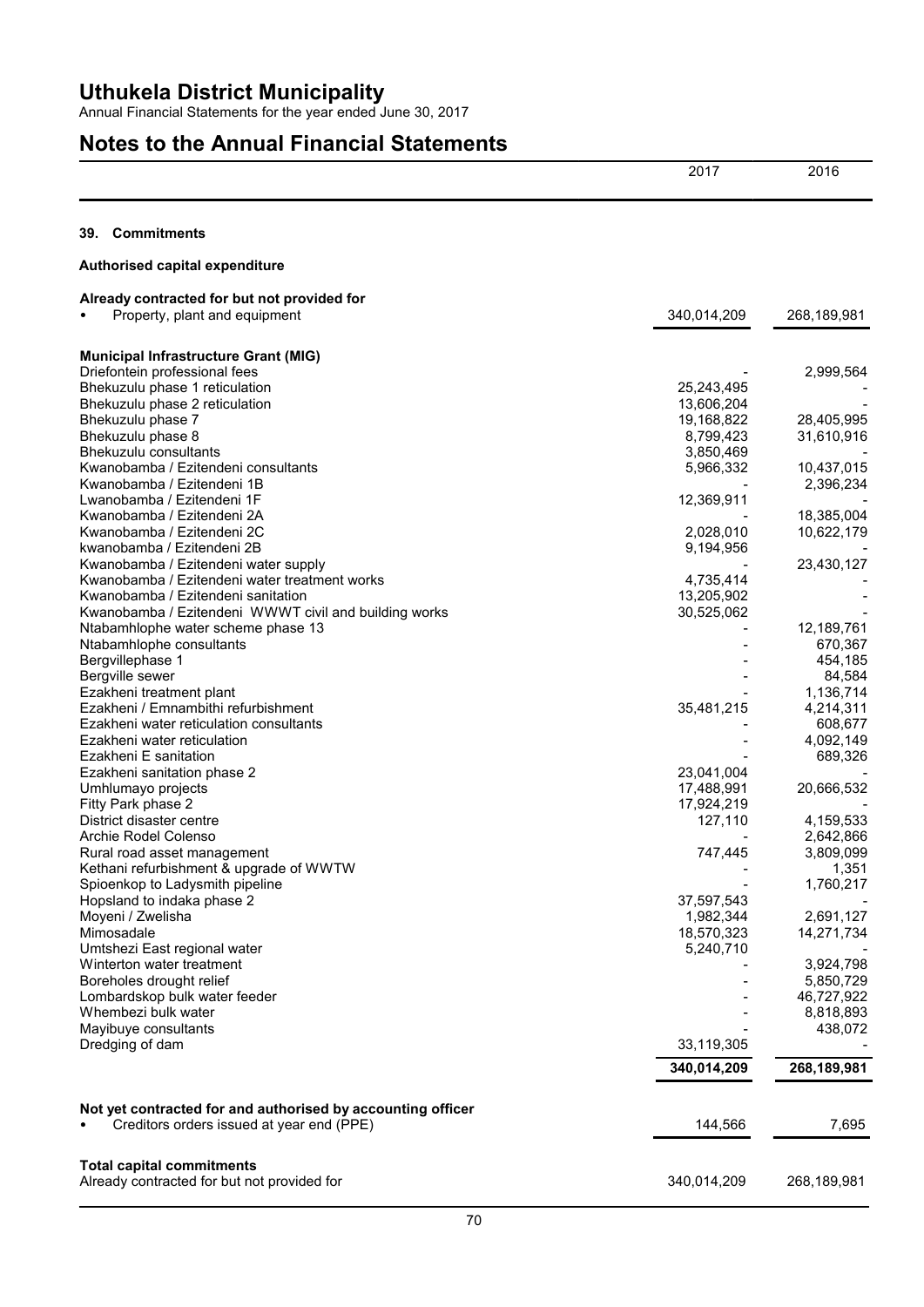# Uthukela District Municipality

Annual Financial Statements for the year ended June 30, 2017

## Notes to the Annual Financial Statements

| | 2017 | 2016 |
|---|---|---|

### 39. Commitments

**Authorised capital expenditure**

| | 2017 | 2016 |
|---|---|---|
| **Already contracted for but not provided for** | | |
| • Property, plant and equipment | 340,014,209 | 268,189,981 |
| | | |
| **Municipal Infrastructure Grant (MIG)** | | |
| Driefontein professional fees | - | 2,999,564 |
| Bhekuzulu phase 1 reticulation | 25,243,495 | - |
| Bhekuzulu phase 2 reticulation | 13,606,204 | - |
| Bhekuzulu phase 7 | 19,168,822 | 28,405,995 |
| Bhekuzulu phase 8 | 8,799,423 | 31,610,916 |
| Bhekuzulu consultants | 3,850,469 | - |
| Kwanobamba / Ezitendeni consultants | 5,966,332 | 10,437,015 |
| Kwanobamba / Ezitendeni 1B | - | 2,396,234 |
| Lwanobamba / Ezitendeni 1F | 12,369,911 | - |
| Kwanobamba / Ezitendeni 2A | - | 18,385,004 |
| Kwanobamba / Ezitendeni 2C | 2,028,010 | 10,622,179 |
| kwanobamba / Ezitendeni 2B | 9,194,956 | - |
| Kwanobamba / Ezitendeni water supply | - | 23,430,127 |
| Kwanobamba / Ezitendeni water treatment works | 4,735,414 | - |
| Kwanobamba / Ezitendeni sanitation | 13,205,902 | - |
| Kwanobamba / Ezitendeni WWWT civil and building works | 30,525,062 | - |
| Ntabamhlophe water scheme phase 13 | - | 12,189,761 |
| Ntabamhlophe consultants | - | 670,367 |
| Bergvillephase 1 | - | 454,185 |
| Bergville sewer | - | 84,584 |
| Ezakheni treatment plant | - | 1,136,714 |
| Ezakheni / Emnambithi refurbishment | 35,481,215 | 4,214,311 |
| Ezakheni water reticulation consultants | - | 608,677 |
| Ezakheni water reticulation | - | 4,092,149 |
| Ezakheni E sanitation | - | 689,326 |
| Ezakheni sanitation phase 2 | 23,041,004 | - |
| Umhlumayo projects | 17,488,991 | 20,666,532 |
| Fitty Park phase 2 | 17,924,219 | - |
| District disaster centre | 127,110 | 4,159,533 |
| Archie Rodel Colenso | - | 2,642,866 |
| Rural road asset management | 747,445 | 3,809,099 |
| Kethani refurbishment & upgrade of WWTW | - | 1,351 |
| Spioenkop to Ladysmith pipeline | - | 1,760,217 |
| Hopsland to indaka phase 2 | 37,597,543 | - |
| Moyeni / Zwelisha | 1,982,344 | 2,691,127 |
| Mimosadale | 18,570,323 | 14,271,734 |
| Umtshezi East regional water | 5,240,710 | - |
| Winterton water treatment | - | 3,924,798 |
| Boreholes drought relief | - | 5,850,729 |
| Lombardskop bulk water feeder | - | 46,727,922 |
| Whembezi bulk water | - | 8,818,893 |
| Mayibuye consultants | - | 438,072 |
| Dredging of dam | 33,119,305 | - |
| | **340,014,209** | **268,189,981** |
| | | |
| **Not yet contracted for and authorised by accounting officer** | | |
| • Creditors orders issued at year end (PPE) | 144,566 | 7,695 |
| | | |
| **Total capital commitments** | | |
| Already contracted for but not provided for | 340,014,209 | 268,189,981 |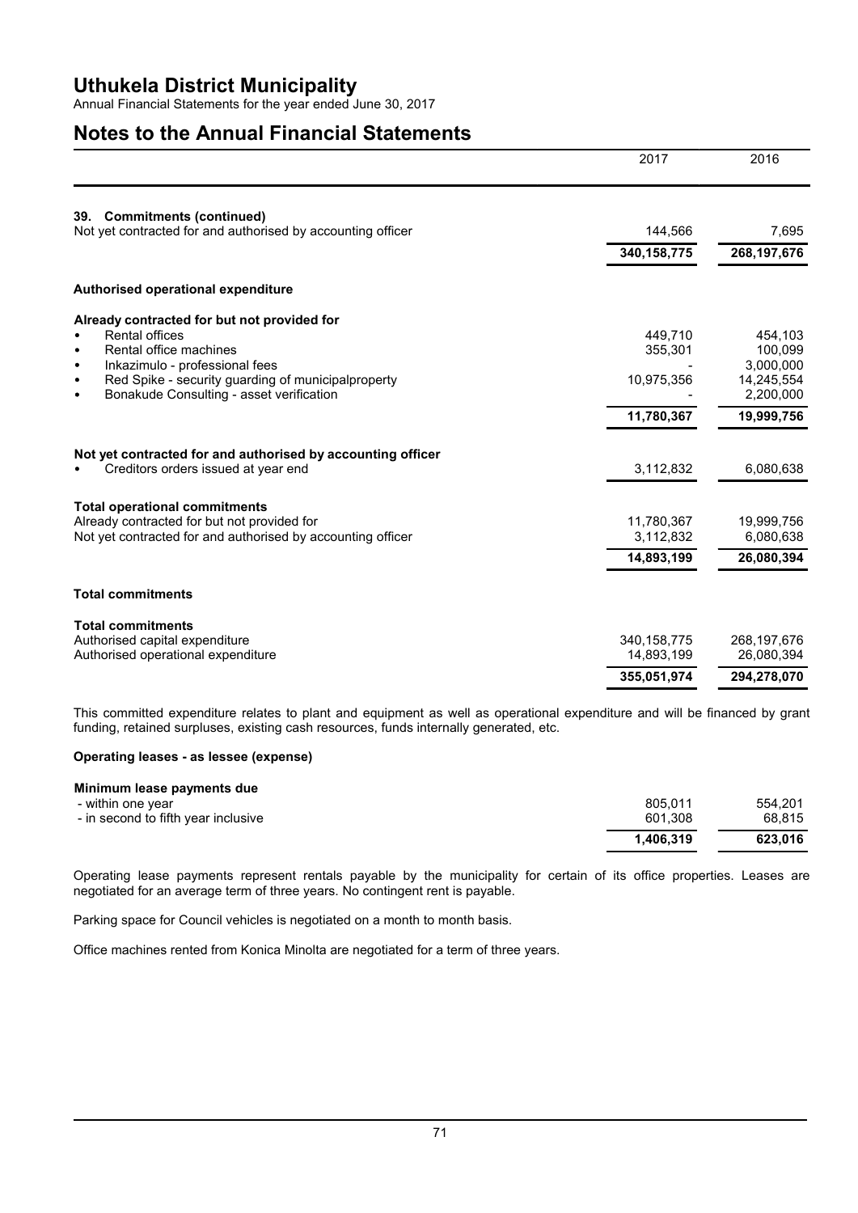# Uthukela District Municipality

Annual Financial Statements for the year ended June 30, 2017

## Notes to the Annual Financial Statements

| | 2017 | 2016 |
|---|---|---|
| **39. Commitments (continued)** | | |
| Not yet contracted for and authorised by accounting officer | 144,566 | 7,695 |
| | **340,158,775** | **268,197,676** |
| **Authorised operational expenditure** | | |
| **Already contracted for but not provided for** | | |
| • Rental offices | 449,710 | 454,103 |
| • Rental office machines | 355,301 | 100,099 |
| • Inkazimulo - professional fees | - | 3,000,000 |
| • Red Spike - security guarding of municipalproperty | 10,975,356 | 14,245,554 |
| • Bonakude Consulting - asset verification | - | 2,200,000 |
| | **11,780,367** | **19,999,756** |
| **Not yet contracted for and authorised by accounting officer** | | |
| • Creditors orders issued at year end | 3,112,832 | 6,080,638 |
| **Total operational commitments** | | |
| Already contracted for but not provided for | 11,780,367 | 19,999,756 |
| Not yet contracted for and authorised by accounting officer | 3,112,832 | 6,080,638 |
| | **14,893,199** | **26,080,394** |
| **Total commitments** | | |
| **Total commitments** | | |
| Authorised capital expenditure | 340,158,775 | 268,197,676 |
| Authorised operational expenditure | 14,893,199 | 26,080,394 |
| | **355,051,974** | **294,278,070** |

This committed expenditure relates to plant and equipment as well as operational expenditure and will be financed by grant funding, retained surpluses, existing cash resources, funds internally generated, etc.

**Operating leases - as lessee (expense)**

| **Minimum lease payments due** | | |
|---|---|---|
| - within one year | 805,011 | 554,201 |
| - in second to fifth year inclusive | 601,308 | 68,815 |
| | **1,406,319** | **623,016** |

Operating lease payments represent rentals payable by the municipality for certain of its office properties. Leases are negotiated for an average term of three years. No contingent rent is payable.

Parking space for Council vehicles is negotiated on a month to month basis.

Office machines rented from Konica Minolta are negotiated for a term of three years.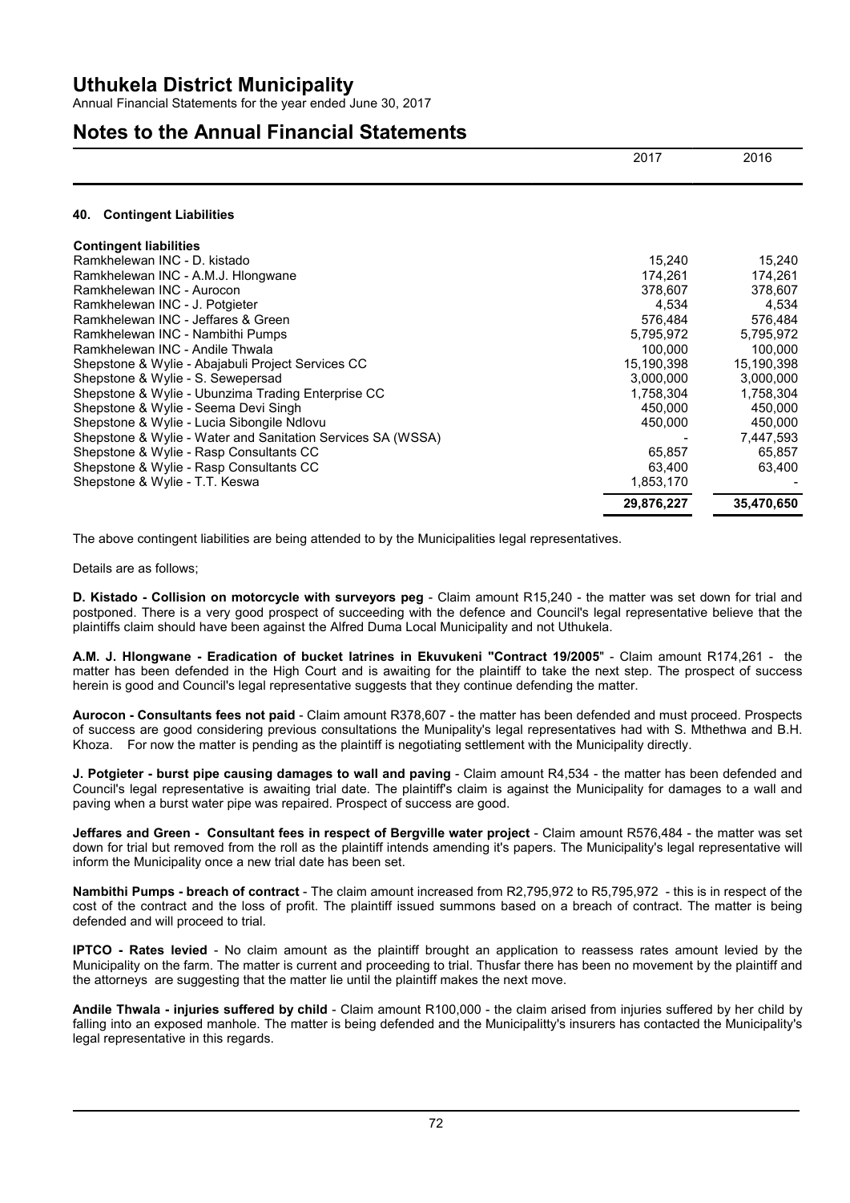## Notes to the Annual Financial Statements

### 40. Contingent Liabilities

| Contingent liabilities | 2017 | 2016 |
|---|---|---|
| Ramkhelewan INC - D. kistado | 15,240 | 15,240 |
| Ramkhelewan INC - A.M.J. Hlongwane | 174,261 | 174,261 |
| Ramkhelewan INC - Aurocon | 378,607 | 378,607 |
| Ramkhelewan INC - J. Potgieter | 4,534 | 4,534 |
| Ramkhelewan INC - Jeffares & Green | 576,484 | 576,484 |
| Ramkhelewan INC - Nambithi Pumps | 5,795,972 | 5,795,972 |
| Ramkhelewan INC - Andile Thwala | 100,000 | 100,000 |
| Shepstone & Wylie - Abajabuli Project Services CC | 15,190,398 | 15,190,398 |
| Shepstone & Wylie - S. Sewepersad | 3,000,000 | 3,000,000 |
| Shepstone & Wylie - Ubunzima Trading Enterprise CC | 1,758,304 | 1,758,304 |
| Shepstone & Wylie - Seema Devi Singh | 450,000 | 450,000 |
| Shepstone & Wylie - Lucia Sibongile Ndlovu | 450,000 | 450,000 |
| Shepstone & Wylie - Water and Sanitation Services SA (WSSA) | - | 7,447,593 |
| Shepstone & Wylie - Rasp Consultants CC | 65,857 | 65,857 |
| Shepstone & Wylie - Rasp Consultants CC | 63,400 | 63,400 |
| Shepstone & Wylie - T.T. Keswa | 1,853,170 | - |
| | **29,876,227** | **35,470,650** |

The above contingent liabilities are being attended to by the Municipalities legal representatives.

Details are as follows;

**D. Kistado - Collision on motorcycle with surveyors peg** - Claim amount R15,240 - the matter was set down for trial and postponed. There is a very good prospect of succeeding with the defence and Council's legal representative believe that the plaintiffs claim should have been against the Alfred Duma Local Municipality and not Uthukela.

**A.M. J. Hlongwane - Eradication of bucket latrines in Ekuvukeni "Contract 19/2005"** - Claim amount R174,261 - the matter has been defended in the High Court and is awaiting for the plaintiff to take the next step. The prospect of success herein is good and Council's legal representative suggests that they continue defending the matter.

**Aurocon - Consultants fees not paid** - Claim amount R378,607 - the matter has been defended and must proceed. Prospects of success are good considering previous consultations the Munipality's legal representatives had with S. Mthethwa and B.H. Khoza. For now the matter is pending as the plaintiff is negotiating settlement with the Municipality directly.

**J. Potgieter - burst pipe causing damages to wall and paving** - Claim amount R4,534 - the matter has been defended and Council's legal representative is awaiting trial date. The plaintiff's claim is against the Municipality for damages to a wall and paving when a burst water pipe was repaired. Prospect of success are good.

**Jeffares and Green - Consultant fees in respect of Bergville water project** - Claim amount R576,484 - the matter was set down for trial but removed from the roll as the plaintiff intends amending it's papers. The Municipality's legal representative will inform the Municipality once a new trial date has been set.

**Nambithi Pumps - breach of contract** - The claim amount increased from R2,795,972 to R5,795,972 - this is in respect of the cost of the contract and the loss of profit. The plaintiff issued summons based on a breach of contract. The matter is being defended and will proceed to trial.

**IPTCO - Rates levied** - No claim amount as the plaintiff brought an application to reassess rates amount levied by the Municipality on the farm. The matter is current and proceeding to trial. Thusfar there has been no movement by the plaintiff and the attorneys are suggesting that the matter lie until the plaintiff makes the next move.

**Andile Thwala - injuries suffered by child** - Claim amount R100,000 - the claim arised from injuries suffered by her child by falling into an exposed manhole. The matter is being defended and the Municipalitty's insurers has contacted the Municipality's legal representative in this regards.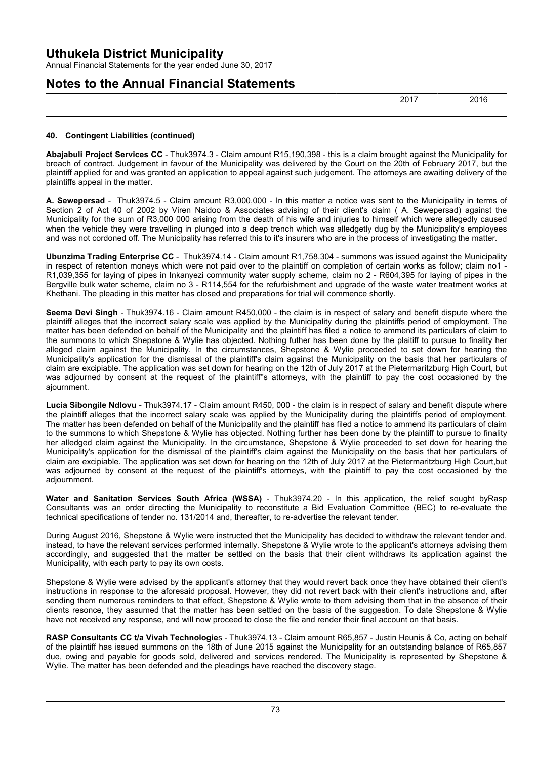### 40. Contingent Liabilities (continued)

**Abajabuli Project Services CC** - Thuk3974.3 - Claim amount R15,190,398 - this is a claim brought against the Municipality for breach of contract. Judgement in favour of the Municipality was delivered by the Court on the 20th of February 2017, but the plaintiff applied for and was granted an application to appeal against such judgement. The attorneys are awaiting delivery of the plaintiffs appeal in the matter.

**A. Sewepersad** - Thuk3974.5 - Claim amount R3,000,000 - In this matter a notice was sent to the Municipality in terms of Section 2 of Act 40 of 2002 by Viren Naidoo & Associates advising of their client's claim ( A. Sewepersad) against the Municipality for the sum of R3,000 000 arising from the death of his wife and injuries to himself which were allegedly caused when the vehicle they were travelling in plunged into a deep trench which was alledgetly dug by the Municipality's employees and was not cordoned off. The Municipality has referred this to it's insurers who are in the process of investigating the matter.

**Ubunzima Trading Enterprise CC** - Thuk3974.14 - Claim amount R1,758,304 - summons was issued against the Municipality in respect of retention moneys which were not paid over to the plaintiff on completion of certain works as follow; claim no1 - R1,039,355 for laying of pipes in Inkanyezi community water supply scheme, claim no 2 - R604,395 for laying of pipes in the Bergville bulk water scheme, claim no 3 - R114,554 for the refurbishment and upgrade of the waste water treatment works at Khethani. The pleading in this matter has closed and preparations for trial will commence shortly.

**Seema Devi Singh** - Thuk3974.16 - Claim amount R450,000 - the claim is in respect of salary and benefit dispute where the plaintiff alleges that the incorrect salary scale was applied by the Municipality during the plaintiffs period of employment. The matter has been defended on behalf of the Municipality and the plaintiff has filed a notice to ammend its particulars of claim to the summons to which Shepstone & Wylie has objected. Nothing futher has been done by the plaitiff to pursue to finality her alleged claim against the Municipality. In the circumstances, Shepstone & Wylie proceeded to set down for hearing the Municipality's application for the dismissal of the plaintiff's claim against the Municipality on the basis that her particulars of claim are excipiable. The application was set down for hearing on the 12th of July 2017 at the Pietermaritzburg High Court, but was adjourned by consent at the request of the plaintiff''s attorneys, with the plaintiff to pay the cost occasioned by the ajournment.

**Lucia Sibongile Ndlovu** - Thuk3974.17 - Claim amount R450, 000 - the claim is in respect of salary and benefit dispute where the plaintiff alleges that the incorrect salary scale was applied by the Municipality during the plaintiffs period of employment. The matter has been defended on behalf of the Municipality and the plaintiff has filed a notice to ammend its particulars of claim to the summons to which Shepstone & Wylie has objected. Nothing further has been done by the plaintiff to pursue to finality her alledged claim against the Municipality. In the circumstance, Shepstone & Wylie proceeded to set down for hearing the Municipality's application for the dismissal of the plaintiff's claim against the Municipality on the basis that her particulars of claim are excipiable. The application was set down for hearing on the 12th of July 2017 at the Pietermaritzburg High Court,but was adjourned by consent at the request of the plaintiff's attorneys, with the plaintiff to pay the cost occasioned by the adjournment.

**Water and Sanitation Services South Africa (WSSA)** - Thuk3974.20 - In this application, the relief sought byRasp Consultants was an order directing the Municipality to reconstitute a Bid Evaluation Committee (BEC) to re-evaluate the technical specifications of tender no. 131/2014 and, thereafter, to re-advertise the relevant tender.

During August 2016, Shepstone & Wylie were instructed thet the Municipality has decided to withdraw the relevant tender and, instead, to have the relevant services performed internally. Shepstone & Wylie wrote to the applicant's attorneys advising them accordingly, and suggested that the matter be settled on the basis that their client withdraws its application against the Municipality, with each party to pay its own costs.

Shepstone & Wylie were advised by the applicant's attorney that they would revert back once they have obtained their client's instructions in response to the aforesaid proposal. However, they did not revert back with their client's instructions and, after sending them numerous reminders to that effect, Shepstone & Wylie wrote to them advising them that in the absence of their clients resonce, they assumed that the matter has been settled on the basis of the suggestion. To date Shepstone & Wylie have not received any response, and will now proceed to close the file and render their final account on that basis.

**RASP Consultants CC t/a Vivah Technologie**s - Thuk3974.13 - Claim amount R65,857 - Justin Heunis & Co, acting on behalf of the plaintiff has issued summons on the 18th of June 2015 against the Municipality for an outstanding balance of R65,857 due, owing and payable for goods sold, delivered and services rendered. The Municipality is represented by Shepstone & Wylie. The matter has been defended and the pleadings have reached the discovery stage.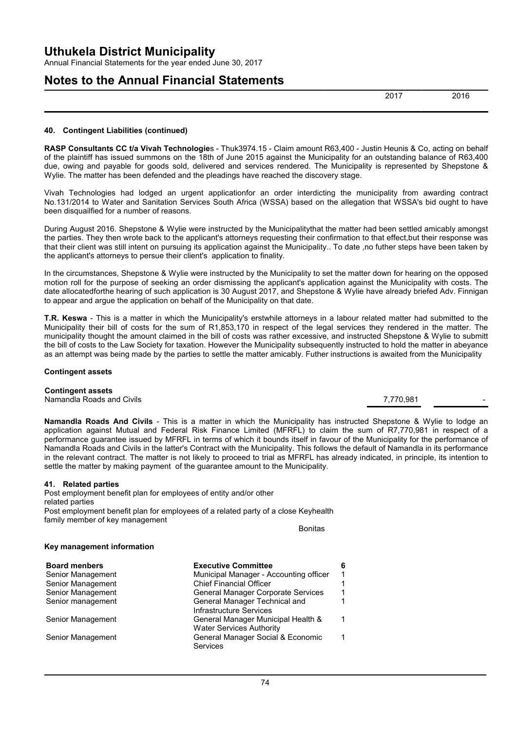## 40. Contingent Liabilities (continued)

**RASP Consultants CC t/a Vivah Technologies** - Thuk3974.15 - Claim amount R63,400 - Justin Heunis & Co, acting on behalf of the plaintiff has issued summons on the 18th of June 2015 against the Municipality for an outstanding balance of R63,400 due, owing and payable for goods sold, delivered and services rendered. The Municipality is represented by Shepstone & Wylie. The matter has been defended and the pleadings have reached the discovery stage.

Vivah Technologies had lodged an urgent applicationfor an order interdicting the municipality from awarding contract No.131/2014 to Water and Sanitation Services South Africa (WSSA) based on the allegation that WSSA's bid ought to have been disquailfied for a number of reasons.

During August 2016. Shepstone & Wylie were instructed by the Municipalitythat the matter had been settled amicably amongst the parties. They then wrote back to the applicant's attorneys requesting their confirmation to that effect,but their response was that their client was still intent on pursuing its application against the Municipality.. To date ,no futher steps have been taken by the applicant's attorneys to persue their client's application to finality.

In the circumstances, Shepstone & Wylie were instructed by the Municipality to set the matter down for hearing on the opposed motion roll for the purpose of seeking an order dismissing the applicant's application against the Municipality with costs. The date allocatedforthe hearing of such application is 30 August 2017, and Shepstone & Wylie have already briefed Adv. Finnigan to appear and argue the application on behalf of the Municipality on that date.

**T.R. Keswa** - This is a matter in which the Municipality's erstwhile attorneys in a labour related matter had submitted to the Municipality their bill of costs for the sum of R1,853,170 in respect of the legal services they rendered in the matter. The municipality thought the amount claimed in the bill of costs was rather excessive, and instructed Shepstone & Wylie to submitt the bill of costs to the Law Society for taxation. However the Municipality subsequently instructed to hold the matter in abeyance as an attempt was being made by the parties to settle the matter amicably. Futher instructions is awaited from the Municipality

### Contingent assets

| Contingent assets | 2017 | 2016 |
|---|---|---|
| Namandla Roads and Civils | 7,770,981 | - |

**Namandla Roads And Civils** - This is a matter in which the Municipality has instructed Shepstone & Wylie to lodge an application against Mutual and Federal Risk Finance Limited (MFRFL) to claim the sum of R7,770,981 in respect of a performance guarantee issued by MFRFL in terms of which it bounds itself in favour of the Municipality for the performance of Namandla Roads and Civils in the latter's Contract with the Municipality. This follows the default of Namandla in its performance in the relevant contract. The matter is not likely to proceed to trial as MFRFL has already indicated, in principle, its intention to settle the matter by making payment of the guarantee amount to the Municipality.

## 41. Related parties

| | |
|---|---|
| Post employment benefit plan for employees of entity and/or other related parties | |
| Post employment benefit plan for employees of a related party of a close family member of key management | Keyhealth<br>Bonitas |

### Key management information

| Board menbers | Executive Committee | 6 |
|---|---|---|
| Senior Management | Municipal Manager - Accounting officer | 1 |
| Senior Management | Chief Financial Officer | 1 |
| Senior Management | General Manager Corporate Services | 1 |
| Senior management | General Manager Technical and Infrastructure Services | 1 |
| Senior Management | General Manager Municipal Health & Water Services Authority | 1 |
| Senior Management | General Manager Social & Economic Services | 1 |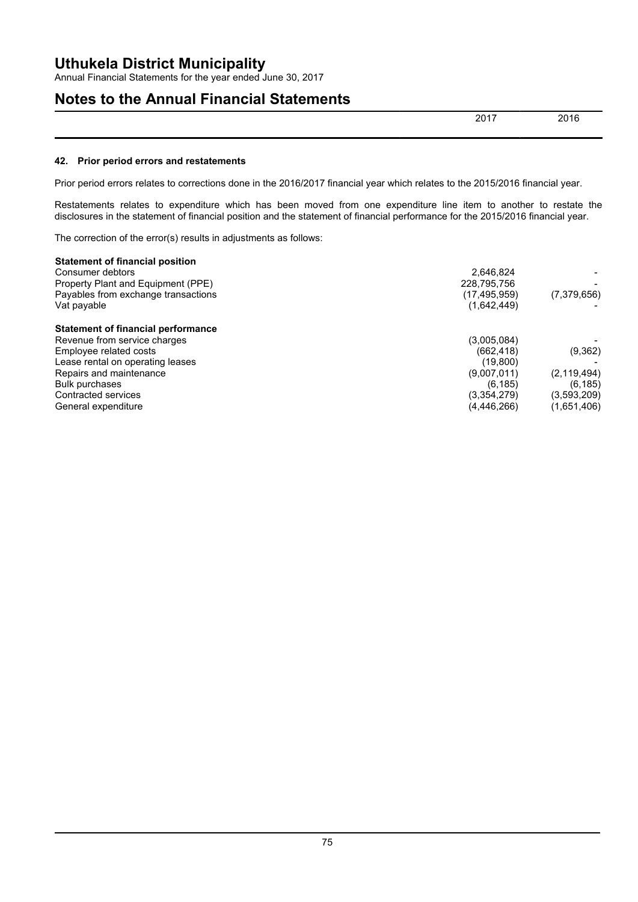# Uthukela District Municipality

Annual Financial Statements for the year ended June 30, 2017

## Notes to the Annual Financial Statements

### 42. Prior period errors and restatements

Prior period errors relates to corrections done in the 2016/2017 financial year which relates to the 2015/2016 financial year.

Restatements relates to expenditure which has been moved from one expenditure line item to another to restate the disclosures in the statement of financial position and the statement of financial performance for the 2015/2016 financial year.

The correction of the error(s) results in adjustments as follows:

| | 2017 | 2016 |
|---|---|---|
| **Statement of financial position** | | |
| Consumer debtors | 2,646,824 | - |
| Property Plant and Equipment (PPE) | 228,795,756 | - |
| Payables from exchange transactions | (17,495,959) | (7,379,656) |
| Vat payable | (1,642,449) | - |
| **Statement of financial performance** | | |
| Revenue from service charges | (3,005,084) | - |
| Employee related costs | (662,418) | (9,362) |
| Lease rental on operating leases | (19,800) | - |
| Repairs and maintenance | (9,007,011) | (2,119,494) |
| Bulk purchases | (6,185) | (6,185) |
| Contracted services | (3,354,279) | (3,593,209) |
| General expenditure | (4,446,266) | (1,651,406) |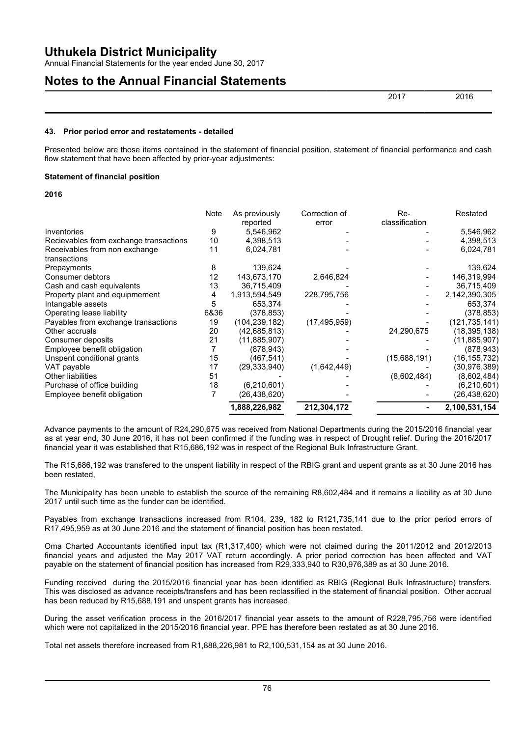### 43. Prior period error and restatements - detailed

Presented below are those items contained in the statement of financial position, statement of financial performance and cash flow statement that have been affected by prior-year adjustments:

**Statement of financial position**

**2016**

| | Note | As previously reported | Correction of error | Re-classification | Restated |
|---|---|---|---|---|---|
| Inventories | 9 | 5,546,962 | - | - | 5,546,962 |
| Recievables from exchange transactions | 10 | 4,398,513 | - | - | 4,398,513 |
| Receivables from non exchange transactions | 11 | 6,024,781 | - | - | 6,024,781 |
| Prepayments | 8 | 139,624 | - | - | 139,624 |
| Consumer debtors | 12 | 143,673,170 | 2,646,824 | - | 146,319,994 |
| Cash and cash equivalents | 13 | 36,715,409 | - | - | 36,715,409 |
| Property plant and equipmement | 4 | 1,913,594,549 | 228,795,756 | - | 2,142,390,305 |
| Intangable assets | 5 | 653,374 | - | - | 653,374 |
| Operating lease liability | 6&36 | (378,853) | - | - | (378,853) |
| Payables from exchange transactions | 19 | (104,239,182) | (17,495,959) | - | (121,735,141) |
| Other accruals | 20 | (42,685,813) | - | 24,290,675 | (18,395,138) |
| Consumer deposits | 21 | (11,885,907) | - | - | (11,885,907) |
| Employee benefit obligation | 7 | (878,943) | - | - | (878,943) |
| Unspent conditional grants | 15 | (467,541) | - | (15,688,191) | (16,155,732) |
| VAT payable | 17 | (29,333,940) | (1,642,449) | - | (30,976,389) |
| Other liabilities | 51 | - | - | (8,602,484) | (8,602,484) |
| Purchase of office building | 18 | (6,210,601) | - | - | (6,210,601) |
| Employee benefit obligation | 7 | (26,438,620) | - | - | (26,438,620) |
| | | **1,888,226,982** | **212,304,172** | **-** | **2,100,531,154** |

Advance payments to the amount of R24,290,675 was received from National Departments during the 2015/2016 financial year as at year end, 30 June 2016, it has not been confirmed if the funding was in respect of Drought relief. During the 2016/2017 financial year it was established that R15,686,192 was in respect of the Regional Bulk Infrastructure Grant.

The R15,686,192 was transfered to the unspent liability in respect of the RBIG grant and uspent grants as at 30 June 2016 has been restated,

The Municipality has been unable to establish the source of the remaining R8,602,484 and it remains a liability as at 30 June 2017 until such time as the funder can be identified.

Payables from exchange transactions increased from R104, 239, 182 to R121,735,141 due to the prior period errors of R17,495,959 as at 30 June 2016 and the statement of financial position has been restated.

Oma Charted Accountants identified input tax (R1,317,400) which were not claimed during the 2011/2012 and 2012/2013 financial years and adjusted the May 2017 VAT return accordingly. A prior period correction has been affected and VAT payable on the statement of financial position has increased from R29,333,940 to R30,976,389 as at 30 June 2016.

Funding received during the 2015/2016 financial year has been identified as RBIG (Regional Bulk Infrastructure) transfers. This was disclosed as advance receipts/transfers and has been reclassified in the statement of financial position. Other accrual has been reduced by R15,688,191 and unspent grants has increased.

During the asset verification process in the 2016/2017 financial year assets to the amount of R228,795,756 were identified which were not capitalized in the 2015/2016 financial year. PPE has therefore been restated as at 30 June 2016.

Total net assets therefore increased from R1,888,226,981 to R2,100,531,154 as at 30 June 2016.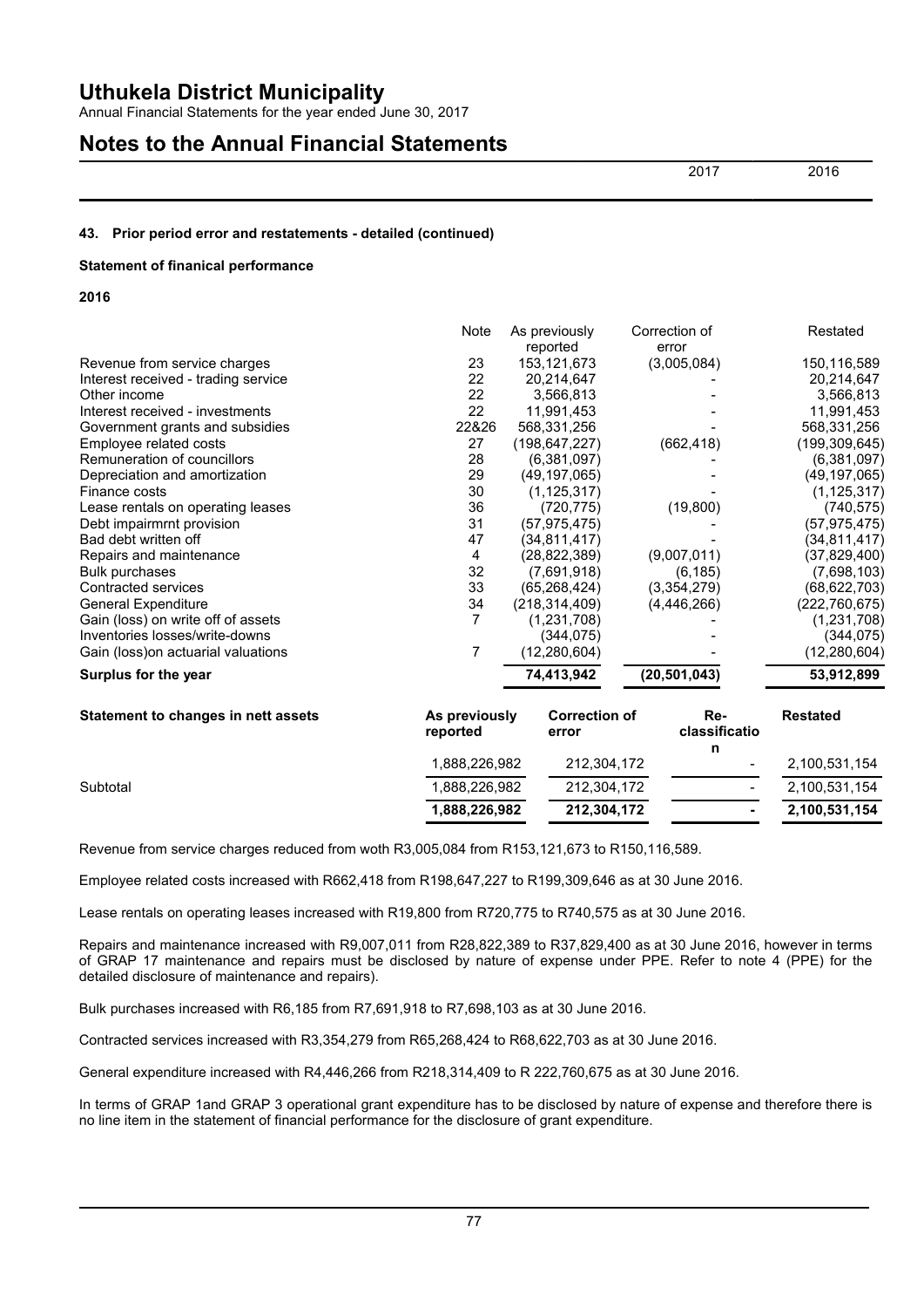# Uthukela District Municipality

Annual Financial Statements for the year ended June 30, 2017

# Notes to the Annual Financial Statements

| | 2017 | 2016 |
|---|---|---|

### 43. Prior period error and restatements - detailed (continued)

**Statement of finanical performance**

**2016**

| | Note | As previously reported | Correction of error | Restated |
|---|---|---|---|---|
| Revenue from service charges | 23 | 153,121,673 | (3,005,084) | 150,116,589 |
| Interest received - trading service | 22 | 20,214,647 | - | 20,214,647 |
| Other income | 22 | 3,566,813 | - | 3,566,813 |
| Interest received - investments | 22 | 11,991,453 | - | 11,991,453 |
| Government grants and subsidies | 22&26 | 568,331,256 | - | 568,331,256 |
| Employee related costs | 27 | (198,647,227) | (662,418) | (199,309,645) |
| Remuneration of councillors | 28 | (6,381,097) | - | (6,381,097) |
| Depreciation and amortization | 29 | (49,197,065) | - | (49,197,065) |
| Finance costs | 30 | (1,125,317) | - | (1,125,317) |
| Lease rentals on operating leases | 36 | (720,775) | (19,800) | (740,575) |
| Debt impairmrnt provision | 31 | (57,975,475) | - | (57,975,475) |
| Bad debt written off | 47 | (34,811,417) | - | (34,811,417) |
| Repairs and maintenance | 4 | (28,822,389) | (9,007,011) | (37,829,400) |
| Bulk purchases | 32 | (7,691,918) | (6,185) | (7,698,103) |
| Contracted services | 33 | (65,268,424) | (3,354,279) | (68,622,703) |
| General Expenditure | 34 | (218,314,409) | (4,446,266) | (222,760,675) |
| Gain (loss) on write off of assets | 7 | (1,231,708) | - | (1,231,708) |
| Inventories losses/write-downs | | (344,075) | - | (344,075) |
| Gain (loss)on actuarial valuations | 7 | (12,280,604) | - | (12,280,604) |
| **Surplus for the year** | | **74,413,942** | **(20,501,043)** | **53,912,899** |

| Statement to changes in nett assets | As previously reported | Correction of error | Re-classification | Restated |
|---|---|---|---|---|
| | 1,888,226,982 | 212,304,172 | - | 2,100,531,154 |
| Subtotal | 1,888,226,982 | 212,304,172 | - | 2,100,531,154 |
| | **1,888,226,982** | **212,304,172** | **-** | **2,100,531,154** |

Revenue from service charges reduced from woth R3,005,084 from R153,121,673 to R150,116,589.

Employee related costs increased with R662,418 from R198,647,227 to R199,309,646 as at 30 June 2016.

Lease rentals on operating leases increased with R19,800 from R720,775 to R740,575 as at 30 June 2016.

Repairs and maintenance increased with R9,007,011 from R28,822,389 to R37,829,400 as at 30 June 2016, however in terms of GRAP 17 maintenance and repairs must be disclosed by nature of expense under PPE. Refer to note 4 (PPE) for the detailed disclosure of maintenance and repairs).

Bulk purchases increased with R6,185 from R7,691,918 to R7,698,103 as at 30 June 2016.

Contracted services increased with R3,354,279 from R65,268,424 to R68,622,703 as at 30 June 2016.

General expenditure increased with R4,446,266 from R218,314,409 to R 222,760,675 as at 30 June 2016.

In terms of GRAP 1and GRAP 3 operational grant expenditure has to be disclosed by nature of expense and therefore there is no line item in the statement of financial performance for the disclosure of grant expenditure.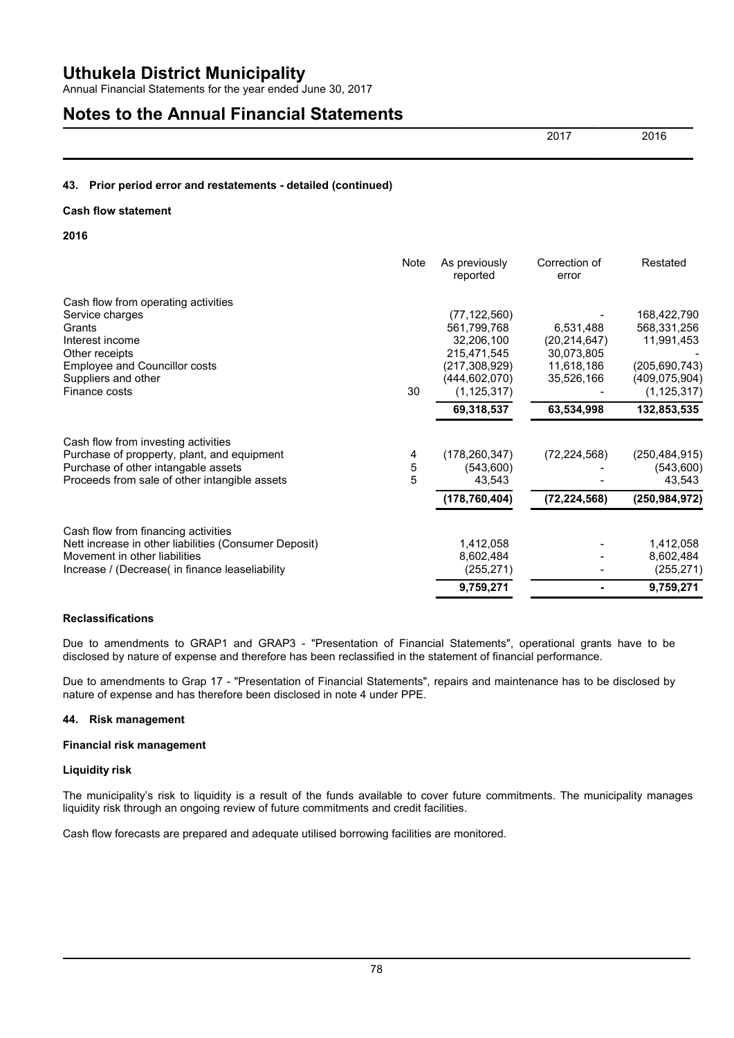### 43. Prior period error and restatements - detailed (continued)

#### Cash flow statement

**2016**

| | Note | As previously reported | Correction of error | Restated |
|---|---|---|---|---|
| Cash flow from operating activities | | | | |
| Service charges | | (77,122,560) | - | 168,422,790 |
| Grants | | 561,799,768 | 6,531,488 | 568,331,256 |
| Interest income | | 32,206,100 | (20,214,647) | 11,991,453 |
| Other receipts | | 215,471,545 | 30,073,805 | - |
| Employee and Councillor costs | | (217,308,929) | 11,618,186 | (205,690,743) |
| Suppliers and other | | (444,602,070) | 35,526,166 | (409,075,904) |
| Finance costs | 30 | (1,125,317) | - | (1,125,317) |
| | | **69,318,537** | **63,534,998** | **132,853,535** |
| Cash flow from investing activities | | | | |
| Purchase of propperty, plant, and equipment | 4 | (178,260,347) | (72,224,568) | (250,484,915) |
| Purchase of other intangable assets | 5 | (543,600) | - | (543,600) |
| Proceeds from sale of other intangible assets | 5 | 43,543 | - | 43,543 |
| | | **(178,760,404)** | **(72,224,568)** | **(250,984,972)** |
| Cash flow from financing activities | | | | |
| Nett increase in other liabilities (Consumer Deposit) | | 1,412,058 | - | 1,412,058 |
| Movement in other liabilities | | 8,602,484 | - | 8,602,484 |
| Increase / (Decrease( in finance leaseliability | | (255,271) | - | (255,271) |
| | | **9,759,271** | **-** | **9,759,271** |

#### Reclassifications

Due to amendments to GRAP1 and GRAP3 - "Presentation of Financial Statements", operational grants have to be disclosed by nature of expense and therefore has been reclassified in the statement of financial performance.

Due to amendments to Grap 17 - "Presentation of Financial Statements", repairs and maintenance has to be disclosed by nature of expense and has therefore been disclosed in note 4 under PPE.

### 44. Risk management

#### Financial risk management

#### Liquidity risk

The municipality's risk to liquidity is a result of the funds available to cover future commitments. The municipality manages liquidity risk through an ongoing review of future commitments and credit facilities.

Cash flow forecasts are prepared and adequate utilised borrowing facilities are monitored.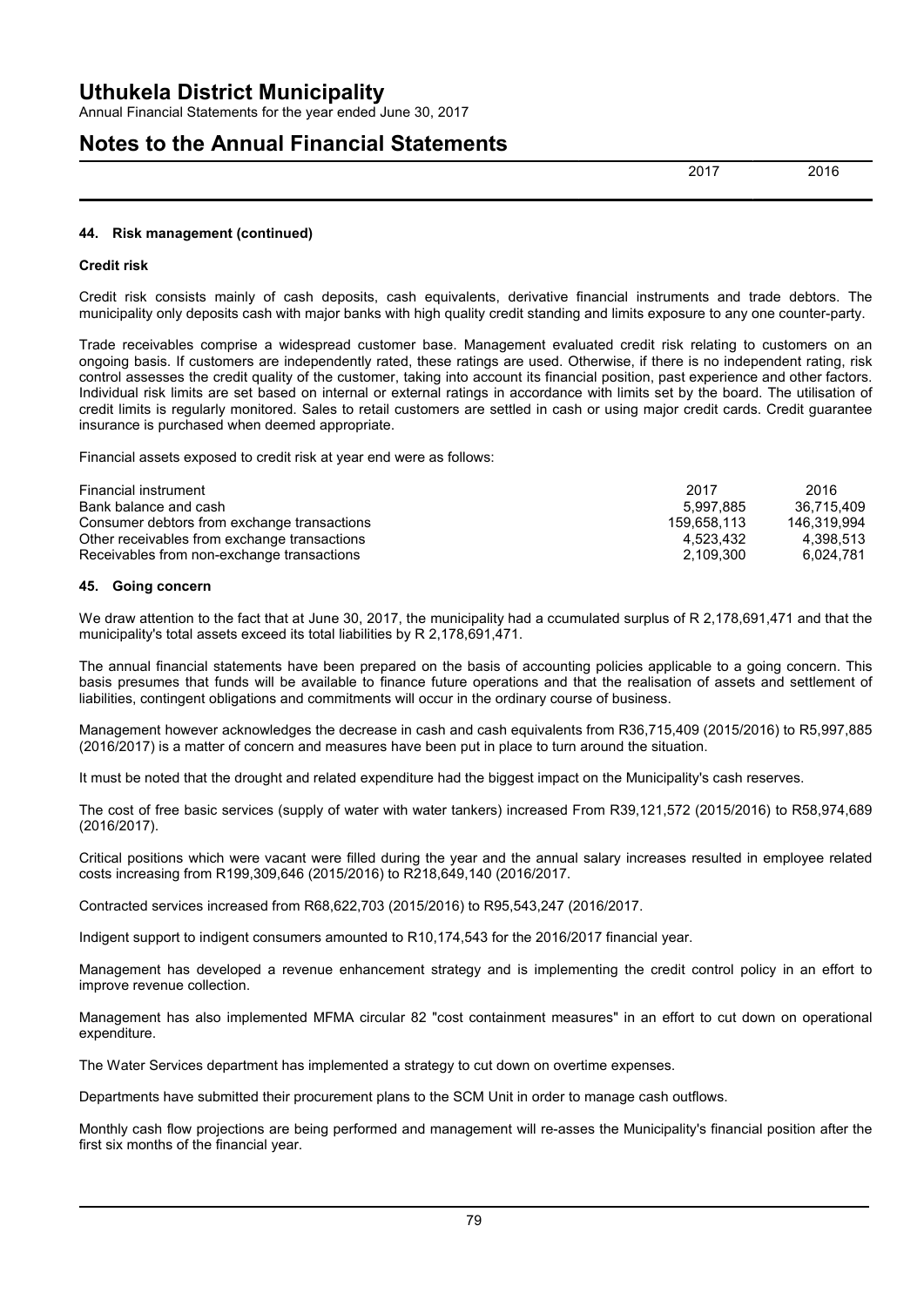## 44. Risk management (continued)

### Credit risk

Credit risk consists mainly of cash deposits, cash equivalents, derivative financial instruments and trade debtors. The municipality only deposits cash with major banks with high quality credit standing and limits exposure to any one counter-party.

Trade receivables comprise a widespread customer base. Management evaluated credit risk relating to customers on an ongoing basis. If customers are independently rated, these ratings are used. Otherwise, if there is no independent rating, risk control assesses the credit quality of the customer, taking into account its financial position, past experience and other factors. Individual risk limits are set based on internal or external ratings in accordance with limits set by the board. The utilisation of credit limits is regularly monitored. Sales to retail customers are settled in cash or using major credit cards. Credit guarantee insurance is purchased when deemed appropriate.

Financial assets exposed to credit risk at year end were as follows:

| Financial instrument | 2017 | 2016 |
|---|---|---|
| Bank balance and cash | 5,997,885 | 36,715,409 |
| Consumer debtors from exchange transactions | 159,658,113 | 146,319,994 |
| Other receivables from exchange transactions | 4,523,432 | 4,398,513 |
| Receivables from non-exchange transactions | 2,109,300 | 6,024,781 |

## 45. Going concern

We draw attention to the fact that at June 30, 2017, the municipality had a ccumulated surplus of R 2,178,691,471 and that the municipality's total assets exceed its total liabilities by R 2,178,691,471.

The annual financial statements have been prepared on the basis of accounting policies applicable to a going concern. This basis presumes that funds will be available to finance future operations and that the realisation of assets and settlement of liabilities, contingent obligations and commitments will occur in the ordinary course of business.

Management however acknowledges the decrease in cash and cash equivalents from R36,715,409 (2015/2016) to R5,997,885 (2016/2017) is a matter of concern and measures have been put in place to turn around the situation.

It must be noted that the drought and related expenditure had the biggest impact on the Municipality's cash reserves.

The cost of free basic services (supply of water with water tankers) increased From R39,121,572 (2015/2016) to R58,974,689 (2016/2017).

Critical positions which were vacant were filled during the year and the annual salary increases resulted in employee related costs increasing from R199,309,646 (2015/2016) to R218,649,140 (2016/2017.

Contracted services increased from R68,622,703 (2015/2016) to R95,543,247 (2016/2017.

Indigent support to indigent consumers amounted to R10,174,543 for the 2016/2017 financial year.

Management has developed a revenue enhancement strategy and is implementing the credit control policy in an effort to improve revenue collection.

Management has also implemented MFMA circular 82 "cost containment measures" in an effort to cut down on operational expenditure.

The Water Services department has implemented a strategy to cut down on overtime expenses.

Departments have submitted their procurement plans to the SCM Unit in order to manage cash outflows.

Monthly cash flow projections are being performed and management will re-asses the Municipality's financial position after the first six months of the financial year.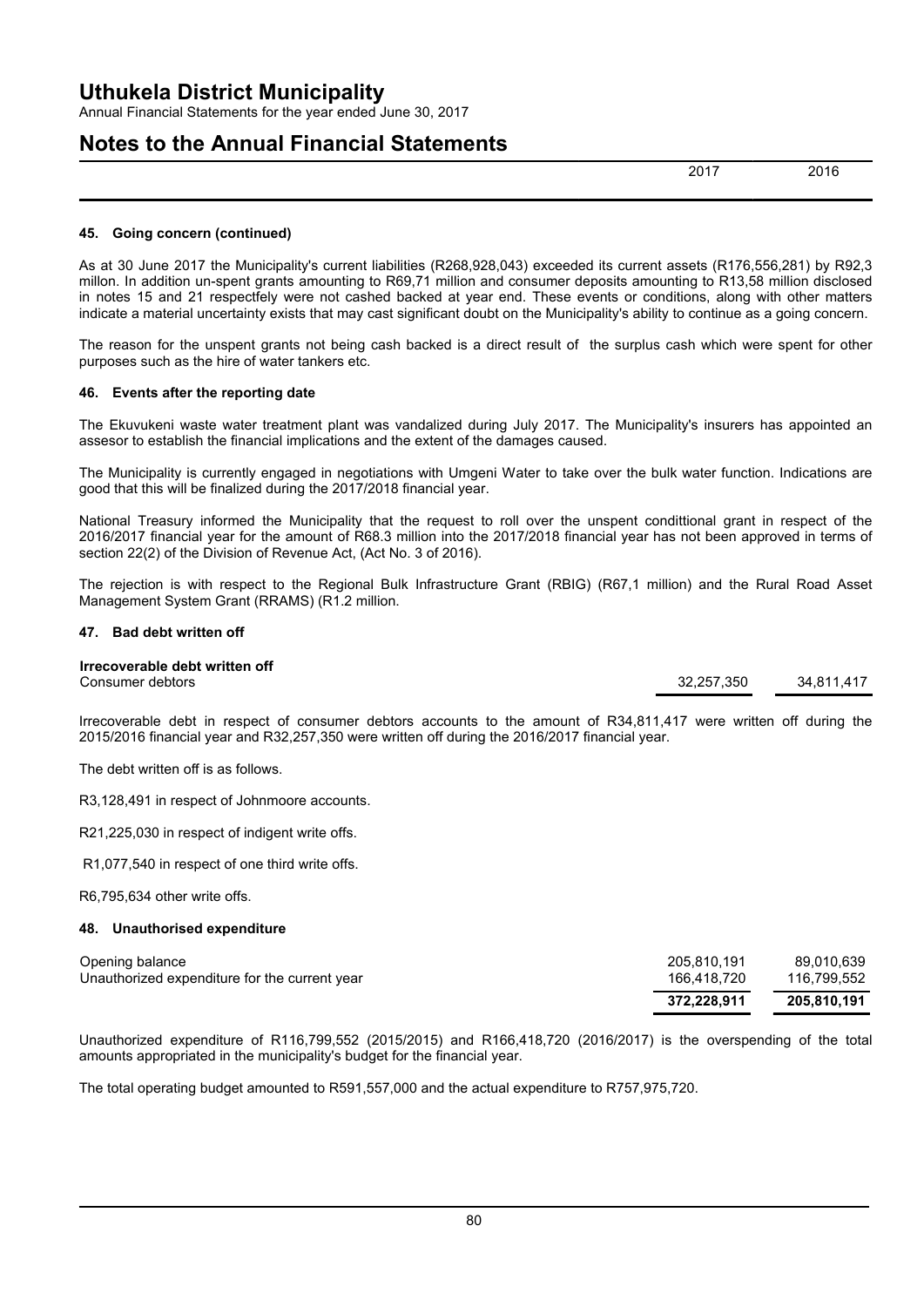## 45. Going concern (continued)

As at 30 June 2017 the Municipality's current liabilities (R268,928,043) exceeded its current assets (R176,556,281) by R92,3 millon. In addition un-spent grants amounting to R69,71 million and consumer deposits amounting to R13,58 million disclosed in notes 15 and 21 respectfely were not cashed backed at year end. These events or conditions, along with other matters indicate a material uncertainty exists that may cast significant doubt on the Municipality's ability to continue as a going concern.

The reason for the unspent grants not being cash backed is a direct result of the surplus cash which were spent for other purposes such as the hire of water tankers etc.

## 46. Events after the reporting date

The Ekuvukeni waste water treatment plant was vandalized during July 2017. The Municipality's insurers has appointed an assesor to establish the financial implications and the extent of the damages caused.

The Municipality is currently engaged in negotiations with Umgeni Water to take over the bulk water function. Indications are good that this will be finalized during the 2017/2018 financial year.

National Treasury informed the Municipality that the request to roll over the unspent condittional grant in respect of the 2016/2017 financial year for the amount of R68.3 million into the 2017/2018 financial year has not been approved in terms of section 22(2) of the Division of Revenue Act, (Act No. 3 of 2016).

The rejection is with respect to the Regional Bulk Infrastructure Grant (RBIG) (R67,1 million) and the Rural Road Asset Management System Grant (RRAMS) (R1.2 million.

## 47. Bad debt written off

| | 2017 | 2016 |
|---|---|---|
| **Irrecoverable debt written off** | | |
| Consumer debtors | 32,257,350 | 34,811,417 |

Irrecoverable debt in respect of consumer debtors accounts to the amount of R34,811,417 were written off during the 2015/2016 financial year and R32,257,350 were written off during the 2016/2017 financial year.

The debt written off is as follows.

R3,128,491 in respect of Johnmoore accounts.

R21,225,030 in respect of indigent write offs.

R1,077,540 in respect of one third write offs.

R6,795,634 other write offs.

## 48. Unauthorised expenditure

| | 2017 | 2016 |
|---|---|---|
| Opening balance | 205,810,191 | 89,010,639 |
| Unauthorized expenditure for the current year | 166,418,720 | 116,799,552 |
| | **372,228,911** | **205,810,191** |

Unauthorized expenditure of R116,799,552 (2015/2015) and R166,418,720 (2016/2017) is the overspending of the total amounts appropriated in the municipality's budget for the financial year.

The total operating budget amounted to R591,557,000 and the actual expenditure to R757,975,720.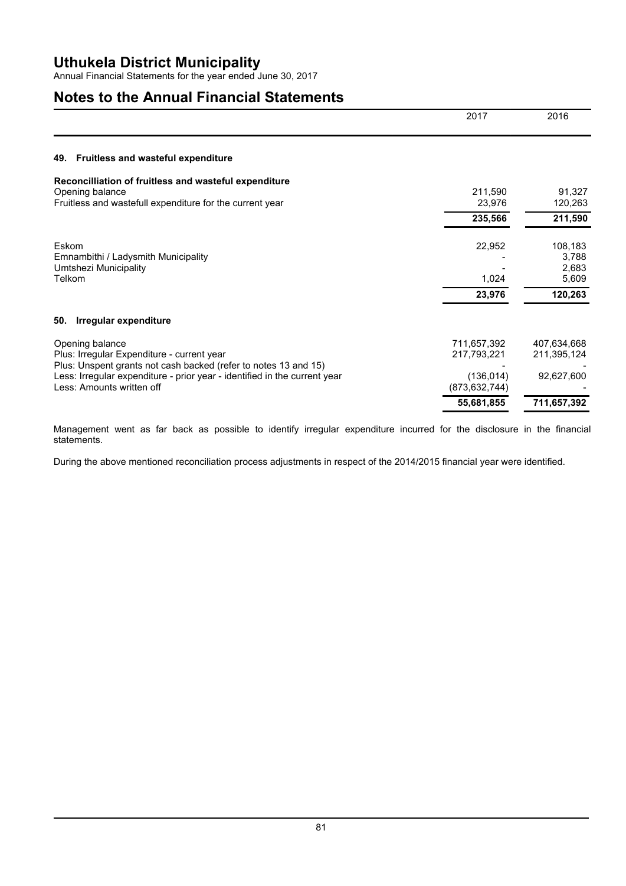# Uthukela District Municipality

Annual Financial Statements for the year ended June 30, 2017

## Notes to the Annual Financial Statements

| | 2017 | 2016 |
|---|---|---|

### 49. Fruitless and wasteful expenditure

**Reconcilliation of fruitless and wasteful expenditure**

| | 2017 | 2016 |
|---|---|---|
| Opening balance | 211,590 | 91,327 |
| Fruitless and wastefull expenditure for the current year | 23,976 | 120,263 |
| | **235,566** | **211,590** |
| Eskom | 22,952 | 108,183 |
| Emnambithi / Ladysmith Municipality | - | 3,788 |
| Umtshezi Municipality | - | 2,683 |
| Telkom | 1,024 | 5,609 |
| | **23,976** | **120,263** |

### 50. Irregular expenditure

| | 2017 | 2016 |
|---|---|---|
| Opening balance | 711,657,392 | 407,634,668 |
| Plus: Irregular Expenditure - current year | 217,793,221 | 211,395,124 |
| Plus: Unspent grants not cash backed (refer to notes 13 and 15) | - | - |
| Less: Irregular expenditure - prior year - identified in the current year | (136,014) | 92,627,600 |
| Less: Amounts written off | (873,632,744) | - |
| | **55,681,855** | **711,657,392** |

Management went as far back as possible to identify irregular expenditure incurred for the disclosure in the financial statements.

During the above mentioned reconciliation process adjustments in respect of the 2014/2015 financial year were identified.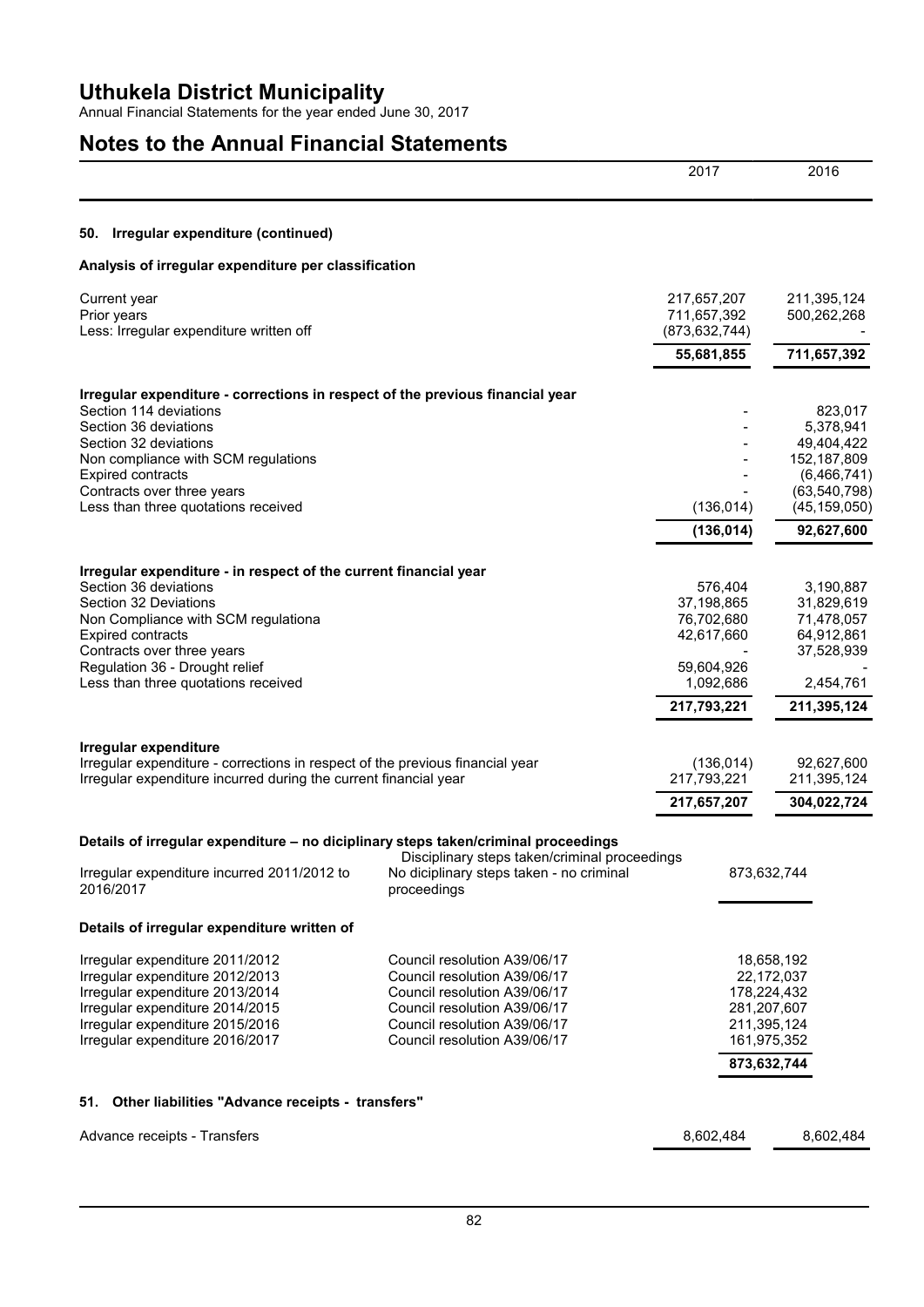## Notes to the Annual Financial Statements

| | 2017 | 2016 |
|---|---|---|

### 50. Irregular expenditure (continued)

**Analysis of irregular expenditure per classification**

| | 2017 | 2016 |
|---|---|---|
| Current year | 217,657,207 | 211,395,124 |
| Prior years | 711,657,392 | 500,262,268 |
| Less: Irregular expenditure written off | (873,632,744) | - |
| | **55,681,855** | **711,657,392** |

**Irregular expenditure - corrections in respect of the previous financial year**

| | 2017 | 2016 |
|---|---|---|
| Section 114 deviations | - | 823,017 |
| Section 36 deviations | - | 5,378,941 |
| Section 32 deviations | - | 49,404,422 |
| Non compliance with SCM regulations | - | 152,187,809 |
| Expired contracts | - | (6,466,741) |
| Contracts over three years | - | (63,540,798) |
| Less than three quotations received | (136,014) | (45,159,050) |
| | **(136,014)** | **92,627,600** |

**Irregular expenditure - in respect of the current financial year**

| | 2017 | 2016 |
|---|---|---|
| Section 36 deviations | 576,404 | 3,190,887 |
| Section 32 Deviations | 37,198,865 | 31,829,619 |
| Non Compliance with SCM regulationa | 76,702,680 | 71,478,057 |
| Expired contracts | 42,617,660 | 64,912,861 |
| Contracts over three years | - | 37,528,939 |
| Regulation 36 - Drought relief | 59,604,926 | - |
| Less than three quotations received | 1,092,686 | 2,454,761 |
| | **217,793,221** | **211,395,124** |

**Irregular expenditure**

| | 2017 | 2016 |
|---|---|---|
| Irregular expenditure - corrections in respect of the previous financial year | (136,014) | 92,627,600 |
| Irregular expenditure incurred during the current financial year | 217,793,221 | 211,395,124 |
| | **217,657,207** | **304,022,724** |

**Details of irregular expenditure – no diciplinary steps taken/criminal proceedings**

| | Disciplinary steps taken/criminal proceedings | |
|---|---|---|
| Irregular expenditure incurred 2011/2012 to 2016/2017 | No diciplinary steps taken - no criminal proceedings | 873,632,744 |

**Details of irregular expenditure written of**

| | | |
|---|---|---|
| Irregular expenditure 2011/2012 | Council resolution A39/06/17 | 18,658,192 |
| Irregular expenditure 2012/2013 | Council resolution A39/06/17 | 22,172,037 |
| Irregular expenditure 2013/2014 | Council resolution A39/06/17 | 178,224,432 |
| Irregular expenditure 2014/2015 | Council resolution A39/06/17 | 281,207,607 |
| Irregular expenditure 2015/2016 | Council resolution A39/06/17 | 211,395,124 |
| Irregular expenditure 2016/2017 | Council resolution A39/06/17 | 161,975,352 |
| | | **873,632,744** |

### 51. Other liabilities "Advance receipts - transfers"

| | 2017 | 2016 |
|---|---|---|
| Advance receipts - Transfers | 8,602,484 | 8,602,484 |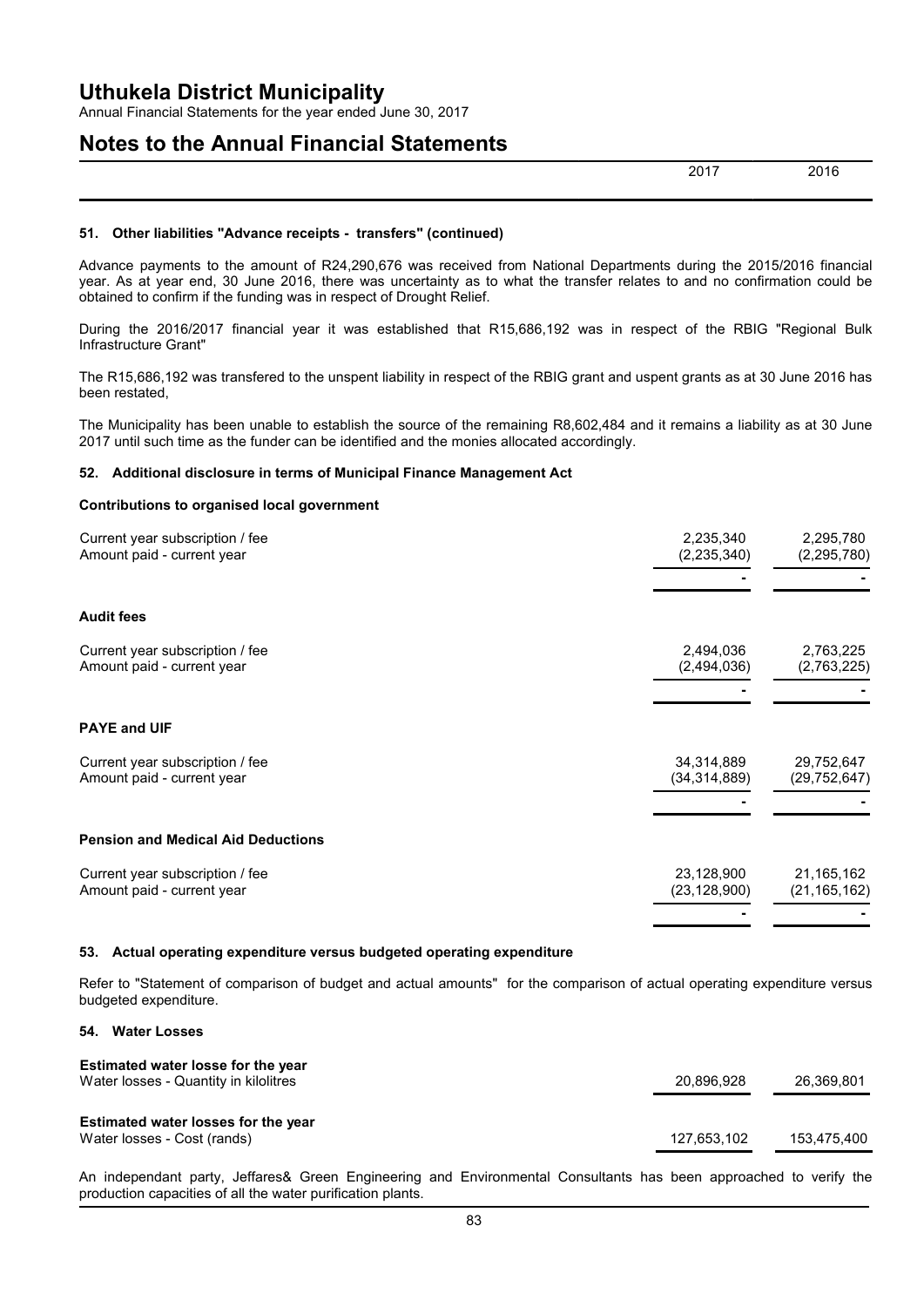## 51. Other liabilities "Advance receipts - transfers" (continued)

Advance payments to the amount of R24,290,676 was received from National Departments during the 2015/2016 financial year. As at year end, 30 June 2016, there was uncertainty as to what the transfer relates to and no confirmation could be obtained to confirm if the funding was in respect of Drought Relief.

During the 2016/2017 financial year it was established that R15,686,192 was in respect of the RBIG "Regional Bulk Infrastructure Grant"

The R15,686,192 was transfered to the unspent liability in respect of the RBIG grant and uspent grants as at 30 June 2016 has been restated,

The Municipality has been unable to establish the source of the remaining R8,602,484 and it remains a liability as at 30 June 2017 until such time as the funder can be identified and the monies allocated accordingly.

## 52. Additional disclosure in terms of Municipal Finance Management Act

**Contributions to organised local government**

| | 2017 | 2016 |
|---|---|---|
| Current year subscription / fee | 2,235,340 | 2,295,780 |
| Amount paid - current year | (2,235,340) | (2,295,780) |
| | - | - |

**Audit fees**

| | 2017 | 2016 |
|---|---|---|
| Current year subscription / fee | 2,494,036 | 2,763,225 |
| Amount paid - current year | (2,494,036) | (2,763,225) |
| | - | - |

**PAYE and UIF**

| | 2017 | 2016 |
|---|---|---|
| Current year subscription / fee | 34,314,889 | 29,752,647 |
| Amount paid - current year | (34,314,889) | (29,752,647) |
| | - | - |

**Pension and Medical Aid Deductions**

| | 2017 | 2016 |
|---|---|---|
| Current year subscription / fee | 23,128,900 | 21,165,162 |
| Amount paid - current year | (23,128,900) | (21,165,162) |
| | - | - |

## 53. Actual operating expenditure versus budgeted operating expenditure

Refer to "Statement of comparison of budget and actual amounts" for the comparison of actual operating expenditure versus budgeted expenditure.

## 54. Water Losses

| | 2017 | 2016 |
|---|---|---|
| **Estimated water losse for the year** | | |
| Water losses - Quantity in kilolitres | 20,896,928 | 26,369,801 |
| **Estimated water losses for the year** | | |
| Water losses - Cost (rands) | 127,653,102 | 153,475,400 |

An independant party, Jeffares& Green Engineering and Environmental Consultants has been approached to verify the production capacities of all the water purification plants.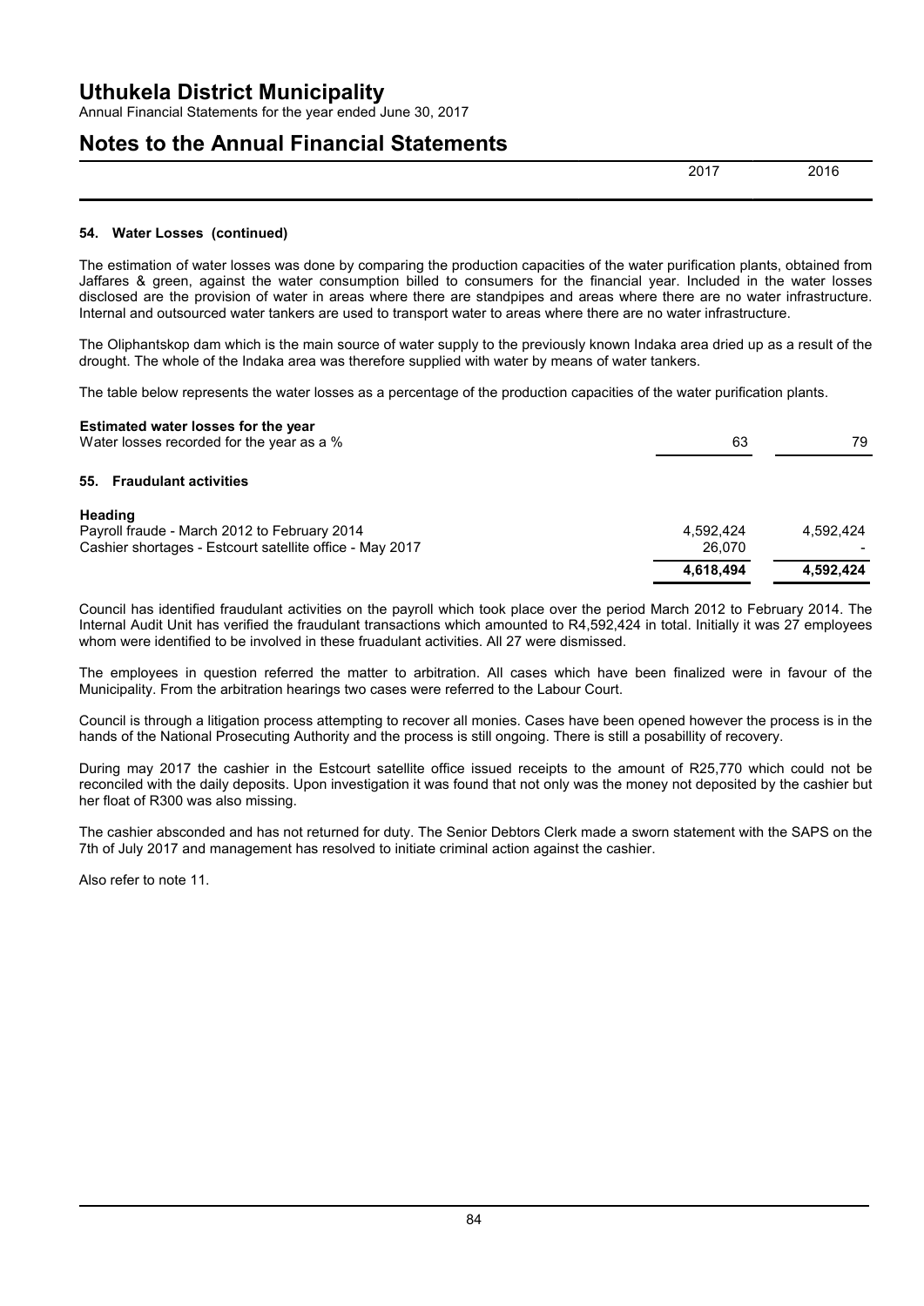# Uthukela District Municipality

Annual Financial Statements for the year ended June 30, 2017

## Notes to the Annual Financial Statements

| | 2017 | 2016 |
|---|---|---|

### 54. Water Losses (continued)

The estimation of water losses was done by comparing the production capacities of the water purification plants, obtained from Jaffares & green, against the water consumption billed to consumers for the financial year. Included in the water losses disclosed are the provision of water in areas where there are standpipes and areas where there are no water infrastructure. Internal and outsourced water tankers are used to transport water to areas where there are no water infrastructure.

The Oliphantskop dam which is the main source of water supply to the previously known Indaka area dried up as a result of the drought. The whole of the Indaka area was therefore supplied with water by means of water tankers.

The table below represents the water losses as a percentage of the production capacities of the water purification plants.

| | 2017 | 2016 |
|---|---|---|
| **Estimated water losses for the year** | | |
| Water losses recorded for the year as a % | 63 | 79 |

### 55. Fraudulant activities

| | 2017 | 2016 |
|---|---|---|
| **Heading** | | |
| Payroll fraude - March 2012 to February 2014 | 4,592,424 | 4,592,424 |
| Cashier shortages - Estcourt satellite office - May 2017 | 26,070 | - |
| | **4,618,494** | **4,592,424** |

Council has identified fraudulant activities on the payroll which took place over the period March 2012 to February 2014. The Internal Audit Unit has verified the fraudulant transactions which amounted to R4,592,424 in total. Initially it was 27 employees whom were identified to be involved in these fruadulant activities. All 27 were dismissed.

The employees in question referred the matter to arbitration. All cases which have been finalized were in favour of the Municipality. From the arbitration hearings two cases were referred to the Labour Court.

Council is through a litigation process attempting to recover all monies. Cases have been opened however the process is in the hands of the National Prosecuting Authority and the process is still ongoing. There is still a posabillity of recovery.

During may 2017 the cashier in the Estcourt satellite office issued receipts to the amount of R25,770 which could not be reconciled with the daily deposits. Upon investigation it was found that not only was the money not deposited by the cashier but her float of R300 was also missing.

The cashier absconded and has not returned for duty. The Senior Debtors Clerk made a sworn statement with the SAPS on the 7th of July 2017 and management has resolved to initiate criminal action against the cashier.

Also refer to note 11.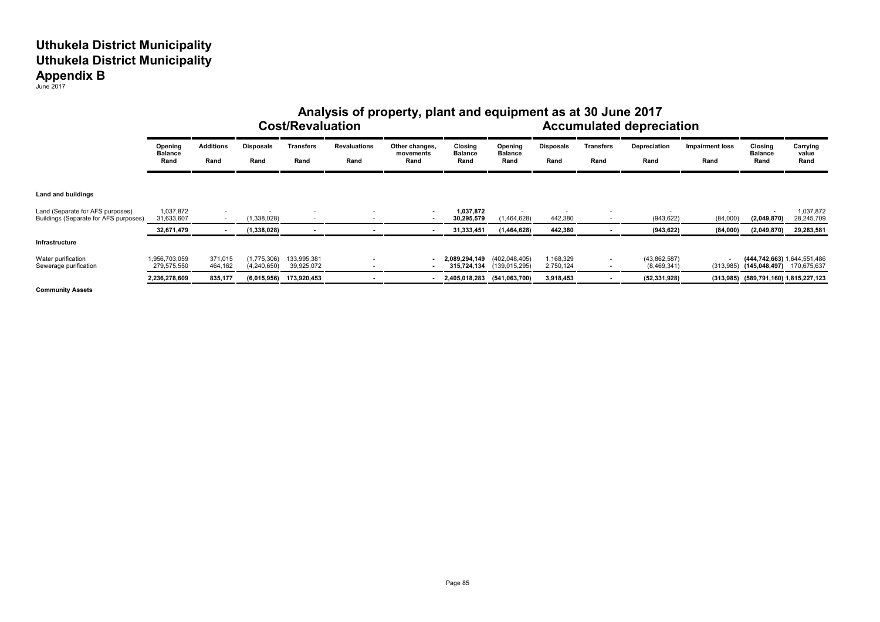# Uthukela District Municipality
# Uthukela District Municipality
# Appendix B

June 2017

## Analysis of property, plant and equipment as at 30 June 2017

| | Cost/Revaluation | | | | | | | Accumulated depreciation | | | | | | |
|---|---|---|---|---|---|---|---|---|---|---|---|---|---|---|
| | Opening Balance Rand | Additions Rand | Disposals Rand | Transfers Rand | Revaluations Rand | Other changes, movements Rand | Closing Balance Rand | Opening Balance Rand | Disposals Rand | Transfers Rand | Depreciation Rand | Impairment loss Rand | Closing Balance Rand | Carrying value Rand |
| **Land and buildings** | | | | | | | | | | | | | | |
| Land (Separate for AFS purposes) | 1,037,872 | - | - | - | - | - | **1,037,872** | - | - | - | - | - | - | 1,037,872 |
| Buildings (Separate for AFS purposes) | 31,633,607 | - | (1,338,028) | - | - | - | **30,295,579** | (1,464,628) | 442,380 | - | (943,622) | (84,000) | **(2,049,870)** | 28,245,709 |
| | **32,671,479** | **-** | **(1,338,028)** | **-** | **-** | **-** | **31,333,451** | **(1,464,628)** | **442,380** | **-** | **(943,622)** | **(84,000)** | **(2,049,870)** | **29,283,581** |
| **Infrastructure** | | | | | | | | | | | | | | |
| Water purification | 1,956,703,059 | 371,015 | (1,775,306) | 133,995,381 | - | - | **2,089,294,149** | (402,048,405) | 1,168,329 | - | (43,862,587) | - | **(444,742,663)** | 1,644,551,486 |
| Sewerage purification | 279,575,550 | 464,162 | (4,240,650) | 39,925,072 | - | - | **315,724,134** | (139,015,295) | 2,750,124 | - | (8,469,341) | (313,985) | **(145,048,497)** | 170,675,637 |
| | **2,236,278,609** | **835,177** | **(6,015,956)** | **173,920,453** | **-** | **-** | **2,405,018,283** | **(541,063,700)** | **3,918,453** | **-** | **(52,331,928)** | **(313,985)** | **(589,791,160)** | **1,815,227,123** |
| **Community Assets** | | | | | | | | | | | | | | |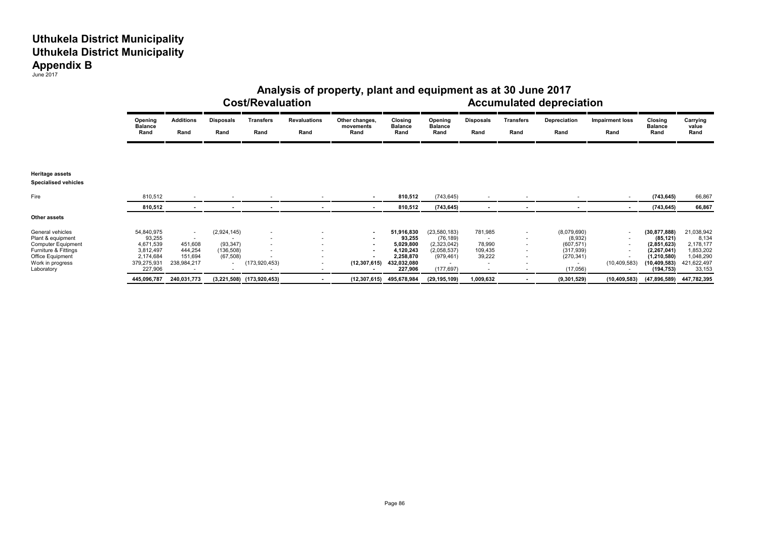# Uthukela District Municipality
# Uthukela District Municipality
# Appendix B

June 2017

## Analysis of property, plant and equipment as at 30 June 2017

| | Cost/Revaluation | | | | | | | Accumulated depreciation | | | | | | |
|---|---|---|---|---|---|---|---|---|---|---|---|---|---|---|
| | Opening Balance Rand | Additions Rand | Disposals Rand | Transfers Rand | Revaluations Rand | Other changes, movements Rand | Closing Balance Rand | Opening Balance Rand | Disposals Rand | Transfers Rand | Depreciation Rand | Impairment loss Rand | Closing Balance Rand | Carrying value Rand |
| **Heritage assets** | | | | | | | | | | | | | | |
| **Specialised vehicles** | | | | | | | | | | | | | | |
| Fire | 810,512 | - | - | - | - | - | **810,512** | (743,645) | - | - | - | - | **(743,645)** | 66,867 |
| | **810,512** | **-** | **-** | **-** | **-** | **-** | **810,512** | **(743,645)** | **-** | **-** | **-** | **-** | **(743,645)** | **66,867** |
| **Other assets** | | | | | | | | | | | | | | |
| General vehicles | 54,840,975 | - | (2,924,145) | - | - | - | **51,916,830** | (23,580,183) | 781,985 | - | (8,079,690) | - | **(30,877,888)** | 21,038,942 |
| Plant & equipment | 93,255 | - | - | - | - | - | **93,255** | (76,189) | - | - | (8,932) | - | **(85,121)** | 8,134 |
| Computer Equipment | 4,671,539 | 451,608 | (93,347) | - | - | - | **5,029,800** | (2,323,042) | 78,990 | - | (607,571) | - | **(2,851,623)** | 2,178,177 |
| Furniture & Fittings | 3,812,497 | 444,254 | (136,508) | - | - | - | **4,120,243** | (2,058,537) | 109,435 | - | (317,939) | - | **(2,267,041)** | 1,853,202 |
| Office Equipment | 2,174,684 | 151,694 | (67,508) | - | - | - | **2,258,870** | (979,461) | 39,222 | - | (270,341) | - | **(1,210,580)** | 1,048,290 |
| Work in progress | 379,275,931 | 238,984,217 | - | (173,920,453) | - | **(12,307,615)** | **432,032,080** | - | - | - | - | (10,409,583) | **(10,409,583)** | 421,622,497 |
| Laboratory | 227,906 | - | - | - | - | - | **227,906** | (177,697) | - | - | (17,056) | - | **(194,753)** | 33,153 |
| | **445,096,787** | **240,031,773** | **(3,221,508)** | **(173,920,453)** | **-** | **(12,307,615)** | **495,678,984** | **(29,195,109)** | **1,009,632** | **-** | **(9,301,529)** | **(10,409,583)** | **(47,896,589)** | **447,782,395** |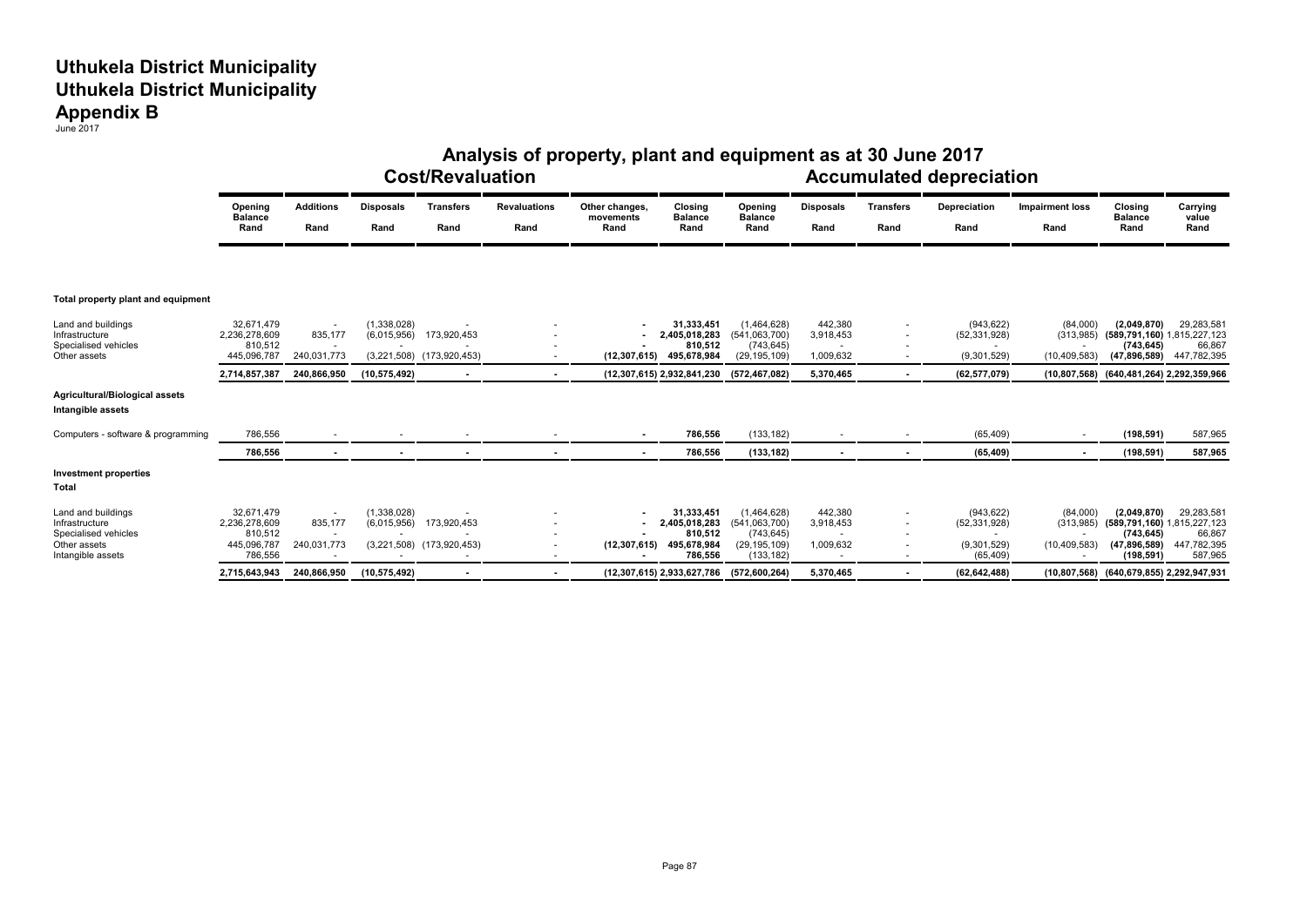# Uthukela District Municipality
# Uthukela District Municipality
# Appendix B

June 2017

## Analysis of property, plant and equipment as at 30 June 2017

| | Cost/Revaluation | | | | | | | Accumulated depreciation | | | | | | |
|---|---|---|---|---|---|---|---|---|---|---|---|---|---|---|
| | Opening Balance Rand | Additions Rand | Disposals Rand | Transfers Rand | Revaluations Rand | Other changes, movements Rand | Closing Balance Rand | Opening Balance Rand | Disposals Rand | Transfers Rand | Depreciation Rand | Impairment loss Rand | Closing Balance Rand | Carrying value Rand |
| **Total property plant and equipment** | | | | | | | | | | | | | | |
| Land and buildings | 32,671,479 | - | (1,338,028) | - | - | - | **31,333,451** | (1,464,628) | 442,380 | - | (943,622) | (84,000) | **(2,049,870)** | 29,283,581 |
| Infrastructure | 2,236,278,609 | 835,177 | (6,015,956) | 173,920,453 | - | - | **2,405,018,283** | (541,063,700) | 3,918,453 | - | (52,331,928) | (313,985) | **(589,791,160)** | 1,815,227,123 |
| Specialised vehicles | 810,512 | - | - | - | - | - | **810,512** | (743,645) | - | - | - | - | **(743,645)** | 66,867 |
| Other assets | 445,096,787 | 240,031,773 | (3,221,508) | (173,920,453) | - | **(12,307,615)** | **495,678,984** | (29,195,109) | 1,009,632 | - | (9,301,529) | (10,409,583) | **(47,896,589)** | 447,782,395 |
| | **2,714,857,387** | **240,866,950** | **(10,575,492)** | **-** | **-** | **(12,307,615)** | **2,932,841,230** | **(572,467,082)** | **5,370,465** | **-** | **(62,577,079)** | **(10,807,568)** | **(640,481,264)** | **2,292,359,966** |
| **Agricultural/Biological assets** | | | | | | | | | | | | | | |
| **Intangible assets** | | | | | | | | | | | | | | |
| Computers - software & programming | 786,556 | - | - | - | - | - | **786,556** | (133,182) | - | - | (65,409) | - | **(198,591)** | 587,965 |
| | **786,556** | **-** | **-** | **-** | **-** | **-** | **786,556** | **(133,182)** | **-** | **-** | **(65,409)** | **-** | **(198,591)** | **587,965** |
| **Investment properties** | | | | | | | | | | | | | | |
| **Total** | | | | | | | | | | | | | | |
| Land and buildings | 32,671,479 | - | (1,338,028) | - | - | - | **31,333,451** | (1,464,628) | 442,380 | - | (943,622) | (84,000) | **(2,049,870)** | 29,283,581 |
| Infrastructure | 2,236,278,609 | 835,177 | (6,015,956) | 173,920,453 | - | - | **2,405,018,283** | (541,063,700) | 3,918,453 | - | (52,331,928) | (313,985) | **(589,791,160)** | 1,815,227,123 |
| Specialised vehicles | 810,512 | - | - | - | - | - | **810,512** | (743,645) | - | - | - | - | **(743,645)** | 66,867 |
| Other assets | 445,096,787 | 240,031,773 | (3,221,508) | (173,920,453) | - | **(12,307,615)** | **495,678,984** | (29,195,109) | 1,009,632 | - | (9,301,529) | (10,409,583) | **(47,896,589)** | 447,782,395 |
| Intangible assets | 786,556 | - | - | - | - | - | **786,556** | (133,182) | - | - | (65,409) | - | **(198,591)** | 587,965 |
| | **2,715,643,943** | **240,866,950** | **(10,575,492)** | **-** | **-** | **(12,307,615)** | **2,933,627,786** | **(572,600,264)** | **5,370,465** | **-** | **(62,642,488)** | **(10,807,568)** | **(640,679,855)** | **2,292,947,931** |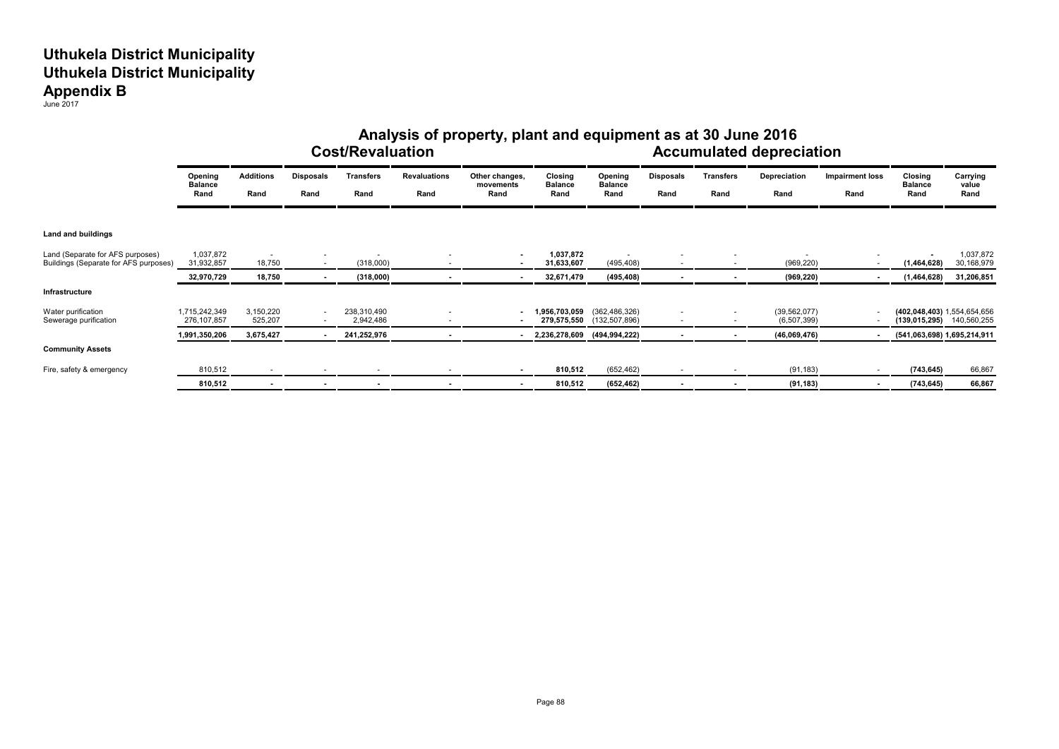# Uthukela District Municipality
# Uthukela District Municipality
# Appendix B

June 2017

## Analysis of property, plant and equipment as at 30 June 2016

| | Cost/Revaluation | | | | | | | Accumulated depreciation | | | | | | |
|---|---|---|---|---|---|---|---|---|---|---|---|---|---|---|
| | Opening Balance Rand | Additions Rand | Disposals Rand | Transfers Rand | Revaluations Rand | Other changes, movements Rand | Closing Balance Rand | Opening Balance Rand | Disposals Rand | Transfers Rand | Depreciation Rand | Impairment loss Rand | Closing Balance Rand | Carrying value Rand |
| **Land and buildings** | | | | | | | | | | | | | | |
| Land (Separate for AFS purposes) | 1,037,872 | - | - | - | - | - | **1,037,872** | - | - | - | - | - | **-** | 1,037,872 |
| Buildings (Separate for AFS purposes) | 31,932,857 | 18,750 | - | (318,000) | - | - | **31,633,607** | (495,408) | - | - | (969,220) | - | **(1,464,628)** | 30,168,979 |
| | **32,970,729** | **18,750** | **-** | **(318,000)** | **-** | **-** | **32,671,479** | **(495,408)** | **-** | **-** | **(969,220)** | **-** | **(1,464,628)** | **31,206,851** |
| **Infrastructure** | | | | | | | | | | | | | | |
| Water purification | 1,715,242,349 | 3,150,220 | - | 238,310,490 | - | - | **1,956,703,059** | (362,486,326) | - | - | (39,562,077) | - | **(402,048,403)** | 1,554,654,656 |
| Sewerage purification | 276,107,857 | 525,207 | - | 2,942,486 | - | - | **279,575,550** | (132,507,896) | - | - | (6,507,399) | - | **(139,015,295)** | 140,560,255 |
| | **1,991,350,206** | **3,675,427** | **-** | **241,252,976** | **-** | **-** | **2,236,278,609** | **(494,994,222)** | **-** | **-** | **(46,069,476)** | **-** | **(541,063,698)** | **1,695,214,911** |
| **Community Assets** | | | | | | | | | | | | | | |
| Fire, safety & emergency | 810,512 | - | - | - | - | - | **810,512** | (652,462) | - | - | (91,183) | - | **(743,645)** | 66,867 |
| | **810,512** | **-** | **-** | **-** | **-** | **-** | **810,512** | **(652,462)** | **-** | **-** | **(91,183)** | **-** | **(743,645)** | **66,867** |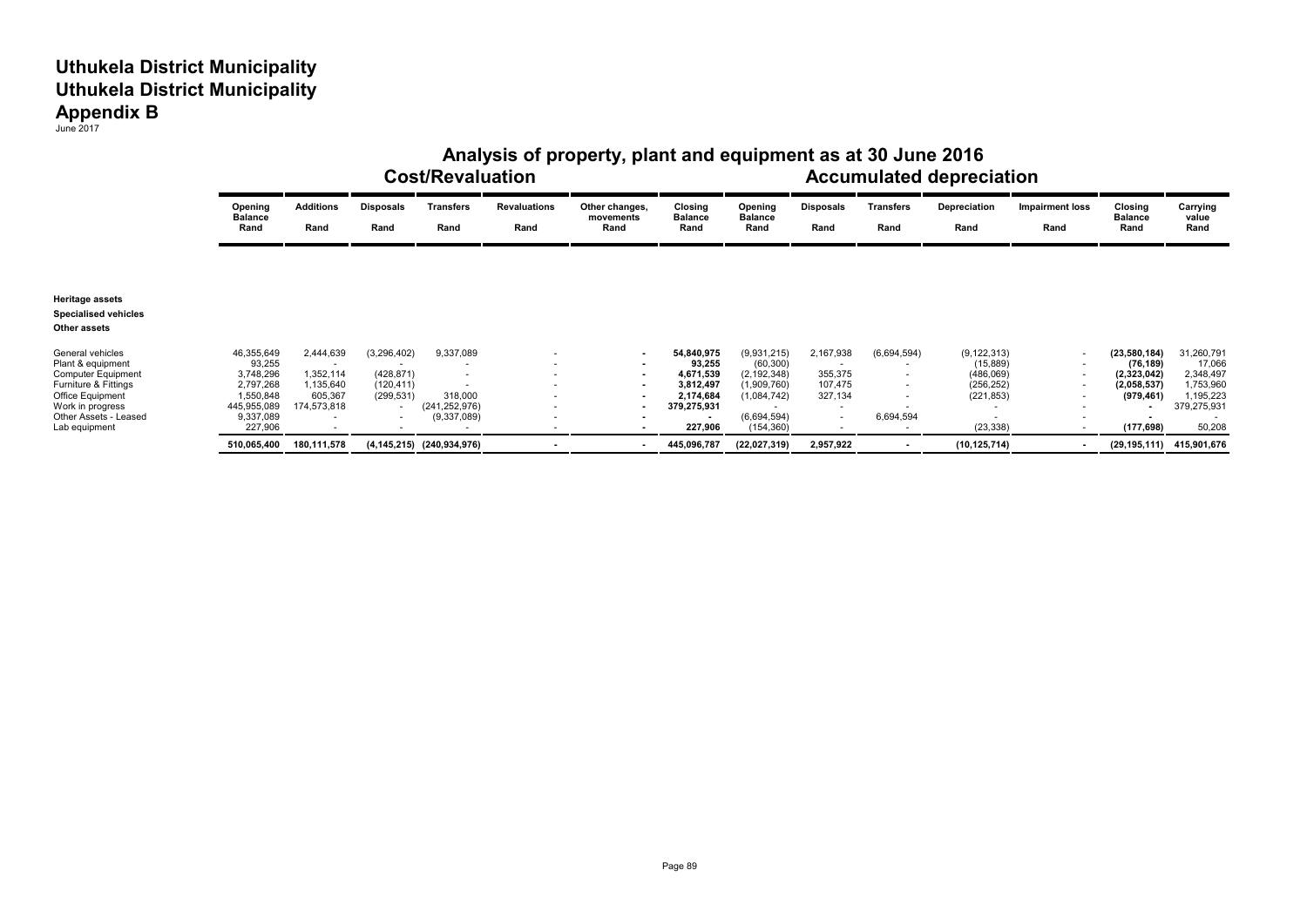# Uthukela District Municipality
# Uthukela District Municipality
# Appendix B

June 2017

## Analysis of property, plant and equipment as at 30 June 2016

| | Cost/Revaluation | | | | | | | Accumulated depreciation | | | | | | |
|---|---|---|---|---|---|---|---|---|---|---|---|---|---|---|
| | Opening Balance Rand | Additions Rand | Disposals Rand | Transfers Rand | Revaluations Rand | Other changes, movements Rand | Closing Balance Rand | Opening Balance Rand | Disposals Rand | Transfers Rand | Depreciation Rand | Impairment loss Rand | Closing Balance Rand | Carrying value Rand |
| **Heritage assets** | | | | | | | | | | | | | | |
| **Specialised vehicles** | | | | | | | | | | | | | | |
| **Other assets** | | | | | | | | | | | | | | |
| General vehicles | 46,355,649 | 2,444,639 | (3,296,402) | 9,337,089 | - | - | **54,840,975** | (9,931,215) | 2,167,938 | (6,694,594) | (9,122,313) | - | **(23,580,184)** | 31,260,791 |
| Plant & equipment | 93,255 | - | - | - | - | - | **93,255** | (60,300) | - | - | (15,889) | - | **(76,189)** | 17,066 |
| Computer Equipment | 3,748,296 | 1,352,114 | (428,871) | - | - | - | **4,671,539** | (2,192,348) | 355,375 | - | (486,069) | - | **(2,323,042)** | 2,348,497 |
| Furniture & Fittings | 2,797,268 | 1,135,640 | (120,411) | - | - | - | **3,812,497** | (1,909,760) | 107,475 | - | (256,252) | - | **(2,058,537)** | 1,753,960 |
| Office Equipment | 1,550,848 | 605,367 | (299,531) | 318,000 | - | - | **2,174,684** | (1,084,742) | 327,134 | - | (221,853) | - | **(979,461)** | 1,195,223 |
| Work in progress | 445,955,089 | 174,573,818 | - | (241,252,976) | - | - | **379,275,931** | - | - | - | - | - | **-** | 379,275,931 |
| Other Assets - Leased | 9,337,089 | - | - | (9,337,089) | - | - | **-** | (6,694,594) | - | 6,694,594 | - | - | **-** | - |
| Lab equipment | 227,906 | - | - | - | - | - | **227,906** | (154,360) | - | - | (23,338) | - | **(177,698)** | 50,208 |
| | **510,065,400** | **180,111,578** | **(4,145,215)** | **(240,934,976)** | **-** | **-** | **445,096,787** | **(22,027,319)** | **2,957,922** | **-** | **(10,125,714)** | **-** | **(29,195,111)** | **415,901,676** |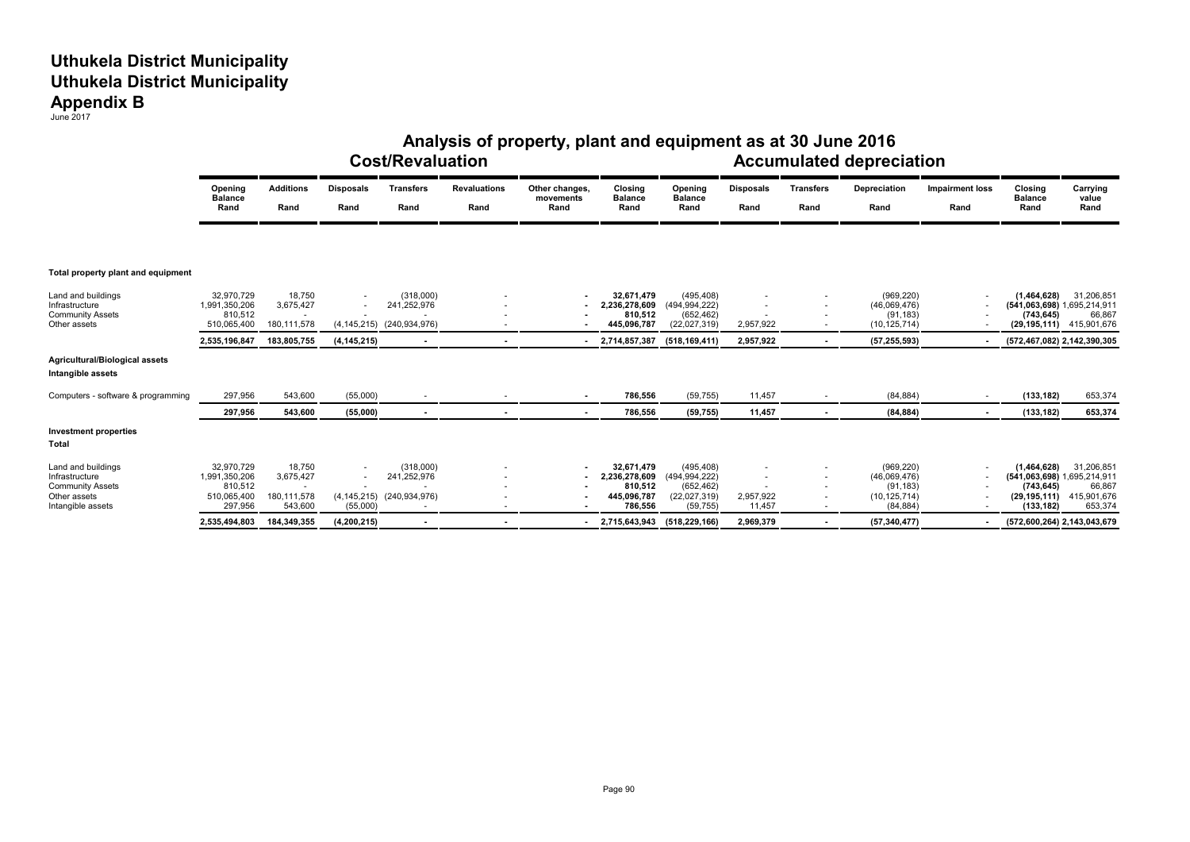# Uthukela District Municipality
# Uthukela District Municipality
# Appendix B

June 2017

## Analysis of property, plant and equipment as at 30 June 2016

| | Cost/Revaluation | | | | | | | Accumulated depreciation | | | | | | |
|---|---|---|---|---|---|---|---|---|---|---|---|---|---|---|
| | Opening Balance Rand | Additions Rand | Disposals Rand | Transfers Rand | Revaluations Rand | Other changes, movements Rand | Closing Balance Rand | Opening Balance Rand | Disposals Rand | Transfers Rand | Depreciation Rand | Impairment loss Rand | Closing Balance Rand | Carrying value Rand |
| **Total property plant and equipment** | | | | | | | | | | | | | | |
| Land and buildings | 32,970,729 | 18,750 | - | (318,000) | - | - | **32,671,479** | (495,408) | - | - | (969,220) | - | **(1,464,628)** | 31,206,851 |
| Infrastructure | 1,991,350,206 | 3,675,427 | - | 241,252,976 | - | - | **2,236,278,609** | (494,994,222) | - | - | (46,069,476) | - | **(541,063,698)** | 1,695,214,911 |
| Community Assets | 810,512 | - | - | - | - | - | **810,512** | (652,462) | - | - | (91,183) | - | **(743,645)** | 66,867 |
| Other assets | 510,065,400 | 180,111,578 | (4,145,215) | (240,934,976) | - | - | **445,096,787** | (22,027,319) | 2,957,922 | - | (10,125,714) | - | **(29,195,111)** | 415,901,676 |
| | **2,535,196,847** | **183,805,755** | **(4,145,215)** | **-** | **-** | **-** | **2,714,857,387** | **(518,169,411)** | **2,957,922** | **-** | **(57,255,593)** | **-** | **(572,467,082)** | **2,142,390,305** |
| **Agricultural/Biological assets** | | | | | | | | | | | | | | |
| **Intangible assets** | | | | | | | | | | | | | | |
| Computers - software & programming | 297,956 | 543,600 | (55,000) | - | - | - | **786,556** | (59,755) | 11,457 | - | (84,884) | - | **(133,182)** | 653,374 |
| | **297,956** | **543,600** | **(55,000)** | **-** | **-** | **-** | **786,556** | **(59,755)** | **11,457** | **-** | **(84,884)** | **-** | **(133,182)** | **653,374** |
| **Investment properties** | | | | | | | | | | | | | | |
| **Total** | | | | | | | | | | | | | | |
| Land and buildings | 32,970,729 | 18,750 | - | (318,000) | - | - | **32,671,479** | (495,408) | - | - | (969,220) | - | **(1,464,628)** | 31,206,851 |
| Infrastructure | 1,991,350,206 | 3,675,427 | - | 241,252,976 | - | - | **2,236,278,609** | (494,994,222) | - | - | (46,069,476) | - | **(541,063,698)** | 1,695,214,911 |
| Community Assets | 810,512 | - | - | - | - | - | **810,512** | (652,462) | - | - | (91,183) | - | **(743,645)** | 66,867 |
| Other assets | 510,065,400 | 180,111,578 | (4,145,215) | (240,934,976) | - | - | **445,096,787** | (22,027,319) | 2,957,922 | - | (10,125,714) | - | **(29,195,111)** | 415,901,676 |
| Intangible assets | 297,956 | 543,600 | (55,000) | - | - | - | **786,556** | (59,755) | 11,457 | - | (84,884) | - | **(133,182)** | 653,374 |
| | **2,535,494,803** | **184,349,355** | **(4,200,215)** | **-** | **-** | **-** | **2,715,643,943** | **(518,229,166)** | **2,969,379** | **-** | **(57,340,477)** | **-** | **(572,600,264)** | **2,143,043,679** |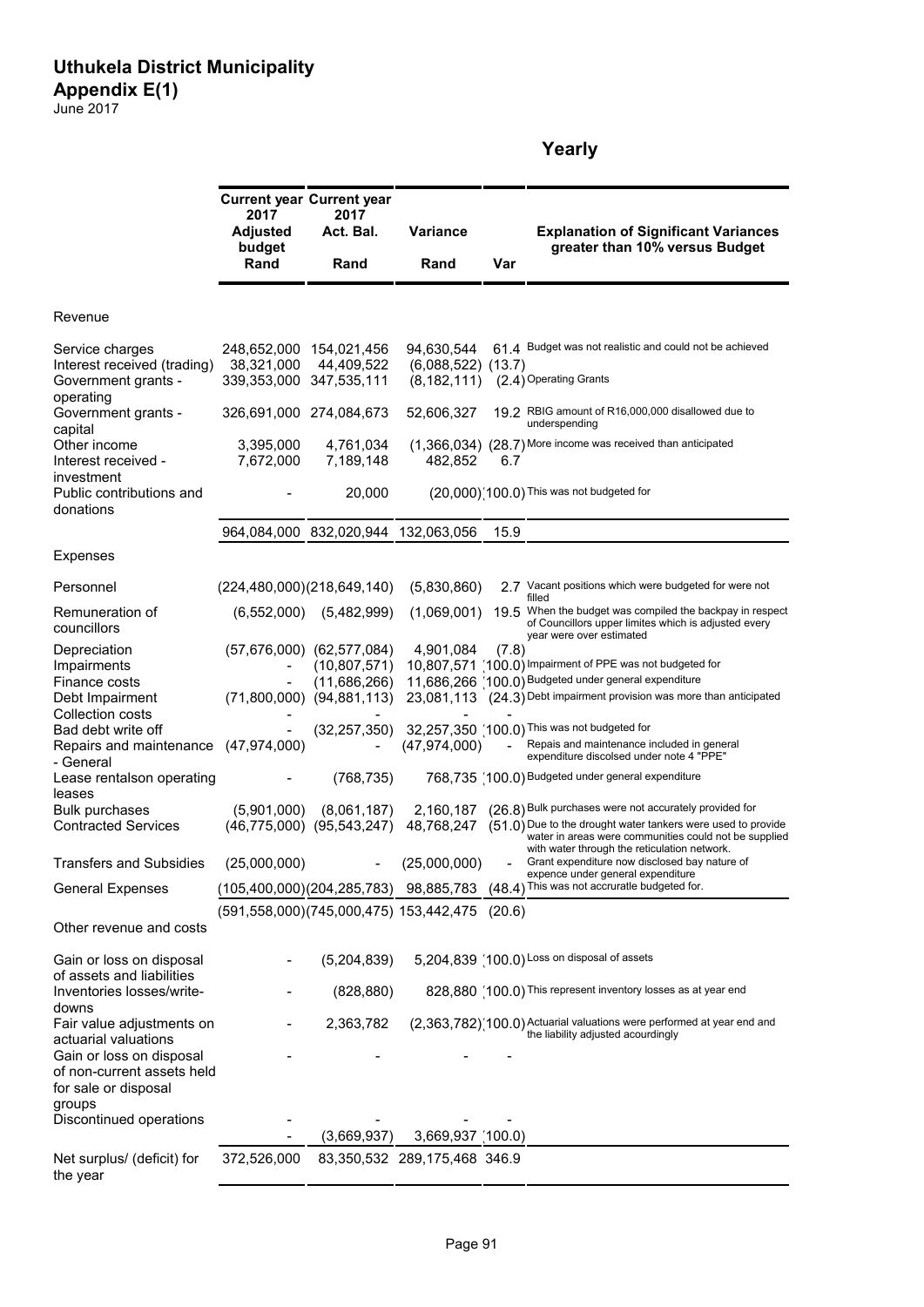# Uthukela District Municipality

## Appendix E(1)

June 2017

| | Current year 2017 Adjusted budget Rand | Current year 2017 Act. Bal. Rand | Variance Rand | Var | Explanation of Significant Variances greater than 10% versus Budget |
|---|---|---|---|---|---|
| | | | | | **Yearly** |
| **Revenue** | | | | | |
| Service charges | 248,652,000 | 154,021,456 | 94,630,544 | 61.4 | Budget was not realistic and could not be achieved |
| Interest received (trading) | 38,321,000 | 44,409,522 | (6,088,522) | (13.7) | |
| Government grants - operating | 339,353,000 | 347,535,111 | (8,182,111) | (2.4) | Operating Grants |
| Government grants - capital | 326,691,000 | 274,084,673 | 52,606,327 | 19.2 | RBIG amount of R16,000,000 disallowed due to underspending |
| Other income | 3,395,000 | 4,761,034 | (1,366,034) | (28.7) | More income was received than anticipated |
| Interest received - investment | 7,672,000 | 7,189,148 | 482,852 | 6.7 | |
| Public contributions and donations | - | 20,000 | (20,000) | (100.0) | This was not budgeted for |
| | 964,084,000 | 832,020,944 | 132,063,056 | 15.9 | |
| **Expenses** | | | | | |
| Personnel | (224,480,000) | (218,649,140) | (5,830,860) | 2.7 | Vacant positions which were budgeted for were not filled |
| Remuneration of councillors | (6,552,000) | (5,482,999) | (1,069,001) | 19.5 | When the budget was compiled the backpay in respect of Councillors upper limites which is adjusted every year were over estimated |
| Depreciation | (57,676,000) | (62,577,084) | 4,901,084 | (7.8) | |
| Impairments | - | (10,807,571) | 10,807,571 | (100.0) | Impairment of PPE was not budgeted for |
| Finance costs | - | (11,686,266) | 11,686,266 | (100.0) | Budgeted under general expenditure |
| Debt Impairment | (71,800,000) | (94,881,113) | 23,081,113 | (24.3) | Debt impairment provision was more than anticipated |
| Collection costs | - | - | - | - | |
| Bad debt write off | - | (32,257,350) | 32,257,350 | (100.0) | This was not budgeted for |
| Repairs and maintenance - General | (47,974,000) | - | (47,974,000) | - | Repairs and maintenance included in general expenditure discolsed under note 4 "PPE" |
| Lease rentalson operating leases | - | (768,735) | 768,735 | (100.0) | Budgeted under general expenditure |
| Bulk purchases | (5,901,000) | (8,061,187) | 2,160,187 | (26.8) | Bulk purchases were not accurately provided for |
| Contracted Services | (46,775,000) | (95,543,247) | 48,768,247 | (51.0) | Due to the drought water tankers were used to provide water in areas were communities could not be supplied with water through the reticulation network. |
| Transfers and Subsidies | (25,000,000) | - | (25,000,000) | - | Grant expenditure now disclosed bay nature of expence under general expenditure |
| General Expenses | (105,400,000) | (204,285,783) | 98,885,783 | (48.4) | This was not accurratle budgeted for. |
| | (591,558,000) | (745,000,475) | 153,442,475 | (20.6) | |
| **Other revenue and costs** | | | | | |
| Gain or loss on disposal of assets and liabilities | - | (5,204,839) | 5,204,839 | (100.0) | Loss on disposal of assets |
| Inventories losses/write-downs | - | (828,880) | 828,880 | (100.0) | This represent inventory losses as at year end |
| Fair value adjustments on actuarial valuations | - | 2,363,782 | (2,363,782) | (100.0) | Actuarial valuations were performed at year end and the liability adjusted acourdingly |
| Gain or loss on disposal of non-current assets held for sale or disposal groups | - | - | - | - | |
| Discontinued operations | - | - | - | - | |
| | - | (3,669,937) | 3,669,937 | (100.0) | |
| Net surplus/ (deficit) for the year | 372,526,000 | 83,350,532 | 289,175,468 | 346.9 | |